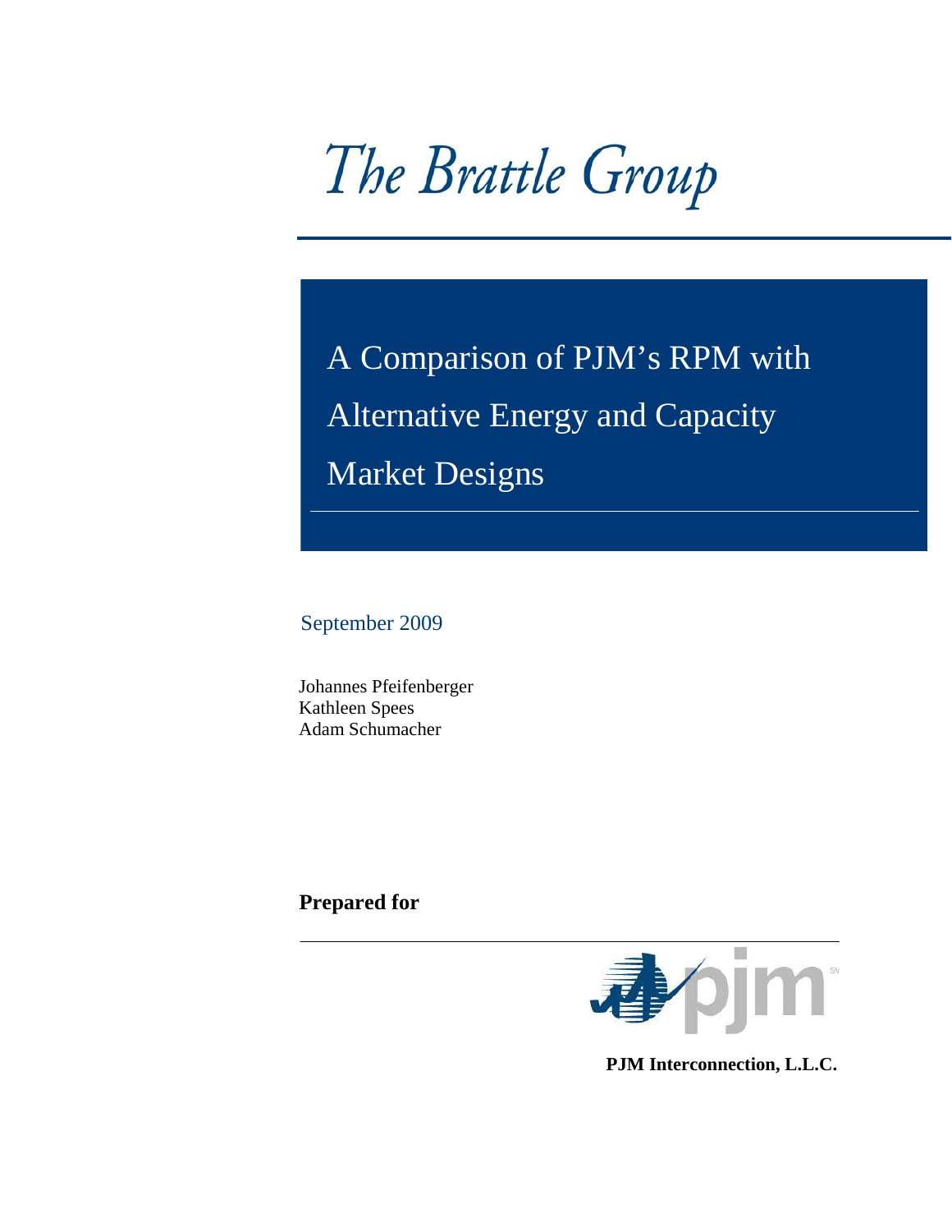The Brattle Group

# A Comparison of PJM's RPM with Alternative Energy and Capacity Market Designs

September 2009

Johannes Pfeifenberger
Kathleen Spees
Adam Schumacher

**Prepared for**

**PJM Interconnection, L.L.C.**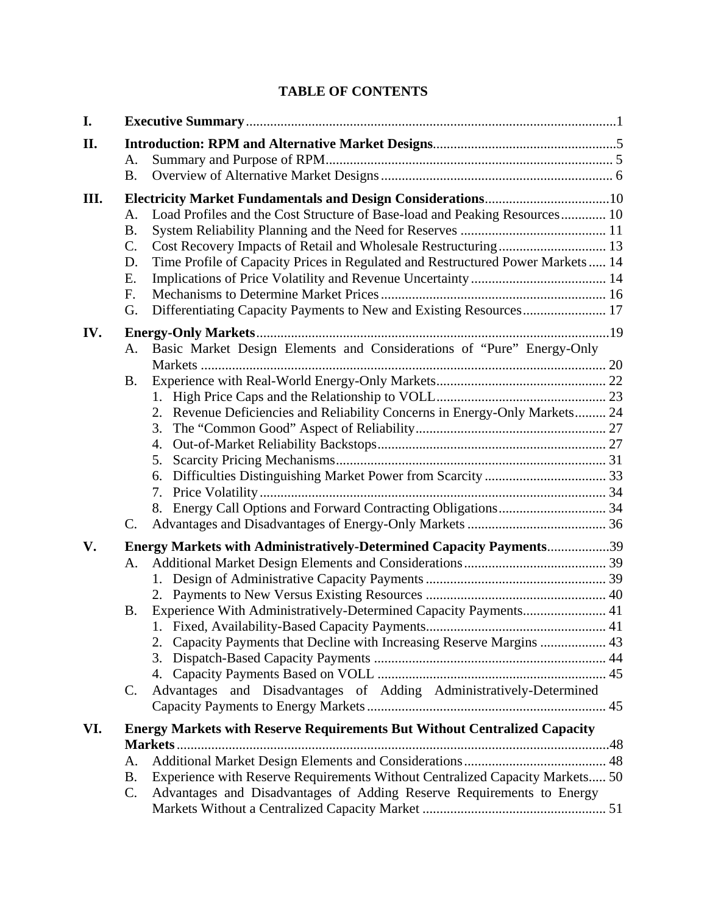# TABLE OF CONTENTS

**I. Executive Summary** ..... 1

**II. Introduction: RPM and Alternative Market Designs** ..... 5
- A. Summary and Purpose of RPM ..... 5
- B. Overview of Alternative Market Designs ..... 6

**III. Electricity Market Fundamentals and Design Considerations** ..... 10
- A. Load Profiles and the Cost Structure of Base-load and Peaking Resources ..... 10
- B. System Reliability Planning and the Need for Reserves ..... 11
- C. Cost Recovery Impacts of Retail and Wholesale Restructuring ..... 13
- D. Time Profile of Capacity Prices in Regulated and Restructured Power Markets ..... 14
- E. Implications of Price Volatility and Revenue Uncertainty ..... 14
- F. Mechanisms to Determine Market Prices ..... 16
- G. Differentiating Capacity Payments to New and Existing Resources ..... 17

**IV. Energy-Only Markets** ..... 19
- A. Basic Market Design Elements and Considerations of "Pure" Energy-Only Markets ..... 20
- B. Experience with Real-World Energy-Only Markets ..... 22
  1. High Price Caps and the Relationship to VOLL ..... 23
  2. Revenue Deficiencies and Reliability Concerns in Energy-Only Markets ..... 24
  3. The "Common Good" Aspect of Reliability ..... 27
  4. Out-of-Market Reliability Backstops ..... 27
  5. Scarcity Pricing Mechanisms ..... 31
  6. Difficulties Distinguishing Market Power from Scarcity ..... 33
  7. Price Volatility ..... 34
  8. Energy Call Options and Forward Contracting Obligations ..... 34
- C. Advantages and Disadvantages of Energy-Only Markets ..... 36

**V. Energy Markets with Administratively-Determined Capacity Payments** ..... 39
- A. Additional Market Design Elements and Considerations ..... 39
  1. Design of Administrative Capacity Payments ..... 39
  2. Payments to New Versus Existing Resources ..... 40
- B. Experience With Administratively-Determined Capacity Payments ..... 41
  1. Fixed, Availability-Based Capacity Payments ..... 41
  2. Capacity Payments that Decline with Increasing Reserve Margins ..... 43
  3. Dispatch-Based Capacity Payments ..... 44
  4. Capacity Payments Based on VOLL ..... 45
- C. Advantages and Disadvantages of Adding Administratively-Determined Capacity Payments to Energy Markets ..... 45

**VI. Energy Markets with Reserve Requirements But Without Centralized Capacity Markets** ..... 48
- A. Additional Market Design Elements and Considerations ..... 48
- B. Experience with Reserve Requirements Without Centralized Capacity Markets ..... 50
- C. Advantages and Disadvantages of Adding Reserve Requirements to Energy Markets Without a Centralized Capacity Market ..... 51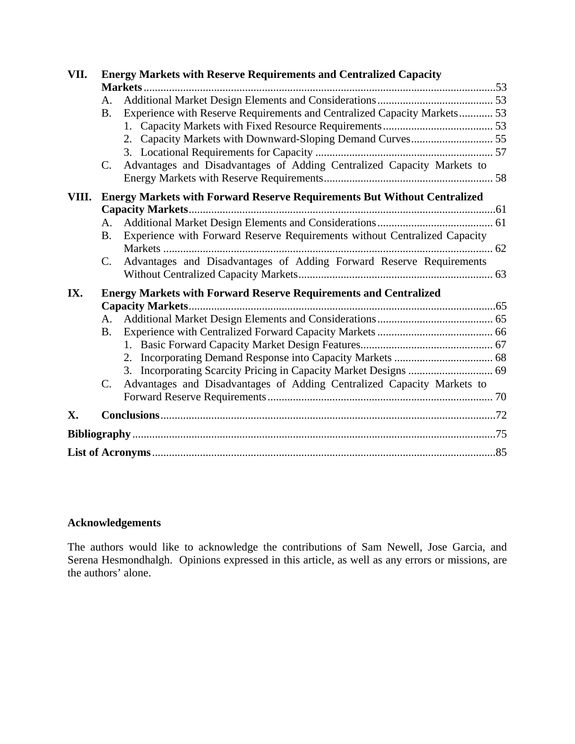**VII. Energy Markets with Reserve Requirements and Centralized Capacity Markets** ............ 53

- A. Additional Market Design Elements and Considerations ............ 53
- B. Experience with Reserve Requirements and Centralized Capacity Markets ............ 53
  - 1. Capacity Markets with Fixed Resource Requirements ............ 53
  - 2. Capacity Markets with Downward-Sloping Demand Curves ............ 55
  - 3. Locational Requirements for Capacity ............ 57
- C. Advantages and Disadvantages of Adding Centralized Capacity Markets to Energy Markets with Reserve Requirements ............ 58

**VIII. Energy Markets with Forward Reserve Requirements But Without Centralized Capacity Markets** ............ 61

- A. Additional Market Design Elements and Considerations ............ 61
- B. Experience with Forward Reserve Requirements without Centralized Capacity Markets ............ 62
- C. Advantages and Disadvantages of Adding Forward Reserve Requirements Without Centralized Capacity Markets ............ 63

**IX. Energy Markets with Forward Reserve Requirements and Centralized Capacity Markets** ............ 65

- A. Additional Market Design Elements and Considerations ............ 65
- B. Experience with Centralized Forward Capacity Markets ............ 66
  - 1. Basic Forward Capacity Market Design Features ............ 67
  - 2. Incorporating Demand Response into Capacity Markets ............ 68
  - 3. Incorporating Scarcity Pricing in Capacity Market Designs ............ 69
- C. Advantages and Disadvantages of Adding Centralized Capacity Markets to Forward Reserve Requirements ............ 70

**X. Conclusions** ............ 72

**Bibliography** ............ 75

**List of Acronyms** ............ 85

**Acknowledgements**

The authors would like to acknowledge the contributions of Sam Newell, Jose Garcia, and Serena Hesmondhalgh. Opinions expressed in this article, as well as any errors or missions, are the authors' alone.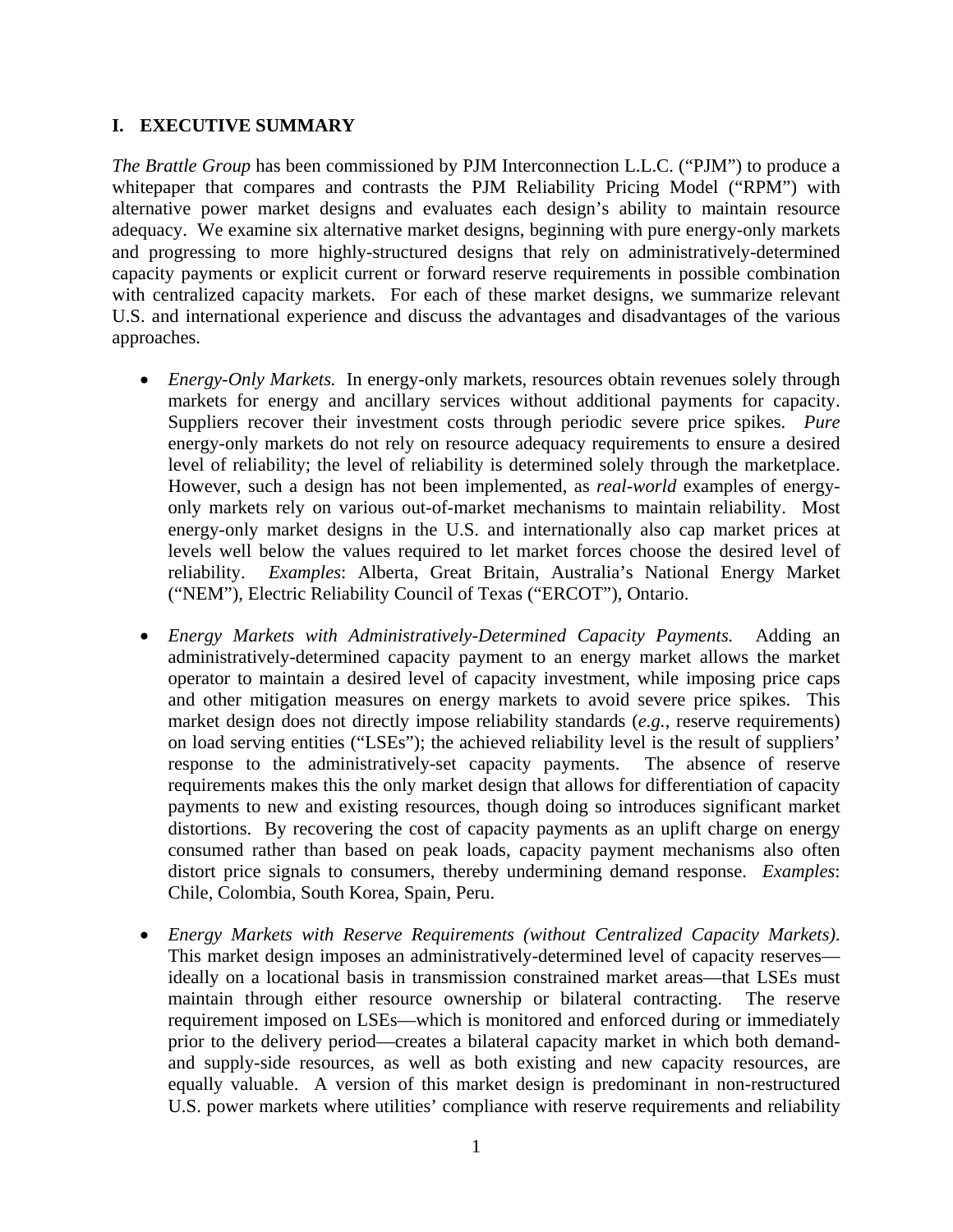## I. EXECUTIVE SUMMARY

*The Brattle Group* has been commissioned by PJM Interconnection L.L.C. ("PJM") to produce a whitepaper that compares and contrasts the PJM Reliability Pricing Model ("RPM") with alternative power market designs and evaluates each design's ability to maintain resource adequacy. We examine six alternative market designs, beginning with pure energy-only markets and progressing to more highly-structured designs that rely on administratively-determined capacity payments or explicit current or forward reserve requirements in possible combination with centralized capacity markets. For each of these market designs, we summarize relevant U.S. and international experience and discuss the advantages and disadvantages of the various approaches.

- *Energy-Only Markets.* In energy-only markets, resources obtain revenues solely through markets for energy and ancillary services without additional payments for capacity. Suppliers recover their investment costs through periodic severe price spikes. *Pure* energy-only markets do not rely on resource adequacy requirements to ensure a desired level of reliability; the level of reliability is determined solely through the marketplace. However, such a design has not been implemented, as *real-world* examples of energy-only markets rely on various out-of-market mechanisms to maintain reliability. Most energy-only market designs in the U.S. and internationally also cap market prices at levels well below the values required to let market forces choose the desired level of reliability. *Examples*: Alberta, Great Britain, Australia's National Energy Market ("NEM"), Electric Reliability Council of Texas ("ERCOT"), Ontario.

- *Energy Markets with Administratively-Determined Capacity Payments.* Adding an administratively-determined capacity payment to an energy market allows the market operator to maintain a desired level of capacity investment, while imposing price caps and other mitigation measures on energy markets to avoid severe price spikes. This market design does not directly impose reliability standards (*e.g.*, reserve requirements) on load serving entities ("LSEs"); the achieved reliability level is the result of suppliers' response to the administratively-set capacity payments. The absence of reserve requirements makes this the only market design that allows for differentiation of capacity payments to new and existing resources, though doing so introduces significant market distortions. By recovering the cost of capacity payments as an uplift charge on energy consumed rather than based on peak loads, capacity payment mechanisms also often distort price signals to consumers, thereby undermining demand response. *Examples*: Chile, Colombia, South Korea, Spain, Peru.

- *Energy Markets with Reserve Requirements (without Centralized Capacity Markets).* This market design imposes an administratively-determined level of capacity reserves—ideally on a locational basis in transmission constrained market areas—that LSEs must maintain through either resource ownership or bilateral contracting. The reserve requirement imposed on LSEs—which is monitored and enforced during or immediately prior to the delivery period—creates a bilateral capacity market in which both demand- and supply-side resources, as well as both existing and new capacity resources, are equally valuable. A version of this market design is predominant in non-restructured U.S. power markets where utilities' compliance with reserve requirements and reliability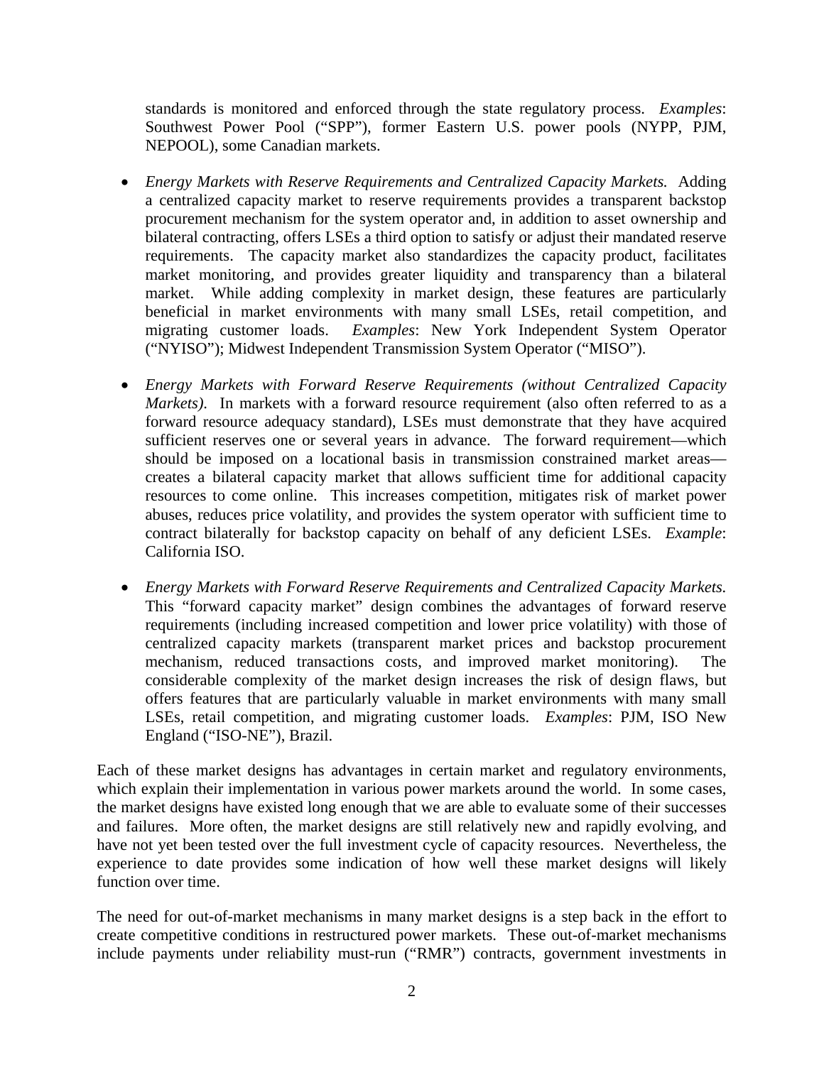standards is monitored and enforced through the state regulatory process. *Examples*: Southwest Power Pool ("SPP"), former Eastern U.S. power pools (NYPP, PJM, NEPOOL), some Canadian markets.

- *Energy Markets with Reserve Requirements and Centralized Capacity Markets.* Adding a centralized capacity market to reserve requirements provides a transparent backstop procurement mechanism for the system operator and, in addition to asset ownership and bilateral contracting, offers LSEs a third option to satisfy or adjust their mandated reserve requirements. The capacity market also standardizes the capacity product, facilitates market monitoring, and provides greater liquidity and transparency than a bilateral market. While adding complexity in market design, these features are particularly beneficial in market environments with many small LSEs, retail competition, and migrating customer loads. *Examples*: New York Independent System Operator ("NYISO"); Midwest Independent Transmission System Operator ("MISO").

- *Energy Markets with Forward Reserve Requirements (without Centralized Capacity Markets).* In markets with a forward resource requirement (also often referred to as a forward resource adequacy standard), LSEs must demonstrate that they have acquired sufficient reserves one or several years in advance. The forward requirement—which should be imposed on a locational basis in transmission constrained market areas—creates a bilateral capacity market that allows sufficient time for additional capacity resources to come online. This increases competition, mitigates risk of market power abuses, reduces price volatility, and provides the system operator with sufficient time to contract bilaterally for backstop capacity on behalf of any deficient LSEs. *Example*: California ISO.

- *Energy Markets with Forward Reserve Requirements and Centralized Capacity Markets.* This "forward capacity market" design combines the advantages of forward reserve requirements (including increased competition and lower price volatility) with those of centralized capacity markets (transparent market prices and backstop procurement mechanism, reduced transactions costs, and improved market monitoring). The considerable complexity of the market design increases the risk of design flaws, but offers features that are particularly valuable in market environments with many small LSEs, retail competition, and migrating customer loads. *Examples*: PJM, ISO New England ("ISO-NE"), Brazil.

Each of these market designs has advantages in certain market and regulatory environments, which explain their implementation in various power markets around the world. In some cases, the market designs have existed long enough that we are able to evaluate some of their successes and failures. More often, the market designs are still relatively new and rapidly evolving, and have not yet been tested over the full investment cycle of capacity resources. Nevertheless, the experience to date provides some indication of how well these market designs will likely function over time.

The need for out-of-market mechanisms in many market designs is a step back in the effort to create competitive conditions in restructured power markets. These out-of-market mechanisms include payments under reliability must-run ("RMR") contracts, government investments in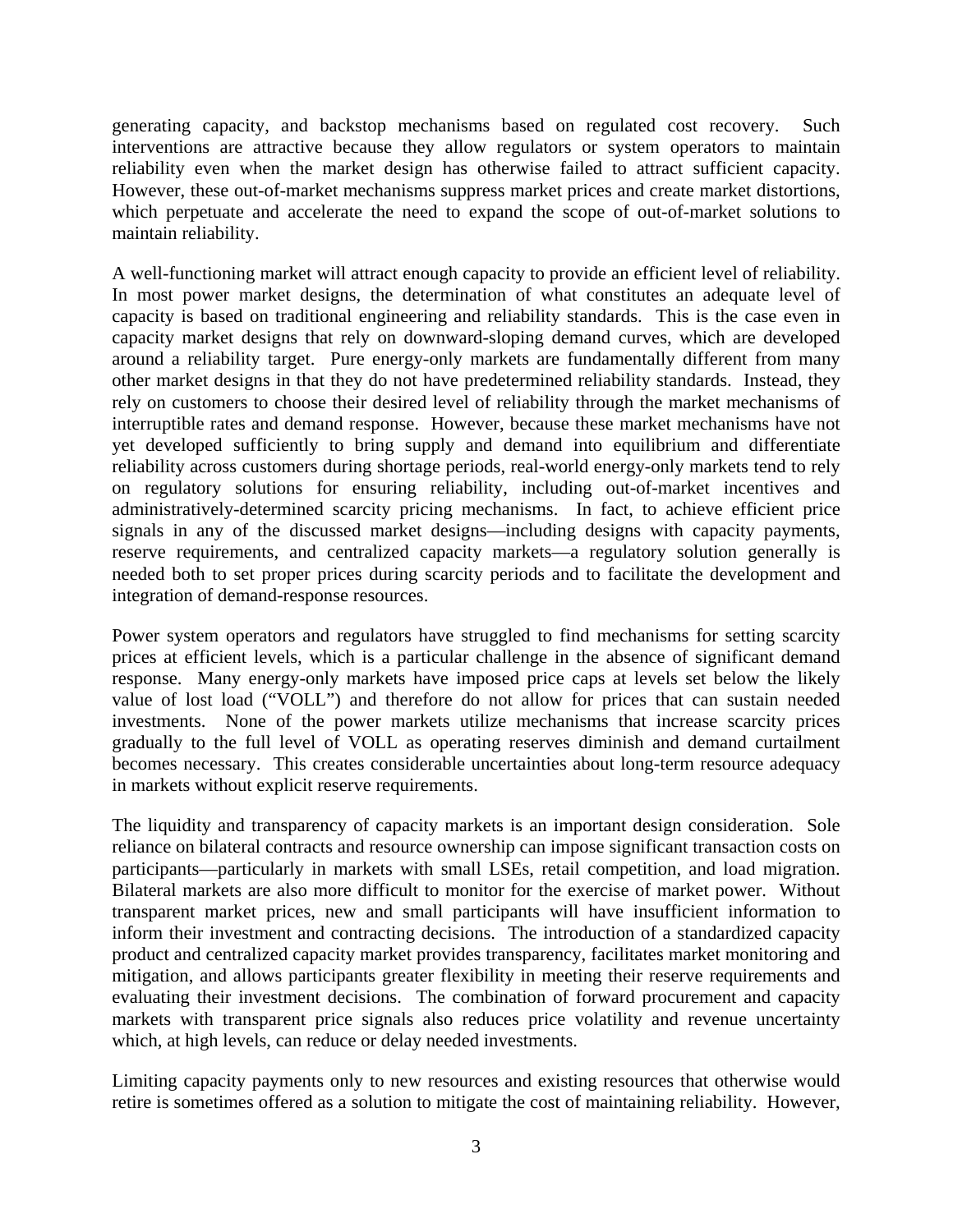generating capacity, and backstop mechanisms based on regulated cost recovery. Such interventions are attractive because they allow regulators or system operators to maintain reliability even when the market design has otherwise failed to attract sufficient capacity. However, these out-of-market mechanisms suppress market prices and create market distortions, which perpetuate and accelerate the need to expand the scope of out-of-market solutions to maintain reliability.

A well-functioning market will attract enough capacity to provide an efficient level of reliability. In most power market designs, the determination of what constitutes an adequate level of capacity is based on traditional engineering and reliability standards. This is the case even in capacity market designs that rely on downward-sloping demand curves, which are developed around a reliability target. Pure energy-only markets are fundamentally different from many other market designs in that they do not have predetermined reliability standards. Instead, they rely on customers to choose their desired level of reliability through the market mechanisms of interruptible rates and demand response. However, because these market mechanisms have not yet developed sufficiently to bring supply and demand into equilibrium and differentiate reliability across customers during shortage periods, real-world energy-only markets tend to rely on regulatory solutions for ensuring reliability, including out-of-market incentives and administratively-determined scarcity pricing mechanisms. In fact, to achieve efficient price signals in any of the discussed market designs—including designs with capacity payments, reserve requirements, and centralized capacity markets—a regulatory solution generally is needed both to set proper prices during scarcity periods and to facilitate the development and integration of demand-response resources.

Power system operators and regulators have struggled to find mechanisms for setting scarcity prices at efficient levels, which is a particular challenge in the absence of significant demand response. Many energy-only markets have imposed price caps at levels set below the likely value of lost load ("VOLL") and therefore do not allow for prices that can sustain needed investments. None of the power markets utilize mechanisms that increase scarcity prices gradually to the full level of VOLL as operating reserves diminish and demand curtailment becomes necessary. This creates considerable uncertainties about long-term resource adequacy in markets without explicit reserve requirements.

The liquidity and transparency of capacity markets is an important design consideration. Sole reliance on bilateral contracts and resource ownership can impose significant transaction costs on participants—particularly in markets with small LSEs, retail competition, and load migration. Bilateral markets are also more difficult to monitor for the exercise of market power. Without transparent market prices, new and small participants will have insufficient information to inform their investment and contracting decisions. The introduction of a standardized capacity product and centralized capacity market provides transparency, facilitates market monitoring and mitigation, and allows participants greater flexibility in meeting their reserve requirements and evaluating their investment decisions. The combination of forward procurement and capacity markets with transparent price signals also reduces price volatility and revenue uncertainty which, at high levels, can reduce or delay needed investments.

Limiting capacity payments only to new resources and existing resources that otherwise would retire is sometimes offered as a solution to mitigate the cost of maintaining reliability. However,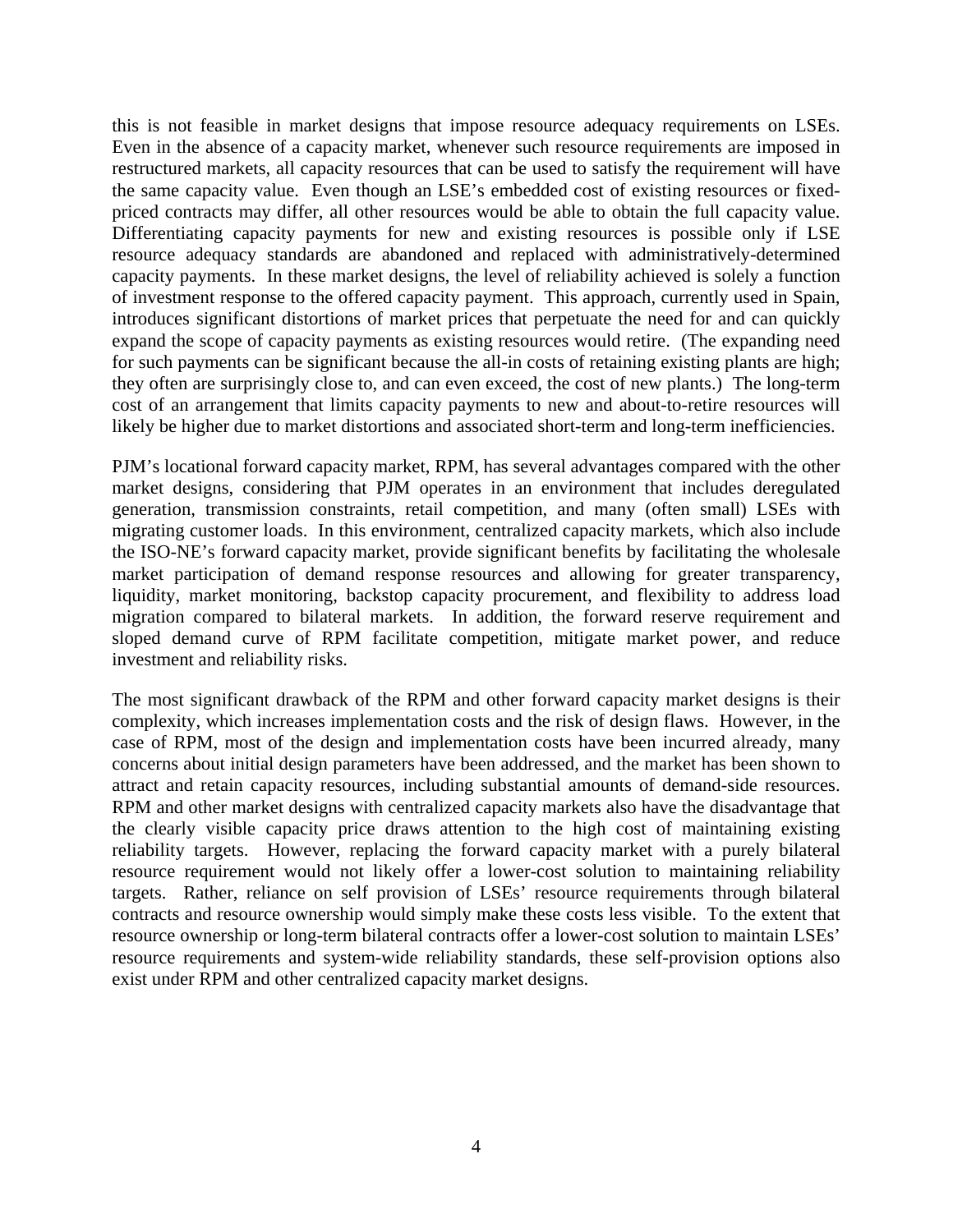this is not feasible in market designs that impose resource adequacy requirements on LSEs. Even in the absence of a capacity market, whenever such resource requirements are imposed in restructured markets, all capacity resources that can be used to satisfy the requirement will have the same capacity value. Even though an LSE's embedded cost of existing resources or fixed-priced contracts may differ, all other resources would be able to obtain the full capacity value. Differentiating capacity payments for new and existing resources is possible only if LSE resource adequacy standards are abandoned and replaced with administratively-determined capacity payments. In these market designs, the level of reliability achieved is solely a function of investment response to the offered capacity payment. This approach, currently used in Spain, introduces significant distortions of market prices that perpetuate the need for and can quickly expand the scope of capacity payments as existing resources would retire. (The expanding need for such payments can be significant because the all-in costs of retaining existing plants are high; they often are surprisingly close to, and can even exceed, the cost of new plants.) The long-term cost of an arrangement that limits capacity payments to new and about-to-retire resources will likely be higher due to market distortions and associated short-term and long-term inefficiencies.

PJM's locational forward capacity market, RPM, has several advantages compared with the other market designs, considering that PJM operates in an environment that includes deregulated generation, transmission constraints, retail competition, and many (often small) LSEs with migrating customer loads. In this environment, centralized capacity markets, which also include the ISO-NE's forward capacity market, provide significant benefits by facilitating the wholesale market participation of demand response resources and allowing for greater transparency, liquidity, market monitoring, backstop capacity procurement, and flexibility to address load migration compared to bilateral markets. In addition, the forward reserve requirement and sloped demand curve of RPM facilitate competition, mitigate market power, and reduce investment and reliability risks.

The most significant drawback of the RPM and other forward capacity market designs is their complexity, which increases implementation costs and the risk of design flaws. However, in the case of RPM, most of the design and implementation costs have been incurred already, many concerns about initial design parameters have been addressed, and the market has been shown to attract and retain capacity resources, including substantial amounts of demand-side resources. RPM and other market designs with centralized capacity markets also have the disadvantage that the clearly visible capacity price draws attention to the high cost of maintaining existing reliability targets. However, replacing the forward capacity market with a purely bilateral resource requirement would not likely offer a lower-cost solution to maintaining reliability targets. Rather, reliance on self provision of LSEs' resource requirements through bilateral contracts and resource ownership would simply make these costs less visible. To the extent that resource ownership or long-term bilateral contracts offer a lower-cost solution to maintain LSEs' resource requirements and system-wide reliability standards, these self-provision options also exist under RPM and other centralized capacity market designs.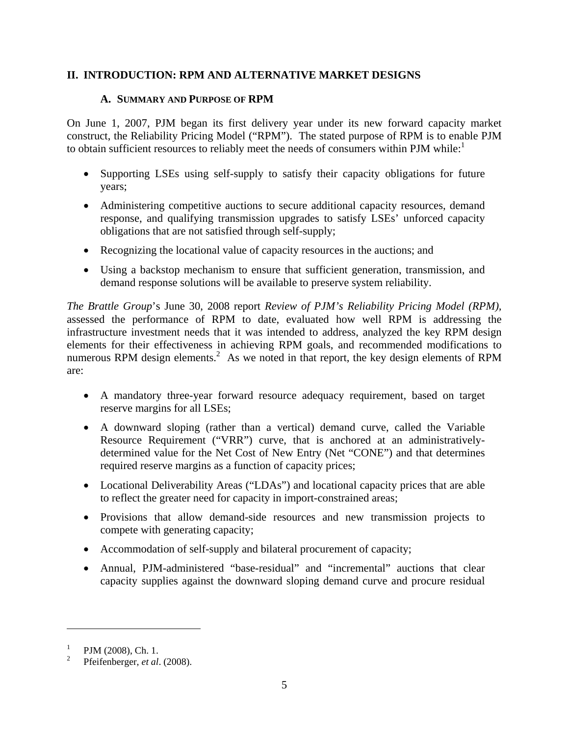## II. INTRODUCTION: RPM AND ALTERNATIVE MARKET DESIGNS

### A. SUMMARY AND PURPOSE OF RPM

On June 1, 2007, PJM began its first delivery year under its new forward capacity market construct, the Reliability Pricing Model ("RPM"). The stated purpose of RPM is to enable PJM to obtain sufficient resources to reliably meet the needs of consumers within PJM while:[1]

- Supporting LSEs using self-supply to satisfy their capacity obligations for future years;
- Administering competitive auctions to secure additional capacity resources, demand response, and qualifying transmission upgrades to satisfy LSEs' unforced capacity obligations that are not satisfied through self-supply;
- Recognizing the locational value of capacity resources in the auctions; and
- Using a backstop mechanism to ensure that sufficient generation, transmission, and demand response solutions will be available to preserve system reliability.

*The Brattle Group*'s June 30, 2008 report *Review of PJM's Reliability Pricing Model (RPM)*, assessed the performance of RPM to date, evaluated how well RPM is addressing the infrastructure investment needs that it was intended to address, analyzed the key RPM design elements for their effectiveness in achieving RPM goals, and recommended modifications to numerous RPM design elements.[2] As we noted in that report, the key design elements of RPM are:

- A mandatory three-year forward resource adequacy requirement, based on target reserve margins for all LSEs;
- A downward sloping (rather than a vertical) demand curve, called the Variable Resource Requirement ("VRR") curve, that is anchored at an administratively-determined value for the Net Cost of New Entry (Net "CONE") and that determines required reserve margins as a function of capacity prices;
- Locational Deliverability Areas ("LDAs") and locational capacity prices that are able to reflect the greater need for capacity in import-constrained areas;
- Provisions that allow demand-side resources and new transmission projects to compete with generating capacity;
- Accommodation of self-supply and bilateral procurement of capacity;
- Annual, PJM-administered "base-residual" and "incremental" auctions that clear capacity supplies against the downward sloping demand curve and procure residual

---

[1] PJM (2008), Ch. 1.

[2] Pfeifenberger, *et al*. (2008).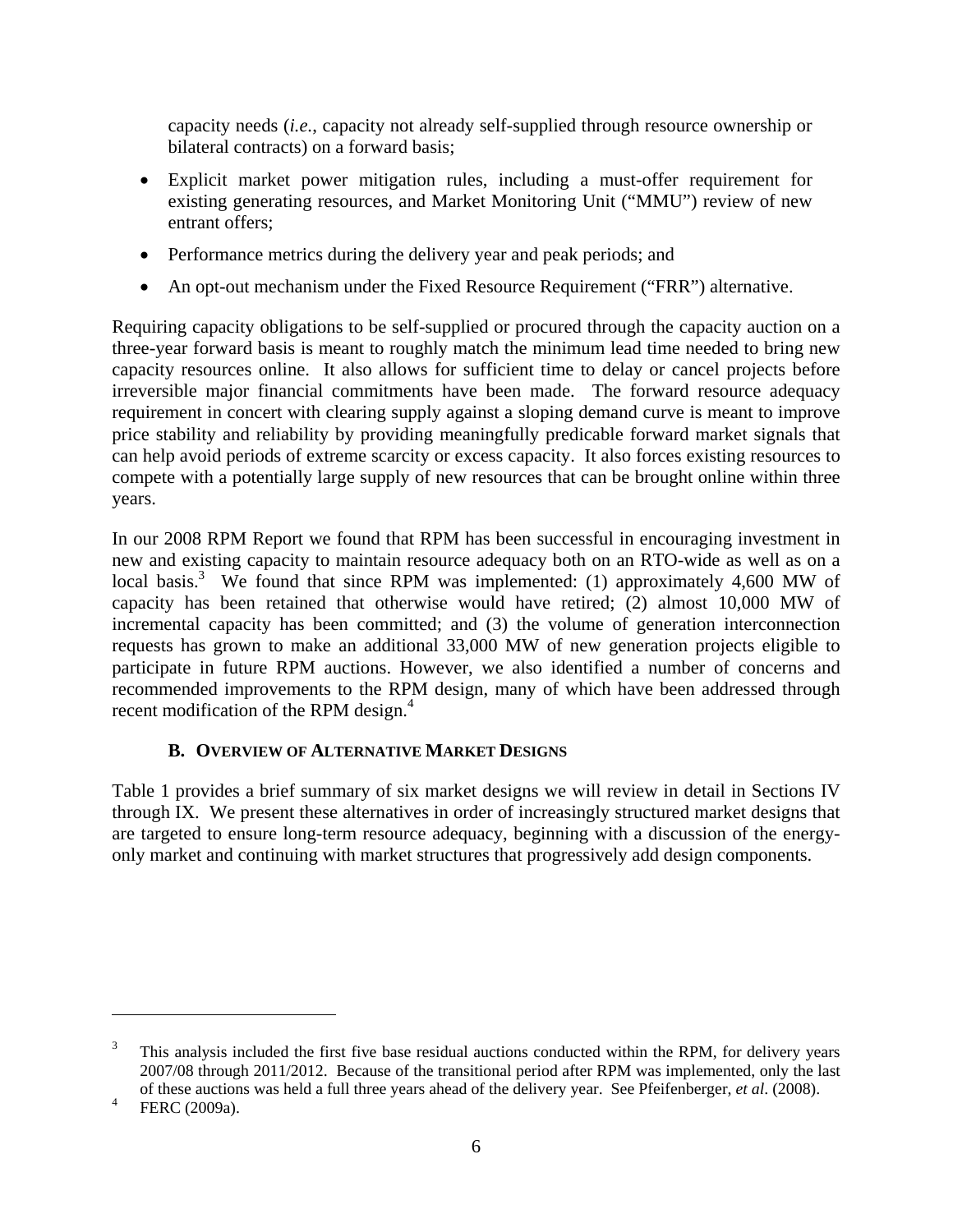capacity needs (*i.e.*, capacity not already self-supplied through resource ownership or bilateral contracts) on a forward basis;

- Explicit market power mitigation rules, including a must-offer requirement for existing generating resources, and Market Monitoring Unit ("MMU") review of new entrant offers;
- Performance metrics during the delivery year and peak periods; and
- An opt-out mechanism under the Fixed Resource Requirement ("FRR") alternative.

Requiring capacity obligations to be self-supplied or procured through the capacity auction on a three-year forward basis is meant to roughly match the minimum lead time needed to bring new capacity resources online. It also allows for sufficient time to delay or cancel projects before irreversible major financial commitments have been made. The forward resource adequacy requirement in concert with clearing supply against a sloping demand curve is meant to improve price stability and reliability by providing meaningfully predicable forward market signals that can help avoid periods of extreme scarcity or excess capacity. It also forces existing resources to compete with a potentially large supply of new resources that can be brought online within three years.

In our 2008 RPM Report we found that RPM has been successful in encouraging investment in new and existing capacity to maintain resource adequacy both on an RTO-wide as well as on a local basis.[3] We found that since RPM was implemented: (1) approximately 4,600 MW of capacity has been retained that otherwise would have retired; (2) almost 10,000 MW of incremental capacity has been committed; and (3) the volume of generation interconnection requests has grown to make an additional 33,000 MW of new generation projects eligible to participate in future RPM auctions. However, we also identified a number of concerns and recommended improvements to the RPM design, many of which have been addressed through recent modification of the RPM design.[4]

### B. Overview of Alternative Market Designs

Table 1 provides a brief summary of six market designs we will review in detail in Sections IV through IX. We present these alternatives in order of increasingly structured market designs that are targeted to ensure long-term resource adequacy, beginning with a discussion of the energy-only market and continuing with market structures that progressively add design components.

---

[3] This analysis included the first five base residual auctions conducted within the RPM, for delivery years 2007/08 through 2011/2012. Because of the transitional period after RPM was implemented, only the last of these auctions was held a full three years ahead of the delivery year. See Pfeifenberger, *et al*. (2008).

[4] FERC (2009a).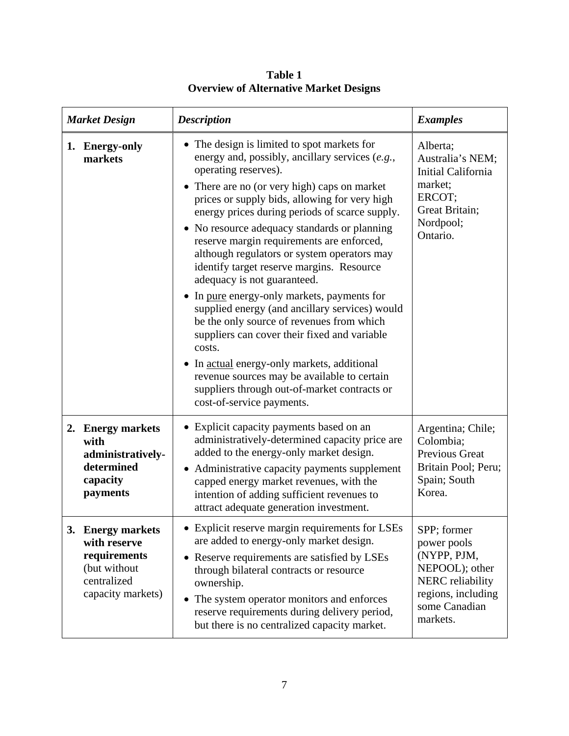**Table 1**
**Overview of Alternative Market Designs**

| *Market Design* | *Description* | *Examples* |
|---|---|---|
| **1. Energy-only markets** | • The design is limited to spot markets for energy and, possibly, ancillary services (*e.g.*, operating reserves).<br>• There are no (or very high) caps on market prices or supply bids, allowing for very high energy prices during periods of scarce supply.<br>• No resource adequacy standards or planning reserve margin requirements are enforced, although regulators or system operators may identify target reserve margins. Resource adequacy is not guaranteed.<br>• In pure energy-only markets, payments for supplied energy (and ancillary services) would be the only source of revenues from which suppliers can cover their fixed and variable costs.<br>• In actual energy-only markets, additional revenue sources may be available to certain suppliers through out-of-market contracts or cost-of-service payments. | Alberta; Australia's NEM; Initial California market; ERCOT; Great Britain; Nordpool; Ontario. |
| **2. Energy markets with administratively-determined capacity payments** | • Explicit capacity payments based on an administratively-determined capacity price are added to the energy-only market design.<br>• Administrative capacity payments supplement capped energy market revenues, with the intention of adding sufficient revenues to attract adequate generation investment. | Argentina; Chile; Colombia; Previous Great Britain Pool; Peru; Spain; South Korea. |
| **3. Energy markets with reserve requirements** (but without centralized capacity markets) | • Explicit reserve margin requirements for LSEs are added to energy-only market design.<br>• Reserve requirements are satisfied by LSEs through bilateral contracts or resource ownership.<br>• The system operator monitors and enforces reserve requirements during delivery period, but there is no centralized capacity market. | SPP; former power pools (NYPP, PJM, NEPOOL); other NERC reliability regions, including some Canadian markets. |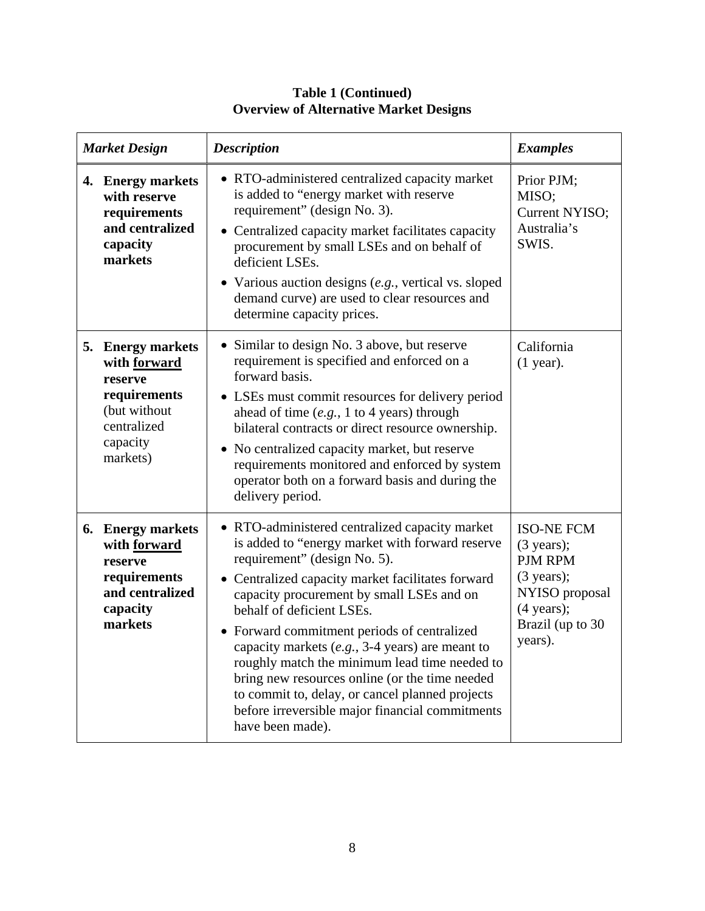**Table 1 (Continued)**
**Overview of Alternative Market Designs**

| *Market Design* | *Description* | *Examples* |
|---|---|---|
| **4. Energy markets with reserve requirements and centralized capacity markets** | • RTO-administered centralized capacity market is added to "energy market with reserve requirement" (design No. 3).<br>• Centralized capacity market facilitates capacity procurement by small LSEs and on behalf of deficient LSEs.<br>• Various auction designs (*e.g.*, vertical vs. sloped demand curve) are used to clear resources and determine capacity prices. | Prior PJM; MISO; Current NYISO; Australia's SWIS. |
| **5. Energy markets with <u>forward</u> reserve requirements** (but without centralized capacity markets) | • Similar to design No. 3 above, but reserve requirement is specified and enforced on a forward basis.<br>• LSEs must commit resources for delivery period ahead of time (*e.g.*, 1 to 4 years) through bilateral contracts or direct resource ownership.<br>• No centralized capacity market, but reserve requirements monitored and enforced by system operator both on a forward basis and during the delivery period. | California (1 year). |
| **6. Energy markets with <u>forward</u> reserve requirements and centralized capacity markets** | • RTO-administered centralized capacity market is added to "energy market with forward reserve requirement" (design No. 5).<br>• Centralized capacity market facilitates forward capacity procurement by small LSEs and on behalf of deficient LSEs.<br>• Forward commitment periods of centralized capacity markets (*e.g.*, 3-4 years) are meant to roughly match the minimum lead time needed to bring new resources online (or the time needed to commit to, delay, or cancel planned projects before irreversible major financial commitments have been made). | ISO-NE FCM (3 years); PJM RPM (3 years); NYISO proposal (4 years); Brazil (up to 30 years). |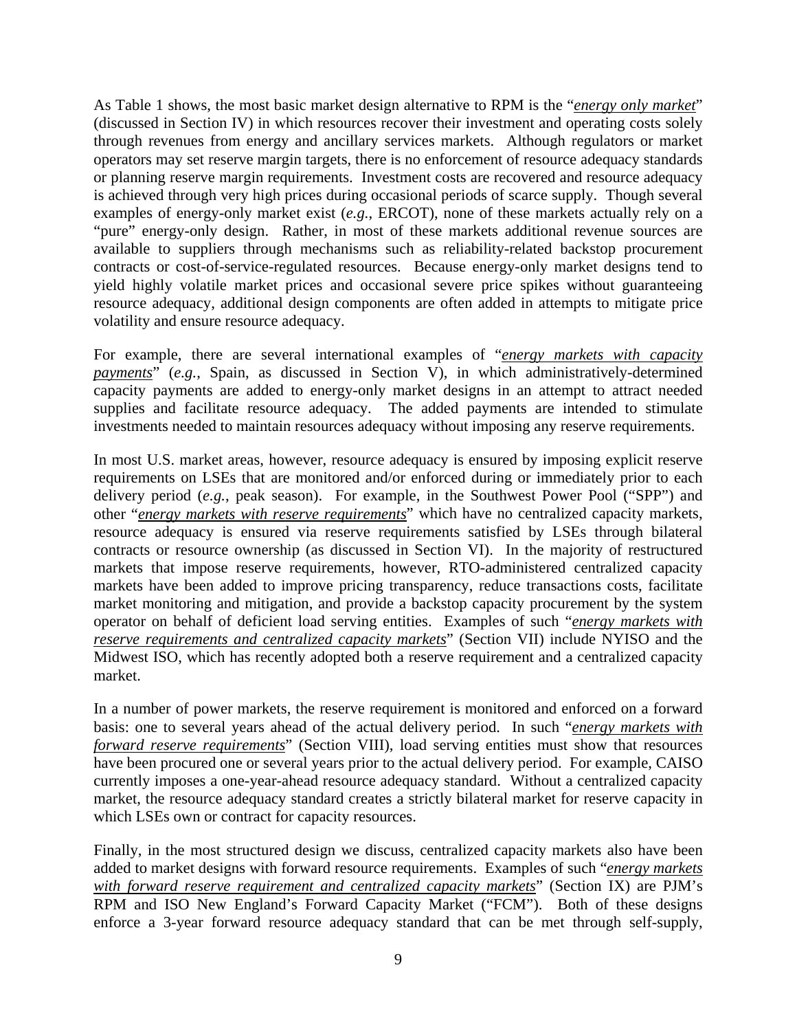As Table 1 shows, the most basic market design alternative to RPM is the "*energy only market*" (discussed in Section IV) in which resources recover their investment and operating costs solely through revenues from energy and ancillary services markets. Although regulators or market operators may set reserve margin targets, there is no enforcement of resource adequacy standards or planning reserve margin requirements. Investment costs are recovered and resource adequacy is achieved through very high prices during occasional periods of scarce supply. Though several examples of energy-only market exist (*e.g.*, ERCOT), none of these markets actually rely on a "pure" energy-only design. Rather, in most of these markets additional revenue sources are available to suppliers through mechanisms such as reliability-related backstop procurement contracts or cost-of-service-regulated resources. Because energy-only market designs tend to yield highly volatile market prices and occasional severe price spikes without guaranteeing resource adequacy, additional design components are often added in attempts to mitigate price volatility and ensure resource adequacy.

For example, there are several international examples of "*energy markets with capacity payments*" (*e.g.*, Spain, as discussed in Section V), in which administratively-determined capacity payments are added to energy-only market designs in an attempt to attract needed supplies and facilitate resource adequacy. The added payments are intended to stimulate investments needed to maintain resources adequacy without imposing any reserve requirements.

In most U.S. market areas, however, resource adequacy is ensured by imposing explicit reserve requirements on LSEs that are monitored and/or enforced during or immediately prior to each delivery period (*e.g.*, peak season). For example, in the Southwest Power Pool ("SPP") and other "*energy markets with reserve requirements*" which have no centralized capacity markets, resource adequacy is ensured via reserve requirements satisfied by LSEs through bilateral contracts or resource ownership (as discussed in Section VI). In the majority of restructured markets that impose reserve requirements, however, RTO-administered centralized capacity markets have been added to improve pricing transparency, reduce transactions costs, facilitate market monitoring and mitigation, and provide a backstop capacity procurement by the system operator on behalf of deficient load serving entities. Examples of such "*energy markets with reserve requirements and centralized capacity markets*" (Section VII) include NYISO and the Midwest ISO, which has recently adopted both a reserve requirement and a centralized capacity market.

In a number of power markets, the reserve requirement is monitored and enforced on a forward basis: one to several years ahead of the actual delivery period. In such "*energy markets with forward reserve requirements*" (Section VIII), load serving entities must show that resources have been procured one or several years prior to the actual delivery period. For example, CAISO currently imposes a one-year-ahead resource adequacy standard. Without a centralized capacity market, the resource adequacy standard creates a strictly bilateral market for reserve capacity in which LSEs own or contract for capacity resources.

Finally, in the most structured design we discuss, centralized capacity markets also have been added to market designs with forward resource requirements. Examples of such "*energy markets with forward reserve requirement and centralized capacity markets*" (Section IX) are PJM's RPM and ISO New England's Forward Capacity Market ("FCM"). Both of these designs enforce a 3-year forward resource adequacy standard that can be met through self-supply,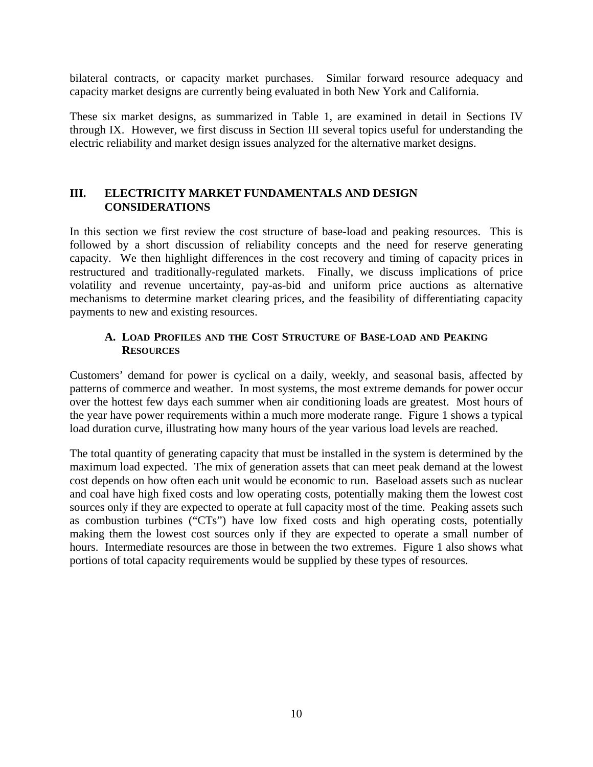bilateral contracts, or capacity market purchases. Similar forward resource adequacy and capacity market designs are currently being evaluated in both New York and California.

These six market designs, as summarized in Table 1, are examined in detail in Sections IV through IX. However, we first discuss in Section III several topics useful for understanding the electric reliability and market design issues analyzed for the alternative market designs.

## III. ELECTRICITY MARKET FUNDAMENTALS AND DESIGN CONSIDERATIONS

In this section we first review the cost structure of base-load and peaking resources. This is followed by a short discussion of reliability concepts and the need for reserve generating capacity. We then highlight differences in the cost recovery and timing of capacity prices in restructured and traditionally-regulated markets. Finally, we discuss implications of price volatility and revenue uncertainty, pay-as-bid and uniform price auctions as alternative mechanisms to determine market clearing prices, and the feasibility of differentiating capacity payments to new and existing resources.

### A. Load Profiles and the Cost Structure of Base-load and Peaking Resources

Customers' demand for power is cyclical on a daily, weekly, and seasonal basis, affected by patterns of commerce and weather. In most systems, the most extreme demands for power occur over the hottest few days each summer when air conditioning loads are greatest. Most hours of the year have power requirements within a much more moderate range. Figure 1 shows a typical load duration curve, illustrating how many hours of the year various load levels are reached.

The total quantity of generating capacity that must be installed in the system is determined by the maximum load expected. The mix of generation assets that can meet peak demand at the lowest cost depends on how often each unit would be economic to run. Baseload assets such as nuclear and coal have high fixed costs and low operating costs, potentially making them the lowest cost sources only if they are expected to operate at full capacity most of the time. Peaking assets such as combustion turbines ("CTs") have low fixed costs and high operating costs, potentially making them the lowest cost sources only if they are expected to operate a small number of hours. Intermediate resources are those in between the two extremes. Figure 1 also shows what portions of total capacity requirements would be supplied by these types of resources.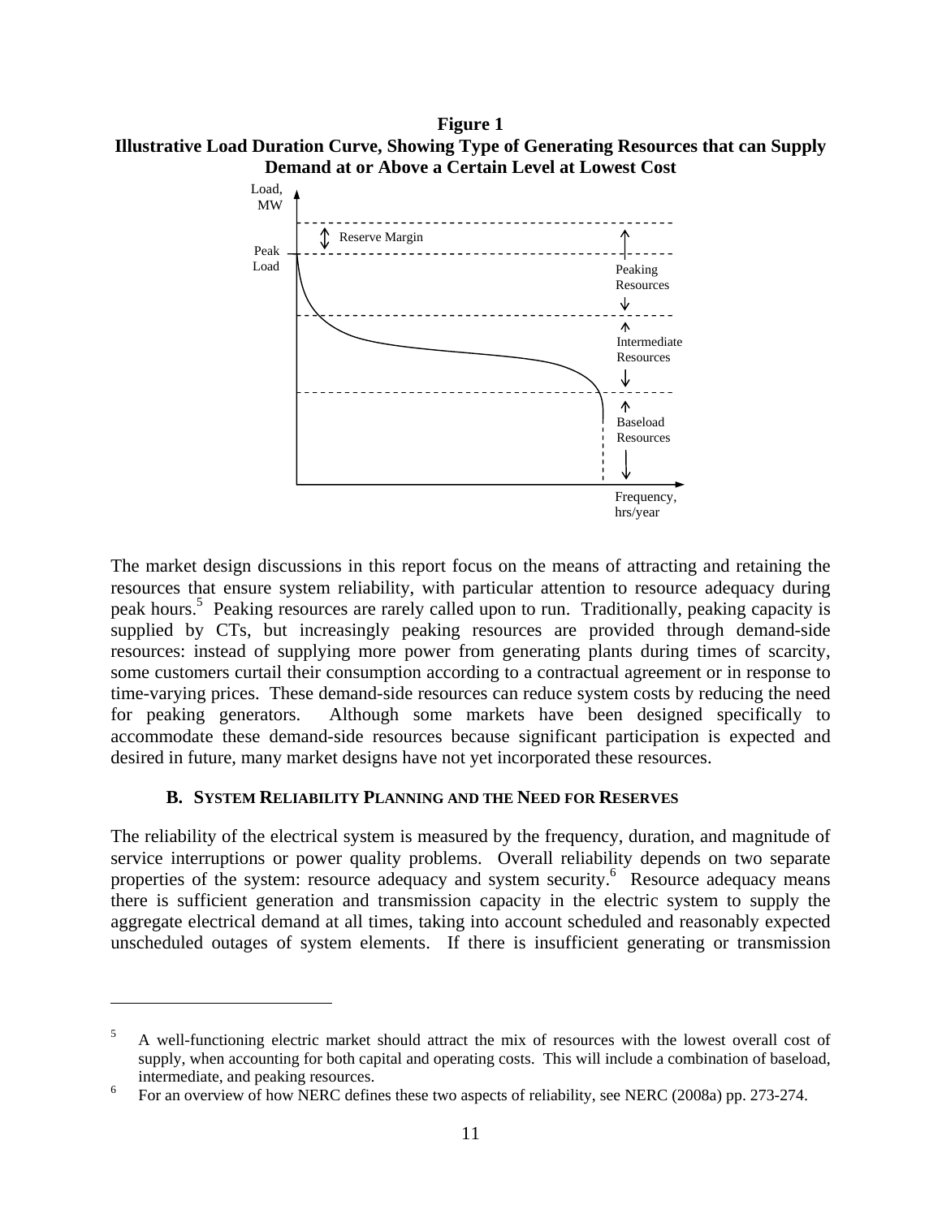**Figure 1**
**Illustrative Load Duration Curve, Showing Type of Generating Resources that can Supply Demand at or Above a Certain Level at Lowest Cost**

The market design discussions in this report focus on the means of attracting and retaining the resources that ensure system reliability, with particular attention to resource adequacy during peak hours.[5] Peaking resources are rarely called upon to run. Traditionally, peaking capacity is supplied by CTs, but increasingly peaking resources are provided through demand-side resources: instead of supplying more power from generating plants during times of scarcity, some customers curtail their consumption according to a contractual agreement or in response to time-varying prices. These demand-side resources can reduce system costs by reducing the need for peaking generators. Although some markets have been designed specifically to accommodate these demand-side resources because significant participation is expected and desired in future, many market designs have not yet incorporated these resources.

### B. System Reliability Planning and the Need for Reserves

The reliability of the electrical system is measured by the frequency, duration, and magnitude of service interruptions or power quality problems. Overall reliability depends on two separate properties of the system: resource adequacy and system security.[6] Resource adequacy means there is sufficient generation and transmission capacity in the electric system to supply the aggregate electrical demand at all times, taking into account scheduled and reasonably expected unscheduled outages of system elements. If there is insufficient generating or transmission

---

[5] A well-functioning electric market should attract the mix of resources with the lowest overall cost of supply, when accounting for both capital and operating costs. This will include a combination of baseload, intermediate, and peaking resources.

[6] For an overview of how NERC defines these two aspects of reliability, see NERC (2008a) pp. 273-274.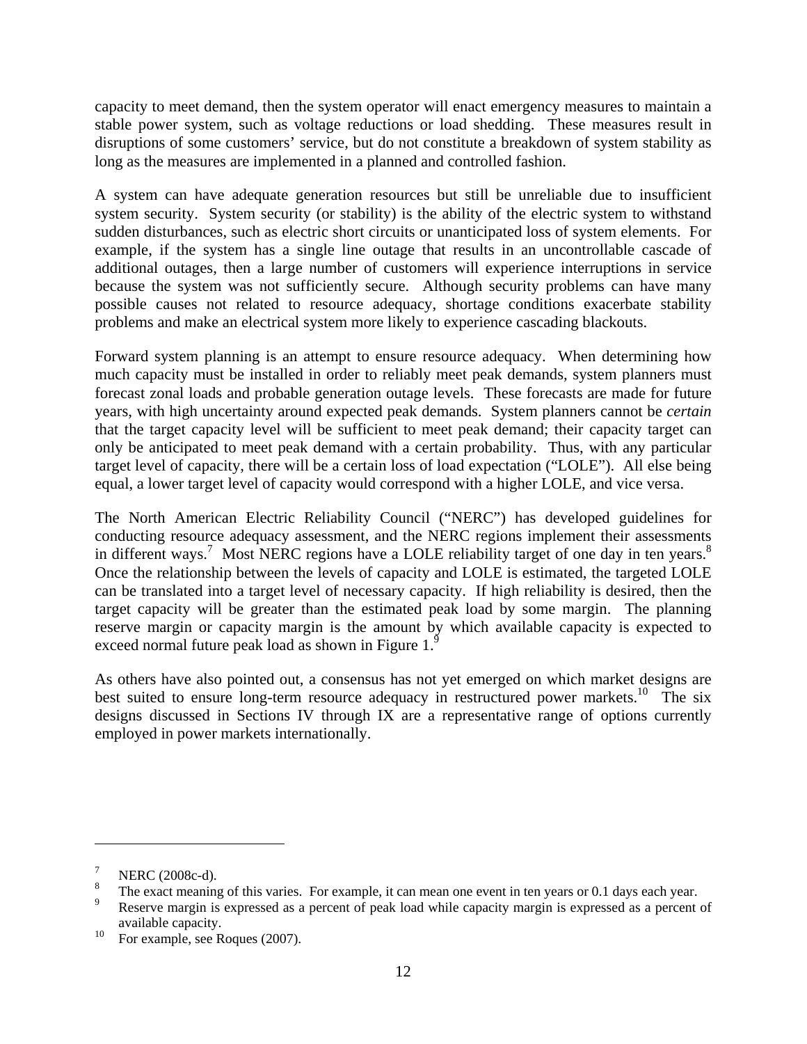capacity to meet demand, then the system operator will enact emergency measures to maintain a stable power system, such as voltage reductions or load shedding. These measures result in disruptions of some customers' service, but do not constitute a breakdown of system stability as long as the measures are implemented in a planned and controlled fashion.

A system can have adequate generation resources but still be unreliable due to insufficient system security. System security (or stability) is the ability of the electric system to withstand sudden disturbances, such as electric short circuits or unanticipated loss of system elements. For example, if the system has a single line outage that results in an uncontrollable cascade of additional outages, then a large number of customers will experience interruptions in service because the system was not sufficiently secure. Although security problems can have many possible causes not related to resource adequacy, shortage conditions exacerbate stability problems and make an electrical system more likely to experience cascading blackouts.

Forward system planning is an attempt to ensure resource adequacy. When determining how much capacity must be installed in order to reliably meet peak demands, system planners must forecast zonal loads and probable generation outage levels. These forecasts are made for future years, with high uncertainty around expected peak demands. System planners cannot be *certain* that the target capacity level will be sufficient to meet peak demand; their capacity target can only be anticipated to meet peak demand with a certain probability. Thus, with any particular target level of capacity, there will be a certain loss of load expectation ("LOLE"). All else being equal, a lower target level of capacity would correspond with a higher LOLE, and vice versa.

The North American Electric Reliability Council ("NERC") has developed guidelines for conducting resource adequacy assessment, and the NERC regions implement their assessments in different ways.[7] Most NERC regions have a LOLE reliability target of one day in ten years.[8] Once the relationship between the levels of capacity and LOLE is estimated, the targeted LOLE can be translated into a target level of necessary capacity. If high reliability is desired, then the target capacity will be greater than the estimated peak load by some margin. The planning reserve margin or capacity margin is the amount by which available capacity is expected to exceed normal future peak load as shown in Figure 1.[9]

As others have also pointed out, a consensus has not yet emerged on which market designs are best suited to ensure long-term resource adequacy in restructured power markets.[10] The six designs discussed in Sections IV through IX are a representative range of options currently employed in power markets internationally.

---

[7] NERC (2008c-d).

[8] The exact meaning of this varies. For example, it can mean one event in ten years or 0.1 days each year.

[9] Reserve margin is expressed as a percent of peak load while capacity margin is expressed as a percent of available capacity.

[10] For example, see Roques (2007).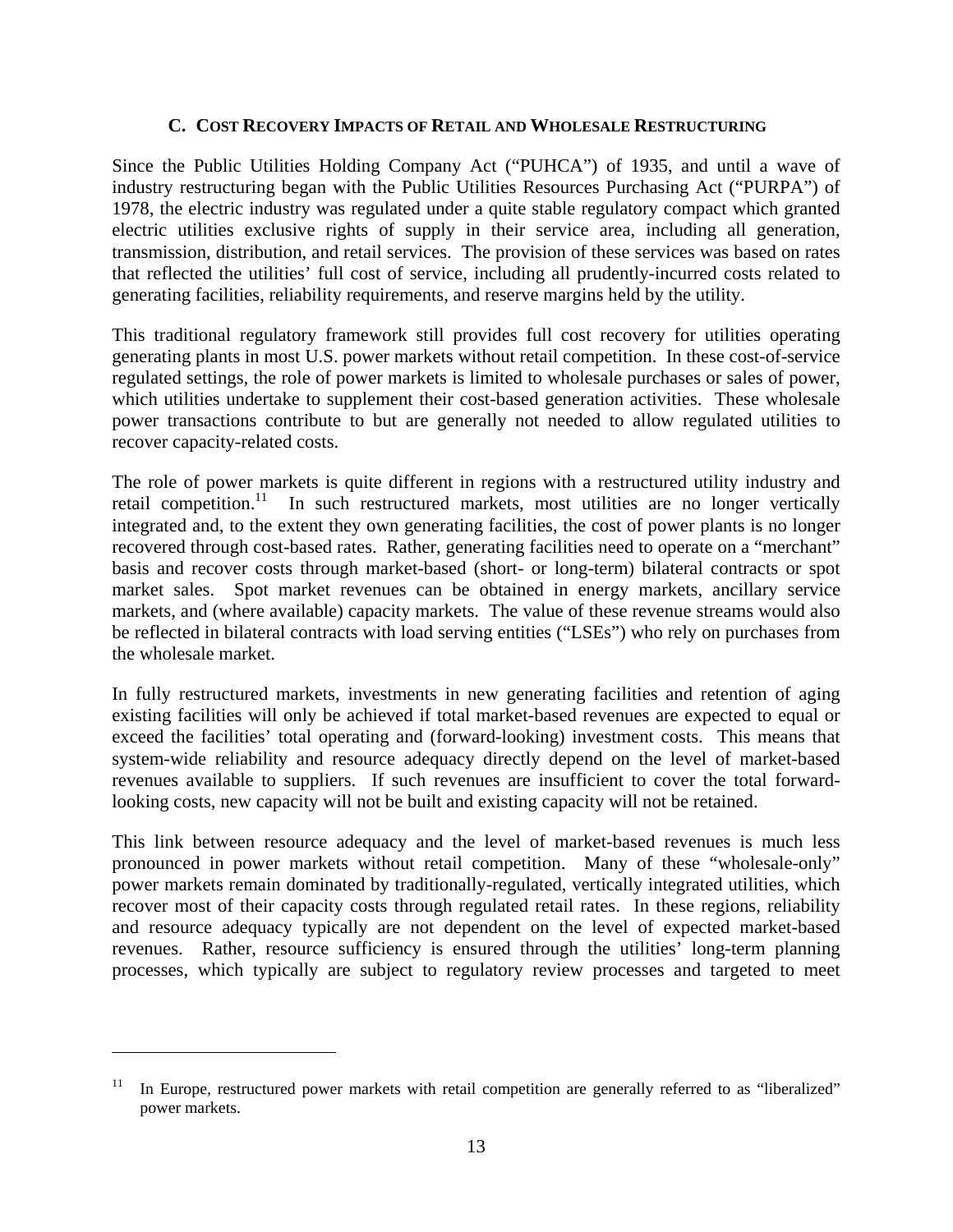### C. COST RECOVERY IMPACTS OF RETAIL AND WHOLESALE RESTRUCTURING

Since the Public Utilities Holding Company Act ("PUHCA") of 1935, and until a wave of industry restructuring began with the Public Utilities Resources Purchasing Act ("PURPA") of 1978, the electric industry was regulated under a quite stable regulatory compact which granted electric utilities exclusive rights of supply in their service area, including all generation, transmission, distribution, and retail services. The provision of these services was based on rates that reflected the utilities' full cost of service, including all prudently-incurred costs related to generating facilities, reliability requirements, and reserve margins held by the utility.

This traditional regulatory framework still provides full cost recovery for utilities operating generating plants in most U.S. power markets without retail competition. In these cost-of-service regulated settings, the role of power markets is limited to wholesale purchases or sales of power, which utilities undertake to supplement their cost-based generation activities. These wholesale power transactions contribute to but are generally not needed to allow regulated utilities to recover capacity-related costs.

The role of power markets is quite different in regions with a restructured utility industry and retail competition.[11] In such restructured markets, most utilities are no longer vertically integrated and, to the extent they own generating facilities, the cost of power plants is no longer recovered through cost-based rates. Rather, generating facilities need to operate on a "merchant" basis and recover costs through market-based (short- or long-term) bilateral contracts or spot market sales. Spot market revenues can be obtained in energy markets, ancillary service markets, and (where available) capacity markets. The value of these revenue streams would also be reflected in bilateral contracts with load serving entities ("LSEs") who rely on purchases from the wholesale market.

In fully restructured markets, investments in new generating facilities and retention of aging existing facilities will only be achieved if total market-based revenues are expected to equal or exceed the facilities' total operating and (forward-looking) investment costs. This means that system-wide reliability and resource adequacy directly depend on the level of market-based revenues available to suppliers. If such revenues are insufficient to cover the total forward-looking costs, new capacity will not be built and existing capacity will not be retained.

This link between resource adequacy and the level of market-based revenues is much less pronounced in power markets without retail competition. Many of these "wholesale-only" power markets remain dominated by traditionally-regulated, vertically integrated utilities, which recover most of their capacity costs through regulated retail rates. In these regions, reliability and resource adequacy typically are not dependent on the level of expected market-based revenues. Rather, resource sufficiency is ensured through the utilities' long-term planning processes, which typically are subject to regulatory review processes and targeted to meet

---

[11] In Europe, restructured power markets with retail competition are generally referred to as "liberalized" power markets.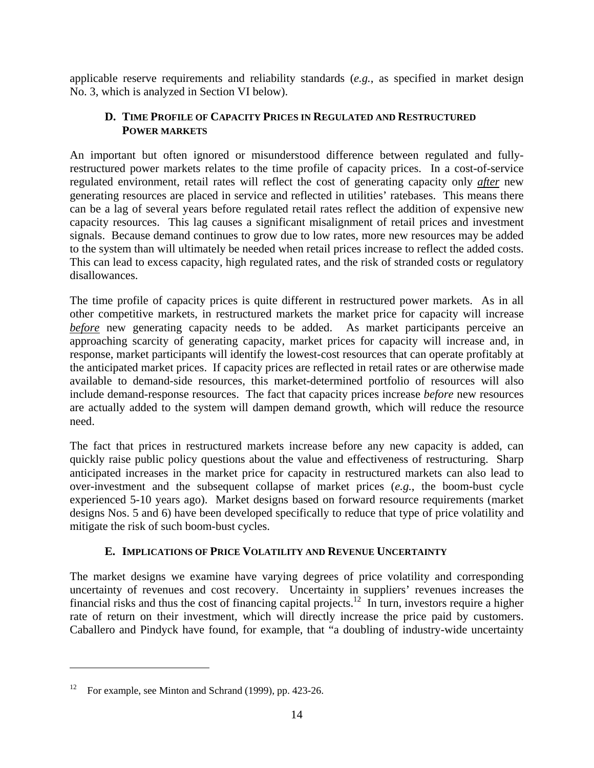applicable reserve requirements and reliability standards (*e.g.*, as specified in market design No. 3, which is analyzed in Section VI below).

### D. Time Profile of Capacity Prices in Regulated and Restructured Power Markets

An important but often ignored or misunderstood difference between regulated and fully-restructured power markets relates to the time profile of capacity prices. In a cost-of-service regulated environment, retail rates will reflect the cost of generating capacity only ***after*** new generating resources are placed in service and reflected in utilities' ratebases. This means there can be a lag of several years before regulated retail rates reflect the addition of expensive new capacity resources. This lag causes a significant misalignment of retail prices and investment signals. Because demand continues to grow due to low rates, more new resources may be added to the system than will ultimately be needed when retail prices increase to reflect the added costs. This can lead to excess capacity, high regulated rates, and the risk of stranded costs or regulatory disallowances.

The time profile of capacity prices is quite different in restructured power markets. As in all other competitive markets, in restructured markets the market price for capacity will increase ***before*** new generating capacity needs to be added. As market participants perceive an approaching scarcity of generating capacity, market prices for capacity will increase and, in response, market participants will identify the lowest-cost resources that can operate profitably at the anticipated market prices. If capacity prices are reflected in retail rates or are otherwise made available to demand-side resources, this market-determined portfolio of resources will also include demand-response resources. The fact that capacity prices increase *before* new resources are actually added to the system will dampen demand growth, which will reduce the resource need.

The fact that prices in restructured markets increase before any new capacity is added, can quickly raise public policy questions about the value and effectiveness of restructuring. Sharp anticipated increases in the market price for capacity in restructured markets can also lead to over-investment and the subsequent collapse of market prices (*e.g.*, the boom-bust cycle experienced 5-10 years ago). Market designs based on forward resource requirements (market designs Nos. 5 and 6) have been developed specifically to reduce that type of price volatility and mitigate the risk of such boom-bust cycles.

### E. Implications of Price Volatility and Revenue Uncertainty

The market designs we examine have varying degrees of price volatility and corresponding uncertainty of revenues and cost recovery. Uncertainty in suppliers' revenues increases the financial risks and thus the cost of financing capital projects.[12] In turn, investors require a higher rate of return on their investment, which will directly increase the price paid by customers. Caballero and Pindyck have found, for example, that "a doubling of industry-wide uncertainty

---

[12] For example, see Minton and Schrand (1999), pp. 423-26.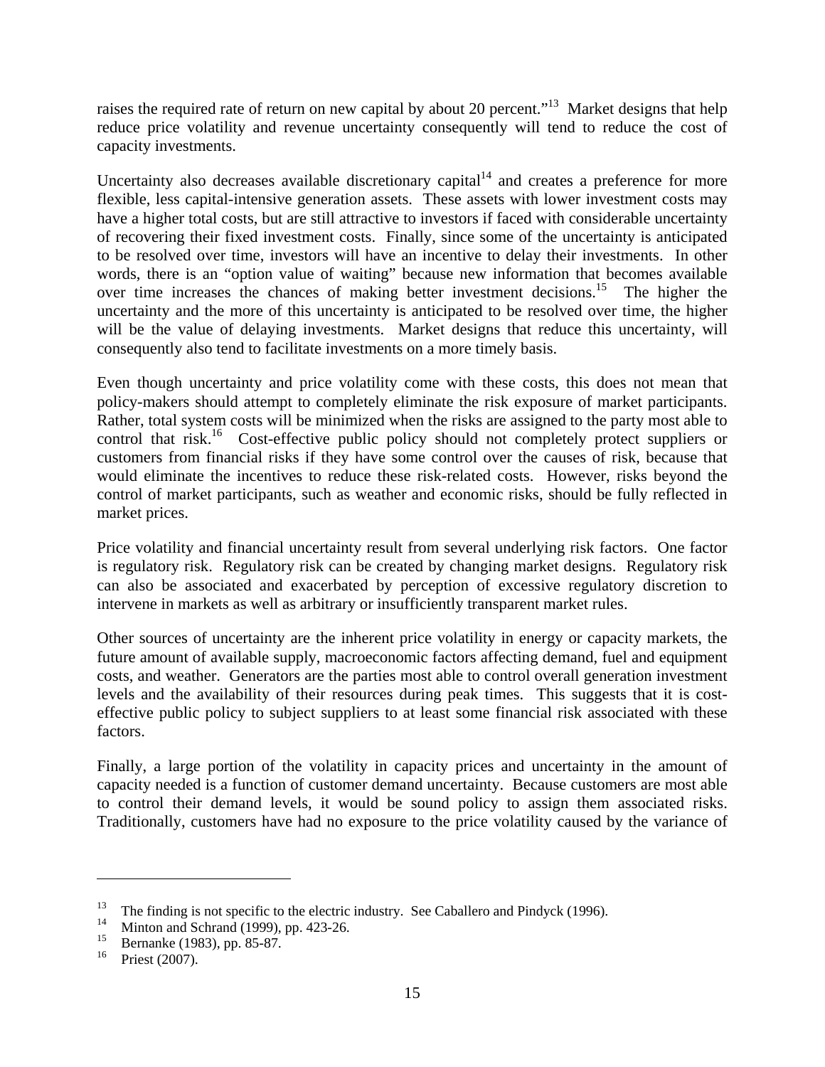raises the required rate of return on new capital by about 20 percent."[13] Market designs that help reduce price volatility and revenue uncertainty consequently will tend to reduce the cost of capacity investments.

Uncertainty also decreases available discretionary capital[14] and creates a preference for more flexible, less capital-intensive generation assets. These assets with lower investment costs may have a higher total costs, but are still attractive to investors if faced with considerable uncertainty of recovering their fixed investment costs. Finally, since some of the uncertainty is anticipated to be resolved over time, investors will have an incentive to delay their investments. In other words, there is an "option value of waiting" because new information that becomes available over time increases the chances of making better investment decisions.[15] The higher the uncertainty and the more of this uncertainty is anticipated to be resolved over time, the higher will be the value of delaying investments. Market designs that reduce this uncertainty, will consequently also tend to facilitate investments on a more timely basis.

Even though uncertainty and price volatility come with these costs, this does not mean that policy-makers should attempt to completely eliminate the risk exposure of market participants. Rather, total system costs will be minimized when the risks are assigned to the party most able to control that risk.[16] Cost-effective public policy should not completely protect suppliers or customers from financial risks if they have some control over the causes of risk, because that would eliminate the incentives to reduce these risk-related costs. However, risks beyond the control of market participants, such as weather and economic risks, should be fully reflected in market prices.

Price volatility and financial uncertainty result from several underlying risk factors. One factor is regulatory risk. Regulatory risk can be created by changing market designs. Regulatory risk can also be associated and exacerbated by perception of excessive regulatory discretion to intervene in markets as well as arbitrary or insufficiently transparent market rules.

Other sources of uncertainty are the inherent price volatility in energy or capacity markets, the future amount of available supply, macroeconomic factors affecting demand, fuel and equipment costs, and weather. Generators are the parties most able to control overall generation investment levels and the availability of their resources during peak times. This suggests that it is cost-effective public policy to subject suppliers to at least some financial risk associated with these factors.

Finally, a large portion of the volatility in capacity prices and uncertainty in the amount of capacity needed is a function of customer demand uncertainty. Because customers are most able to control their demand levels, it would be sound policy to assign them associated risks. Traditionally, customers have had no exposure to the price volatility caused by the variance of

---

[13] The finding is not specific to the electric industry. See Caballero and Pindyck (1996).

[14] Minton and Schrand (1999), pp. 423-26.

[15] Bernanke (1983), pp. 85-87.

[16] Priest (2007).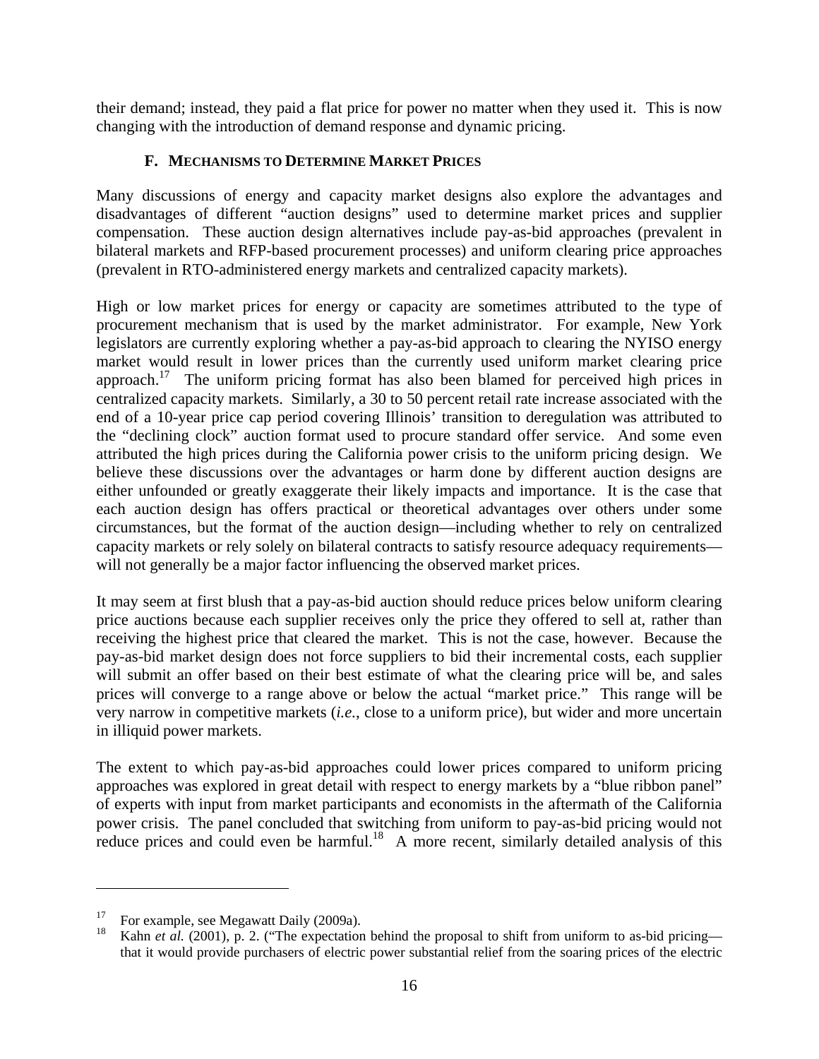their demand; instead, they paid a flat price for power no matter when they used it. This is now changing with the introduction of demand response and dynamic pricing.

### F. MECHANISMS TO DETERMINE MARKET PRICES

Many discussions of energy and capacity market designs also explore the advantages and disadvantages of different "auction designs" used to determine market prices and supplier compensation. These auction design alternatives include pay-as-bid approaches (prevalent in bilateral markets and RFP-based procurement processes) and uniform clearing price approaches (prevalent in RTO-administered energy markets and centralized capacity markets).

High or low market prices for energy or capacity are sometimes attributed to the type of procurement mechanism that is used by the market administrator. For example, New York legislators are currently exploring whether a pay-as-bid approach to clearing the NYISO energy market would result in lower prices than the currently used uniform market clearing price approach.[17] The uniform pricing format has also been blamed for perceived high prices in centralized capacity markets. Similarly, a 30 to 50 percent retail rate increase associated with the end of a 10-year price cap period covering Illinois' transition to deregulation was attributed to the "declining clock" auction format used to procure standard offer service. And some even attributed the high prices during the California power crisis to the uniform pricing design. We believe these discussions over the advantages or harm done by different auction designs are either unfounded or greatly exaggerate their likely impacts and importance. It is the case that each auction design has offers practical or theoretical advantages over others under some circumstances, but the format of the auction design—including whether to rely on centralized capacity markets or rely solely on bilateral contracts to satisfy resource adequacy requirements—will not generally be a major factor influencing the observed market prices.

It may seem at first blush that a pay-as-bid auction should reduce prices below uniform clearing price auctions because each supplier receives only the price they offered to sell at, rather than receiving the highest price that cleared the market. This is not the case, however. Because the pay-as-bid market design does not force suppliers to bid their incremental costs, each supplier will submit an offer based on their best estimate of what the clearing price will be, and sales prices will converge to a range above or below the actual "market price." This range will be very narrow in competitive markets (*i.e.*, close to a uniform price), but wider and more uncertain in illiquid power markets.

The extent to which pay-as-bid approaches could lower prices compared to uniform pricing approaches was explored in great detail with respect to energy markets by a "blue ribbon panel" of experts with input from market participants and economists in the aftermath of the California power crisis. The panel concluded that switching from uniform to pay-as-bid pricing would not reduce prices and could even be harmful.[18] A more recent, similarly detailed analysis of this

---

[17] For example, see Megawatt Daily (2009a).

[18] Kahn *et al.* (2001), p. 2. ("The expectation behind the proposal to shift from uniform to as-bid pricing—that it would provide purchasers of electric power substantial relief from the soaring prices of the electric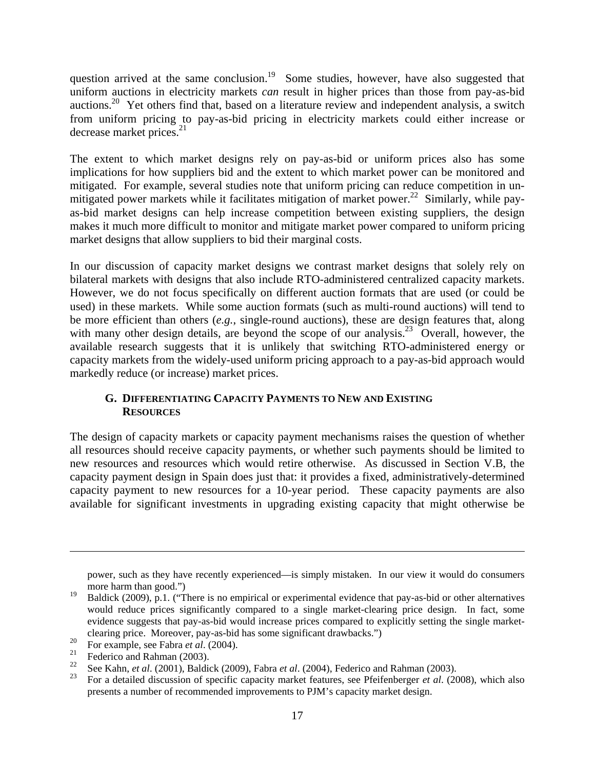question arrived at the same conclusion.[19] Some studies, however, have also suggested that uniform auctions in electricity markets *can* result in higher prices than those from pay-as-bid auctions.[20] Yet others find that, based on a literature review and independent analysis, a switch from uniform pricing to pay-as-bid pricing in electricity markets could either increase or decrease market prices.[21]

The extent to which market designs rely on pay-as-bid or uniform prices also has some implications for how suppliers bid and the extent to which market power can be monitored and mitigated. For example, several studies note that uniform pricing can reduce competition in un-mitigated power markets while it facilitates mitigation of market power.[22] Similarly, while pay-as-bid market designs can help increase competition between existing suppliers, the design makes it much more difficult to monitor and mitigate market power compared to uniform pricing market designs that allow suppliers to bid their marginal costs.

In our discussion of capacity market designs we contrast market designs that solely rely on bilateral markets with designs that also include RTO-administered centralized capacity markets. However, we do not focus specifically on different auction formats that are used (or could be used) in these markets. While some auction formats (such as multi-round auctions) will tend to be more efficient than others (*e.g.*, single-round auctions), these are design features that, along with many other design details, are beyond the scope of our analysis.[23] Overall, however, the available research suggests that it is unlikely that switching RTO-administered energy or capacity markets from the widely-used uniform pricing approach to a pay-as-bid approach would markedly reduce (or increase) market prices.

### G. Differentiating Capacity Payments to New and Existing Resources

The design of capacity markets or capacity payment mechanisms raises the question of whether all resources should receive capacity payments, or whether such payments should be limited to new resources and resources which would retire otherwise. As discussed in Section V.B, the capacity payment design in Spain does just that: it provides a fixed, administratively-determined capacity payment to new resources for a 10-year period. These capacity payments are also available for significant investments in upgrading existing capacity that might otherwise be

---

power, such as they have recently experienced—is simply mistaken. In our view it would do consumers more harm than good.")

[19] Baldick (2009), p.1. ("There is no empirical or experimental evidence that pay-as-bid or other alternatives would reduce prices significantly compared to a single market-clearing price design. In fact, some evidence suggests that pay-as-bid would increase prices compared to explicitly setting the single market-clearing price. Moreover, pay-as-bid has some significant drawbacks.")

[20] For example, see Fabra *et al*. (2004).

[21] Federico and Rahman (2003).

[22] See Kahn, *et al*. (2001), Baldick (2009), Fabra *et al*. (2004), Federico and Rahman (2003).

[23] For a detailed discussion of specific capacity market features, see Pfeifenberger *et al*. (2008), which also presents a number of recommended improvements to PJM's capacity market design.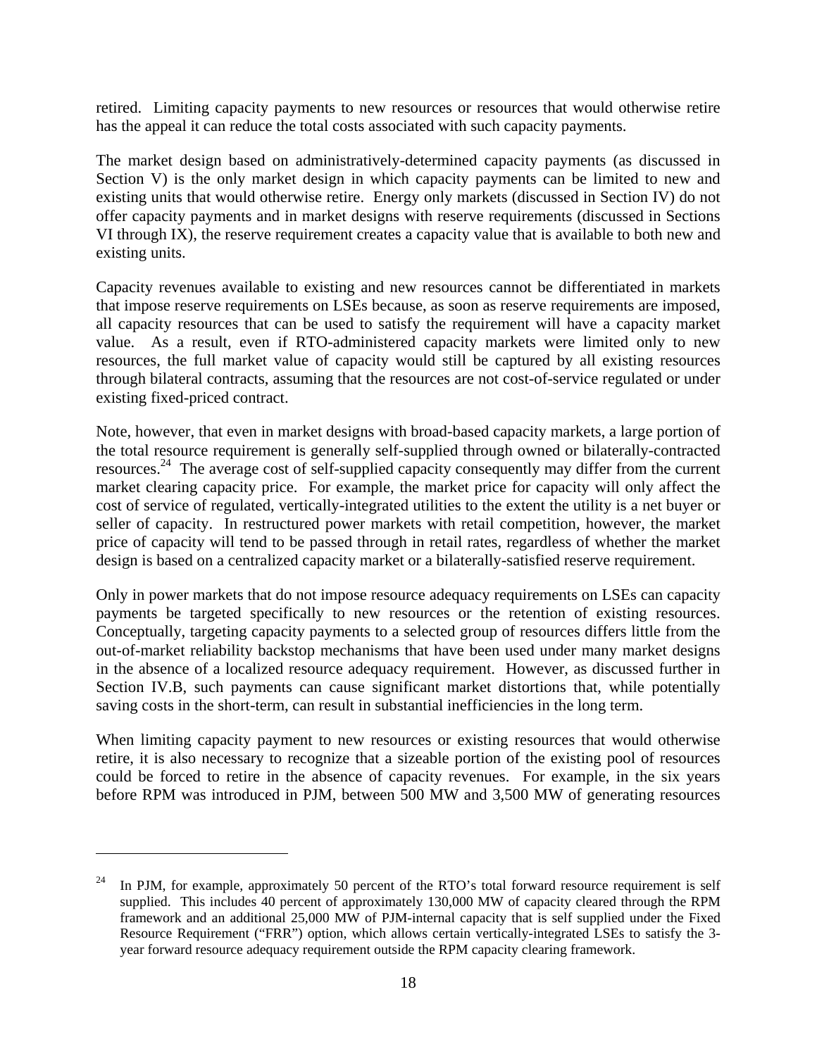retired. Limiting capacity payments to new resources or resources that would otherwise retire has the appeal it can reduce the total costs associated with such capacity payments.

The market design based on administratively-determined capacity payments (as discussed in Section V) is the only market design in which capacity payments can be limited to new and existing units that would otherwise retire. Energy only markets (discussed in Section IV) do not offer capacity payments and in market designs with reserve requirements (discussed in Sections VI through IX), the reserve requirement creates a capacity value that is available to both new and existing units.

Capacity revenues available to existing and new resources cannot be differentiated in markets that impose reserve requirements on LSEs because, as soon as reserve requirements are imposed, all capacity resources that can be used to satisfy the requirement will have a capacity market value. As a result, even if RTO-administered capacity markets were limited only to new resources, the full market value of capacity would still be captured by all existing resources through bilateral contracts, assuming that the resources are not cost-of-service regulated or under existing fixed-priced contract.

Note, however, that even in market designs with broad-based capacity markets, a large portion of the total resource requirement is generally self-supplied through owned or bilaterally-contracted resources.[24] The average cost of self-supplied capacity consequently may differ from the current market clearing capacity price. For example, the market price for capacity will only affect the cost of service of regulated, vertically-integrated utilities to the extent the utility is a net buyer or seller of capacity. In restructured power markets with retail competition, however, the market price of capacity will tend to be passed through in retail rates, regardless of whether the market design is based on a centralized capacity market or a bilaterally-satisfied reserve requirement.

Only in power markets that do not impose resource adequacy requirements on LSEs can capacity payments be targeted specifically to new resources or the retention of existing resources. Conceptually, targeting capacity payments to a selected group of resources differs little from the out-of-market reliability backstop mechanisms that have been used under many market designs in the absence of a localized resource adequacy requirement. However, as discussed further in Section IV.B, such payments can cause significant market distortions that, while potentially saving costs in the short-term, can result in substantial inefficiencies in the long term.

When limiting capacity payment to new resources or existing resources that would otherwise retire, it is also necessary to recognize that a sizeable portion of the existing pool of resources could be forced to retire in the absence of capacity revenues. For example, in the six years before RPM was introduced in PJM, between 500 MW and 3,500 MW of generating resources

---

[24] In PJM, for example, approximately 50 percent of the RTO's total forward resource requirement is self supplied. This includes 40 percent of approximately 130,000 MW of capacity cleared through the RPM framework and an additional 25,000 MW of PJM-internal capacity that is self supplied under the Fixed Resource Requirement ("FRR") option, which allows certain vertically-integrated LSEs to satisfy the 3-year forward resource adequacy requirement outside the RPM capacity clearing framework.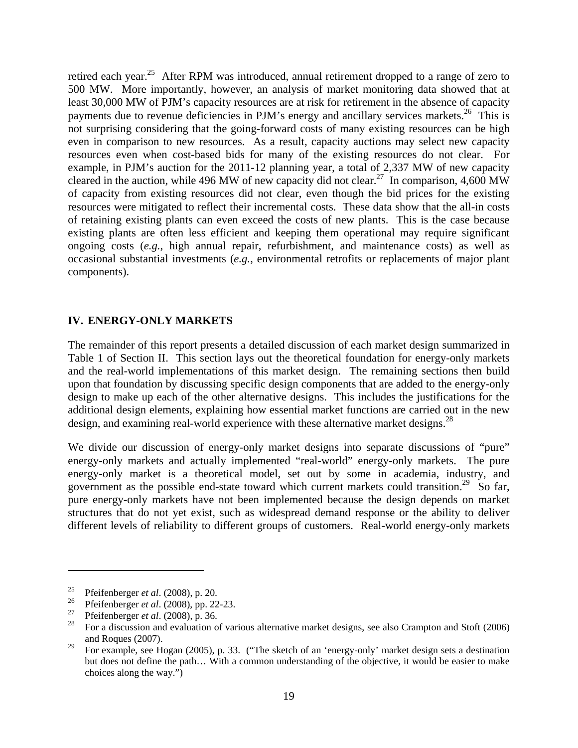retired each year.[25] After RPM was introduced, annual retirement dropped to a range of zero to 500 MW. More importantly, however, an analysis of market monitoring data showed that at least 30,000 MW of PJM's capacity resources are at risk for retirement in the absence of capacity payments due to revenue deficiencies in PJM's energy and ancillary services markets.[26] This is not surprising considering that the going-forward costs of many existing resources can be high even in comparison to new resources. As a result, capacity auctions may select new capacity resources even when cost-based bids for many of the existing resources do not clear. For example, in PJM's auction for the 2011-12 planning year, a total of 2,337 MW of new capacity cleared in the auction, while 496 MW of new capacity did not clear.[27] In comparison, 4,600 MW of capacity from existing resources did not clear, even though the bid prices for the existing resources were mitigated to reflect their incremental costs. These data show that the all-in costs of retaining existing plants can even exceed the costs of new plants. This is the case because existing plants are often less efficient and keeping them operational may require significant ongoing costs (*e.g.*, high annual repair, refurbishment, and maintenance costs) as well as occasional substantial investments (*e.g.*, environmental retrofits or replacements of major plant components).

## IV. ENERGY-ONLY MARKETS

The remainder of this report presents a detailed discussion of each market design summarized in Table 1 of Section II. This section lays out the theoretical foundation for energy-only markets and the real-world implementations of this market design. The remaining sections then build upon that foundation by discussing specific design components that are added to the energy-only design to make up each of the other alternative designs. This includes the justifications for the additional design elements, explaining how essential market functions are carried out in the new design, and examining real-world experience with these alternative market designs.[28]

We divide our discussion of energy-only market designs into separate discussions of "pure" energy-only markets and actually implemented "real-world" energy-only markets. The pure energy-only market is a theoretical model, set out by some in academia, industry, and government as the possible end-state toward which current markets could transition.[29] So far, pure energy-only markets have not been implemented because the design depends on market structures that do not yet exist, such as widespread demand response or the ability to deliver different levels of reliability to different groups of customers. Real-world energy-only markets

---

[25] Pfeifenberger *et al*. (2008), p. 20.

[26] Pfeifenberger *et al*. (2008), pp. 22-23.

[27] Pfeifenberger *et al*. (2008), p. 36.

[28] For a discussion and evaluation of various alternative market designs, see also Crampton and Stoft (2006) and Roques (2007).

[29] For example, see Hogan (2005), p. 33. ("The sketch of an 'energy-only' market design sets a destination but does not define the path… With a common understanding of the objective, it would be easier to make choices along the way.")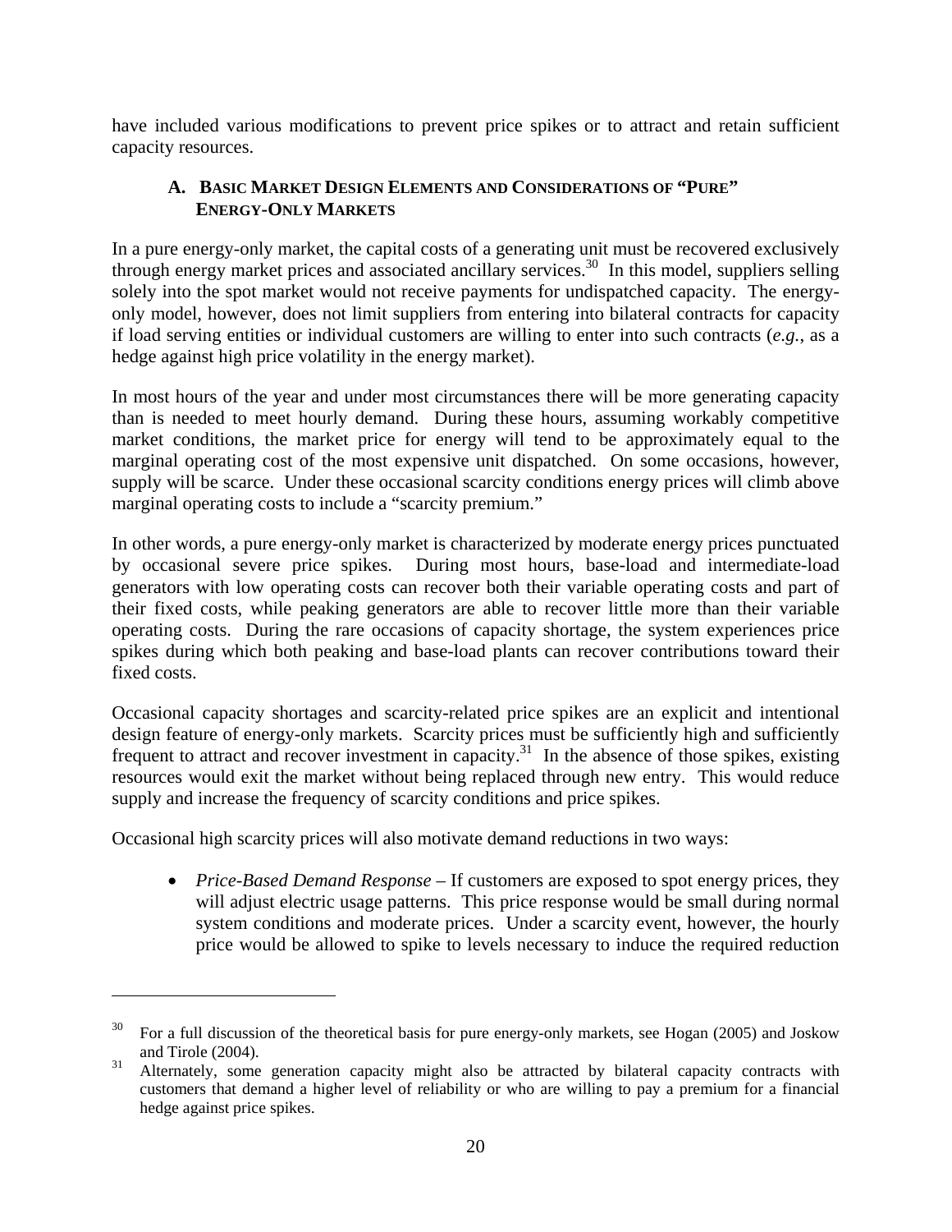have included various modifications to prevent price spikes or to attract and retain sufficient capacity resources.

### A. Basic Market Design Elements and Considerations of "Pure" Energy-Only Markets

In a pure energy-only market, the capital costs of a generating unit must be recovered exclusively through energy market prices and associated ancillary services.[30] In this model, suppliers selling solely into the spot market would not receive payments for undispatched capacity. The energy-only model, however, does not limit suppliers from entering into bilateral contracts for capacity if load serving entities or individual customers are willing to enter into such contracts (*e.g.*, as a hedge against high price volatility in the energy market).

In most hours of the year and under most circumstances there will be more generating capacity than is needed to meet hourly demand. During these hours, assuming workably competitive market conditions, the market price for energy will tend to be approximately equal to the marginal operating cost of the most expensive unit dispatched. On some occasions, however, supply will be scarce. Under these occasional scarcity conditions energy prices will climb above marginal operating costs to include a "scarcity premium."

In other words, a pure energy-only market is characterized by moderate energy prices punctuated by occasional severe price spikes. During most hours, base-load and intermediate-load generators with low operating costs can recover both their variable operating costs and part of their fixed costs, while peaking generators are able to recover little more than their variable operating costs. During the rare occasions of capacity shortage, the system experiences price spikes during which both peaking and base-load plants can recover contributions toward their fixed costs.

Occasional capacity shortages and scarcity-related price spikes are an explicit and intentional design feature of energy-only markets. Scarcity prices must be sufficiently high and sufficiently frequent to attract and recover investment in capacity.[31] In the absence of those spikes, existing resources would exit the market without being replaced through new entry. This would reduce supply and increase the frequency of scarcity conditions and price spikes.

Occasional high scarcity prices will also motivate demand reductions in two ways:

- *Price-Based Demand Response* – If customers are exposed to spot energy prices, they will adjust electric usage patterns. This price response would be small during normal system conditions and moderate prices. Under a scarcity event, however, the hourly price would be allowed to spike to levels necessary to induce the required reduction

---

[30] For a full discussion of the theoretical basis for pure energy-only markets, see Hogan (2005) and Joskow and Tirole (2004).

[31] Alternately, some generation capacity might also be attracted by bilateral capacity contracts with customers that demand a higher level of reliability or who are willing to pay a premium for a financial hedge against price spikes.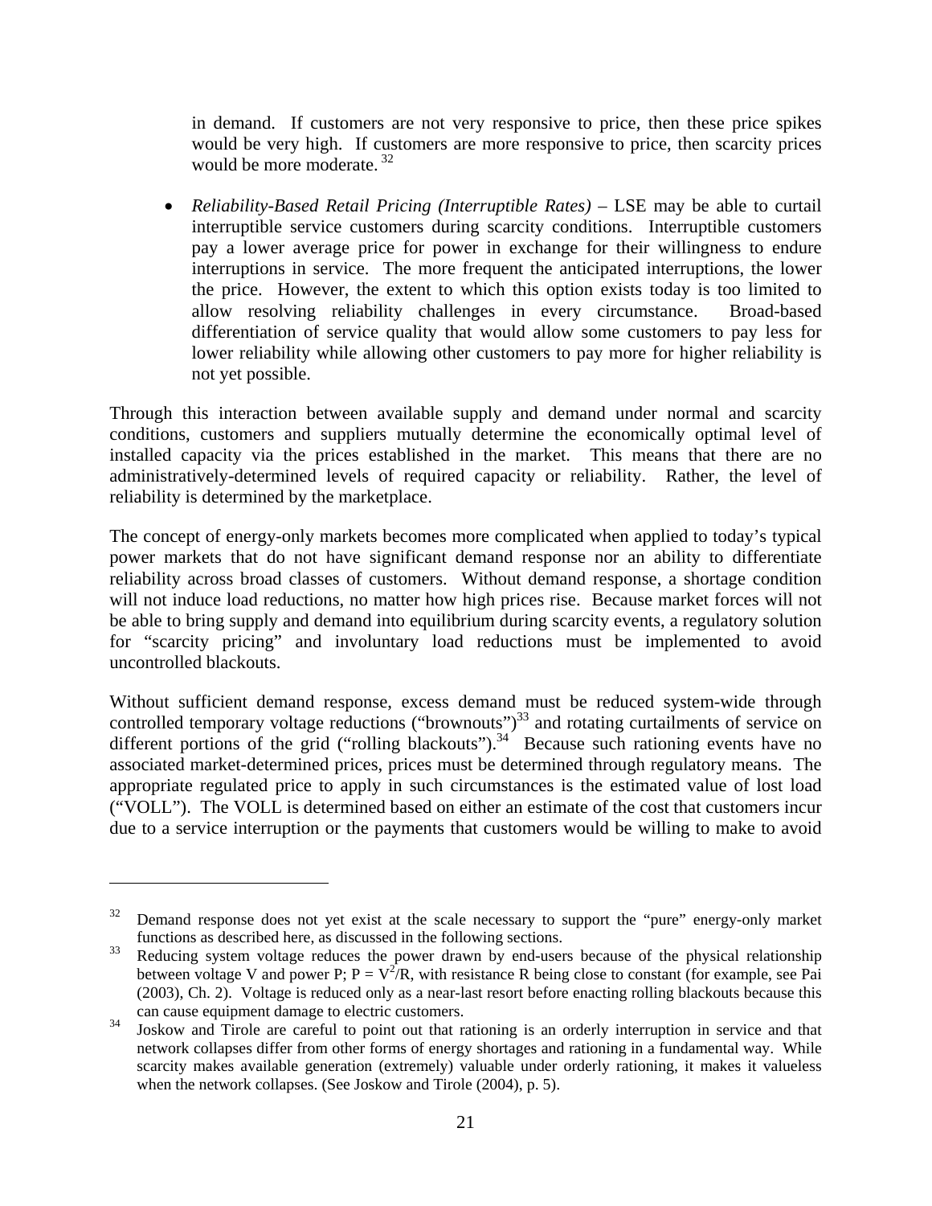in demand. If customers are not very responsive to price, then these price spikes would be very high. If customers are more responsive to price, then scarcity prices would be more moderate. [32]

- *Reliability-Based Retail Pricing (Interruptible Rates)* – LSE may be able to curtail interruptible service customers during scarcity conditions. Interruptible customers pay a lower average price for power in exchange for their willingness to endure interruptions in service. The more frequent the anticipated interruptions, the lower the price. However, the extent to which this option exists today is too limited to allow resolving reliability challenges in every circumstance. Broad-based differentiation of service quality that would allow some customers to pay less for lower reliability while allowing other customers to pay more for higher reliability is not yet possible.

Through this interaction between available supply and demand under normal and scarcity conditions, customers and suppliers mutually determine the economically optimal level of installed capacity via the prices established in the market. This means that there are no administratively-determined levels of required capacity or reliability. Rather, the level of reliability is determined by the marketplace.

The concept of energy-only markets becomes more complicated when applied to today's typical power markets that do not have significant demand response nor an ability to differentiate reliability across broad classes of customers. Without demand response, a shortage condition will not induce load reductions, no matter how high prices rise. Because market forces will not be able to bring supply and demand into equilibrium during scarcity events, a regulatory solution for "scarcity pricing" and involuntary load reductions must be implemented to avoid uncontrolled blackouts.

Without sufficient demand response, excess demand must be reduced system-wide through controlled temporary voltage reductions ("brownouts")[33] and rotating curtailments of service on different portions of the grid ("rolling blackouts").[34] Because such rationing events have no associated market-determined prices, prices must be determined through regulatory means. The appropriate regulated price to apply in such circumstances is the estimated value of lost load ("VOLL"). The VOLL is determined based on either an estimate of the cost that customers incur due to a service interruption or the payments that customers would be willing to make to avoid

---

[32] Demand response does not yet exist at the scale necessary to support the "pure" energy-only market functions as described here, as discussed in the following sections.

[33] Reducing system voltage reduces the power drawn by end-users because of the physical relationship between voltage V and power P; $P = V^2/R$, with resistance R being close to constant (for example, see Pai (2003), Ch. 2). Voltage is reduced only as a near-last resort before enacting rolling blackouts because this can cause equipment damage to electric customers.

[34] Joskow and Tirole are careful to point out that rationing is an orderly interruption in service and that network collapses differ from other forms of energy shortages and rationing in a fundamental way. While scarcity makes available generation (extremely) valuable under orderly rationing, it makes it valueless when the network collapses. (See Joskow and Tirole (2004), p. 5).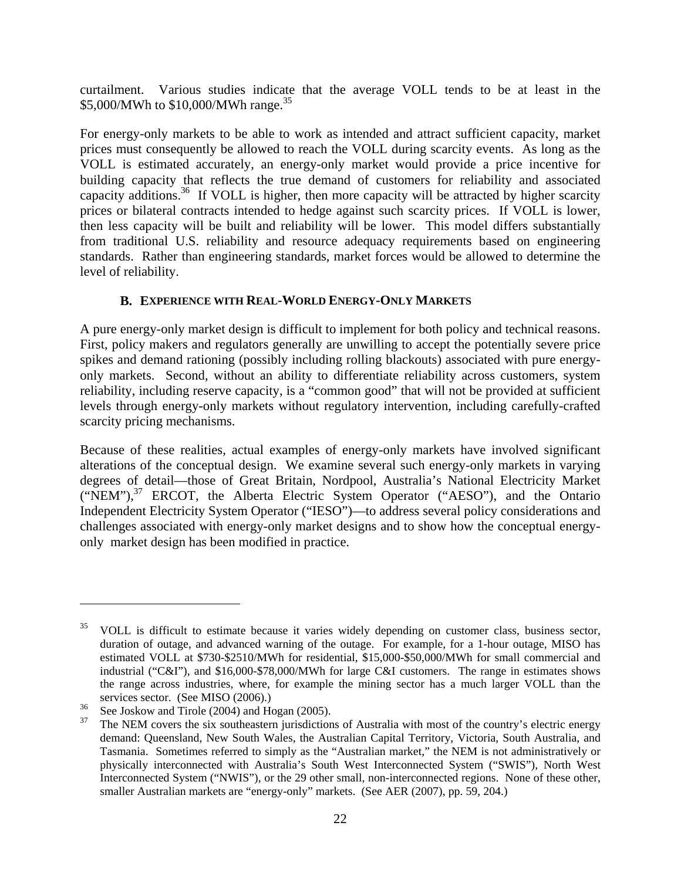curtailment. Various studies indicate that the average VOLL tends to be at least in the $5,000/MWh to $10,000/MWh range.[35]

For energy-only markets to be able to work as intended and attract sufficient capacity, market prices must consequently be allowed to reach the VOLL during scarcity events. As long as the VOLL is estimated accurately, an energy-only market would provide a price incentive for building capacity that reflects the true demand of customers for reliability and associated capacity additions.[36] If VOLL is higher, then more capacity will be attracted by higher scarcity prices or bilateral contracts intended to hedge against such scarcity prices. If VOLL is lower, then less capacity will be built and reliability will be lower. This model differs substantially from traditional U.S. reliability and resource adequacy requirements based on engineering standards. Rather than engineering standards, market forces would be allowed to determine the level of reliability.

### B. Experience with Real-World Energy-Only Markets

A pure energy-only market design is difficult to implement for both policy and technical reasons. First, policy makers and regulators generally are unwilling to accept the potentially severe price spikes and demand rationing (possibly including rolling blackouts) associated with pure energy-only markets. Second, without an ability to differentiate reliability across customers, system reliability, including reserve capacity, is a "common good" that will not be provided at sufficient levels through energy-only markets without regulatory intervention, including carefully-crafted scarcity pricing mechanisms.

Because of these realities, actual examples of energy-only markets have involved significant alterations of the conceptual design. We examine several such energy-only markets in varying degrees of detail—those of Great Britain, Nordpool, Australia's National Electricity Market ("NEM"),[37] ERCOT, the Alberta Electric System Operator ("AESO"), and the Ontario Independent Electricity System Operator ("IESO")—to address several policy considerations and challenges associated with energy-only market designs and to show how the conceptual energy-only market design has been modified in practice.

---

[35] VOLL is difficult to estimate because it varies widely depending on customer class, business sector, duration of outage, and advanced warning of the outage. For example, for a 1-hour outage, MISO has estimated VOLL at $730-$2510/MWh for residential, $15,000-$50,000/MWh for small commercial and industrial ("C&I"), and $16,000-$78,000/MWh for large C&I customers. The range in estimates shows the range across industries, where, for example the mining sector has a much larger VOLL than the services sector. (See MISO (2006).)

[36] See Joskow and Tirole (2004) and Hogan (2005).

[37] The NEM covers the six southeastern jurisdictions of Australia with most of the country's electric energy demand: Queensland, New South Wales, the Australian Capital Territory, Victoria, South Australia, and Tasmania. Sometimes referred to simply as the "Australian market," the NEM is not administratively or physically interconnected with Australia's South West Interconnected System ("SWIS"), North West Interconnected System ("NWIS"), or the 29 other small, non-interconnected regions. None of these other, smaller Australian markets are "energy-only" markets. (See AER (2007), pp. 59, 204.)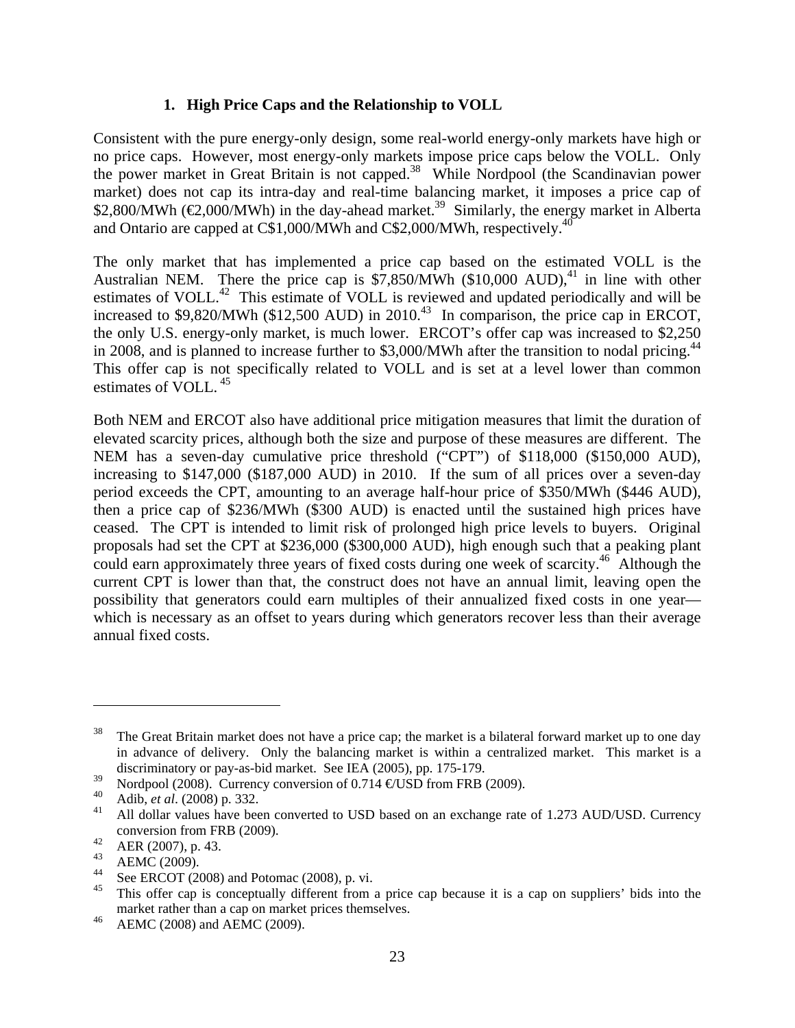### 1. High Price Caps and the Relationship to VOLL

Consistent with the pure energy-only design, some real-world energy-only markets have high or no price caps. However, most energy-only markets impose price caps below the VOLL. Only the power market in Great Britain is not capped.[38] While Nordpool (the Scandinavian power market) does not cap its intra-day and real-time balancing market, it imposes a price cap of $2,800/MWh (€2,000/MWh) in the day-ahead market.[39] Similarly, the energy market in Alberta and Ontario are capped at C$1,000/MWh and C$2,000/MWh, respectively.[40]

The only market that has implemented a price cap based on the estimated VOLL is the Australian NEM. There the price cap is $7,850/MWh ($10,000 AUD),[41] in line with other estimates of VOLL.[42] This estimate of VOLL is reviewed and updated periodically and will be increased to $9,820/MWh ($12,500 AUD) in 2010.[43] In comparison, the price cap in ERCOT, the only U.S. energy-only market, is much lower. ERCOT's offer cap was increased to $2,250 in 2008, and is planned to increase further to $3,000/MWh after the transition to nodal pricing.[44] This offer cap is not specifically related to VOLL and is set at a level lower than common estimates of VOLL.[45]

Both NEM and ERCOT also have additional price mitigation measures that limit the duration of elevated scarcity prices, although both the size and purpose of these measures are different. The NEM has a seven-day cumulative price threshold ("CPT") of $118,000 ($150,000 AUD), increasing to $147,000 ($187,000 AUD) in 2010. If the sum of all prices over a seven-day period exceeds the CPT, amounting to an average half-hour price of $350/MWh ($446 AUD), then a price cap of $236/MWh ($300 AUD) is enacted until the sustained high prices have ceased. The CPT is intended to limit risk of prolonged high price levels to buyers. Original proposals had set the CPT at $236,000 ($300,000 AUD), high enough such that a peaking plant could earn approximately three years of fixed costs during one week of scarcity.[46] Although the current CPT is lower than that, the construct does not have an annual limit, leaving open the possibility that generators could earn multiples of their annualized fixed costs in one year—which is necessary as an offset to years during which generators recover less than their average annual fixed costs.

---

[38] The Great Britain market does not have a price cap; the market is a bilateral forward market up to one day in advance of delivery. Only the balancing market is within a centralized market. This market is a discriminatory or pay-as-bid market. See IEA (2005), pp. 175-179.

[39] Nordpool (2008). Currency conversion of 0.714 €/USD from FRB (2009).

[40] Adib, *et al*. (2008) p. 332.

[41] All dollar values have been converted to USD based on an exchange rate of 1.273 AUD/USD. Currency conversion from FRB (2009).

[42] AER (2007), p. 43.

[43] AEMC (2009).

[44] See ERCOT (2008) and Potomac (2008), p. vi.

[45] This offer cap is conceptually different from a price cap because it is a cap on suppliers' bids into the market rather than a cap on market prices themselves.

[46] AEMC (2008) and AEMC (2009).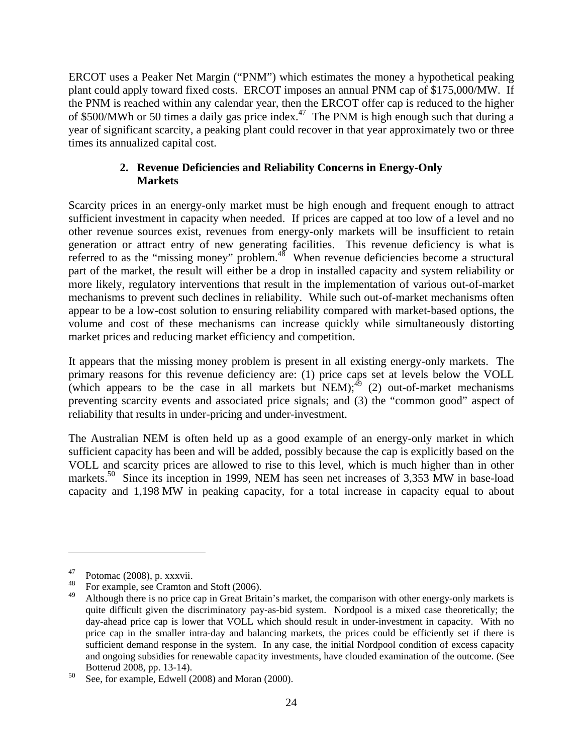ERCOT uses a Peaker Net Margin ("PNM") which estimates the money a hypothetical peaking plant could apply toward fixed costs. ERCOT imposes an annual PNM cap of $175,000/MW. If the PNM is reached within any calendar year, then the ERCOT offer cap is reduced to the higher of $500/MWh or 50 times a daily gas price index.[47] The PNM is high enough such that during a year of significant scarcity, a peaking plant could recover in that year approximately two or three times its annualized capital cost.

### 2. Revenue Deficiencies and Reliability Concerns in Energy-Only Markets

Scarcity prices in an energy-only market must be high enough and frequent enough to attract sufficient investment in capacity when needed. If prices are capped at too low of a level and no other revenue sources exist, revenues from energy-only markets will be insufficient to retain generation or attract entry of new generating facilities. This revenue deficiency is what is referred to as the "missing money" problem.[48] When revenue deficiencies become a structural part of the market, the result will either be a drop in installed capacity and system reliability or more likely, regulatory interventions that result in the implementation of various out-of-market mechanisms to prevent such declines in reliability. While such out-of-market mechanisms often appear to be a low-cost solution to ensuring reliability compared with market-based options, the volume and cost of these mechanisms can increase quickly while simultaneously distorting market prices and reducing market efficiency and competition.

It appears that the missing money problem is present in all existing energy-only markets. The primary reasons for this revenue deficiency are: (1) price caps set at levels below the VOLL (which appears to be the case in all markets but NEM);[49] (2) out-of-market mechanisms preventing scarcity events and associated price signals; and (3) the "common good" aspect of reliability that results in under-pricing and under-investment.

The Australian NEM is often held up as a good example of an energy-only market in which sufficient capacity has been and will be added, possibly because the cap is explicitly based on the VOLL and scarcity prices are allowed to rise to this level, which is much higher than in other markets.[50] Since its inception in 1999, NEM has seen net increases of 3,353 MW in base-load capacity and 1,198 MW in peaking capacity, for a total increase in capacity equal to about

---

[47] Potomac (2008), p. xxxvii.

[48] For example, see Cramton and Stoft (2006).

[49] Although there is no price cap in Great Britain's market, the comparison with other energy-only markets is quite difficult given the discriminatory pay-as-bid system. Nordpool is a mixed case theoretically; the day-ahead price cap is lower that VOLL which should result in under-investment in capacity. With no price cap in the smaller intra-day and balancing markets, the prices could be efficiently set if there is sufficient demand response in the system. In any case, the initial Nordpool condition of excess capacity and ongoing subsidies for renewable capacity investments, have clouded examination of the outcome. (See Botterud 2008, pp. 13-14).

[50] See, for example, Edwell (2008) and Moran (2000).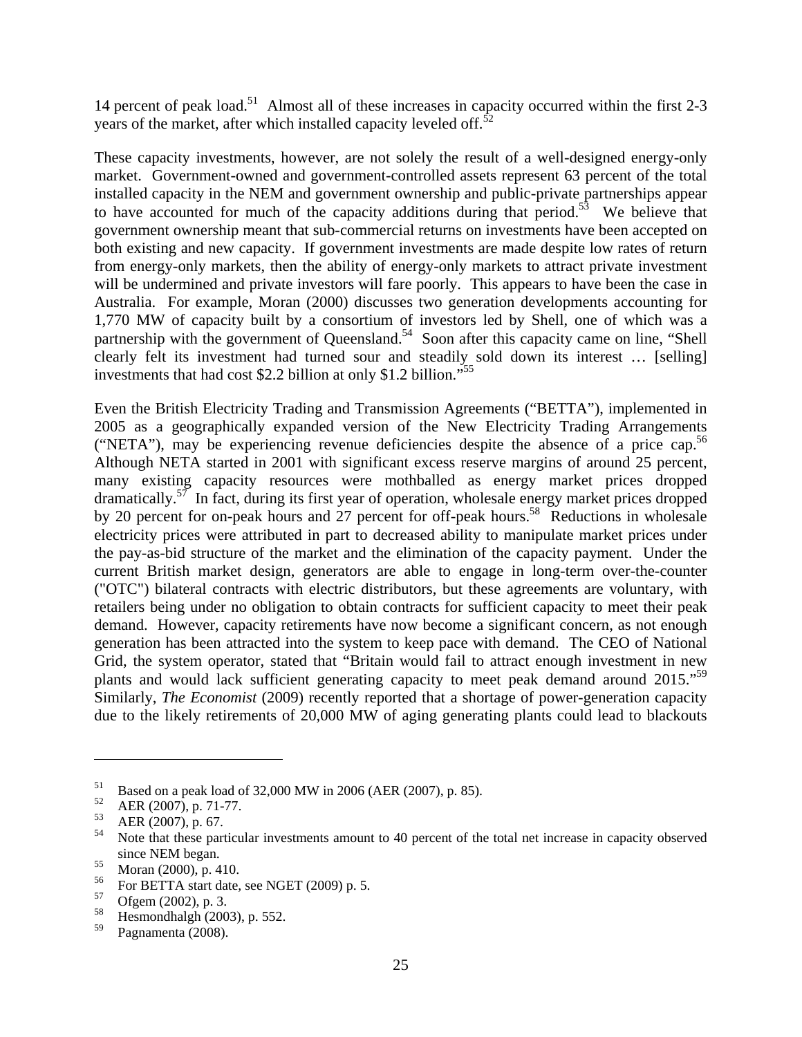14 percent of peak load.[51] Almost all of these increases in capacity occurred within the first 2-3 years of the market, after which installed capacity leveled off.[52]

These capacity investments, however, are not solely the result of a well-designed energy-only market. Government-owned and government-controlled assets represent 63 percent of the total installed capacity in the NEM and government ownership and public-private partnerships appear to have accounted for much of the capacity additions during that period.[53] We believe that government ownership meant that sub-commercial returns on investments have been accepted on both existing and new capacity. If government investments are made despite low rates of return from energy-only markets, then the ability of energy-only markets to attract private investment will be undermined and private investors will fare poorly. This appears to have been the case in Australia. For example, Moran (2000) discusses two generation developments accounting for 1,770 MW of capacity built by a consortium of investors led by Shell, one of which was a partnership with the government of Queensland.[54] Soon after this capacity came on line, "Shell clearly felt its investment had turned sour and steadily sold down its interest … [selling] investments that had cost $2.2 billion at only $1.2 billion."[55]

Even the British Electricity Trading and Transmission Agreements ("BETTA"), implemented in 2005 as a geographically expanded version of the New Electricity Trading Arrangements ("NETA"), may be experiencing revenue deficiencies despite the absence of a price cap.[56] Although NETA started in 2001 with significant excess reserve margins of around 25 percent, many existing capacity resources were mothballed as energy market prices dropped dramatically.[57] In fact, during its first year of operation, wholesale energy market prices dropped by 20 percent for on-peak hours and 27 percent for off-peak hours.[58] Reductions in wholesale electricity prices were attributed in part to decreased ability to manipulate market prices under the pay-as-bid structure of the market and the elimination of the capacity payment. Under the current British market design, generators are able to engage in long-term over-the-counter ("OTC") bilateral contracts with electric distributors, but these agreements are voluntary, with retailers being under no obligation to obtain contracts for sufficient capacity to meet their peak demand. However, capacity retirements have now become a significant concern, as not enough generation has been attracted into the system to keep pace with demand. The CEO of National Grid, the system operator, stated that "Britain would fail to attract enough investment in new plants and would lack sufficient generating capacity to meet peak demand around 2015."[59] Similarly, *The Economist* (2009) recently reported that a shortage of power-generation capacity due to the likely retirements of 20,000 MW of aging generating plants could lead to blackouts

---

[51] Based on a peak load of 32,000 MW in 2006 (AER (2007), p. 85).

[52] AER (2007), p. 71-77.

[53] AER (2007), p. 67.

[54] Note that these particular investments amount to 40 percent of the total net increase in capacity observed since NEM began.

[55] Moran (2000), p. 410.

[56] For BETTA start date, see NGET (2009) p. 5.

[57] Ofgem (2002), p. 3.

[58] Hesmondhalgh (2003), p. 552.

[59] Pagnamenta (2008).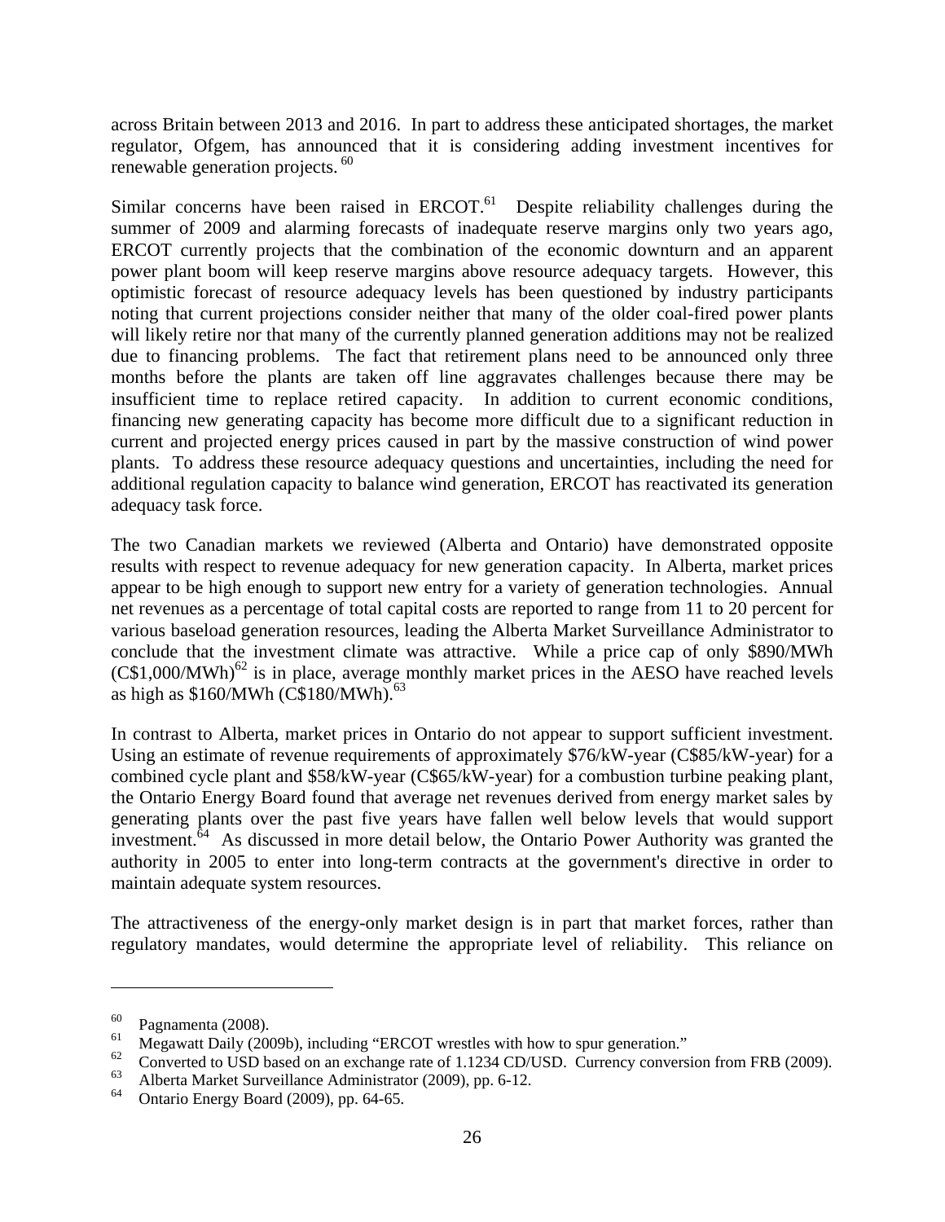across Britain between 2013 and 2016. In part to address these anticipated shortages, the market regulator, Ofgem, has announced that it is considering adding investment incentives for renewable generation projects.[60]

Similar concerns have been raised in ERCOT.[61] Despite reliability challenges during the summer of 2009 and alarming forecasts of inadequate reserve margins only two years ago, ERCOT currently projects that the combination of the economic downturn and an apparent power plant boom will keep reserve margins above resource adequacy targets. However, this optimistic forecast of resource adequacy levels has been questioned by industry participants noting that current projections consider neither that many of the older coal-fired power plants will likely retire nor that many of the currently planned generation additions may not be realized due to financing problems. The fact that retirement plans need to be announced only three months before the plants are taken off line aggravates challenges because there may be insufficient time to replace retired capacity. In addition to current economic conditions, financing new generating capacity has become more difficult due to a significant reduction in current and projected energy prices caused in part by the massive construction of wind power plants. To address these resource adequacy questions and uncertainties, including the need for additional regulation capacity to balance wind generation, ERCOT has reactivated its generation adequacy task force.

The two Canadian markets we reviewed (Alberta and Ontario) have demonstrated opposite results with respect to revenue adequacy for new generation capacity. In Alberta, market prices appear to be high enough to support new entry for a variety of generation technologies. Annual net revenues as a percentage of total capital costs are reported to range from 11 to 20 percent for various baseload generation resources, leading the Alberta Market Surveillance Administrator to conclude that the investment climate was attractive. While a price cap of only $890/MWh (C$1,000/MWh)[62] is in place, average monthly market prices in the AESO have reached levels as high as $160/MWh (C$180/MWh).[63]

In contrast to Alberta, market prices in Ontario do not appear to support sufficient investment. Using an estimate of revenue requirements of approximately $76/kW-year (C$85/kW-year) for a combined cycle plant and $58/kW-year (C$65/kW-year) for a combustion turbine peaking plant, the Ontario Energy Board found that average net revenues derived from energy market sales by generating plants over the past five years have fallen well below levels that would support investment.[64] As discussed in more detail below, the Ontario Power Authority was granted the authority in 2005 to enter into long-term contracts at the government's directive in order to maintain adequate system resources.

The attractiveness of the energy-only market design is in part that market forces, rather than regulatory mandates, would determine the appropriate level of reliability. This reliance on

---

[60] Pagnamenta (2008).

[61] Megawatt Daily (2009b), including "ERCOT wrestles with how to spur generation."

[62] Converted to USD based on an exchange rate of 1.1234 CD/USD. Currency conversion from FRB (2009).

[63] Alberta Market Surveillance Administrator (2009), pp. 6-12.

[64] Ontario Energy Board (2009), pp. 64-65.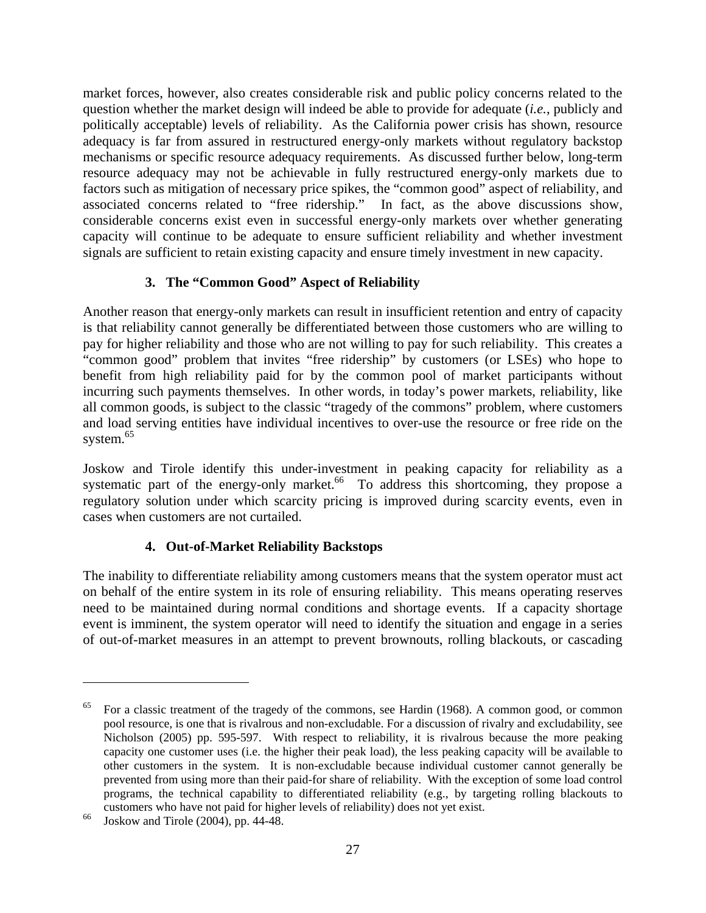market forces, however, also creates considerable risk and public policy concerns related to the question whether the market design will indeed be able to provide for adequate (*i.e.*, publicly and politically acceptable) levels of reliability. As the California power crisis has shown, resource adequacy is far from assured in restructured energy-only markets without regulatory backstop mechanisms or specific resource adequacy requirements. As discussed further below, long-term resource adequacy may not be achievable in fully restructured energy-only markets due to factors such as mitigation of necessary price spikes, the "common good" aspect of reliability, and associated concerns related to "free ridership." In fact, as the above discussions show, considerable concerns exist even in successful energy-only markets over whether generating capacity will continue to be adequate to ensure sufficient reliability and whether investment signals are sufficient to retain existing capacity and ensure timely investment in new capacity.

### 3. The "Common Good" Aspect of Reliability

Another reason that energy-only markets can result in insufficient retention and entry of capacity is that reliability cannot generally be differentiated between those customers who are willing to pay for higher reliability and those who are not willing to pay for such reliability. This creates a "common good" problem that invites "free ridership" by customers (or LSEs) who hope to benefit from high reliability paid for by the common pool of market participants without incurring such payments themselves. In other words, in today's power markets, reliability, like all common goods, is subject to the classic "tragedy of the commons" problem, where customers and load serving entities have individual incentives to over-use the resource or free ride on the system.[65]

Joskow and Tirole identify this under-investment in peaking capacity for reliability as a systematic part of the energy-only market.[66] To address this shortcoming, they propose a regulatory solution under which scarcity pricing is improved during scarcity events, even in cases when customers are not curtailed.

### 4. Out-of-Market Reliability Backstops

The inability to differentiate reliability among customers means that the system operator must act on behalf of the entire system in its role of ensuring reliability. This means operating reserves need to be maintained during normal conditions and shortage events. If a capacity shortage event is imminent, the system operator will need to identify the situation and engage in a series of out-of-market measures in an attempt to prevent brownouts, rolling blackouts, or cascading

---

[65] For a classic treatment of the tragedy of the commons, see Hardin (1968). A common good, or common pool resource, is one that is rivalrous and non-excludable. For a discussion of rivalry and excludability, see Nicholson (2005) pp. 595-597. With respect to reliability, it is rivalrous because the more peaking capacity one customer uses (i.e. the higher their peak load), the less peaking capacity will be available to other customers in the system. It is non-excludable because individual customer cannot generally be prevented from using more than their paid-for share of reliability. With the exception of some load control programs, the technical capability to differentiated reliability (e.g., by targeting rolling blackouts to customers who have not paid for higher levels of reliability) does not yet exist.

[66] Joskow and Tirole (2004), pp. 44-48.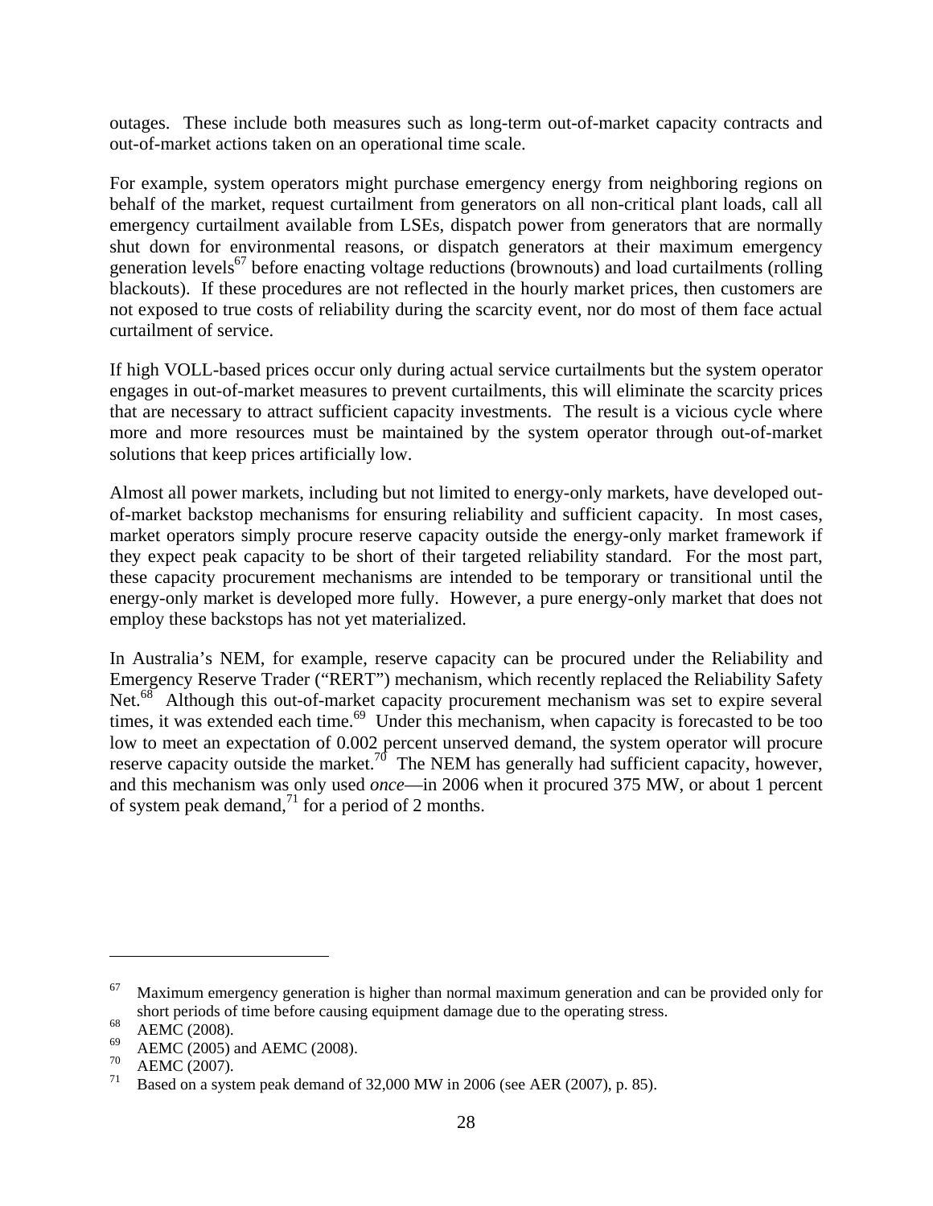outages. These include both measures such as long-term out-of-market capacity contracts and out-of-market actions taken on an operational time scale.

For example, system operators might purchase emergency energy from neighboring regions on behalf of the market, request curtailment from generators on all non-critical plant loads, call all emergency curtailment available from LSEs, dispatch power from generators that are normally shut down for environmental reasons, or dispatch generators at their maximum emergency generation levels[67] before enacting voltage reductions (brownouts) and load curtailments (rolling blackouts). If these procedures are not reflected in the hourly market prices, then customers are not exposed to true costs of reliability during the scarcity event, nor do most of them face actual curtailment of service.

If high VOLL-based prices occur only during actual service curtailments but the system operator engages in out-of-market measures to prevent curtailments, this will eliminate the scarcity prices that are necessary to attract sufficient capacity investments. The result is a vicious cycle where more and more resources must be maintained by the system operator through out-of-market solutions that keep prices artificially low.

Almost all power markets, including but not limited to energy-only markets, have developed out-of-market backstop mechanisms for ensuring reliability and sufficient capacity. In most cases, market operators simply procure reserve capacity outside the energy-only market framework if they expect peak capacity to be short of their targeted reliability standard. For the most part, these capacity procurement mechanisms are intended to be temporary or transitional until the energy-only market is developed more fully. However, a pure energy-only market that does not employ these backstops has not yet materialized.

In Australia's NEM, for example, reserve capacity can be procured under the Reliability and Emergency Reserve Trader ("RERT") mechanism, which recently replaced the Reliability Safety Net.[68] Although this out-of-market capacity procurement mechanism was set to expire several times, it was extended each time.[69] Under this mechanism, when capacity is forecasted to be too low to meet an expectation of 0.002 percent unserved demand, the system operator will procure reserve capacity outside the market.[70] The NEM has generally had sufficient capacity, however, and this mechanism was only used *once*—in 2006 when it procured 375 MW, or about 1 percent of system peak demand,[71] for a period of 2 months.

---

[67] Maximum emergency generation is higher than normal maximum generation and can be provided only for short periods of time before causing equipment damage due to the operating stress.

[68] AEMC (2008).

[69] AEMC (2005) and AEMC (2008).

[70] AEMC (2007).

[71] Based on a system peak demand of 32,000 MW in 2006 (see AER (2007), p. 85).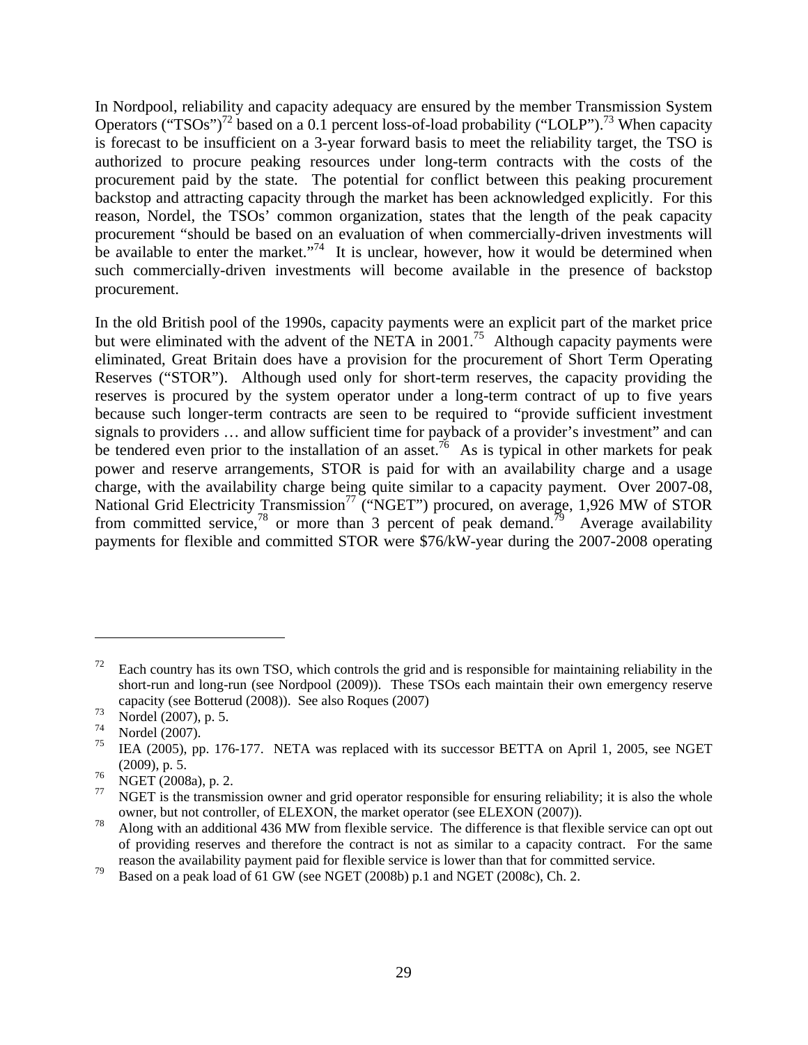In Nordpool, reliability and capacity adequacy are ensured by the member Transmission System Operators ("TSOs")[72] based on a 0.1 percent loss-of-load probability ("LOLP").[73] When capacity is forecast to be insufficient on a 3-year forward basis to meet the reliability target, the TSO is authorized to procure peaking resources under long-term contracts with the costs of the procurement paid by the state. The potential for conflict between this peaking procurement backstop and attracting capacity through the market has been acknowledged explicitly. For this reason, Nordel, the TSOs' common organization, states that the length of the peak capacity procurement "should be based on an evaluation of when commercially-driven investments will be available to enter the market."[74] It is unclear, however, how it would be determined when such commercially-driven investments will become available in the presence of backstop procurement.

In the old British pool of the 1990s, capacity payments were an explicit part of the market price but were eliminated with the advent of the NETA in 2001.[75] Although capacity payments were eliminated, Great Britain does have a provision for the procurement of Short Term Operating Reserves ("STOR"). Although used only for short-term reserves, the capacity providing the reserves is procured by the system operator under a long-term contract of up to five years because such longer-term contracts are seen to be required to "provide sufficient investment signals to providers … and allow sufficient time for payback of a provider's investment" and can be tendered even prior to the installation of an asset.[76] As is typical in other markets for peak power and reserve arrangements, STOR is paid for with an availability charge and a usage charge, with the availability charge being quite similar to a capacity payment. Over 2007-08, National Grid Electricity Transmission[77] ("NGET") procured, on average, 1,926 MW of STOR from committed service,[78] or more than 3 percent of peak demand.[79] Average availability payments for flexible and committed STOR were \$76/kW-year during the 2007-2008 operating

---

[72] Each country has its own TSO, which controls the grid and is responsible for maintaining reliability in the short-run and long-run (see Nordpool (2009)). These TSOs each maintain their own emergency reserve capacity (see Botterud (2008)). See also Roques (2007)

[73] Nordel (2007), p. 5.

[74] Nordel (2007).

[75] IEA (2005), pp. 176-177. NETA was replaced with its successor BETTA on April 1, 2005, see NGET (2009), p. 5.

[76] NGET (2008a), p. 2.

[77] NGET is the transmission owner and grid operator responsible for ensuring reliability; it is also the whole owner, but not controller, of ELEXON, the market operator (see ELEXON (2007)).

[78] Along with an additional 436 MW from flexible service. The difference is that flexible service can opt out of providing reserves and therefore the contract is not as similar to a capacity contract. For the same reason the availability payment paid for flexible service is lower than that for committed service.

[79] Based on a peak load of 61 GW (see NGET (2008b) p.1 and NGET (2008c), Ch. 2.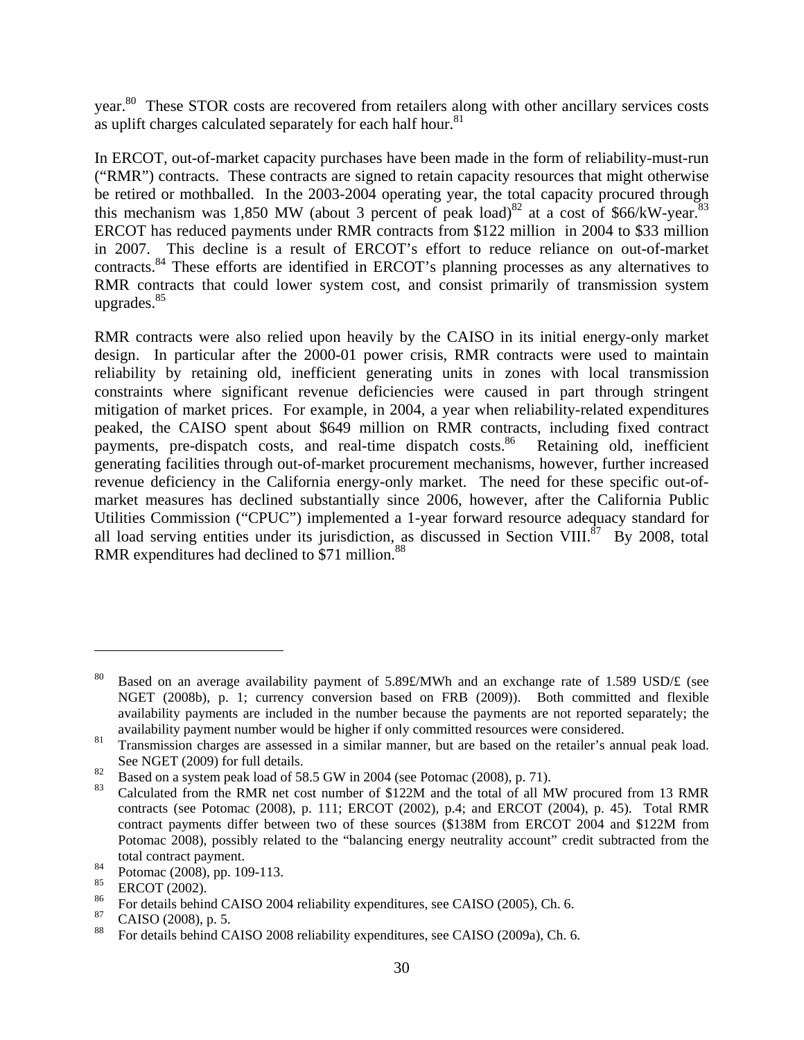year.[80] These STOR costs are recovered from retailers along with other ancillary services costs as uplift charges calculated separately for each half hour.[81]

In ERCOT, out-of-market capacity purchases have been made in the form of reliability-must-run ("RMR") contracts. These contracts are signed to retain capacity resources that might otherwise be retired or mothballed. In the 2003-2004 operating year, the total capacity procured through this mechanism was 1,850 MW (about 3 percent of peak load)[82] at a cost of \$66/kW-year.[83] ERCOT has reduced payments under RMR contracts from \$122 million in 2004 to \$33 million in 2007. This decline is a result of ERCOT's effort to reduce reliance on out-of-market contracts.[84] These efforts are identified in ERCOT's planning processes as any alternatives to RMR contracts that could lower system cost, and consist primarily of transmission system upgrades.[85]

RMR contracts were also relied upon heavily by the CAISO in its initial energy-only market design. In particular after the 2000-01 power crisis, RMR contracts were used to maintain reliability by retaining old, inefficient generating units in zones with local transmission constraints where significant revenue deficiencies were caused in part through stringent mitigation of market prices. For example, in 2004, a year when reliability-related expenditures peaked, the CAISO spent about \$649 million on RMR contracts, including fixed contract payments, pre-dispatch costs, and real-time dispatch costs.[86] Retaining old, inefficient generating facilities through out-of-market procurement mechanisms, however, further increased revenue deficiency in the California energy-only market. The need for these specific out-of-market measures has declined substantially since 2006, however, after the California Public Utilities Commission ("CPUC") implemented a 1-year forward resource adequacy standard for all load serving entities under its jurisdiction, as discussed in Section VIII.[87] By 2008, total RMR expenditures had declined to \$71 million.[88]

---

[80] Based on an average availability payment of 5.89£/MWh and an exchange rate of 1.589 USD/£ (see NGET (2008b), p. 1; currency conversion based on FRB (2009)). Both committed and flexible availability payments are included in the number because the payments are not reported separately; the availability payment number would be higher if only committed resources were considered.

[81] Transmission charges are assessed in a similar manner, but are based on the retailer's annual peak load. See NGET (2009) for full details.

[82] Based on a system peak load of 58.5 GW in 2004 (see Potomac (2008), p. 71).

[83] Calculated from the RMR net cost number of \$122M and the total of all MW procured from 13 RMR contracts (see Potomac (2008), p. 111; ERCOT (2002), p.4; and ERCOT (2004), p. 45). Total RMR contract payments differ between two of these sources (\$138M from ERCOT 2004 and \$122M from Potomac 2008), possibly related to the "balancing energy neutrality account" credit subtracted from the total contract payment.

[84] Potomac (2008), pp. 109-113.

[85] ERCOT (2002).

[86] For details behind CAISO 2004 reliability expenditures, see CAISO (2005), Ch. 6.

[87] CAISO (2008), p. 5.

[88] For details behind CAISO 2008 reliability expenditures, see CAISO (2009a), Ch. 6.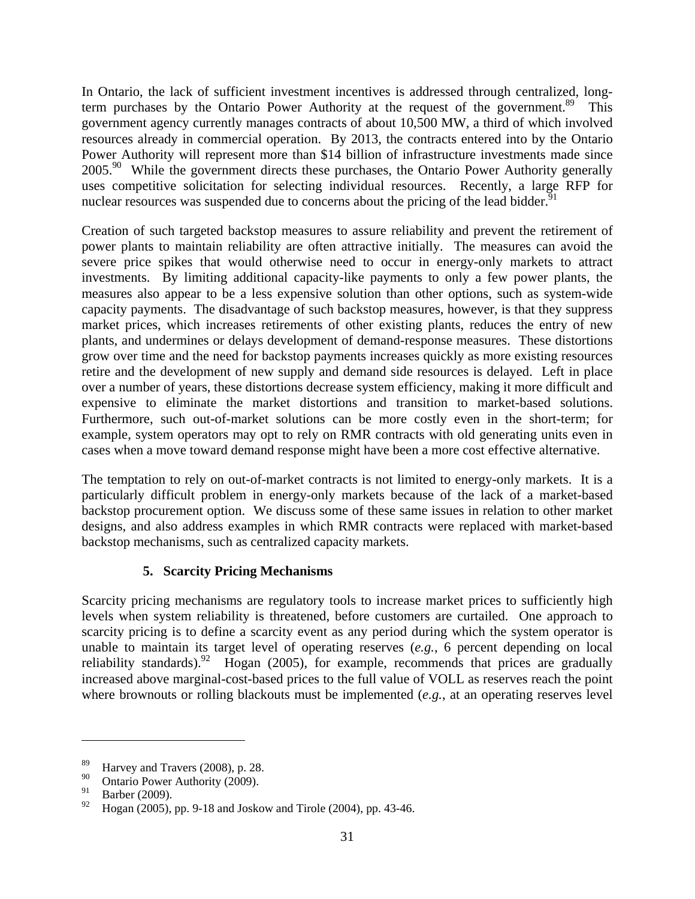In Ontario, the lack of sufficient investment incentives is addressed through centralized, long-term purchases by the Ontario Power Authority at the request of the government.[89] This government agency currently manages contracts of about 10,500 MW, a third of which involved resources already in commercial operation. By 2013, the contracts entered into by the Ontario Power Authority will represent more than $14 billion of infrastructure investments made since 2005.[90] While the government directs these purchases, the Ontario Power Authority generally uses competitive solicitation for selecting individual resources. Recently, a large RFP for nuclear resources was suspended due to concerns about the pricing of the lead bidder.[91]

Creation of such targeted backstop measures to assure reliability and prevent the retirement of power plants to maintain reliability are often attractive initially. The measures can avoid the severe price spikes that would otherwise need to occur in energy-only markets to attract investments. By limiting additional capacity-like payments to only a few power plants, the measures also appear to be a less expensive solution than other options, such as system-wide capacity payments. The disadvantage of such backstop measures, however, is that they suppress market prices, which increases retirements of other existing plants, reduces the entry of new plants, and undermines or delays development of demand-response measures. These distortions grow over time and the need for backstop payments increases quickly as more existing resources retire and the development of new supply and demand side resources is delayed. Left in place over a number of years, these distortions decrease system efficiency, making it more difficult and expensive to eliminate the market distortions and transition to market-based solutions. Furthermore, such out-of-market solutions can be more costly even in the short-term; for example, system operators may opt to rely on RMR contracts with old generating units even in cases when a move toward demand response might have been a more cost effective alternative.

The temptation to rely on out-of-market contracts is not limited to energy-only markets. It is a particularly difficult problem in energy-only markets because of the lack of a market-based backstop procurement option. We discuss some of these same issues in relation to other market designs, and also address examples in which RMR contracts were replaced with market-based backstop mechanisms, such as centralized capacity markets.

### 5. Scarcity Pricing Mechanisms

Scarcity pricing mechanisms are regulatory tools to increase market prices to sufficiently high levels when system reliability is threatened, before customers are curtailed. One approach to scarcity pricing is to define a scarcity event as any period during which the system operator is unable to maintain its target level of operating reserves (*e.g.*, 6 percent depending on local reliability standards).[92] Hogan (2005), for example, recommends that prices are gradually increased above marginal-cost-based prices to the full value of VOLL as reserves reach the point where brownouts or rolling blackouts must be implemented (*e.g.*, at an operating reserves level

---

[89] Harvey and Travers (2008), p. 28.

[90] Ontario Power Authority (2009).

[91] Barber (2009).

[92] Hogan (2005), pp. 9-18 and Joskow and Tirole (2004), pp. 43-46.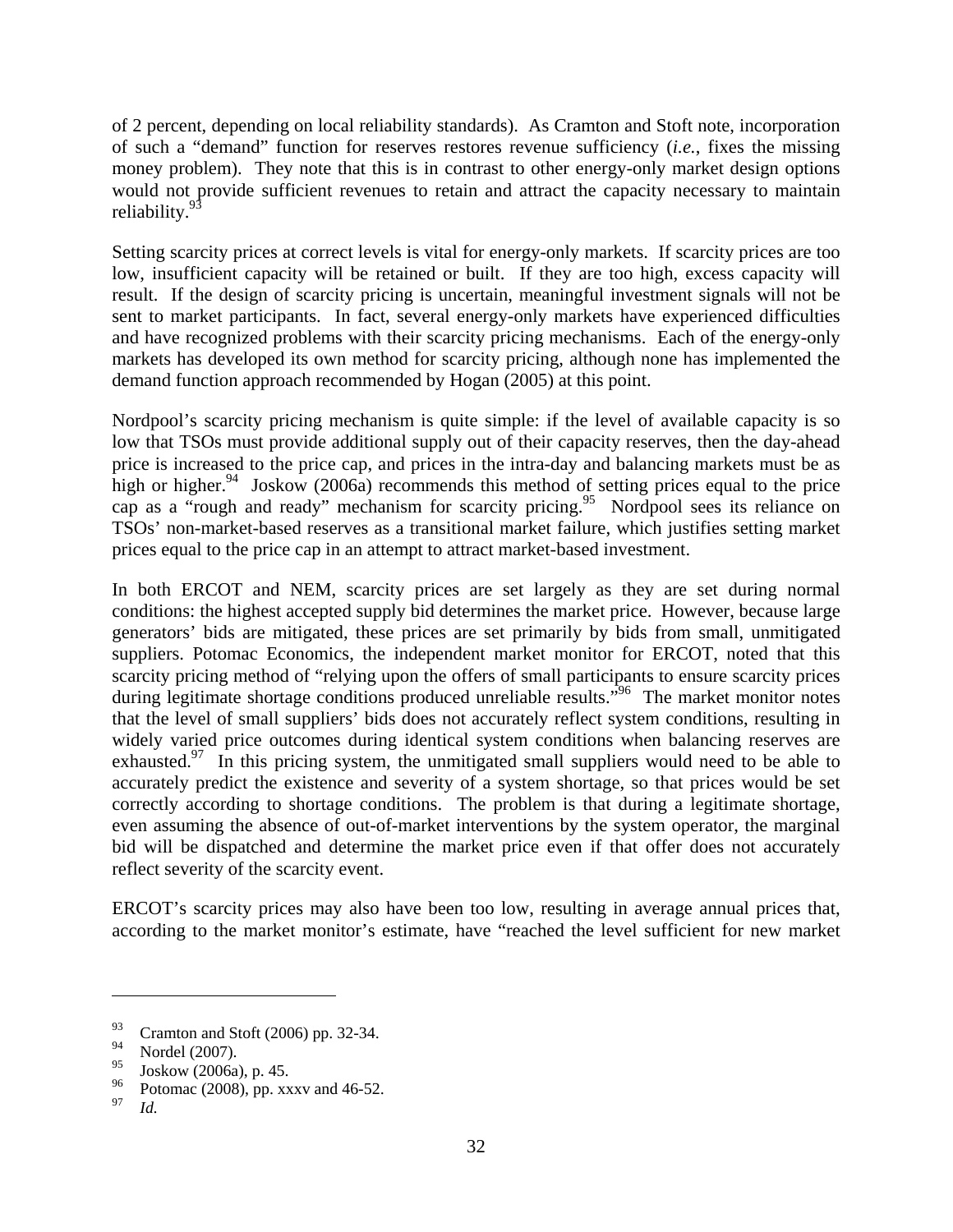of 2 percent, depending on local reliability standards). As Cramton and Stoft note, incorporation of such a "demand" function for reserves restores revenue sufficiency (*i.e.*, fixes the missing money problem). They note that this is in contrast to other energy-only market design options would not provide sufficient revenues to retain and attract the capacity necessary to maintain reliability.[93]

Setting scarcity prices at correct levels is vital for energy-only markets. If scarcity prices are too low, insufficient capacity will be retained or built. If they are too high, excess capacity will result. If the design of scarcity pricing is uncertain, meaningful investment signals will not be sent to market participants. In fact, several energy-only markets have experienced difficulties and have recognized problems with their scarcity pricing mechanisms. Each of the energy-only markets has developed its own method for scarcity pricing, although none has implemented the demand function approach recommended by Hogan (2005) at this point.

Nordpool's scarcity pricing mechanism is quite simple: if the level of available capacity is so low that TSOs must provide additional supply out of their capacity reserves, then the day-ahead price is increased to the price cap, and prices in the intra-day and balancing markets must be as high or higher.[94] Joskow (2006a) recommends this method of setting prices equal to the price cap as a "rough and ready" mechanism for scarcity pricing.[95] Nordpool sees its reliance on TSOs' non-market-based reserves as a transitional market failure, which justifies setting market prices equal to the price cap in an attempt to attract market-based investment.

In both ERCOT and NEM, scarcity prices are set largely as they are set during normal conditions: the highest accepted supply bid determines the market price. However, because large generators' bids are mitigated, these prices are set primarily by bids from small, unmitigated suppliers. Potomac Economics, the independent market monitor for ERCOT, noted that this scarcity pricing method of "relying upon the offers of small participants to ensure scarcity prices during legitimate shortage conditions produced unreliable results."[96] The market monitor notes that the level of small suppliers' bids does not accurately reflect system conditions, resulting in widely varied price outcomes during identical system conditions when balancing reserves are exhausted.[97] In this pricing system, the unmitigated small suppliers would need to be able to accurately predict the existence and severity of a system shortage, so that prices would be set correctly according to shortage conditions. The problem is that during a legitimate shortage, even assuming the absence of out-of-market interventions by the system operator, the marginal bid will be dispatched and determine the market price even if that offer does not accurately reflect severity of the scarcity event.

ERCOT's scarcity prices may also have been too low, resulting in average annual prices that, according to the market monitor's estimate, have "reached the level sufficient for new market

---

[93] Cramton and Stoft (2006) pp. 32-34.

[94] Nordel (2007).

[95] Joskow (2006a), p. 45.

[96] Potomac (2008), pp. xxxv and 46-52.

[97] *Id.*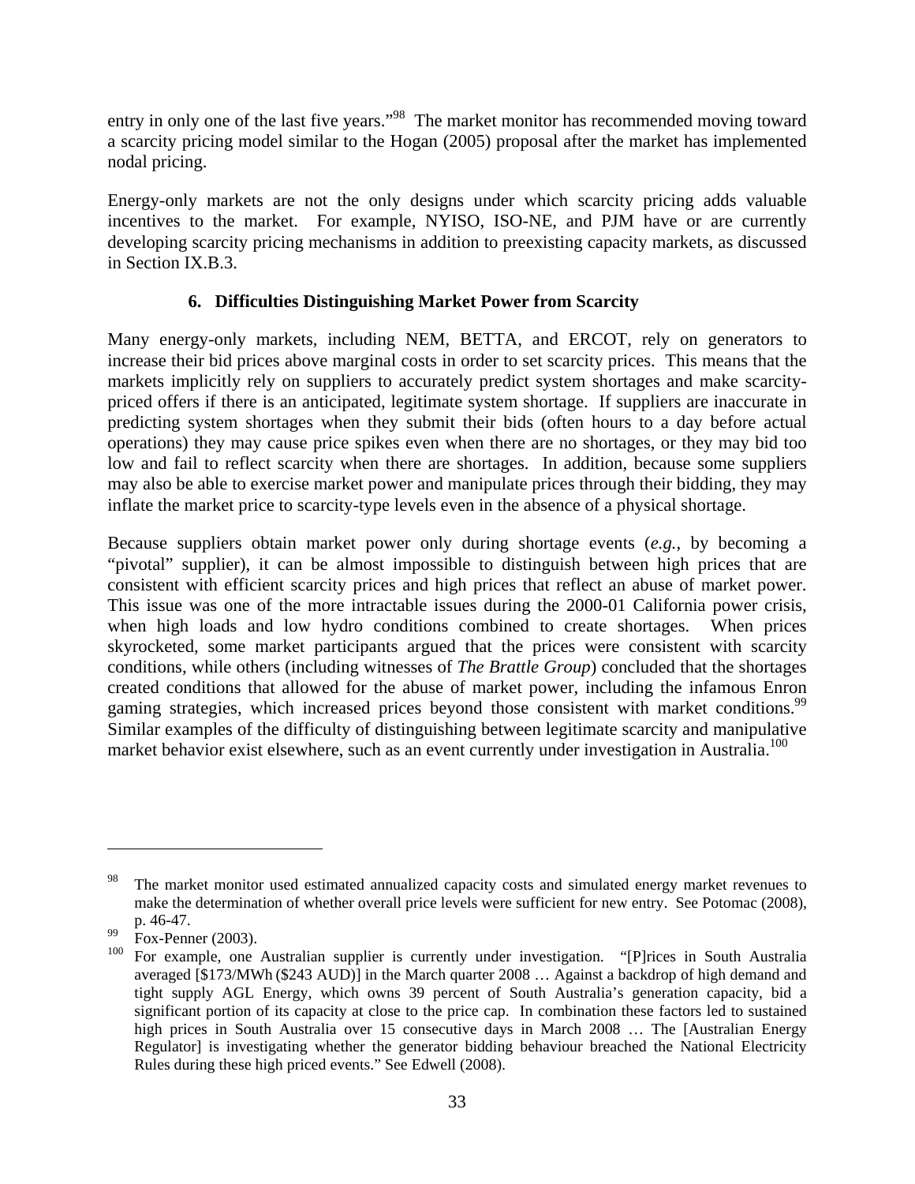entry in only one of the last five years."[98] The market monitor has recommended moving toward a scarcity pricing model similar to the Hogan (2005) proposal after the market has implemented nodal pricing.

Energy-only markets are not the only designs under which scarcity pricing adds valuable incentives to the market. For example, NYISO, ISO-NE, and PJM have or are currently developing scarcity pricing mechanisms in addition to preexisting capacity markets, as discussed in Section IX.B.3.

### 6. Difficulties Distinguishing Market Power from Scarcity

Many energy-only markets, including NEM, BETTA, and ERCOT, rely on generators to increase their bid prices above marginal costs in order to set scarcity prices. This means that the markets implicitly rely on suppliers to accurately predict system shortages and make scarcity-priced offers if there is an anticipated, legitimate system shortage. If suppliers are inaccurate in predicting system shortages when they submit their bids (often hours to a day before actual operations) they may cause price spikes even when there are no shortages, or they may bid too low and fail to reflect scarcity when there are shortages. In addition, because some suppliers may also be able to exercise market power and manipulate prices through their bidding, they may inflate the market price to scarcity-type levels even in the absence of a physical shortage.

Because suppliers obtain market power only during shortage events (*e.g.*, by becoming a "pivotal" supplier), it can be almost impossible to distinguish between high prices that are consistent with efficient scarcity prices and high prices that reflect an abuse of market power. This issue was one of the more intractable issues during the 2000-01 California power crisis, when high loads and low hydro conditions combined to create shortages. When prices skyrocketed, some market participants argued that the prices were consistent with scarcity conditions, while others (including witnesses of *The Brattle Group*) concluded that the shortages created conditions that allowed for the abuse of market power, including the infamous Enron gaming strategies, which increased prices beyond those consistent with market conditions.[99] Similar examples of the difficulty of distinguishing between legitimate scarcity and manipulative market behavior exist elsewhere, such as an event currently under investigation in Australia.[100]

---

[98] The market monitor used estimated annualized capacity costs and simulated energy market revenues to make the determination of whether overall price levels were sufficient for new entry. See Potomac (2008), p. 46-47.

[99] Fox-Penner (2003).

[100] For example, one Australian supplier is currently under investigation. "[P]rices in South Australia averaged [$173/MWh ($243 AUD)] in the March quarter 2008 … Against a backdrop of high demand and tight supply AGL Energy, which owns 39 percent of South Australia's generation capacity, bid a significant portion of its capacity at close to the price cap. In combination these factors led to sustained high prices in South Australia over 15 consecutive days in March 2008 … The [Australian Energy Regulator] is investigating whether the generator bidding behaviour breached the National Electricity Rules during these high priced events." See Edwell (2008).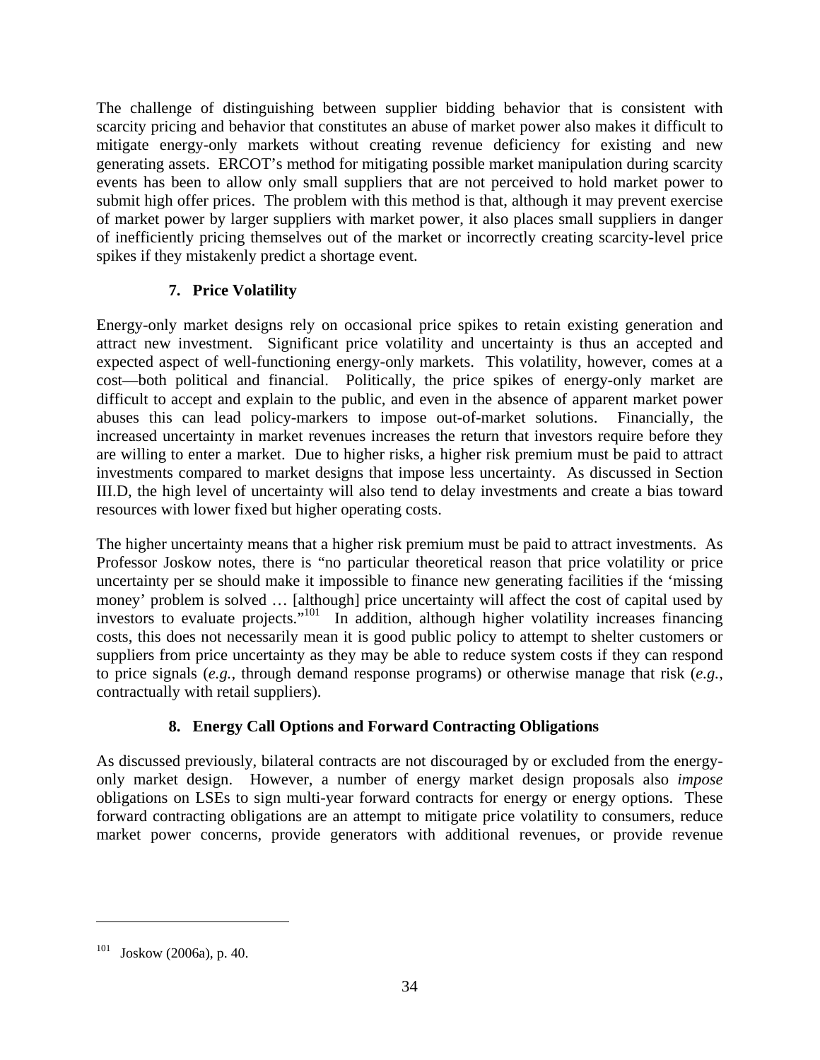The challenge of distinguishing between supplier bidding behavior that is consistent with scarcity pricing and behavior that constitutes an abuse of market power also makes it difficult to mitigate energy-only markets without creating revenue deficiency for existing and new generating assets. ERCOT's method for mitigating possible market manipulation during scarcity events has been to allow only small suppliers that are not perceived to hold market power to submit high offer prices. The problem with this method is that, although it may prevent exercise of market power by larger suppliers with market power, it also places small suppliers in danger of inefficiently pricing themselves out of the market or incorrectly creating scarcity-level price spikes if they mistakenly predict a shortage event.

### 7. Price Volatility

Energy-only market designs rely on occasional price spikes to retain existing generation and attract new investment. Significant price volatility and uncertainty is thus an accepted and expected aspect of well-functioning energy-only markets. This volatility, however, comes at a cost—both political and financial. Politically, the price spikes of energy-only market are difficult to accept and explain to the public, and even in the absence of apparent market power abuses this can lead policy-markers to impose out-of-market solutions. Financially, the increased uncertainty in market revenues increases the return that investors require before they are willing to enter a market. Due to higher risks, a higher risk premium must be paid to attract investments compared to market designs that impose less uncertainty. As discussed in Section III.D, the high level of uncertainty will also tend to delay investments and create a bias toward resources with lower fixed but higher operating costs.

The higher uncertainty means that a higher risk premium must be paid to attract investments. As Professor Joskow notes, there is "no particular theoretical reason that price volatility or price uncertainty per se should make it impossible to finance new generating facilities if the 'missing money' problem is solved … [although] price uncertainty will affect the cost of capital used by investors to evaluate projects."[101] In addition, although higher volatility increases financing costs, this does not necessarily mean it is good public policy to attempt to shelter customers or suppliers from price uncertainty as they may be able to reduce system costs if they can respond to price signals (*e.g.*, through demand response programs) or otherwise manage that risk (*e.g.*, contractually with retail suppliers).

### 8. Energy Call Options and Forward Contracting Obligations

As discussed previously, bilateral contracts are not discouraged by or excluded from the energy-only market design. However, a number of energy market design proposals also *impose* obligations on LSEs to sign multi-year forward contracts for energy or energy options. These forward contracting obligations are an attempt to mitigate price volatility to consumers, reduce market power concerns, provide generators with additional revenues, or provide revenue

---

[101] Joskow (2006a), p. 40.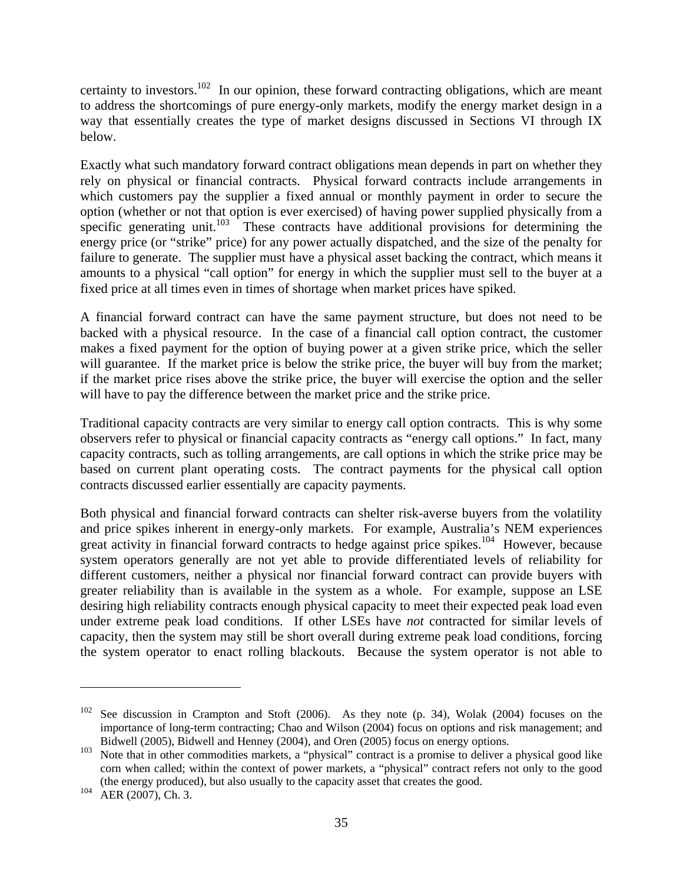certainty to investors.[102] In our opinion, these forward contracting obligations, which are meant to address the shortcomings of pure energy-only markets, modify the energy market design in a way that essentially creates the type of market designs discussed in Sections VI through IX below.

Exactly what such mandatory forward contract obligations mean depends in part on whether they rely on physical or financial contracts. Physical forward contracts include arrangements in which customers pay the supplier a fixed annual or monthly payment in order to secure the option (whether or not that option is ever exercised) of having power supplied physically from a specific generating unit.[103] These contracts have additional provisions for determining the energy price (or "strike" price) for any power actually dispatched, and the size of the penalty for failure to generate. The supplier must have a physical asset backing the contract, which means it amounts to a physical "call option" for energy in which the supplier must sell to the buyer at a fixed price at all times even in times of shortage when market prices have spiked.

A financial forward contract can have the same payment structure, but does not need to be backed with a physical resource. In the case of a financial call option contract, the customer makes a fixed payment for the option of buying power at a given strike price, which the seller will guarantee. If the market price is below the strike price, the buyer will buy from the market; if the market price rises above the strike price, the buyer will exercise the option and the seller will have to pay the difference between the market price and the strike price.

Traditional capacity contracts are very similar to energy call option contracts. This is why some observers refer to physical or financial capacity contracts as "energy call options." In fact, many capacity contracts, such as tolling arrangements, are call options in which the strike price may be based on current plant operating costs. The contract payments for the physical call option contracts discussed earlier essentially are capacity payments.

Both physical and financial forward contracts can shelter risk-averse buyers from the volatility and price spikes inherent in energy-only markets. For example, Australia's NEM experiences great activity in financial forward contracts to hedge against price spikes.[104] However, because system operators generally are not yet able to provide differentiated levels of reliability for different customers, neither a physical nor financial forward contract can provide buyers with greater reliability than is available in the system as a whole. For example, suppose an LSE desiring high reliability contracts enough physical capacity to meet their expected peak load even under extreme peak load conditions. If other LSEs have *not* contracted for similar levels of capacity, then the system may still be short overall during extreme peak load conditions, forcing the system operator to enact rolling blackouts. Because the system operator is not able to

---

[102] See discussion in Crampton and Stoft (2006). As they note (p. 34), Wolak (2004) focuses on the importance of long-term contracting; Chao and Wilson (2004) focus on options and risk management; and Bidwell (2005), Bidwell and Henney (2004), and Oren (2005) focus on energy options.

[103] Note that in other commodities markets, a "physical" contract is a promise to deliver a physical good like corn when called; within the context of power markets, a "physical" contract refers not only to the good (the energy produced), but also usually to the capacity asset that creates the good.

[104] AER (2007), Ch. 3.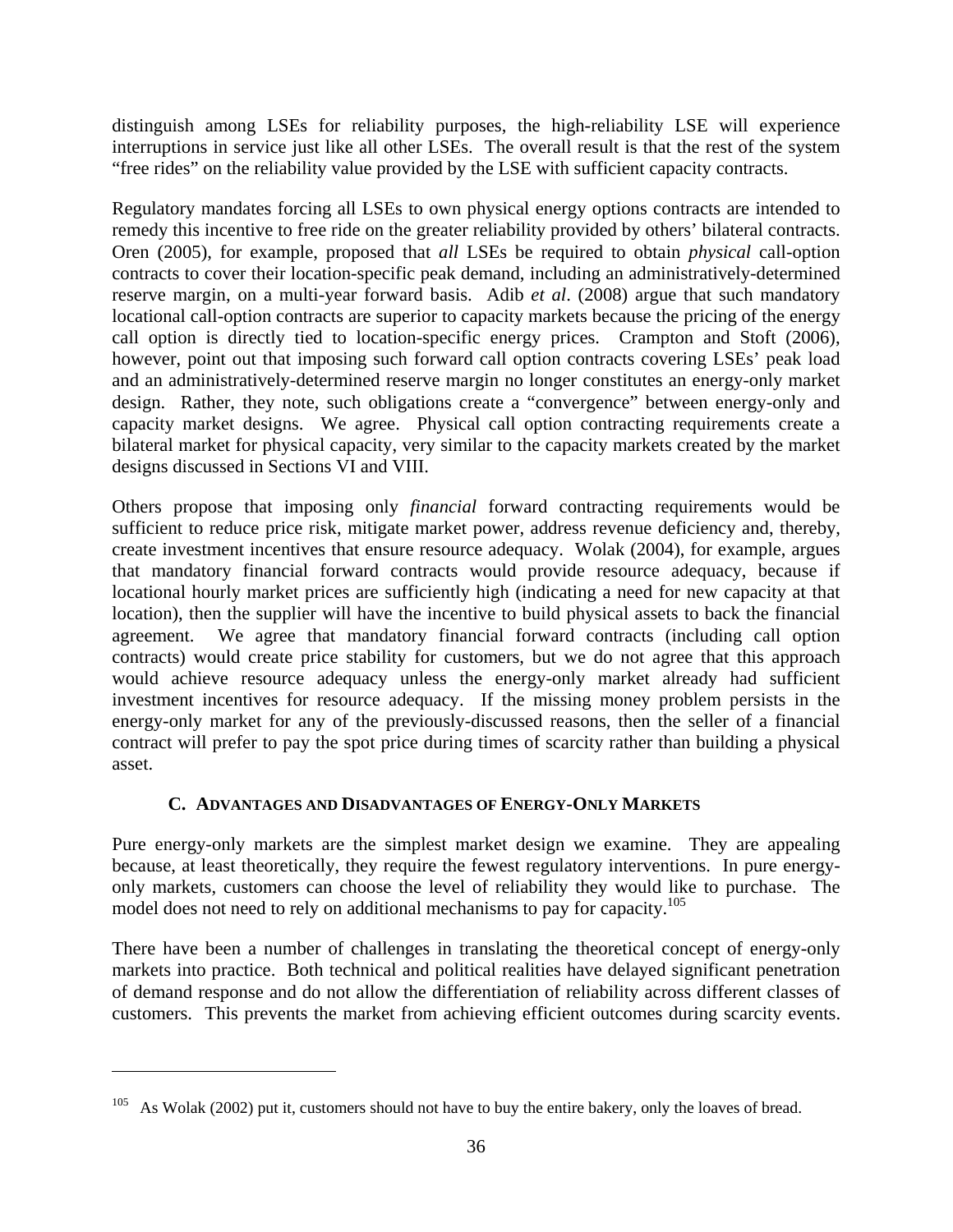distinguish among LSEs for reliability purposes, the high-reliability LSE will experience interruptions in service just like all other LSEs. The overall result is that the rest of the system "free rides" on the reliability value provided by the LSE with sufficient capacity contracts.

Regulatory mandates forcing all LSEs to own physical energy options contracts are intended to remedy this incentive to free ride on the greater reliability provided by others' bilateral contracts. Oren (2005), for example, proposed that *all* LSEs be required to obtain *physical* call-option contracts to cover their location-specific peak demand, including an administratively-determined reserve margin, on a multi-year forward basis. Adib *et al*. (2008) argue that such mandatory locational call-option contracts are superior to capacity markets because the pricing of the energy call option is directly tied to location-specific energy prices. Crampton and Stoft (2006), however, point out that imposing such forward call option contracts covering LSEs' peak load and an administratively-determined reserve margin no longer constitutes an energy-only market design. Rather, they note, such obligations create a "convergence" between energy-only and capacity market designs. We agree. Physical call option contracting requirements create a bilateral market for physical capacity, very similar to the capacity markets created by the market designs discussed in Sections VI and VIII.

Others propose that imposing only *financial* forward contracting requirements would be sufficient to reduce price risk, mitigate market power, address revenue deficiency and, thereby, create investment incentives that ensure resource adequacy. Wolak (2004), for example, argues that mandatory financial forward contracts would provide resource adequacy, because if locational hourly market prices are sufficiently high (indicating a need for new capacity at that location), then the supplier will have the incentive to build physical assets to back the financial agreement. We agree that mandatory financial forward contracts (including call option contracts) would create price stability for customers, but we do not agree that this approach would achieve resource adequacy unless the energy-only market already had sufficient investment incentives for resource adequacy. If the missing money problem persists in the energy-only market for any of the previously-discussed reasons, then the seller of a financial contract will prefer to pay the spot price during times of scarcity rather than building a physical asset.

### C. Advantages and Disadvantages of Energy-Only Markets

Pure energy-only markets are the simplest market design we examine. They are appealing because, at least theoretically, they require the fewest regulatory interventions. In pure energy-only markets, customers can choose the level of reliability they would like to purchase. The model does not need to rely on additional mechanisms to pay for capacity.[105]

There have been a number of challenges in translating the theoretical concept of energy-only markets into practice. Both technical and political realities have delayed significant penetration of demand response and do not allow the differentiation of reliability across different classes of customers. This prevents the market from achieving efficient outcomes during scarcity events.

[105] As Wolak (2002) put it, customers should not have to buy the entire bakery, only the loaves of bread.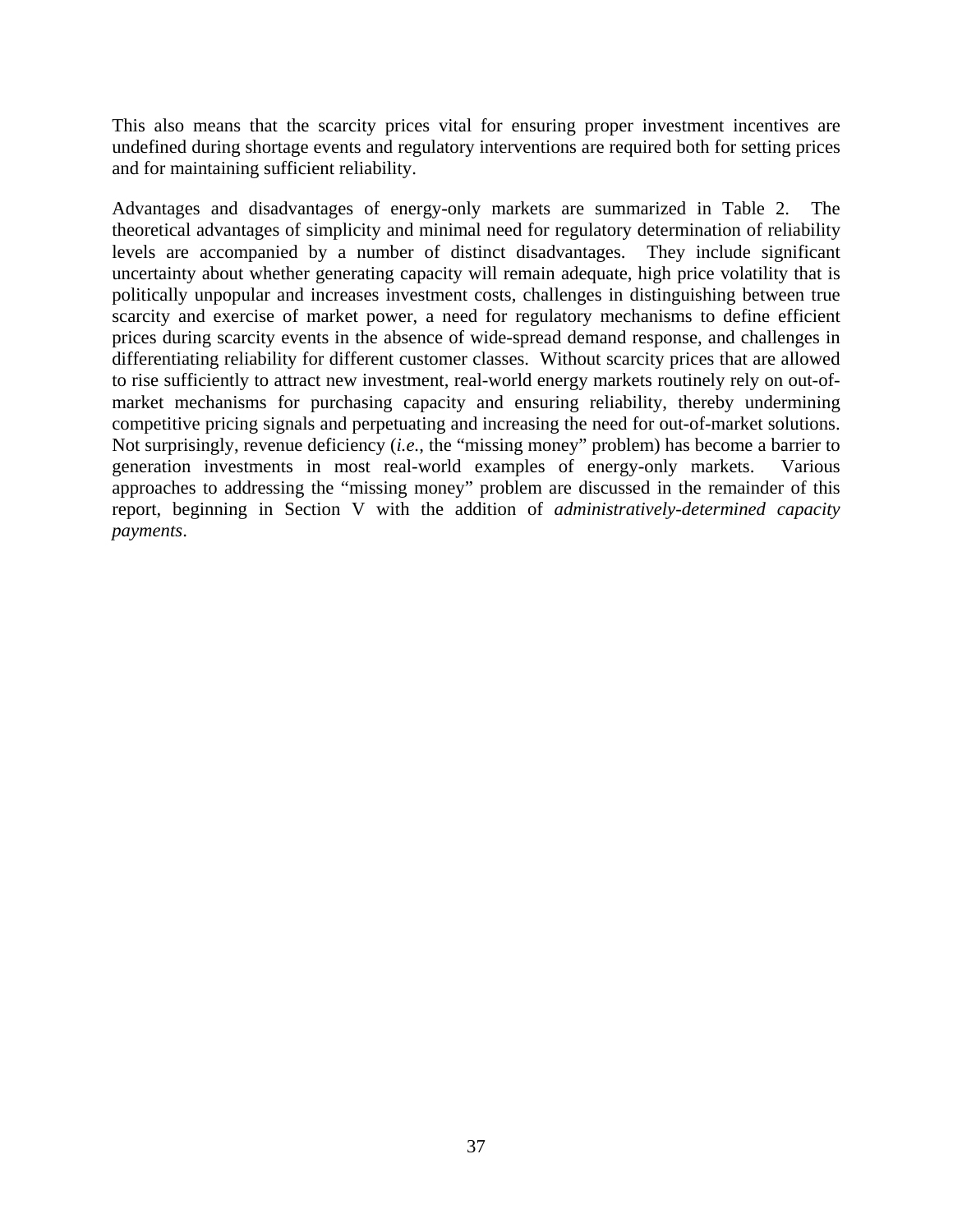This also means that the scarcity prices vital for ensuring proper investment incentives are undefined during shortage events and regulatory interventions are required both for setting prices and for maintaining sufficient reliability.

Advantages and disadvantages of energy-only markets are summarized in Table 2. The theoretical advantages of simplicity and minimal need for regulatory determination of reliability levels are accompanied by a number of distinct disadvantages. They include significant uncertainty about whether generating capacity will remain adequate, high price volatility that is politically unpopular and increases investment costs, challenges in distinguishing between true scarcity and exercise of market power, a need for regulatory mechanisms to define efficient prices during scarcity events in the absence of wide-spread demand response, and challenges in differentiating reliability for different customer classes. Without scarcity prices that are allowed to rise sufficiently to attract new investment, real-world energy markets routinely rely on out-of-market mechanisms for purchasing capacity and ensuring reliability, thereby undermining competitive pricing signals and perpetuating and increasing the need for out-of-market solutions. Not surprisingly, revenue deficiency (*i.e.*, the "missing money" problem) has become a barrier to generation investments in most real-world examples of energy-only markets. Various approaches to addressing the "missing money" problem are discussed in the remainder of this report, beginning in Section V with the addition of *administratively-determined capacity payments*.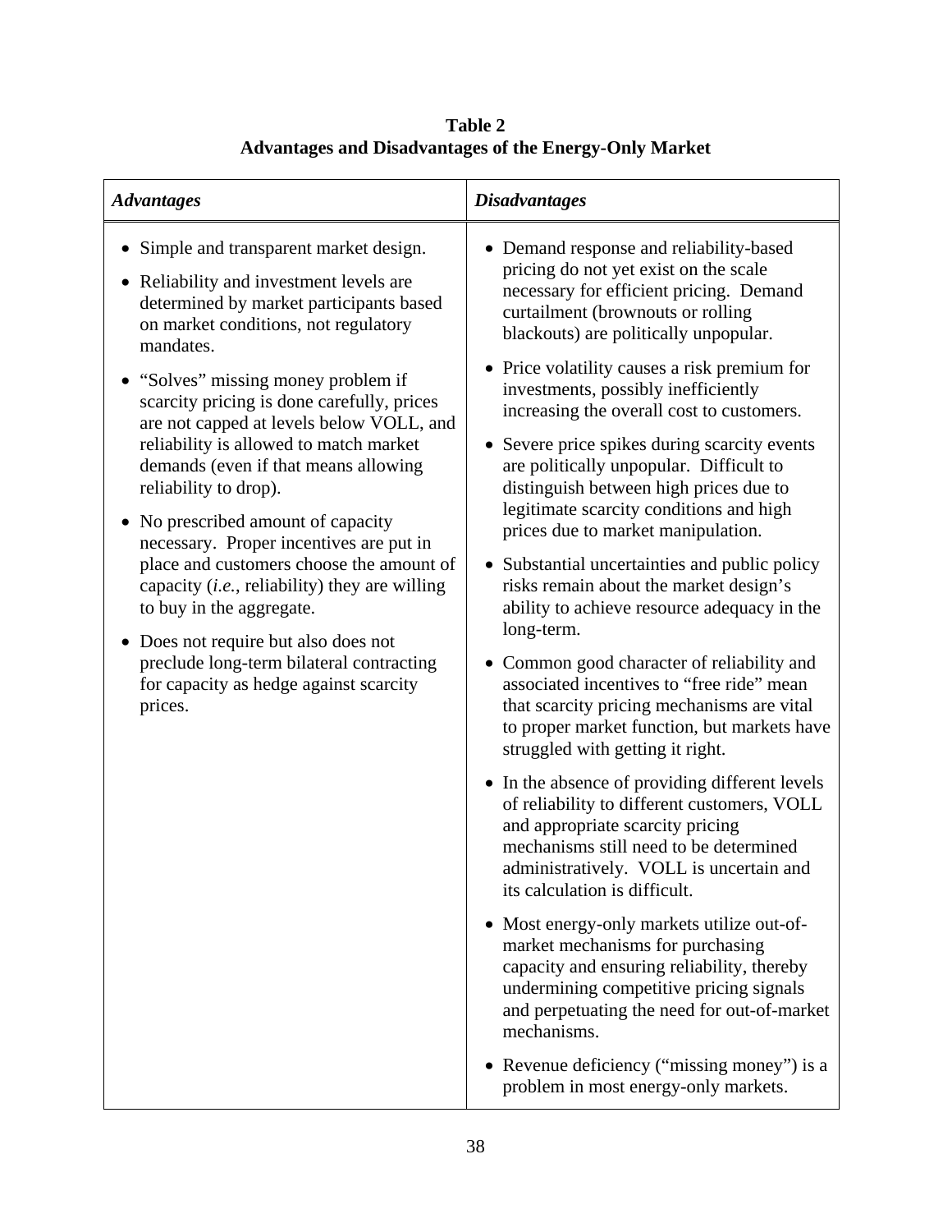**Table 2**
**Advantages and Disadvantages of the Energy-Only Market**

| *Advantages* | *Disadvantages* |
|---|---|
| • Simple and transparent market design.<br>• Reliability and investment levels are determined by market participants based on market conditions, not regulatory mandates.<br>• "Solves" missing money problem if scarcity pricing is done carefully, prices are not capped at levels below VOLL, and reliability is allowed to match market demands (even if that means allowing reliability to drop).<br>• No prescribed amount of capacity necessary. Proper incentives are put in place and customers choose the amount of capacity (*i.e.*, reliability) they are willing to buy in the aggregate.<br>• Does not require but also does not preclude long-term bilateral contracting for capacity as hedge against scarcity prices. | • Demand response and reliability-based pricing do not yet exist on the scale necessary for efficient pricing. Demand curtailment (brownouts or rolling blackouts) are politically unpopular.<br>• Price volatility causes a risk premium for investments, possibly inefficiently increasing the overall cost to customers.<br>• Severe price spikes during scarcity events are politically unpopular. Difficult to distinguish between high prices due to legitimate scarcity conditions and high prices due to market manipulation.<br>• Substantial uncertainties and public policy risks remain about the market design's ability to achieve resource adequacy in the long-term.<br>• Common good character of reliability and associated incentives to "free ride" mean that scarcity pricing mechanisms are vital to proper market function, but markets have struggled with getting it right.<br>• In the absence of providing different levels of reliability to different customers, VOLL and appropriate scarcity pricing mechanisms still need to be determined administratively. VOLL is uncertain and its calculation is difficult.<br>• Most energy-only markets utilize out-of-market mechanisms for purchasing capacity and ensuring reliability, thereby undermining competitive pricing signals and perpetuating the need for out-of-market mechanisms.<br>• Revenue deficiency ("missing money") is a problem in most energy-only markets. |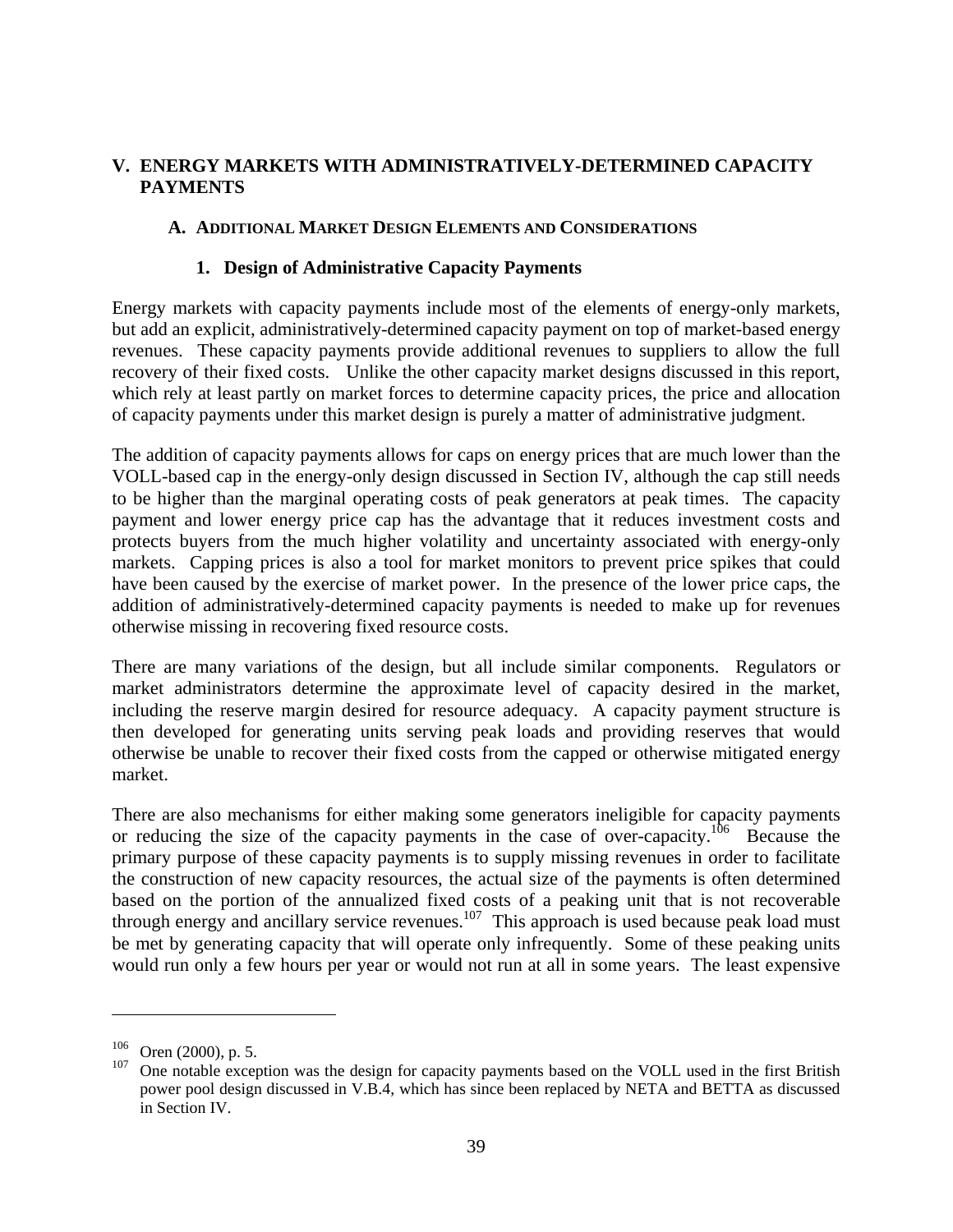# V. ENERGY MARKETS WITH ADMINISTRATIVELY-DETERMINED CAPACITY PAYMENTS

## A. ADDITIONAL MARKET DESIGN ELEMENTS AND CONSIDERATIONS

### 1. Design of Administrative Capacity Payments

Energy markets with capacity payments include most of the elements of energy-only markets, but add an explicit, administratively-determined capacity payment on top of market-based energy revenues. These capacity payments provide additional revenues to suppliers to allow the full recovery of their fixed costs. Unlike the other capacity market designs discussed in this report, which rely at least partly on market forces to determine capacity prices, the price and allocation of capacity payments under this market design is purely a matter of administrative judgment.

The addition of capacity payments allows for caps on energy prices that are much lower than the VOLL-based cap in the energy-only design discussed in Section IV, although the cap still needs to be higher than the marginal operating costs of peak generators at peak times. The capacity payment and lower energy price cap has the advantage that it reduces investment costs and protects buyers from the much higher volatility and uncertainty associated with energy-only markets. Capping prices is also a tool for market monitors to prevent price spikes that could have been caused by the exercise of market power. In the presence of the lower price caps, the addition of administratively-determined capacity payments is needed to make up for revenues otherwise missing in recovering fixed resource costs.

There are many variations of the design, but all include similar components. Regulators or market administrators determine the approximate level of capacity desired in the market, including the reserve margin desired for resource adequacy. A capacity payment structure is then developed for generating units serving peak loads and providing reserves that would otherwise be unable to recover their fixed costs from the capped or otherwise mitigated energy market.

There are also mechanisms for either making some generators ineligible for capacity payments or reducing the size of the capacity payments in the case of over-capacity.[106] Because the primary purpose of these capacity payments is to supply missing revenues in order to facilitate the construction of new capacity resources, the actual size of the payments is often determined based on the portion of the annualized fixed costs of a peaking unit that is not recoverable through energy and ancillary service revenues.[107] This approach is used because peak load must be met by generating capacity that will operate only infrequently. Some of these peaking units would run only a few hours per year or would not run at all in some years. The least expensive

---

[106] Oren (2000), p. 5.

[107] One notable exception was the design for capacity payments based on the VOLL used in the first British power pool design discussed in V.B.4, which has since been replaced by NETA and BETTA as discussed in Section IV.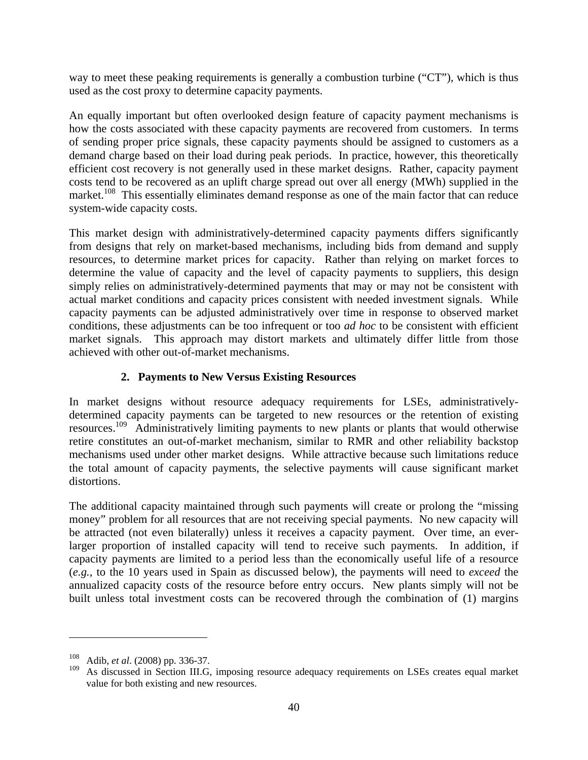way to meet these peaking requirements is generally a combustion turbine ("CT"), which is thus used as the cost proxy to determine capacity payments.

An equally important but often overlooked design feature of capacity payment mechanisms is how the costs associated with these capacity payments are recovered from customers. In terms of sending proper price signals, these capacity payments should be assigned to customers as a demand charge based on their load during peak periods. In practice, however, this theoretically efficient cost recovery is not generally used in these market designs. Rather, capacity payment costs tend to be recovered as an uplift charge spread out over all energy (MWh) supplied in the market.[108] This essentially eliminates demand response as one of the main factor that can reduce system-wide capacity costs.

This market design with administratively-determined capacity payments differs significantly from designs that rely on market-based mechanisms, including bids from demand and supply resources, to determine market prices for capacity. Rather than relying on market forces to determine the value of capacity and the level of capacity payments to suppliers, this design simply relies on administratively-determined payments that may or may not be consistent with actual market conditions and capacity prices consistent with needed investment signals. While capacity payments can be adjusted administratively over time in response to observed market conditions, these adjustments can be too infrequent or too *ad hoc* to be consistent with efficient market signals. This approach may distort markets and ultimately differ little from those achieved with other out-of-market mechanisms.

### 2. Payments to New Versus Existing Resources

In market designs without resource adequacy requirements for LSEs, administratively-determined capacity payments can be targeted to new resources or the retention of existing resources.[109] Administratively limiting payments to new plants or plants that would otherwise retire constitutes an out-of-market mechanism, similar to RMR and other reliability backstop mechanisms used under other market designs. While attractive because such limitations reduce the total amount of capacity payments, the selective payments will cause significant market distortions.

The additional capacity maintained through such payments will create or prolong the "missing money" problem for all resources that are not receiving special payments. No new capacity will be attracted (not even bilaterally) unless it receives a capacity payment. Over time, an ever-larger proportion of installed capacity will tend to receive such payments. In addition, if capacity payments are limited to a period less than the economically useful life of a resource (*e.g.*, to the 10 years used in Spain as discussed below), the payments will need to *exceed* the annualized capacity costs of the resource before entry occurs. New plants simply will not be built unless total investment costs can be recovered through the combination of (1) margins

---

[108] Adib, *et al*. (2008) pp. 336-37.

[109] As discussed in Section III.G, imposing resource adequacy requirements on LSEs creates equal market value for both existing and new resources.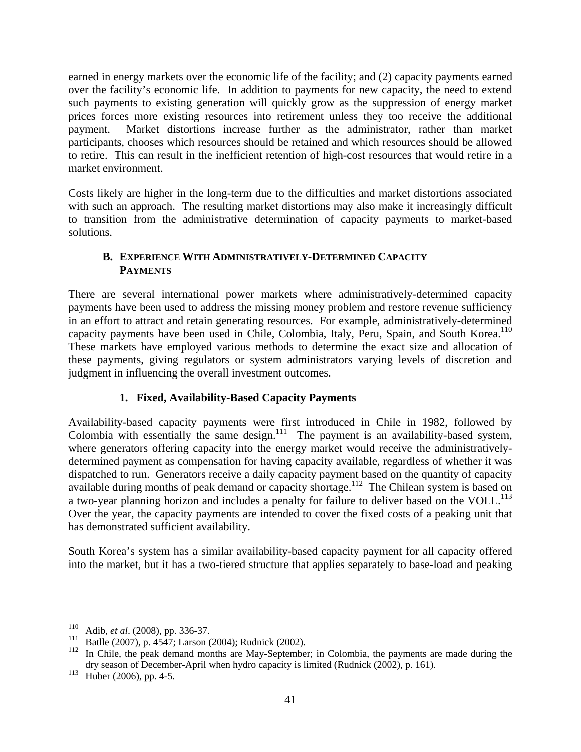earned in energy markets over the economic life of the facility; and (2) capacity payments earned over the facility's economic life. In addition to payments for new capacity, the need to extend such payments to existing generation will quickly grow as the suppression of energy market prices forces more existing resources into retirement unless they too receive the additional payment. Market distortions increase further as the administrator, rather than market participants, chooses which resources should be retained and which resources should be allowed to retire. This can result in the inefficient retention of high-cost resources that would retire in a market environment.

Costs likely are higher in the long-term due to the difficulties and market distortions associated with such an approach. The resulting market distortions may also make it increasingly difficult to transition from the administrative determination of capacity payments to market-based solutions.

### B. Experience With Administratively-Determined Capacity Payments

There are several international power markets where administratively-determined capacity payments have been used to address the missing money problem and restore revenue sufficiency in an effort to attract and retain generating resources. For example, administratively-determined capacity payments have been used in Chile, Colombia, Italy, Peru, Spain, and South Korea.[110] These markets have employed various methods to determine the exact size and allocation of these payments, giving regulators or system administrators varying levels of discretion and judgment in influencing the overall investment outcomes.

#### 1. Fixed, Availability-Based Capacity Payments

Availability-based capacity payments were first introduced in Chile in 1982, followed by Colombia with essentially the same design.[111] The payment is an availability-based system, where generators offering capacity into the energy market would receive the administratively-determined payment as compensation for having capacity available, regardless of whether it was dispatched to run. Generators receive a daily capacity payment based on the quantity of capacity available during months of peak demand or capacity shortage.[112] The Chilean system is based on a two-year planning horizon and includes a penalty for failure to deliver based on the VOLL.[113] Over the year, the capacity payments are intended to cover the fixed costs of a peaking unit that has demonstrated sufficient availability.

South Korea's system has a similar availability-based capacity payment for all capacity offered into the market, but it has a two-tiered structure that applies separately to base-load and peaking

---

[110] Adib, *et al*. (2008), pp. 336-37.

[111] Batlle (2007), p. 4547; Larson (2004); Rudnick (2002).

[112] In Chile, the peak demand months are May-September; in Colombia, the payments are made during the dry season of December-April when hydro capacity is limited (Rudnick (2002), p. 161).

[113] Huber (2006), pp. 4-5.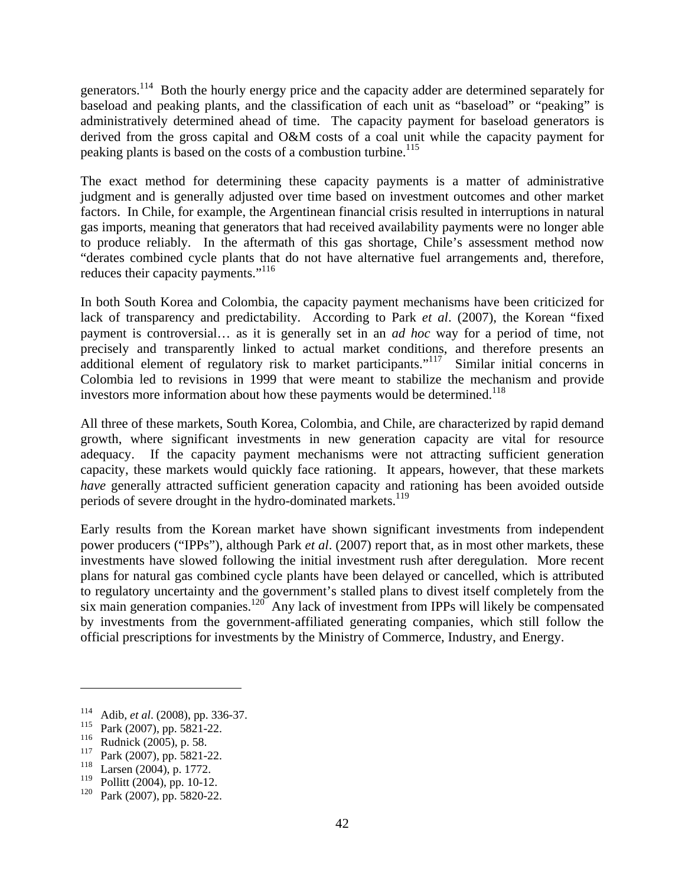generators.[114] Both the hourly energy price and the capacity adder are determined separately for baseload and peaking plants, and the classification of each unit as "baseload" or "peaking" is administratively determined ahead of time. The capacity payment for baseload generators is derived from the gross capital and O&M costs of a coal unit while the capacity payment for peaking plants is based on the costs of a combustion turbine.[115]

The exact method for determining these capacity payments is a matter of administrative judgment and is generally adjusted over time based on investment outcomes and other market factors. In Chile, for example, the Argentinean financial crisis resulted in interruptions in natural gas imports, meaning that generators that had received availability payments were no longer able to produce reliably. In the aftermath of this gas shortage, Chile's assessment method now "derates combined cycle plants that do not have alternative fuel arrangements and, therefore, reduces their capacity payments."[116]

In both South Korea and Colombia, the capacity payment mechanisms have been criticized for lack of transparency and predictability. According to Park *et al*. (2007), the Korean "fixed payment is controversial… as it is generally set in an *ad hoc* way for a period of time, not precisely and transparently linked to actual market conditions, and therefore presents an additional element of regulatory risk to market participants."[117] Similar initial concerns in Colombia led to revisions in 1999 that were meant to stabilize the mechanism and provide investors more information about how these payments would be determined.[118]

All three of these markets, South Korea, Colombia, and Chile, are characterized by rapid demand growth, where significant investments in new generation capacity are vital for resource adequacy. If the capacity payment mechanisms were not attracting sufficient generation capacity, these markets would quickly face rationing. It appears, however, that these markets *have* generally attracted sufficient generation capacity and rationing has been avoided outside periods of severe drought in the hydro-dominated markets.[119]

Early results from the Korean market have shown significant investments from independent power producers ("IPPs"), although Park *et al*. (2007) report that, as in most other markets, these investments have slowed following the initial investment rush after deregulation. More recent plans for natural gas combined cycle plants have been delayed or cancelled, which is attributed to regulatory uncertainty and the government's stalled plans to divest itself completely from the six main generation companies.[120] Any lack of investment from IPPs will likely be compensated by investments from the government-affiliated generating companies, which still follow the official prescriptions for investments by the Ministry of Commerce, Industry, and Energy.

---

[114] Adib, *et al*. (2008), pp. 336-37.
[115] Park (2007), pp. 5821-22.
[116] Rudnick (2005), p. 58.
[117] Park (2007), pp. 5821-22.
[118] Larsen (2004), p. 1772.
[119] Pollitt (2004), pp. 10-12.
[120] Park (2007), pp. 5820-22.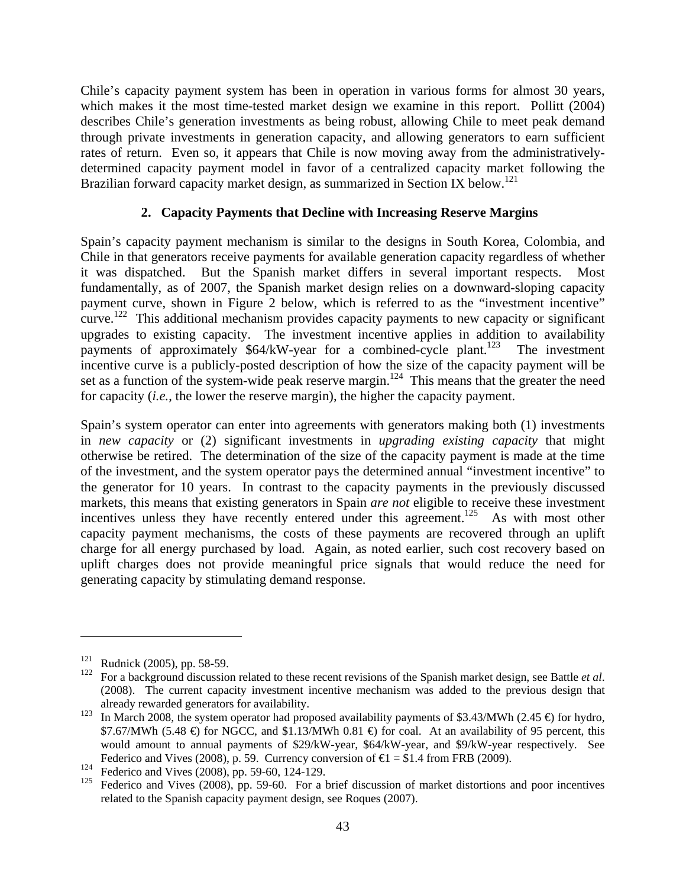Chile's capacity payment system has been in operation in various forms for almost 30 years, which makes it the most time-tested market design we examine in this report. Pollitt (2004) describes Chile's generation investments as being robust, allowing Chile to meet peak demand through private investments in generation capacity, and allowing generators to earn sufficient rates of return. Even so, it appears that Chile is now moving away from the administratively-determined capacity payment model in favor of a centralized capacity market following the Brazilian forward capacity market design, as summarized in Section IX below.[121]

### 2. Capacity Payments that Decline with Increasing Reserve Margins

Spain's capacity payment mechanism is similar to the designs in South Korea, Colombia, and Chile in that generators receive payments for available generation capacity regardless of whether it was dispatched. But the Spanish market differs in several important respects. Most fundamentally, as of 2007, the Spanish market design relies on a downward-sloping capacity payment curve, shown in Figure 2 below, which is referred to as the "investment incentive" curve.[122] This additional mechanism provides capacity payments to new capacity or significant upgrades to existing capacity. The investment incentive applies in addition to availability payments of approximately \$64/kW-year for a combined-cycle plant.[123] The investment incentive curve is a publicly-posted description of how the size of the capacity payment will be set as a function of the system-wide peak reserve margin.[124] This means that the greater the need for capacity (*i.e.*, the lower the reserve margin), the higher the capacity payment.

Spain's system operator can enter into agreements with generators making both (1) investments in *new capacity* or (2) significant investments in *upgrading existing capacity* that might otherwise be retired. The determination of the size of the capacity payment is made at the time of the investment, and the system operator pays the determined annual "investment incentive" to the generator for 10 years. In contrast to the capacity payments in the previously discussed markets, this means that existing generators in Spain *are not* eligible to receive these investment incentives unless they have recently entered under this agreement.[125] As with most other capacity payment mechanisms, the costs of these payments are recovered through an uplift charge for all energy purchased by load. Again, as noted earlier, such cost recovery based on uplift charges does not provide meaningful price signals that would reduce the need for generating capacity by stimulating demand response.

---

[121] Rudnick (2005), pp. 58-59.

[122] For a background discussion related to these recent revisions of the Spanish market design, see Battle *et al*. (2008). The current capacity investment incentive mechanism was added to the previous design that already rewarded generators for availability.

[123] In March 2008, the system operator had proposed availability payments of \$3.43/MWh (2.45 €) for hydro, \$7.67/MWh (5.48 €) for NGCC, and \$1.13/MWh 0.81 €) for coal. At an availability of 95 percent, this would amount to annual payments of \$29/kW-year, \$64/kW-year, and \$9/kW-year respectively. See Federico and Vives (2008), p. 59. Currency conversion of €1 = \$1.4 from FRB (2009).

[124] Federico and Vives (2008), pp. 59-60, 124-129.

[125] Federico and Vives (2008), pp. 59-60. For a brief discussion of market distortions and poor incentives related to the Spanish capacity payment design, see Roques (2007).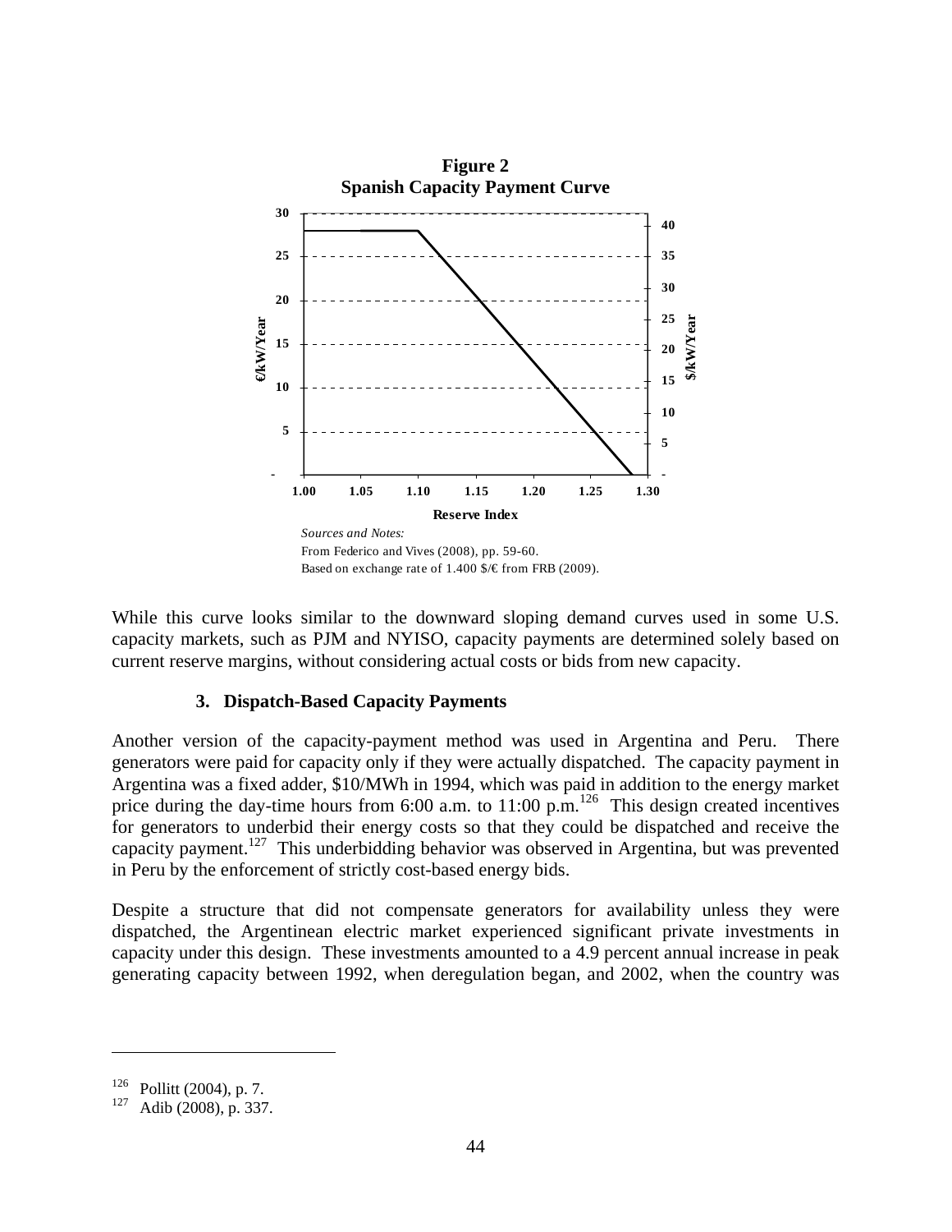**Figure 2**
**Spanish Capacity Payment Curve**

*Sources and Notes:*
From Federico and Vives (2008), pp. 59-60.
Based on exchange rate of 1.400 $/€ from FRB (2009).

While this curve looks similar to the downward sloping demand curves used in some U.S. capacity markets, such as PJM and NYISO, capacity payments are determined solely based on current reserve margins, without considering actual costs or bids from new capacity.

### 3. Dispatch-Based Capacity Payments

Another version of the capacity-payment method was used in Argentina and Peru. There generators were paid for capacity only if they were actually dispatched. The capacity payment in Argentina was a fixed adder, $10/MWh in 1994, which was paid in addition to the energy market price during the day-time hours from 6:00 a.m. to 11:00 p.m.[126] This design created incentives for generators to underbid their energy costs so that they could be dispatched and receive the capacity payment.[127] This underbidding behavior was observed in Argentina, but was prevented in Peru by the enforcement of strictly cost-based energy bids.

Despite a structure that did not compensate generators for availability unless they were dispatched, the Argentinean electric market experienced significant private investments in capacity under this design. These investments amounted to a 4.9 percent annual increase in peak generating capacity between 1992, when deregulation began, and 2002, when the country was

---

[126] Pollitt (2004), p. 7.

[127] Adib (2008), p. 337.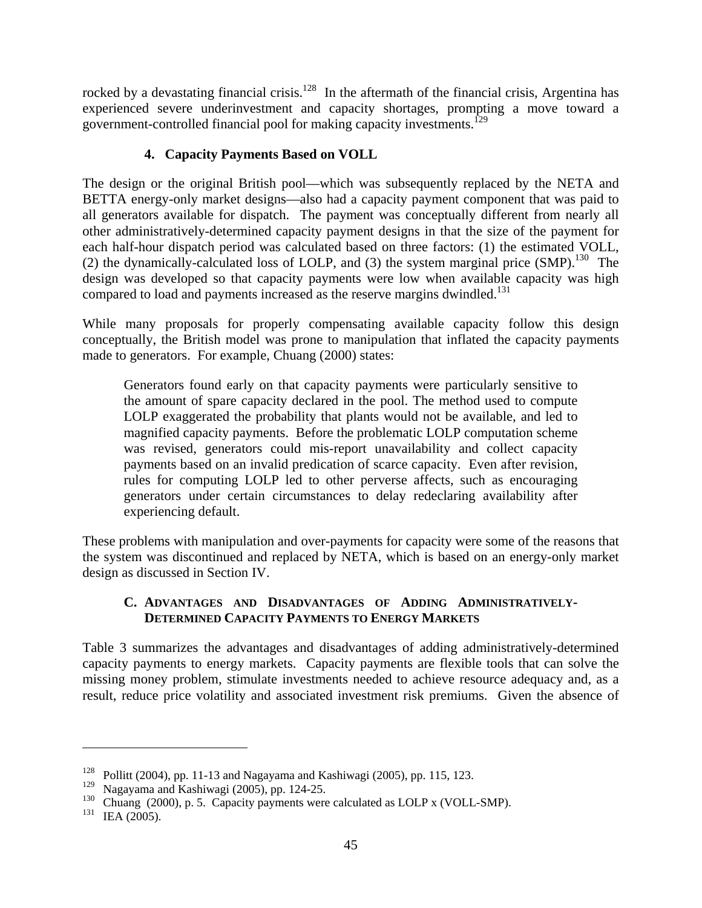rocked by a devastating financial crisis.[128] In the aftermath of the financial crisis, Argentina has experienced severe underinvestment and capacity shortages, prompting a move toward a government-controlled financial pool for making capacity investments.[129]

### 4. Capacity Payments Based on VOLL

The design or the original British pool—which was subsequently replaced by the NETA and BETTA energy-only market designs—also had a capacity payment component that was paid to all generators available for dispatch. The payment was conceptually different from nearly all other administratively-determined capacity payment designs in that the size of the payment for each half-hour dispatch period was calculated based on three factors: (1) the estimated VOLL, (2) the dynamically-calculated loss of LOLP, and (3) the system marginal price (SMP).[130] The design was developed so that capacity payments were low when available capacity was high compared to load and payments increased as the reserve margins dwindled.[131]

While many proposals for properly compensating available capacity follow this design conceptually, the British model was prone to manipulation that inflated the capacity payments made to generators. For example, Chuang (2000) states:

> Generators found early on that capacity payments were particularly sensitive to the amount of spare capacity declared in the pool. The method used to compute LOLP exaggerated the probability that plants would not be available, and led to magnified capacity payments. Before the problematic LOLP computation scheme was revised, generators could mis-report unavailability and collect capacity payments based on an invalid predication of scarce capacity. Even after revision, rules for computing LOLP led to other perverse affects, such as encouraging generators under certain circumstances to delay redeclaring availability after experiencing default.

These problems with manipulation and over-payments for capacity were some of the reasons that the system was discontinued and replaced by NETA, which is based on an energy-only market design as discussed in Section IV.

## C. Advantages and Disadvantages of Adding Administratively-Determined Capacity Payments to Energy Markets

Table 3 summarizes the advantages and disadvantages of adding administratively-determined capacity payments to energy markets. Capacity payments are flexible tools that can solve the missing money problem, stimulate investments needed to achieve resource adequacy and, as a result, reduce price volatility and associated investment risk premiums. Given the absence of

---

[128] Pollitt (2004), pp. 11-13 and Nagayama and Kashiwagi (2005), pp. 115, 123.

[129] Nagayama and Kashiwagi (2005), pp. 124-25.

[130] Chuang (2000), p. 5. Capacity payments were calculated as LOLP x (VOLL-SMP).

[131] IEA (2005).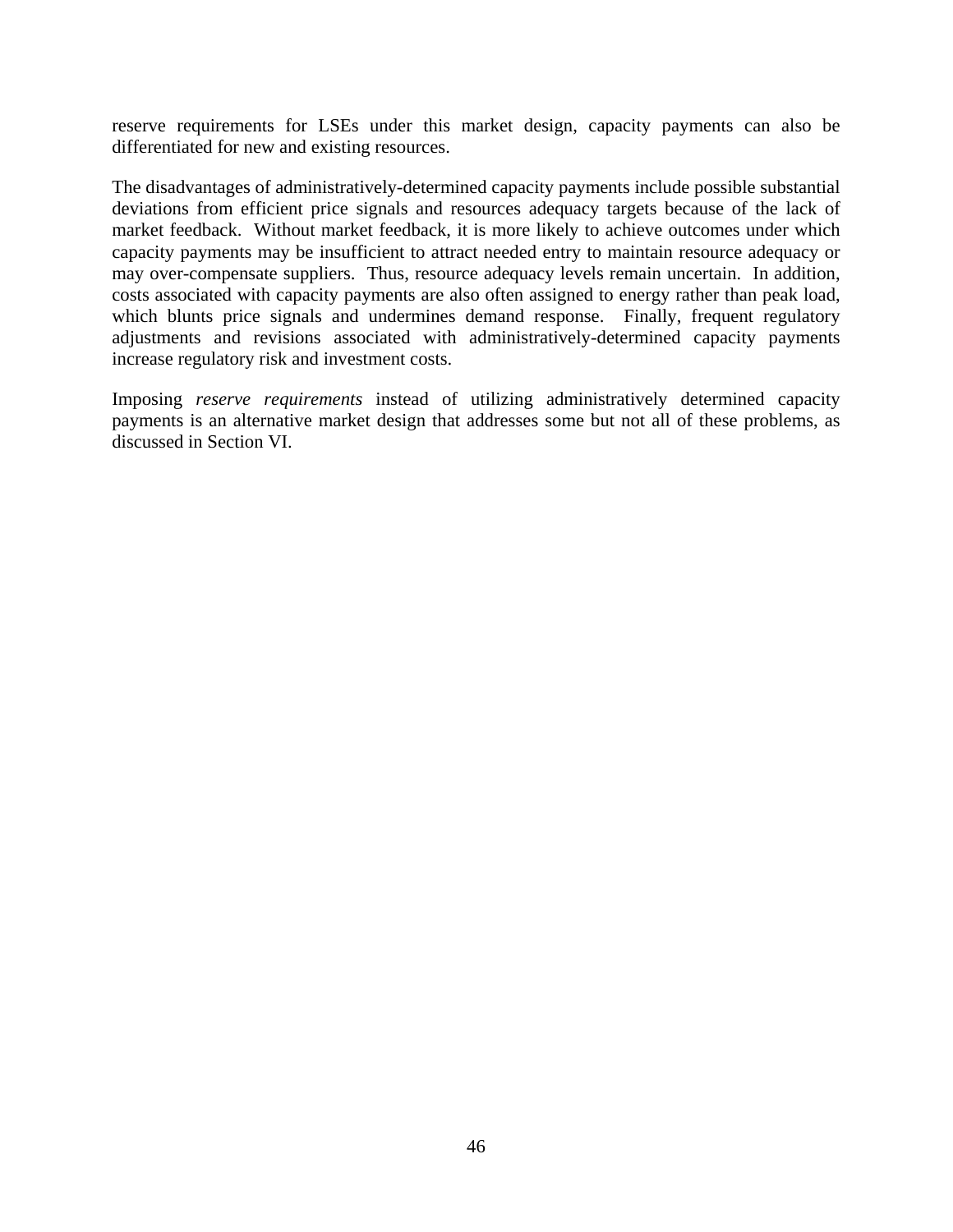reserve requirements for LSEs under this market design, capacity payments can also be differentiated for new and existing resources.

The disadvantages of administratively-determined capacity payments include possible substantial deviations from efficient price signals and resources adequacy targets because of the lack of market feedback. Without market feedback, it is more likely to achieve outcomes under which capacity payments may be insufficient to attract needed entry to maintain resource adequacy or may over-compensate suppliers. Thus, resource adequacy levels remain uncertain. In addition, costs associated with capacity payments are also often assigned to energy rather than peak load, which blunts price signals and undermines demand response. Finally, frequent regulatory adjustments and revisions associated with administratively-determined capacity payments increase regulatory risk and investment costs.

Imposing *reserve requirements* instead of utilizing administratively determined capacity payments is an alternative market design that addresses some but not all of these problems, as discussed in Section VI.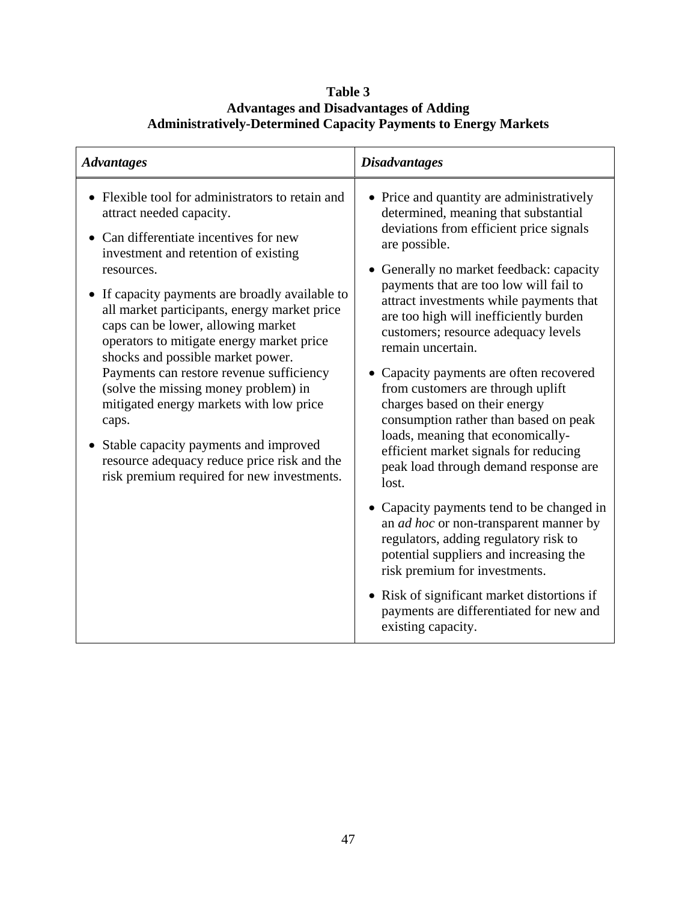**Table 3**
**Advantages and Disadvantages of Adding**
**Administratively-Determined Capacity Payments to Energy Markets**

| *Advantages* | *Disadvantages* |
|---|---|
| • Flexible tool for administrators to retain and attract needed capacity.<br>• Can differentiate incentives for new investment and retention of existing resources.<br>• If capacity payments are broadly available to all market participants, energy market price caps can be lower, allowing market operators to mitigate energy market price shocks and possible market power. Payments can restore revenue sufficiency (solve the missing money problem) in mitigated energy markets with low price caps.<br>• Stable capacity payments and improved resource adequacy reduce price risk and the risk premium required for new investments. | • Price and quantity are administratively determined, meaning that substantial deviations from efficient price signals are possible.<br>• Generally no market feedback: capacity payments that are too low will fail to attract investments while payments that are too high will inefficiently burden customers; resource adequacy levels remain uncertain.<br>• Capacity payments are often recovered from customers are through uplift charges based on their energy consumption rather than based on peak loads, meaning that economically-efficient market signals for reducing peak load through demand response are lost.<br>• Capacity payments tend to be changed in an *ad hoc* or non-transparent manner by regulators, adding regulatory risk to potential suppliers and increasing the risk premium for investments.<br>• Risk of significant market distortions if payments are differentiated for new and existing capacity. |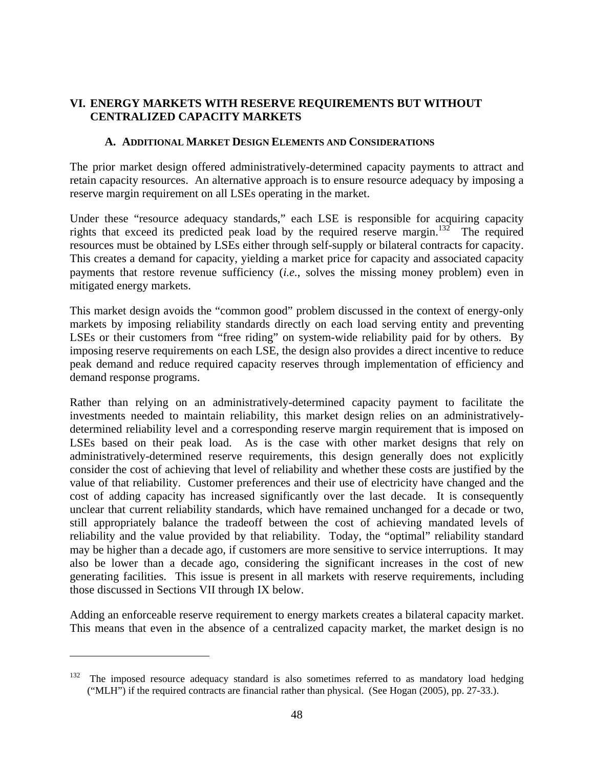# VI. ENERGY MARKETS WITH RESERVE REQUIREMENTS BUT WITHOUT CENTRALIZED CAPACITY MARKETS

## A. Additional Market Design Elements and Considerations

The prior market design offered administratively-determined capacity payments to attract and retain capacity resources. An alternative approach is to ensure resource adequacy by imposing a reserve margin requirement on all LSEs operating in the market.

Under these "resource adequacy standards," each LSE is responsible for acquiring capacity rights that exceed its predicted peak load by the required reserve margin.[132] The required resources must be obtained by LSEs either through self-supply or bilateral contracts for capacity. This creates a demand for capacity, yielding a market price for capacity and associated capacity payments that restore revenue sufficiency (*i.e.*, solves the missing money problem) even in mitigated energy markets.

This market design avoids the "common good" problem discussed in the context of energy-only markets by imposing reliability standards directly on each load serving entity and preventing LSEs or their customers from "free riding" on system-wide reliability paid for by others. By imposing reserve requirements on each LSE, the design also provides a direct incentive to reduce peak demand and reduce required capacity reserves through implementation of efficiency and demand response programs.

Rather than relying on an administratively-determined capacity payment to facilitate the investments needed to maintain reliability, this market design relies on an administratively-determined reliability level and a corresponding reserve margin requirement that is imposed on LSEs based on their peak load. As is the case with other market designs that rely on administratively-determined reserve requirements, this design generally does not explicitly consider the cost of achieving that level of reliability and whether these costs are justified by the value of that reliability. Customer preferences and their use of electricity have changed and the cost of adding capacity has increased significantly over the last decade. It is consequently unclear that current reliability standards, which have remained unchanged for a decade or two, still appropriately balance the tradeoff between the cost of achieving mandated levels of reliability and the value provided by that reliability. Today, the "optimal" reliability standard may be higher than a decade ago, if customers are more sensitive to service interruptions. It may also be lower than a decade ago, considering the significant increases in the cost of new generating facilities. This issue is present in all markets with reserve requirements, including those discussed in Sections VII through IX below.

Adding an enforceable reserve requirement to energy markets creates a bilateral capacity market. This means that even in the absence of a centralized capacity market, the market design is no

---

[132] The imposed resource adequacy standard is also sometimes referred to as mandatory load hedging ("MLH") if the required contracts are financial rather than physical. (See Hogan (2005), pp. 27-33.).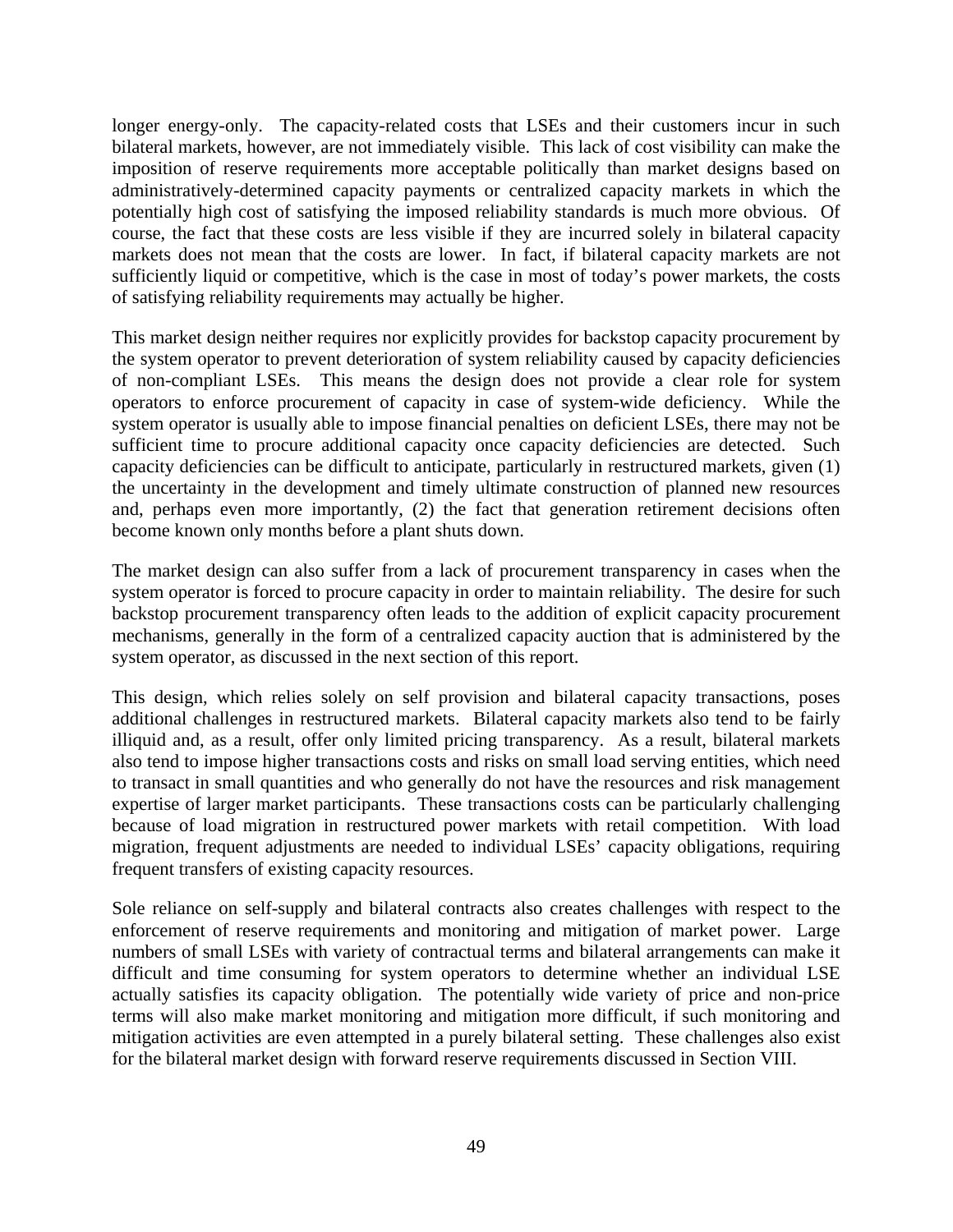longer energy-only. The capacity-related costs that LSEs and their customers incur in such bilateral markets, however, are not immediately visible. This lack of cost visibility can make the imposition of reserve requirements more acceptable politically than market designs based on administratively-determined capacity payments or centralized capacity markets in which the potentially high cost of satisfying the imposed reliability standards is much more obvious. Of course, the fact that these costs are less visible if they are incurred solely in bilateral capacity markets does not mean that the costs are lower. In fact, if bilateral capacity markets are not sufficiently liquid or competitive, which is the case in most of today's power markets, the costs of satisfying reliability requirements may actually be higher.

This market design neither requires nor explicitly provides for backstop capacity procurement by the system operator to prevent deterioration of system reliability caused by capacity deficiencies of non-compliant LSEs. This means the design does not provide a clear role for system operators to enforce procurement of capacity in case of system-wide deficiency. While the system operator is usually able to impose financial penalties on deficient LSEs, there may not be sufficient time to procure additional capacity once capacity deficiencies are detected. Such capacity deficiencies can be difficult to anticipate, particularly in restructured markets, given (1) the uncertainty in the development and timely ultimate construction of planned new resources and, perhaps even more importantly, (2) the fact that generation retirement decisions often become known only months before a plant shuts down.

The market design can also suffer from a lack of procurement transparency in cases when the system operator is forced to procure capacity in order to maintain reliability. The desire for such backstop procurement transparency often leads to the addition of explicit capacity procurement mechanisms, generally in the form of a centralized capacity auction that is administered by the system operator, as discussed in the next section of this report.

This design, which relies solely on self provision and bilateral capacity transactions, poses additional challenges in restructured markets. Bilateral capacity markets also tend to be fairly illiquid and, as a result, offer only limited pricing transparency. As a result, bilateral markets also tend to impose higher transactions costs and risks on small load serving entities, which need to transact in small quantities and who generally do not have the resources and risk management expertise of larger market participants. These transactions costs can be particularly challenging because of load migration in restructured power markets with retail competition. With load migration, frequent adjustments are needed to individual LSEs' capacity obligations, requiring frequent transfers of existing capacity resources.

Sole reliance on self-supply and bilateral contracts also creates challenges with respect to the enforcement of reserve requirements and monitoring and mitigation of market power. Large numbers of small LSEs with variety of contractual terms and bilateral arrangements can make it difficult and time consuming for system operators to determine whether an individual LSE actually satisfies its capacity obligation. The potentially wide variety of price and non-price terms will also make market monitoring and mitigation more difficult, if such monitoring and mitigation activities are even attempted in a purely bilateral setting. These challenges also exist for the bilateral market design with forward reserve requirements discussed in Section VIII.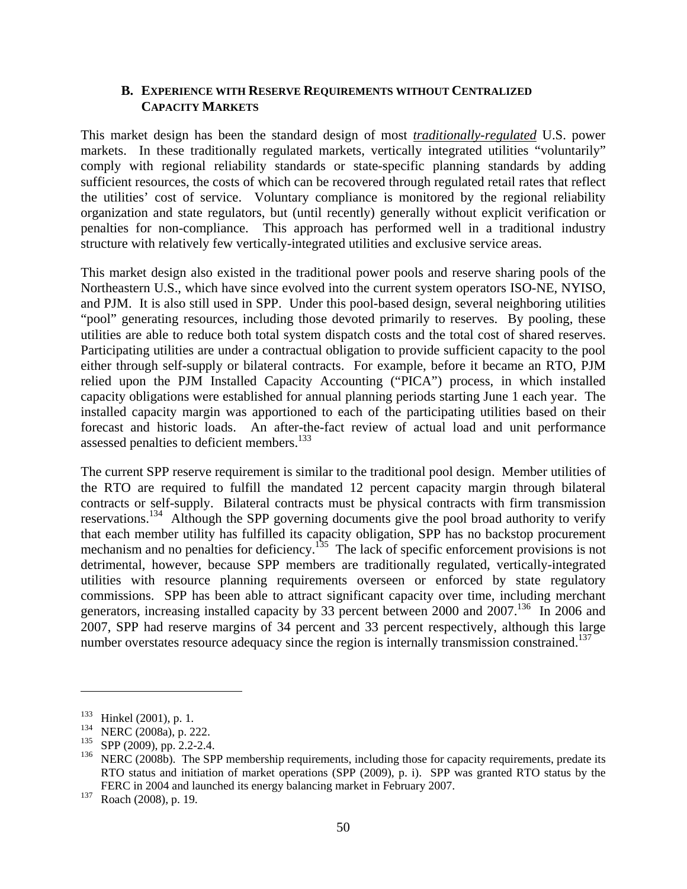### B. Experience with Reserve Requirements without Centralized Capacity Markets

This market design has been the standard design of most ***traditionally-regulated*** U.S. power markets. In these traditionally regulated markets, vertically integrated utilities "voluntarily" comply with regional reliability standards or state-specific planning standards by adding sufficient resources, the costs of which can be recovered through regulated retail rates that reflect the utilities' cost of service. Voluntary compliance is monitored by the regional reliability organization and state regulators, but (until recently) generally without explicit verification or penalties for non-compliance. This approach has performed well in a traditional industry structure with relatively few vertically-integrated utilities and exclusive service areas.

This market design also existed in the traditional power pools and reserve sharing pools of the Northeastern U.S., which have since evolved into the current system operators ISO-NE, NYISO, and PJM. It is also still used in SPP. Under this pool-based design, several neighboring utilities "pool" generating resources, including those devoted primarily to reserves. By pooling, these utilities are able to reduce both total system dispatch costs and the total cost of shared reserves. Participating utilities are under a contractual obligation to provide sufficient capacity to the pool either through self-supply or bilateral contracts. For example, before it became an RTO, PJM relied upon the PJM Installed Capacity Accounting ("PICA") process, in which installed capacity obligations were established for annual planning periods starting June 1 each year. The installed capacity margin was apportioned to each of the participating utilities based on their forecast and historic loads. An after-the-fact review of actual load and unit performance assessed penalties to deficient members.[133]

The current SPP reserve requirement is similar to the traditional pool design. Member utilities of the RTO are required to fulfill the mandated 12 percent capacity margin through bilateral contracts or self-supply. Bilateral contracts must be physical contracts with firm transmission reservations.[134] Although the SPP governing documents give the pool broad authority to verify that each member utility has fulfilled its capacity obligation, SPP has no backstop procurement mechanism and no penalties for deficiency.[135] The lack of specific enforcement provisions is not detrimental, however, because SPP members are traditionally regulated, vertically-integrated utilities with resource planning requirements overseen or enforced by state regulatory commissions. SPP has been able to attract significant capacity over time, including merchant generators, increasing installed capacity by 33 percent between 2000 and 2007.[136] In 2006 and 2007, SPP had reserve margins of 34 percent and 33 percent respectively, although this large number overstates resource adequacy since the region is internally transmission constrained.[137]

---

[133] Hinkel (2001), p. 1.

[134] NERC (2008a), p. 222.

[135] SPP (2009), pp. 2.2-2.4.

[136] NERC (2008b). The SPP membership requirements, including those for capacity requirements, predate its RTO status and initiation of market operations (SPP (2009), p. i). SPP was granted RTO status by the FERC in 2004 and launched its energy balancing market in February 2007.

[137] Roach (2008), p. 19.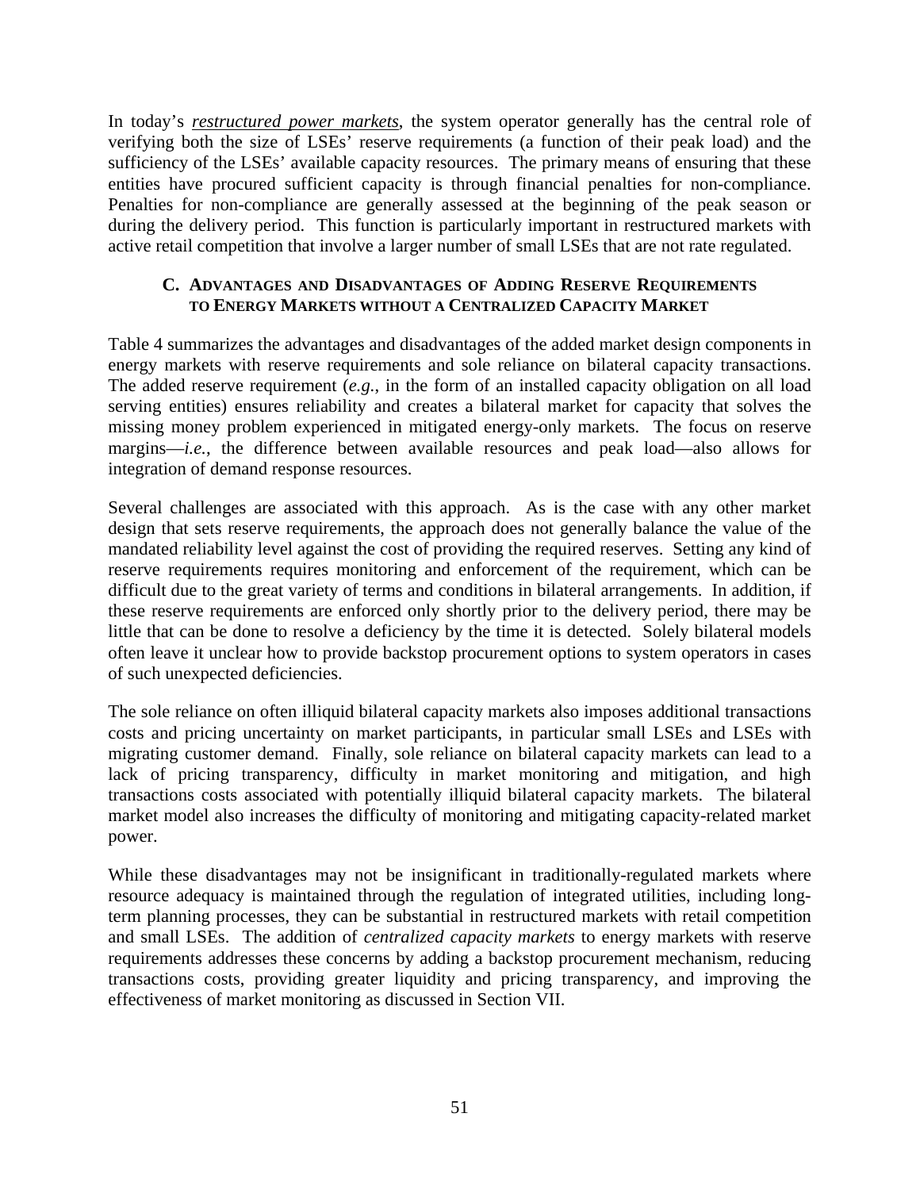In today's ***restructured power markets***, the system operator generally has the central role of verifying both the size of LSEs' reserve requirements (a function of their peak load) and the sufficiency of the LSEs' available capacity resources. The primary means of ensuring that these entities have procured sufficient capacity is through financial penalties for non-compliance. Penalties for non-compliance are generally assessed at the beginning of the peak season or during the delivery period. This function is particularly important in restructured markets with active retail competition that involve a larger number of small LSEs that are not rate regulated.

### C. Advantages and Disadvantages of Adding Reserve Requirements to Energy Markets without a Centralized Capacity Market

Table 4 summarizes the advantages and disadvantages of the added market design components in energy markets with reserve requirements and sole reliance on bilateral capacity transactions. The added reserve requirement (*e.g.*, in the form of an installed capacity obligation on all load serving entities) ensures reliability and creates a bilateral market for capacity that solves the missing money problem experienced in mitigated energy-only markets. The focus on reserve margins—*i.e.*, the difference between available resources and peak load—also allows for integration of demand response resources.

Several challenges are associated with this approach. As is the case with any other market design that sets reserve requirements, the approach does not generally balance the value of the mandated reliability level against the cost of providing the required reserves. Setting any kind of reserve requirements requires monitoring and enforcement of the requirement, which can be difficult due to the great variety of terms and conditions in bilateral arrangements. In addition, if these reserve requirements are enforced only shortly prior to the delivery period, there may be little that can be done to resolve a deficiency by the time it is detected. Solely bilateral models often leave it unclear how to provide backstop procurement options to system operators in cases of such unexpected deficiencies.

The sole reliance on often illiquid bilateral capacity markets also imposes additional transactions costs and pricing uncertainty on market participants, in particular small LSEs and LSEs with migrating customer demand. Finally, sole reliance on bilateral capacity markets can lead to a lack of pricing transparency, difficulty in market monitoring and mitigation, and high transactions costs associated with potentially illiquid bilateral capacity markets. The bilateral market model also increases the difficulty of monitoring and mitigating capacity-related market power.

While these disadvantages may not be insignificant in traditionally-regulated markets where resource adequacy is maintained through the regulation of integrated utilities, including long-term planning processes, they can be substantial in restructured markets with retail competition and small LSEs. The addition of *centralized capacity markets* to energy markets with reserve requirements addresses these concerns by adding a backstop procurement mechanism, reducing transactions costs, providing greater liquidity and pricing transparency, and improving the effectiveness of market monitoring as discussed in Section VII.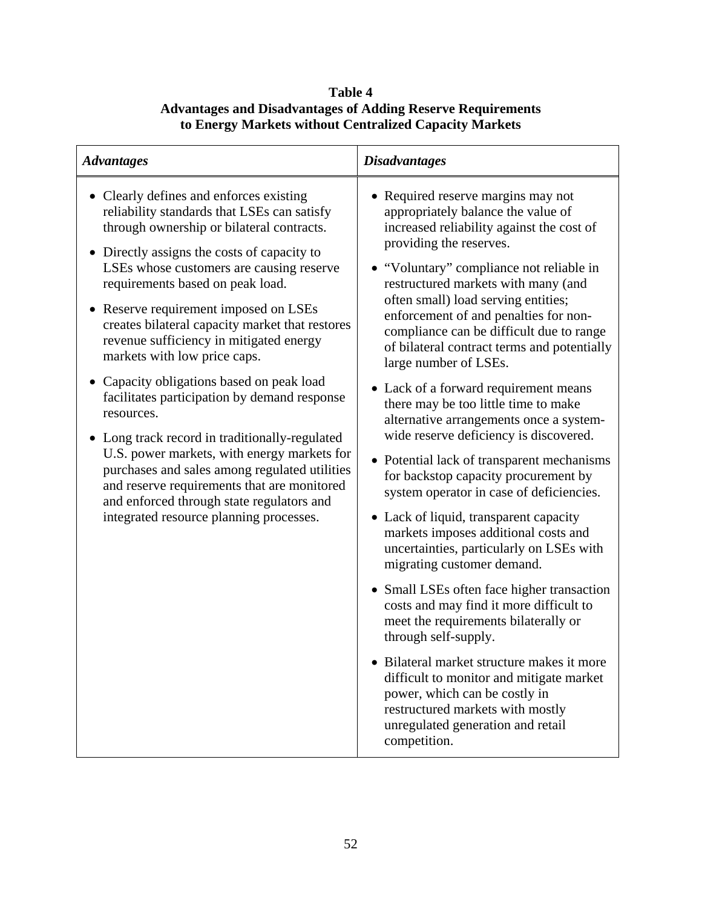**Table 4**
**Advantages and Disadvantages of Adding Reserve Requirements to Energy Markets without Centralized Capacity Markets**

| *Advantages* | *Disadvantages* |
|---|---|
| • Clearly defines and enforces existing reliability standards that LSEs can satisfy through ownership or bilateral contracts.<br>• Directly assigns the costs of capacity to LSEs whose customers are causing reserve requirements based on peak load.<br>• Reserve requirement imposed on LSEs creates bilateral capacity market that restores revenue sufficiency in mitigated energy markets with low price caps.<br>• Capacity obligations based on peak load facilitates participation by demand response resources.<br>• Long track record in traditionally-regulated U.S. power markets, with energy markets for purchases and sales among regulated utilities and reserve requirements that are monitored and enforced through state regulators and integrated resource planning processes. | • Required reserve margins may not appropriately balance the value of increased reliability against the cost of providing the reserves.<br>• "Voluntary" compliance not reliable in restructured markets with many (and often small) load serving entities; enforcement of and penalties for non-compliance can be difficult due to range of bilateral contract terms and potentially large number of LSEs.<br>• Lack of a forward requirement means there may be too little time to make alternative arrangements once a system-wide reserve deficiency is discovered.<br>• Potential lack of transparent mechanisms for backstop capacity procurement by system operator in case of deficiencies.<br>• Lack of liquid, transparent capacity markets imposes additional costs and uncertainties, particularly on LSEs with migrating customer demand.<br>• Small LSEs often face higher transaction costs and may find it more difficult to meet the requirements bilaterally or through self-supply.<br>• Bilateral market structure makes it more difficult to monitor and mitigate market power, which can be costly in restructured markets with mostly unregulated generation and retail competition. |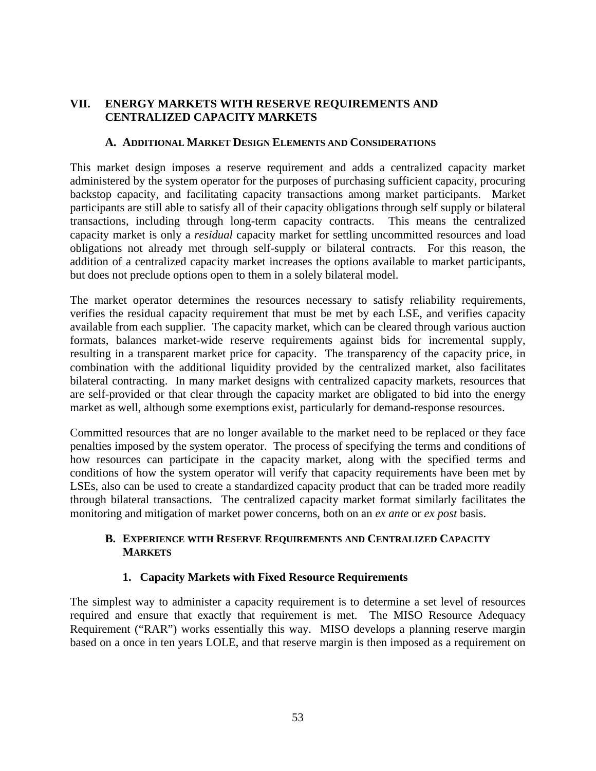# VII. ENERGY MARKETS WITH RESERVE REQUIREMENTS AND CENTRALIZED CAPACITY MARKETS

## A. Additional Market Design Elements and Considerations

This market design imposes a reserve requirement and adds a centralized capacity market administered by the system operator for the purposes of purchasing sufficient capacity, procuring backstop capacity, and facilitating capacity transactions among market participants. Market participants are still able to satisfy all of their capacity obligations through self supply or bilateral transactions, including through long-term capacity contracts. This means the centralized capacity market is only a *residual* capacity market for settling uncommitted resources and load obligations not already met through self-supply or bilateral contracts. For this reason, the addition of a centralized capacity market increases the options available to market participants, but does not preclude options open to them in a solely bilateral model.

The market operator determines the resources necessary to satisfy reliability requirements, verifies the residual capacity requirement that must be met by each LSE, and verifies capacity available from each supplier. The capacity market, which can be cleared through various auction formats, balances market-wide reserve requirements against bids for incremental supply, resulting in a transparent market price for capacity. The transparency of the capacity price, in combination with the additional liquidity provided by the centralized market, also facilitates bilateral contracting. In many market designs with centralized capacity markets, resources that are self-provided or that clear through the capacity market are obligated to bid into the energy market as well, although some exemptions exist, particularly for demand-response resources.

Committed resources that are no longer available to the market need to be replaced or they face penalties imposed by the system operator. The process of specifying the terms and conditions of how resources can participate in the capacity market, along with the specified terms and conditions of how the system operator will verify that capacity requirements have been met by LSEs, also can be used to create a standardized capacity product that can be traded more readily through bilateral transactions. The centralized capacity market format similarly facilitates the monitoring and mitigation of market power concerns, both on an *ex ante* or *ex post* basis.

## B. Experience with Reserve Requirements and Centralized Capacity Markets

### 1. Capacity Markets with Fixed Resource Requirements

The simplest way to administer a capacity requirement is to determine a set level of resources required and ensure that exactly that requirement is met. The MISO Resource Adequacy Requirement ("RAR") works essentially this way. MISO develops a planning reserve margin based on a once in ten years LOLE, and that reserve margin is then imposed as a requirement on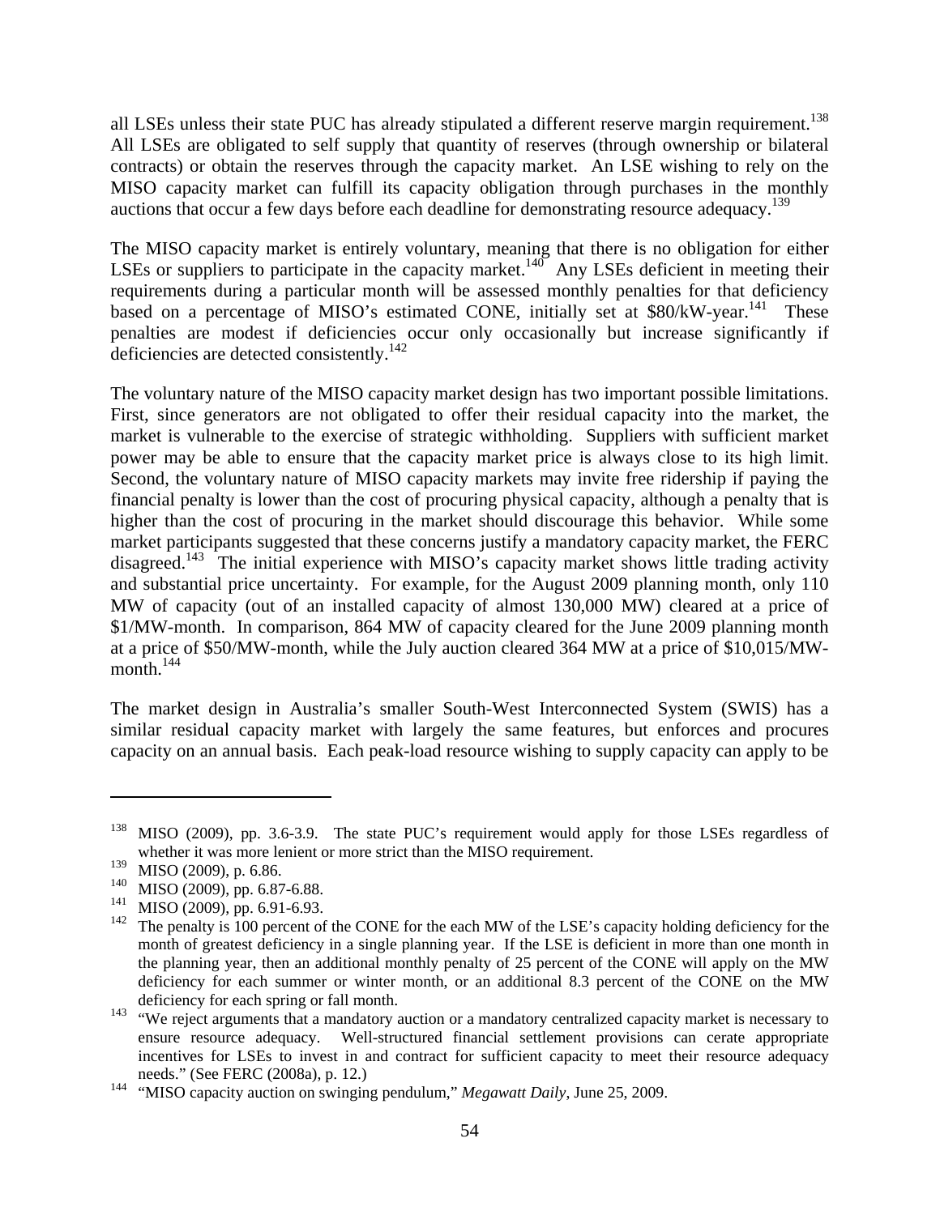all LSEs unless their state PUC has already stipulated a different reserve margin requirement.[138] All LSEs are obligated to self supply that quantity of reserves (through ownership or bilateral contracts) or obtain the reserves through the capacity market. An LSE wishing to rely on the MISO capacity market can fulfill its capacity obligation through purchases in the monthly auctions that occur a few days before each deadline for demonstrating resource adequacy.[139]

The MISO capacity market is entirely voluntary, meaning that there is no obligation for either LSEs or suppliers to participate in the capacity market.[140] Any LSEs deficient in meeting their requirements during a particular month will be assessed monthly penalties for that deficiency based on a percentage of MISO's estimated CONE, initially set at \$80/kW-year.[141] These penalties are modest if deficiencies occur only occasionally but increase significantly if deficiencies are detected consistently.[142]

The voluntary nature of the MISO capacity market design has two important possible limitations. First, since generators are not obligated to offer their residual capacity into the market, the market is vulnerable to the exercise of strategic withholding. Suppliers with sufficient market power may be able to ensure that the capacity market price is always close to its high limit. Second, the voluntary nature of MISO capacity markets may invite free ridership if paying the financial penalty is lower than the cost of procuring physical capacity, although a penalty that is higher than the cost of procuring in the market should discourage this behavior. While some market participants suggested that these concerns justify a mandatory capacity market, the FERC disagreed.[143] The initial experience with MISO's capacity market shows little trading activity and substantial price uncertainty. For example, for the August 2009 planning month, only 110 MW of capacity (out of an installed capacity of almost 130,000 MW) cleared at a price of \$1/MW-month. In comparison, 864 MW of capacity cleared for the June 2009 planning month at a price of \$50/MW-month, while the July auction cleared 364 MW at a price of \$10,015/MW-month.[144]

The market design in Australia's smaller South-West Interconnected System (SWIS) has a similar residual capacity market with largely the same features, but enforces and procures capacity on an annual basis. Each peak-load resource wishing to supply capacity can apply to be

---

[138] MISO (2009), pp. 3.6-3.9. The state PUC's requirement would apply for those LSEs regardless of whether it was more lenient or more strict than the MISO requirement.

[139] MISO (2009), p. 6.86.

[140] MISO (2009), pp. 6.87-6.88.

[141] MISO (2009), pp. 6.91-6.93.

[142] The penalty is 100 percent of the CONE for the each MW of the LSE's capacity holding deficiency for the month of greatest deficiency in a single planning year. If the LSE is deficient in more than one month in the planning year, then an additional monthly penalty of 25 percent of the CONE will apply on the MW deficiency for each summer or winter month, or an additional 8.3 percent of the CONE on the MW deficiency for each spring or fall month.

[143] "We reject arguments that a mandatory auction or a mandatory centralized capacity market is necessary to ensure resource adequacy. Well-structured financial settlement provisions can cerate appropriate incentives for LSEs to invest in and contract for sufficient capacity to meet their resource adequacy needs." (See FERC (2008a), p. 12.)

[144] "MISO capacity auction on swinging pendulum," *Megawatt Daily*, June 25, 2009.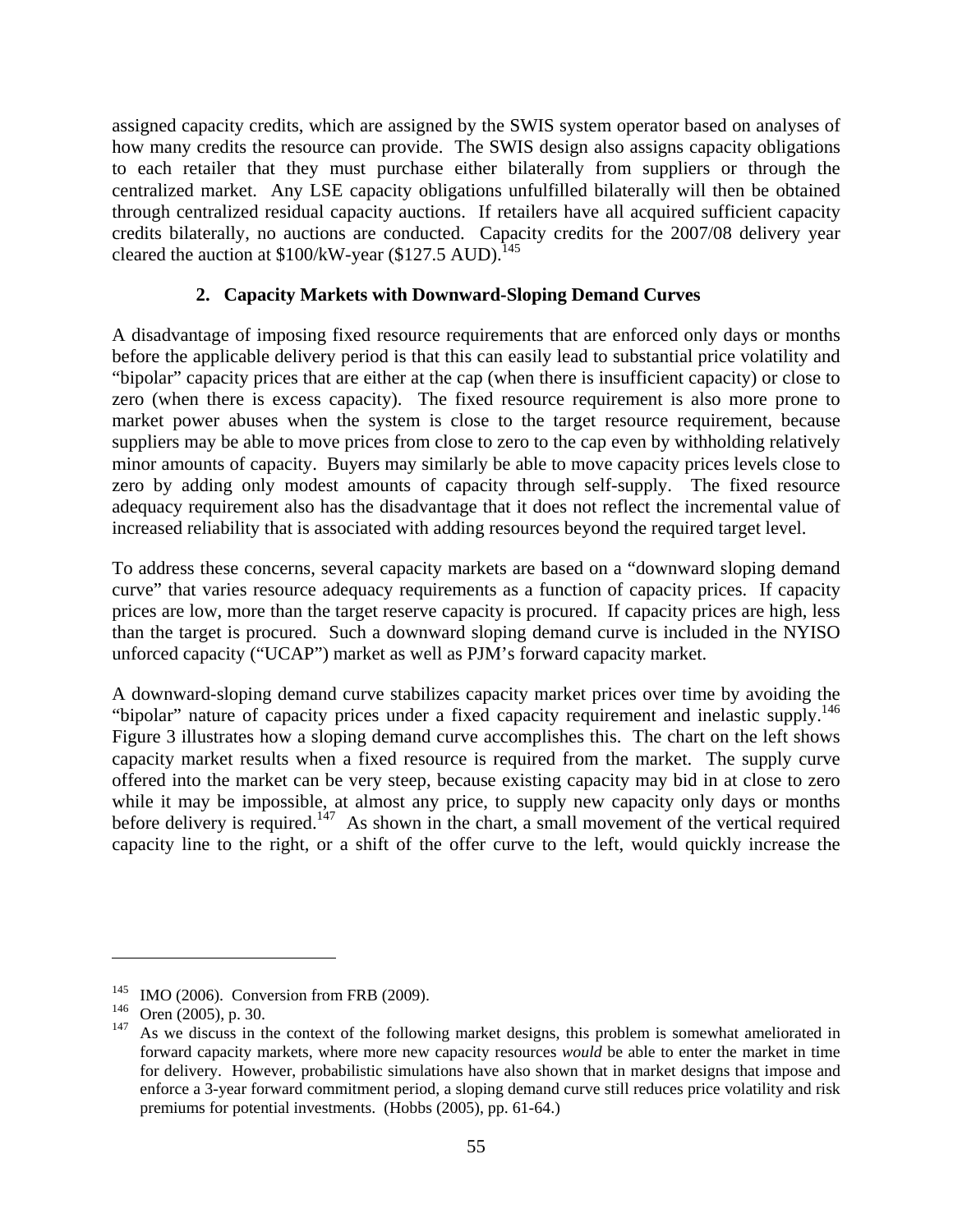assigned capacity credits, which are assigned by the SWIS system operator based on analyses of how many credits the resource can provide. The SWIS design also assigns capacity obligations to each retailer that they must purchase either bilaterally from suppliers or through the centralized market. Any LSE capacity obligations unfulfilled bilaterally will then be obtained through centralized residual capacity auctions. If retailers have all acquired sufficient capacity credits bilaterally, no auctions are conducted. Capacity credits for the 2007/08 delivery year cleared the auction at \$100/kW-year (\$127.5 AUD).[145]

### 2. Capacity Markets with Downward-Sloping Demand Curves

A disadvantage of imposing fixed resource requirements that are enforced only days or months before the applicable delivery period is that this can easily lead to substantial price volatility and "bipolar" capacity prices that are either at the cap (when there is insufficient capacity) or close to zero (when there is excess capacity). The fixed resource requirement is also more prone to market power abuses when the system is close to the target resource requirement, because suppliers may be able to move prices from close to zero to the cap even by withholding relatively minor amounts of capacity. Buyers may similarly be able to move capacity prices levels close to zero by adding only modest amounts of capacity through self-supply. The fixed resource adequacy requirement also has the disadvantage that it does not reflect the incremental value of increased reliability that is associated with adding resources beyond the required target level.

To address these concerns, several capacity markets are based on a "downward sloping demand curve" that varies resource adequacy requirements as a function of capacity prices. If capacity prices are low, more than the target reserve capacity is procured. If capacity prices are high, less than the target is procured. Such a downward sloping demand curve is included in the NYISO unforced capacity ("UCAP") market as well as PJM's forward capacity market.

A downward-sloping demand curve stabilizes capacity market prices over time by avoiding the "bipolar" nature of capacity prices under a fixed capacity requirement and inelastic supply.[146] Figure 3 illustrates how a sloping demand curve accomplishes this. The chart on the left shows capacity market results when a fixed resource is required from the market. The supply curve offered into the market can be very steep, because existing capacity may bid in at close to zero while it may be impossible, at almost any price, to supply new capacity only days or months before delivery is required.[147] As shown in the chart, a small movement of the vertical required capacity line to the right, or a shift of the offer curve to the left, would quickly increase the

---

[145] IMO (2006). Conversion from FRB (2009).

[146] Oren (2005), p. 30.

[147] As we discuss in the context of the following market designs, this problem is somewhat ameliorated in forward capacity markets, where more new capacity resources *would* be able to enter the market in time for delivery. However, probabilistic simulations have also shown that in market designs that impose and enforce a 3-year forward commitment period, a sloping demand curve still reduces price volatility and risk premiums for potential investments. (Hobbs (2005), pp. 61-64.)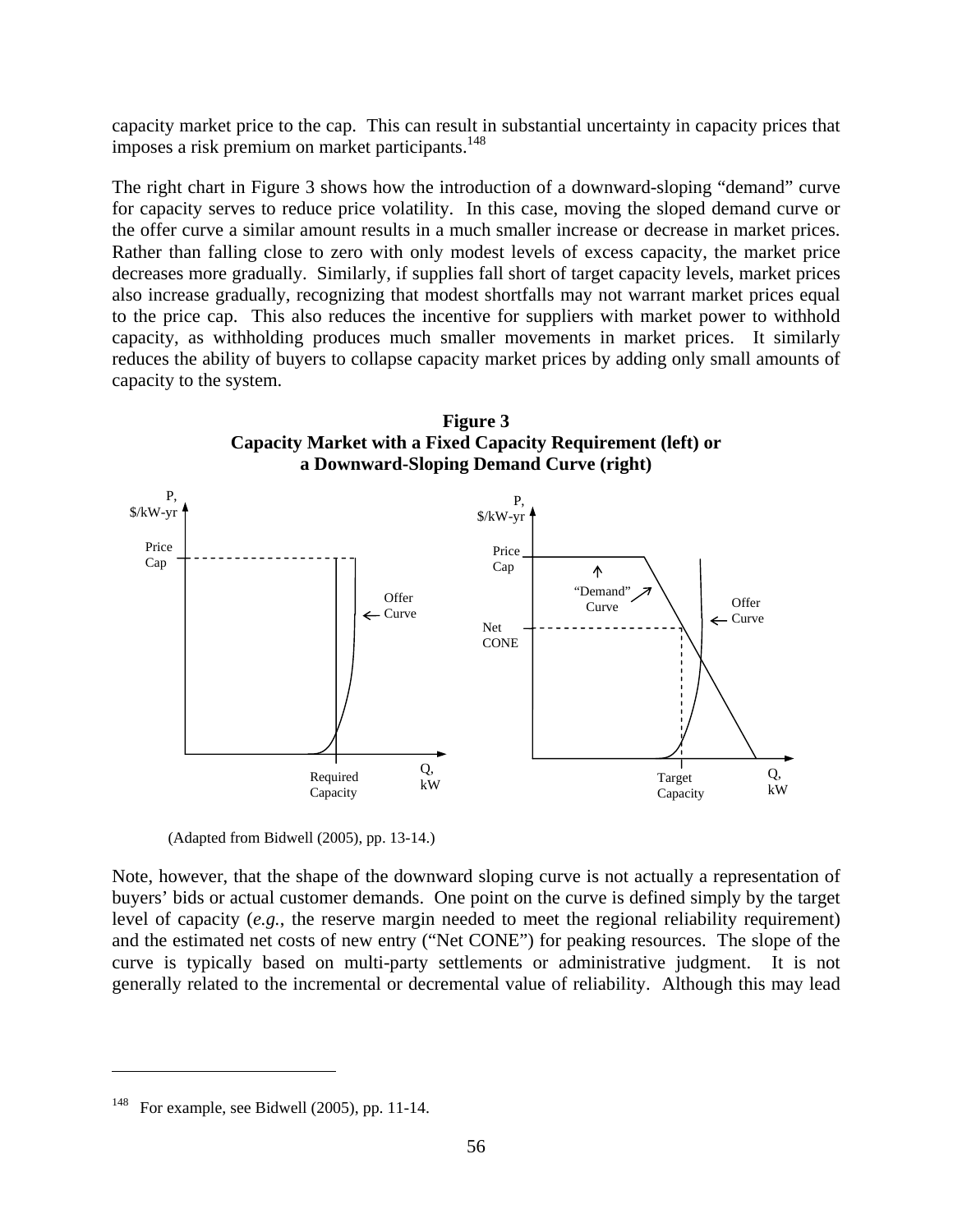capacity market price to the cap. This can result in substantial uncertainty in capacity prices that imposes a risk premium on market participants.[148]

The right chart in Figure 3 shows how the introduction of a downward-sloping "demand" curve for capacity serves to reduce price volatility. In this case, moving the sloped demand curve or the offer curve a similar amount results in a much smaller increase or decrease in market prices. Rather than falling close to zero with only modest levels of excess capacity, the market price decreases more gradually. Similarly, if supplies fall short of target capacity levels, market prices also increase gradually, recognizing that modest shortfalls may not warrant market prices equal to the price cap. This also reduces the incentive for suppliers with market power to withhold capacity, as withholding produces much smaller movements in market prices. It similarly reduces the ability of buyers to collapse capacity market prices by adding only small amounts of capacity to the system.

**Figure 3**
**Capacity Market with a Fixed Capacity Requirement (left) or a Downward-Sloping Demand Curve (right)**

(Adapted from Bidwell (2005), pp. 13-14.)

Note, however, that the shape of the downward sloping curve is not actually a representation of buyers' bids or actual customer demands. One point on the curve is defined simply by the target level of capacity (*e.g.*, the reserve margin needed to meet the regional reliability requirement) and the estimated net costs of new entry ("Net CONE") for peaking resources. The slope of the curve is typically based on multi-party settlements or administrative judgment. It is not generally related to the incremental or decremental value of reliability. Although this may lead

[148] For example, see Bidwell (2005), pp. 11-14.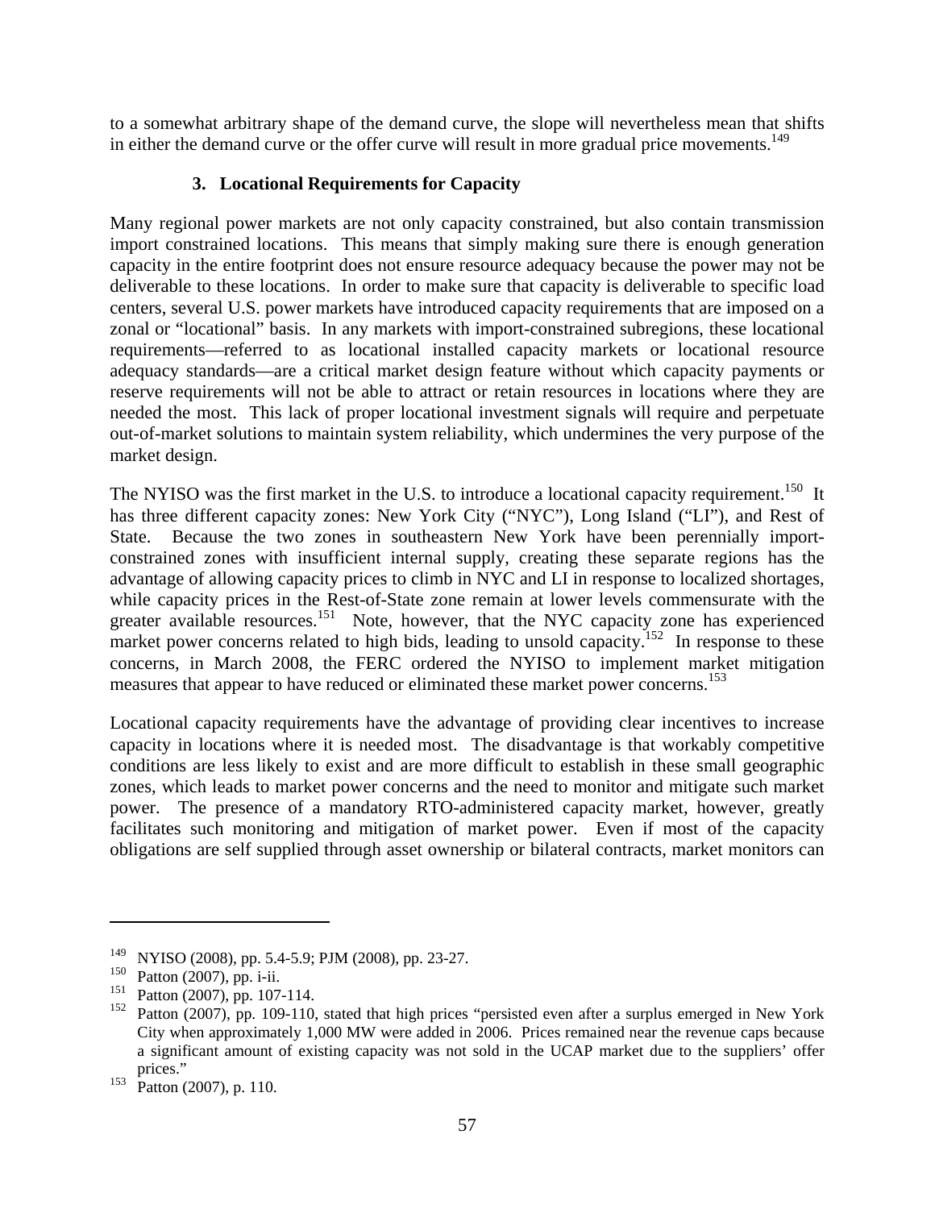to a somewhat arbitrary shape of the demand curve, the slope will nevertheless mean that shifts in either the demand curve or the offer curve will result in more gradual price movements.[149]

### 3. Locational Requirements for Capacity

Many regional power markets are not only capacity constrained, but also contain transmission import constrained locations. This means that simply making sure there is enough generation capacity in the entire footprint does not ensure resource adequacy because the power may not be deliverable to these locations. In order to make sure that capacity is deliverable to specific load centers, several U.S. power markets have introduced capacity requirements that are imposed on a zonal or "locational" basis. In any markets with import-constrained subregions, these locational requirements—referred to as locational installed capacity markets or locational resource adequacy standards—are a critical market design feature without which capacity payments or reserve requirements will not be able to attract or retain resources in locations where they are needed the most. This lack of proper locational investment signals will require and perpetuate out-of-market solutions to maintain system reliability, which undermines the very purpose of the market design.

The NYISO was the first market in the U.S. to introduce a locational capacity requirement.[150] It has three different capacity zones: New York City ("NYC"), Long Island ("LI"), and Rest of State. Because the two zones in southeastern New York have been perennially import-constrained zones with insufficient internal supply, creating these separate regions has the advantage of allowing capacity prices to climb in NYC and LI in response to localized shortages, while capacity prices in the Rest-of-State zone remain at lower levels commensurate with the greater available resources.[151] Note, however, that the NYC capacity zone has experienced market power concerns related to high bids, leading to unsold capacity.[152] In response to these concerns, in March 2008, the FERC ordered the NYISO to implement market mitigation measures that appear to have reduced or eliminated these market power concerns.[153]

Locational capacity requirements have the advantage of providing clear incentives to increase capacity in locations where it is needed most. The disadvantage is that workably competitive conditions are less likely to exist and are more difficult to establish in these small geographic zones, which leads to market power concerns and the need to monitor and mitigate such market power. The presence of a mandatory RTO-administered capacity market, however, greatly facilitates such monitoring and mitigation of market power. Even if most of the capacity obligations are self supplied through asset ownership or bilateral contracts, market monitors can

---

[149] NYISO (2008), pp. 5.4-5.9; PJM (2008), pp. 23-27.

[150] Patton (2007), pp. i-ii.

[151] Patton (2007), pp. 107-114.

[152] Patton (2007), pp. 109-110, stated that high prices "persisted even after a surplus emerged in New York City when approximately 1,000 MW were added in 2006. Prices remained near the revenue caps because a significant amount of existing capacity was not sold in the UCAP market due to the suppliers' offer prices."

[153] Patton (2007), p. 110.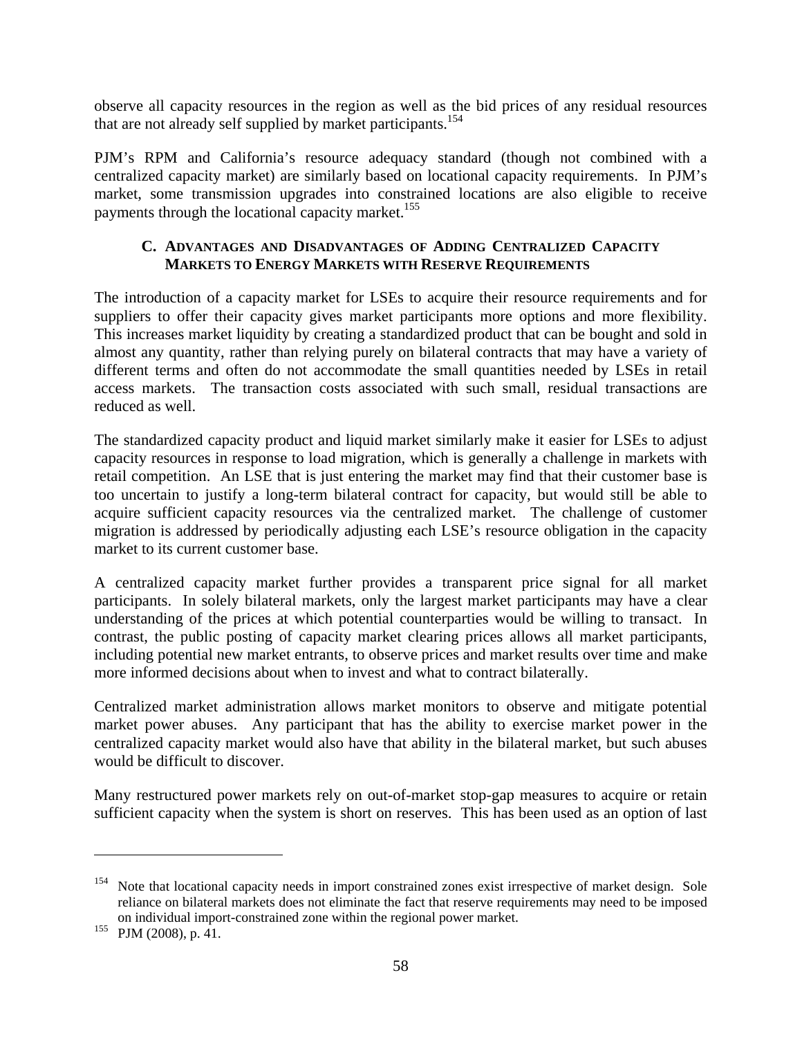observe all capacity resources in the region as well as the bid prices of any residual resources that are not already self supplied by market participants.[154]

PJM's RPM and California's resource adequacy standard (though not combined with a centralized capacity market) are similarly based on locational capacity requirements. In PJM's market, some transmission upgrades into constrained locations are also eligible to receive payments through the locational capacity market.[155]

### C. Advantages and Disadvantages of Adding Centralized Capacity Markets to Energy Markets with Reserve Requirements

The introduction of a capacity market for LSEs to acquire their resource requirements and for suppliers to offer their capacity gives market participants more options and more flexibility. This increases market liquidity by creating a standardized product that can be bought and sold in almost any quantity, rather than relying purely on bilateral contracts that may have a variety of different terms and often do not accommodate the small quantities needed by LSEs in retail access markets. The transaction costs associated with such small, residual transactions are reduced as well.

The standardized capacity product and liquid market similarly make it easier for LSEs to adjust capacity resources in response to load migration, which is generally a challenge in markets with retail competition. An LSE that is just entering the market may find that their customer base is too uncertain to justify a long-term bilateral contract for capacity, but would still be able to acquire sufficient capacity resources via the centralized market. The challenge of customer migration is addressed by periodically adjusting each LSE's resource obligation in the capacity market to its current customer base.

A centralized capacity market further provides a transparent price signal for all market participants. In solely bilateral markets, only the largest market participants may have a clear understanding of the prices at which potential counterparties would be willing to transact. In contrast, the public posting of capacity market clearing prices allows all market participants, including potential new market entrants, to observe prices and market results over time and make more informed decisions about when to invest and what to contract bilaterally.

Centralized market administration allows market monitors to observe and mitigate potential market power abuses. Any participant that has the ability to exercise market power in the centralized capacity market would also have that ability in the bilateral market, but such abuses would be difficult to discover.

Many restructured power markets rely on out-of-market stop-gap measures to acquire or retain sufficient capacity when the system is short on reserves. This has been used as an option of last

---

[154] Note that locational capacity needs in import constrained zones exist irrespective of market design. Sole reliance on bilateral markets does not eliminate the fact that reserve requirements may need to be imposed on individual import-constrained zone within the regional power market.

[155] PJM (2008), p. 41.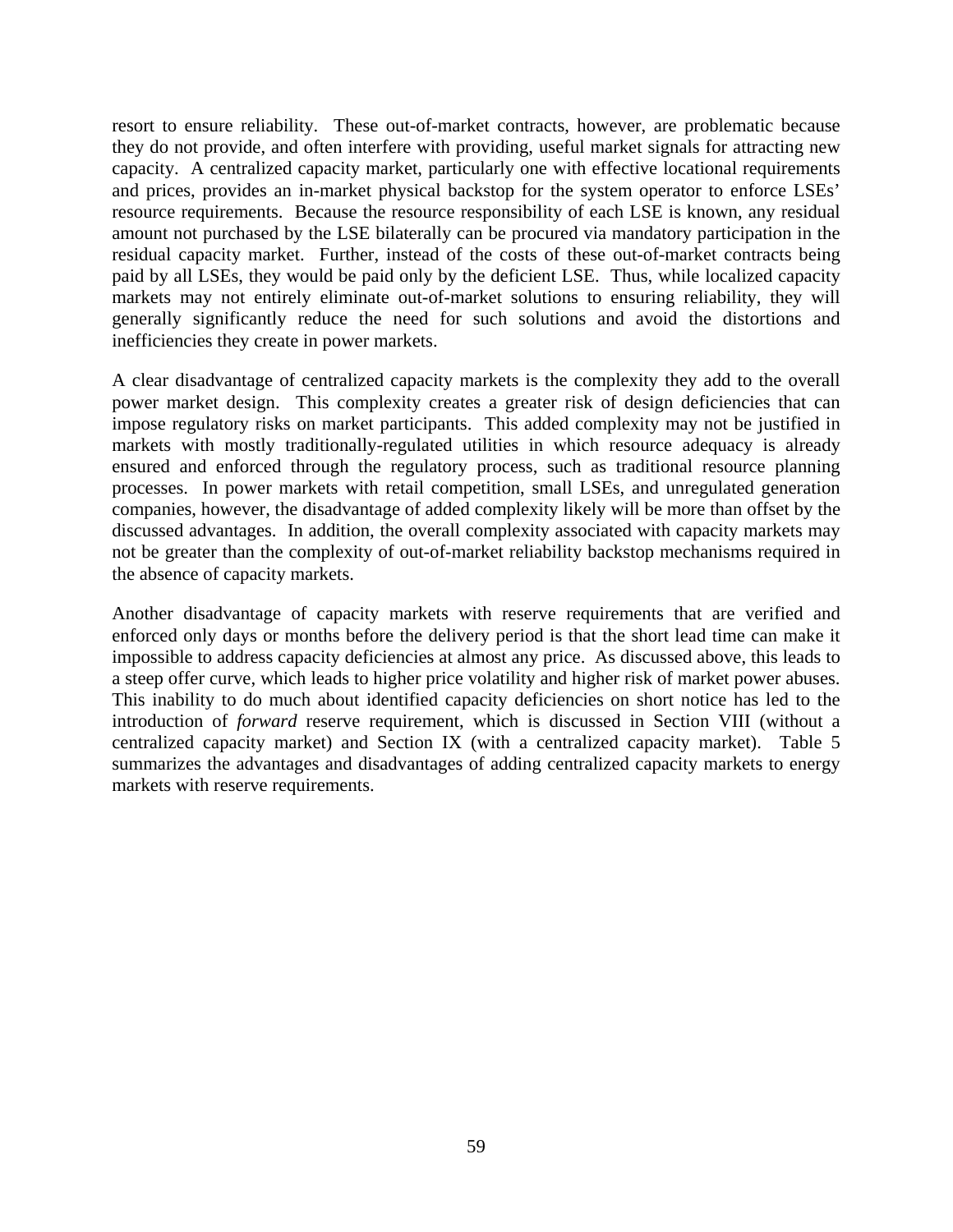resort to ensure reliability. These out-of-market contracts, however, are problematic because they do not provide, and often interfere with providing, useful market signals for attracting new capacity. A centralized capacity market, particularly one with effective locational requirements and prices, provides an in-market physical backstop for the system operator to enforce LSEs' resource requirements. Because the resource responsibility of each LSE is known, any residual amount not purchased by the LSE bilaterally can be procured via mandatory participation in the residual capacity market. Further, instead of the costs of these out-of-market contracts being paid by all LSEs, they would be paid only by the deficient LSE. Thus, while localized capacity markets may not entirely eliminate out-of-market solutions to ensuring reliability, they will generally significantly reduce the need for such solutions and avoid the distortions and inefficiencies they create in power markets.

A clear disadvantage of centralized capacity markets is the complexity they add to the overall power market design. This complexity creates a greater risk of design deficiencies that can impose regulatory risks on market participants. This added complexity may not be justified in markets with mostly traditionally-regulated utilities in which resource adequacy is already ensured and enforced through the regulatory process, such as traditional resource planning processes. In power markets with retail competition, small LSEs, and unregulated generation companies, however, the disadvantage of added complexity likely will be more than offset by the discussed advantages. In addition, the overall complexity associated with capacity markets may not be greater than the complexity of out-of-market reliability backstop mechanisms required in the absence of capacity markets.

Another disadvantage of capacity markets with reserve requirements that are verified and enforced only days or months before the delivery period is that the short lead time can make it impossible to address capacity deficiencies at almost any price. As discussed above, this leads to a steep offer curve, which leads to higher price volatility and higher risk of market power abuses. This inability to do much about identified capacity deficiencies on short notice has led to the introduction of *forward* reserve requirement, which is discussed in Section VIII (without a centralized capacity market) and Section IX (with a centralized capacity market). Table 5 summarizes the advantages and disadvantages of adding centralized capacity markets to energy markets with reserve requirements.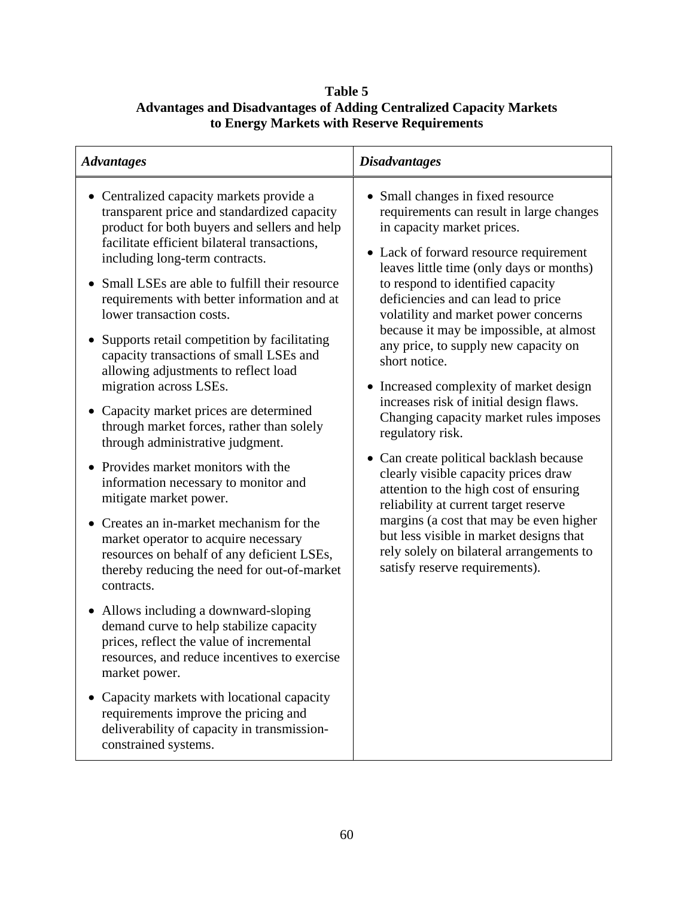**Table 5**
**Advantages and Disadvantages of Adding Centralized Capacity Markets to Energy Markets with Reserve Requirements**

| *Advantages* | *Disadvantages* |
|---|---|
| • Centralized capacity markets provide a transparent price and standardized capacity product for both buyers and sellers and help facilitate efficient bilateral transactions, including long-term contracts.<br>• Small LSEs are able to fulfill their resource requirements with better information and at lower transaction costs.<br>• Supports retail competition by facilitating capacity transactions of small LSEs and allowing adjustments to reflect load migration across LSEs.<br>• Capacity market prices are determined through market forces, rather than solely through administrative judgment.<br>• Provides market monitors with the information necessary to monitor and mitigate market power.<br>• Creates an in-market mechanism for the market operator to acquire necessary resources on behalf of any deficient LSEs, thereby reducing the need for out-of-market contracts.<br>• Allows including a downward-sloping demand curve to help stabilize capacity prices, reflect the value of incremental resources, and reduce incentives to exercise market power.<br>• Capacity markets with locational capacity requirements improve the pricing and deliverability of capacity in transmission-constrained systems. | • Small changes in fixed resource requirements can result in large changes in capacity market prices.<br>• Lack of forward resource requirement leaves little time (only days or months) to respond to identified capacity deficiencies and can lead to price volatility and market power concerns because it may be impossible, at almost any price, to supply new capacity on short notice.<br>• Increased complexity of market design increases risk of initial design flaws. Changing capacity market rules imposes regulatory risk.<br>• Can create political backlash because clearly visible capacity prices draw attention to the high cost of ensuring reliability at current target reserve margins (a cost that may be even higher but less visible in market designs that rely solely on bilateral arrangements to satisfy reserve requirements). |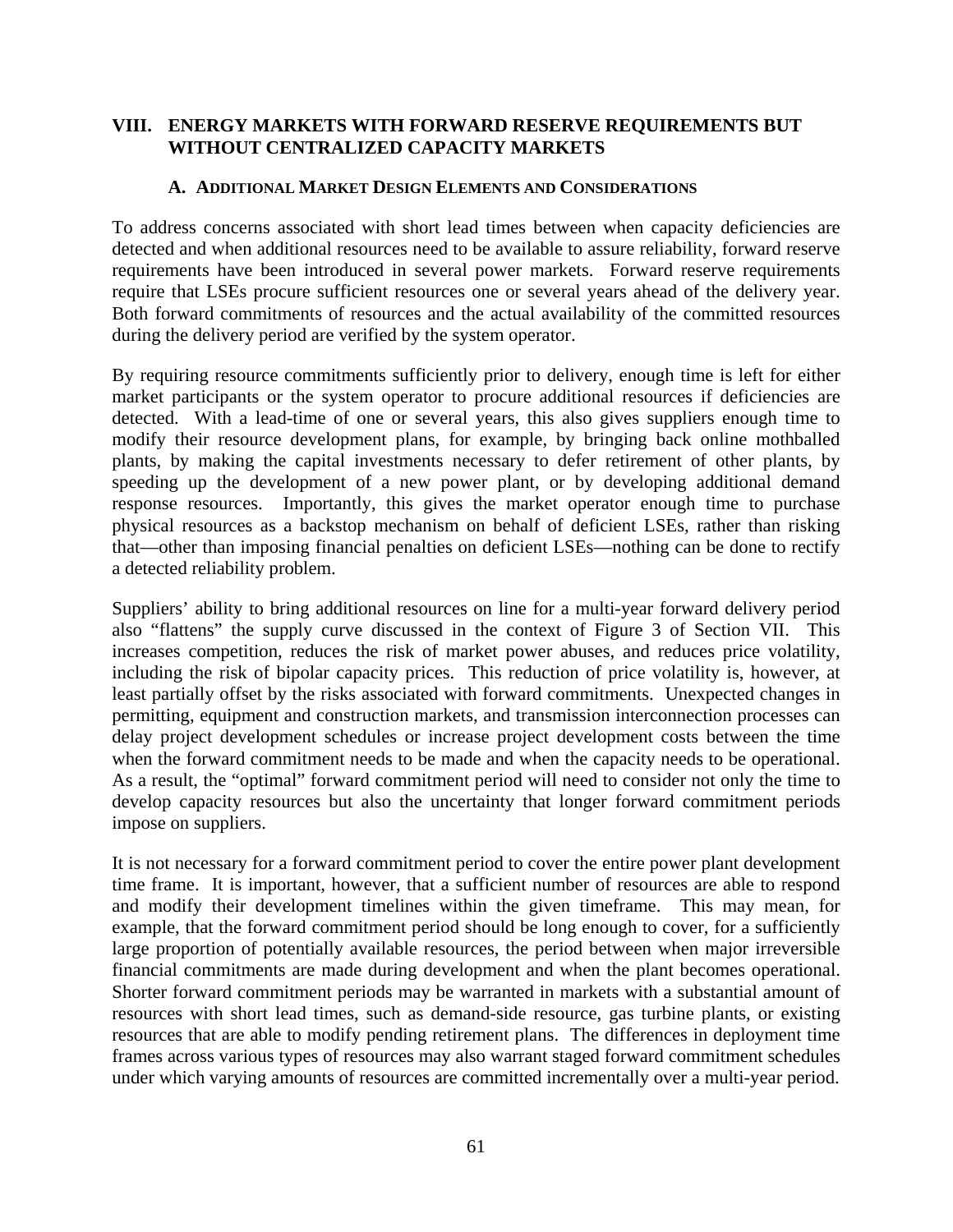## VIII. ENERGY MARKETS WITH FORWARD RESERVE REQUIREMENTS BUT WITHOUT CENTRALIZED CAPACITY MARKETS

### A. ADDITIONAL MARKET DESIGN ELEMENTS AND CONSIDERATIONS

To address concerns associated with short lead times between when capacity deficiencies are detected and when additional resources need to be available to assure reliability, forward reserve requirements have been introduced in several power markets. Forward reserve requirements require that LSEs procure sufficient resources one or several years ahead of the delivery year. Both forward commitments of resources and the actual availability of the committed resources during the delivery period are verified by the system operator.

By requiring resource commitments sufficiently prior to delivery, enough time is left for either market participants or the system operator to procure additional resources if deficiencies are detected. With a lead-time of one or several years, this also gives suppliers enough time to modify their resource development plans, for example, by bringing back online mothballed plants, by making the capital investments necessary to defer retirement of other plants, by speeding up the development of a new power plant, or by developing additional demand response resources. Importantly, this gives the market operator enough time to purchase physical resources as a backstop mechanism on behalf of deficient LSEs, rather than risking that—other than imposing financial penalties on deficient LSEs—nothing can be done to rectify a detected reliability problem.

Suppliers' ability to bring additional resources on line for a multi-year forward delivery period also "flattens" the supply curve discussed in the context of Figure 3 of Section VII. This increases competition, reduces the risk of market power abuses, and reduces price volatility, including the risk of bipolar capacity prices. This reduction of price volatility is, however, at least partially offset by the risks associated with forward commitments. Unexpected changes in permitting, equipment and construction markets, and transmission interconnection processes can delay project development schedules or increase project development costs between the time when the forward commitment needs to be made and when the capacity needs to be operational. As a result, the "optimal" forward commitment period will need to consider not only the time to develop capacity resources but also the uncertainty that longer forward commitment periods impose on suppliers.

It is not necessary for a forward commitment period to cover the entire power plant development time frame. It is important, however, that a sufficient number of resources are able to respond and modify their development timelines within the given timeframe. This may mean, for example, that the forward commitment period should be long enough to cover, for a sufficiently large proportion of potentially available resources, the period between when major irreversible financial commitments are made during development and when the plant becomes operational. Shorter forward commitment periods may be warranted in markets with a substantial amount of resources with short lead times, such as demand-side resource, gas turbine plants, or existing resources that are able to modify pending retirement plans. The differences in deployment time frames across various types of resources may also warrant staged forward commitment schedules under which varying amounts of resources are committed incrementally over a multi-year period.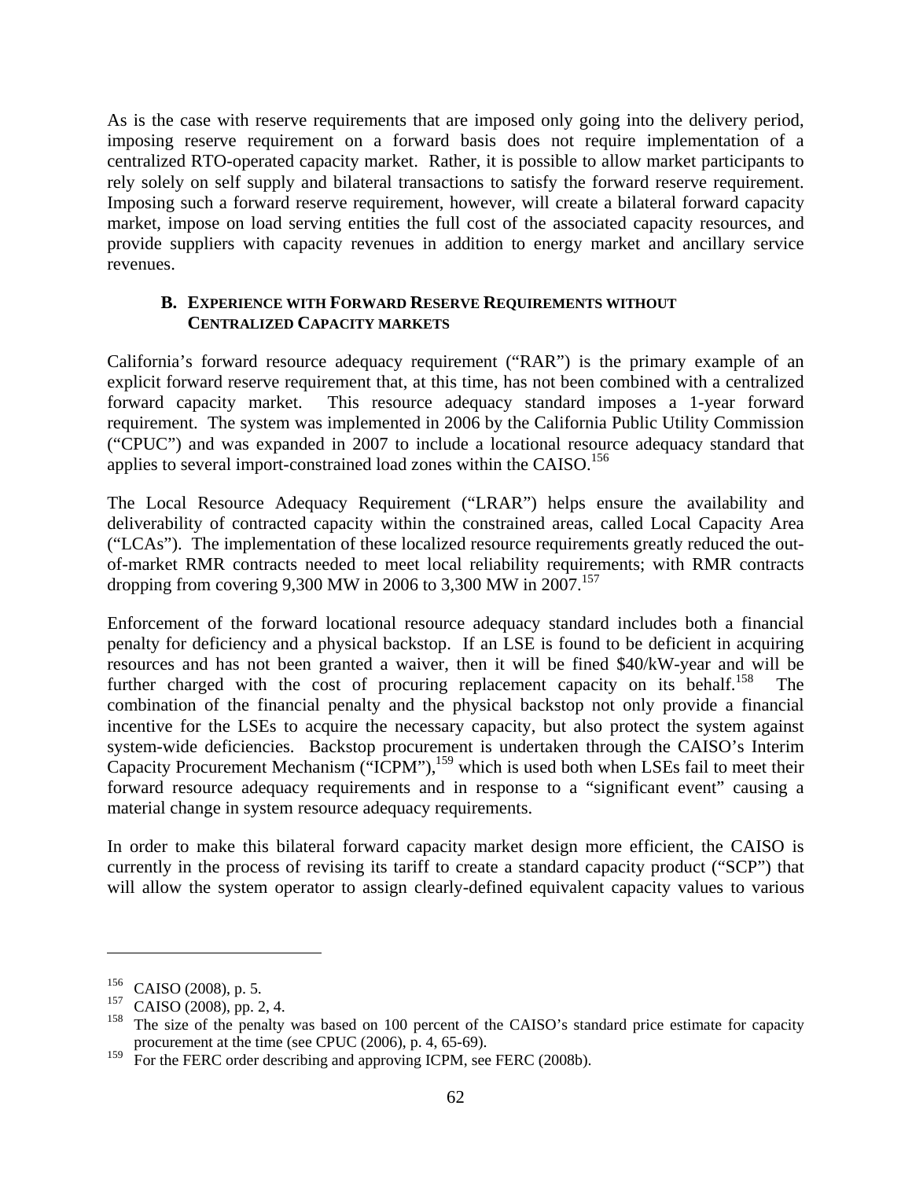As is the case with reserve requirements that are imposed only going into the delivery period, imposing reserve requirement on a forward basis does not require implementation of a centralized RTO-operated capacity market. Rather, it is possible to allow market participants to rely solely on self supply and bilateral transactions to satisfy the forward reserve requirement. Imposing such a forward reserve requirement, however, will create a bilateral forward capacity market, impose on load serving entities the full cost of the associated capacity resources, and provide suppliers with capacity revenues in addition to energy market and ancillary service revenues.

### B. Experience with Forward Reserve Requirements without Centralized Capacity markets

California's forward resource adequacy requirement ("RAR") is the primary example of an explicit forward reserve requirement that, at this time, has not been combined with a centralized forward capacity market. This resource adequacy standard imposes a 1-year forward requirement. The system was implemented in 2006 by the California Public Utility Commission ("CPUC") and was expanded in 2007 to include a locational resource adequacy standard that applies to several import-constrained load zones within the CAISO.[156]

The Local Resource Adequacy Requirement ("LRAR") helps ensure the availability and deliverability of contracted capacity within the constrained areas, called Local Capacity Area ("LCAs"). The implementation of these localized resource requirements greatly reduced the out-of-market RMR contracts needed to meet local reliability requirements; with RMR contracts dropping from covering 9,300 MW in 2006 to 3,300 MW in 2007.[157]

Enforcement of the forward locational resource adequacy standard includes both a financial penalty for deficiency and a physical backstop. If an LSE is found to be deficient in acquiring resources and has not been granted a waiver, then it will be fined \$40/kW-year and will be further charged with the cost of procuring replacement capacity on its behalf.[158] The combination of the financial penalty and the physical backstop not only provide a financial incentive for the LSEs to acquire the necessary capacity, but also protect the system against system-wide deficiencies. Backstop procurement is undertaken through the CAISO's Interim Capacity Procurement Mechanism ("ICPM"),[159] which is used both when LSEs fail to meet their forward resource adequacy requirements and in response to a "significant event" causing a material change in system resource adequacy requirements.

In order to make this bilateral forward capacity market design more efficient, the CAISO is currently in the process of revising its tariff to create a standard capacity product ("SCP") that will allow the system operator to assign clearly-defined equivalent capacity values to various

---

[156] CAISO (2008), p. 5.

[157] CAISO (2008), pp. 2, 4.

[158] The size of the penalty was based on 100 percent of the CAISO's standard price estimate for capacity procurement at the time (see CPUC (2006), p. 4, 65-69).

[159] For the FERC order describing and approving ICPM, see FERC (2008b).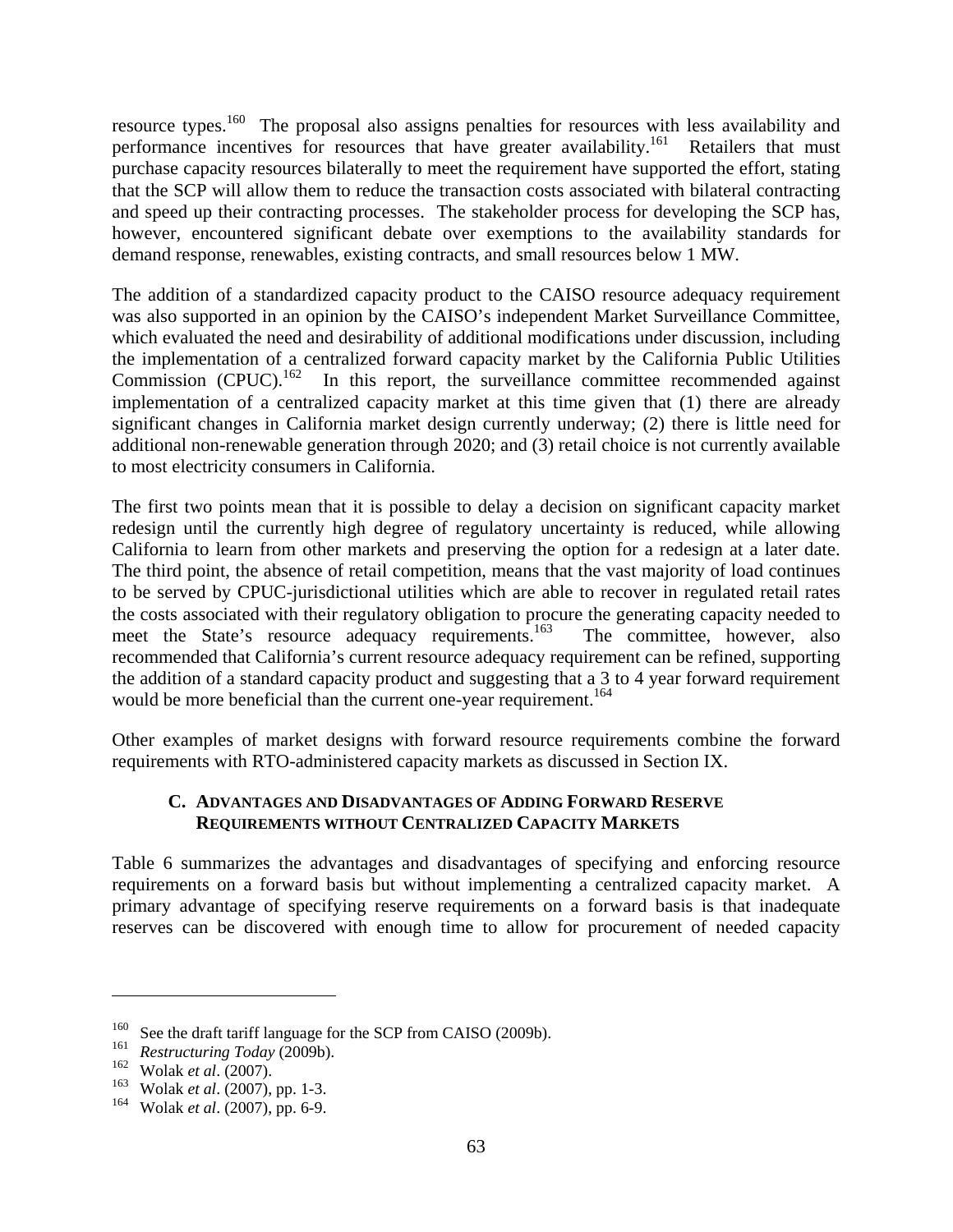resource types.[160] The proposal also assigns penalties for resources with less availability and performance incentives for resources that have greater availability.[161] Retailers that must purchase capacity resources bilaterally to meet the requirement have supported the effort, stating that the SCP will allow them to reduce the transaction costs associated with bilateral contracting and speed up their contracting processes. The stakeholder process for developing the SCP has, however, encountered significant debate over exemptions to the availability standards for demand response, renewables, existing contracts, and small resources below 1 MW.

The addition of a standardized capacity product to the CAISO resource adequacy requirement was also supported in an opinion by the CAISO's independent Market Surveillance Committee, which evaluated the need and desirability of additional modifications under discussion, including the implementation of a centralized forward capacity market by the California Public Utilities Commission (CPUC).[162] In this report, the surveillance committee recommended against implementation of a centralized capacity market at this time given that (1) there are already significant changes in California market design currently underway; (2) there is little need for additional non-renewable generation through 2020; and (3) retail choice is not currently available to most electricity consumers in California.

The first two points mean that it is possible to delay a decision on significant capacity market redesign until the currently high degree of regulatory uncertainty is reduced, while allowing California to learn from other markets and preserving the option for a redesign at a later date. The third point, the absence of retail competition, means that the vast majority of load continues to be served by CPUC-jurisdictional utilities which are able to recover in regulated retail rates the costs associated with their regulatory obligation to procure the generating capacity needed to meet the State's resource adequacy requirements.[163] The committee, however, also recommended that California's current resource adequacy requirement can be refined, supporting the addition of a standard capacity product and suggesting that a 3 to 4 year forward requirement would be more beneficial than the current one-year requirement.[164]

Other examples of market designs with forward resource requirements combine the forward requirements with RTO-administered capacity markets as discussed in Section IX.

### C. Advantages and Disadvantages of Adding Forward Reserve Requirements without Centralized Capacity Markets

Table 6 summarizes the advantages and disadvantages of specifying and enforcing resource requirements on a forward basis but without implementing a centralized capacity market. A primary advantage of specifying reserve requirements on a forward basis is that inadequate reserves can be discovered with enough time to allow for procurement of needed capacity

---

[160] See the draft tariff language for the SCP from CAISO (2009b).
[161] *Restructuring Today* (2009b).
[162] Wolak *et al*. (2007).
[163] Wolak *et al*. (2007), pp. 1-3.
[164] Wolak *et al*. (2007), pp. 6-9.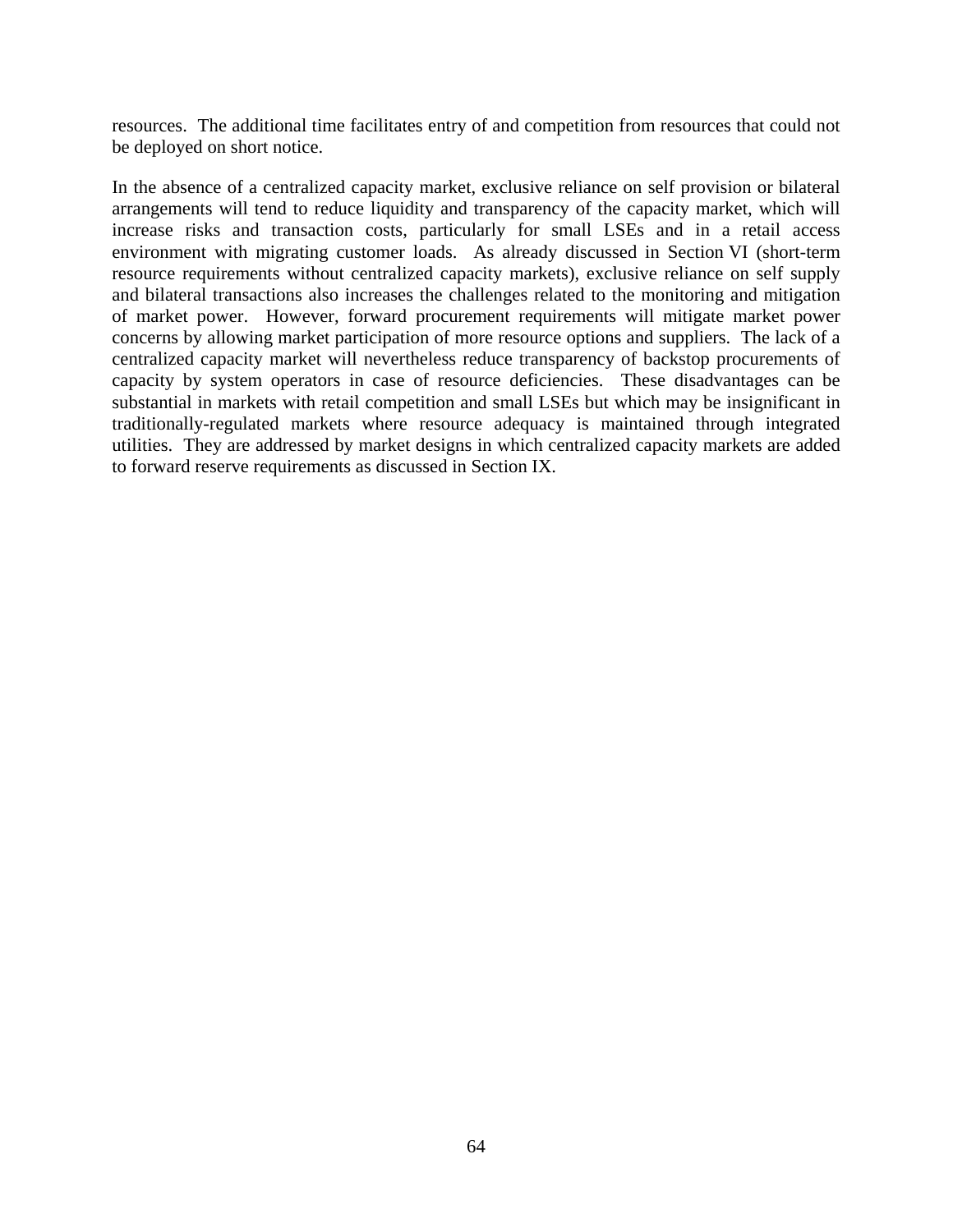resources. The additional time facilitates entry of and competition from resources that could not be deployed on short notice.

In the absence of a centralized capacity market, exclusive reliance on self provision or bilateral arrangements will tend to reduce liquidity and transparency of the capacity market, which will increase risks and transaction costs, particularly for small LSEs and in a retail access environment with migrating customer loads. As already discussed in Section VI (short-term resource requirements without centralized capacity markets), exclusive reliance on self supply and bilateral transactions also increases the challenges related to the monitoring and mitigation of market power. However, forward procurement requirements will mitigate market power concerns by allowing market participation of more resource options and suppliers. The lack of a centralized capacity market will nevertheless reduce transparency of backstop procurements of capacity by system operators in case of resource deficiencies. These disadvantages can be substantial in markets with retail competition and small LSEs but which may be insignificant in traditionally-regulated markets where resource adequacy is maintained through integrated utilities. They are addressed by market designs in which centralized capacity markets are added to forward reserve requirements as discussed in Section IX.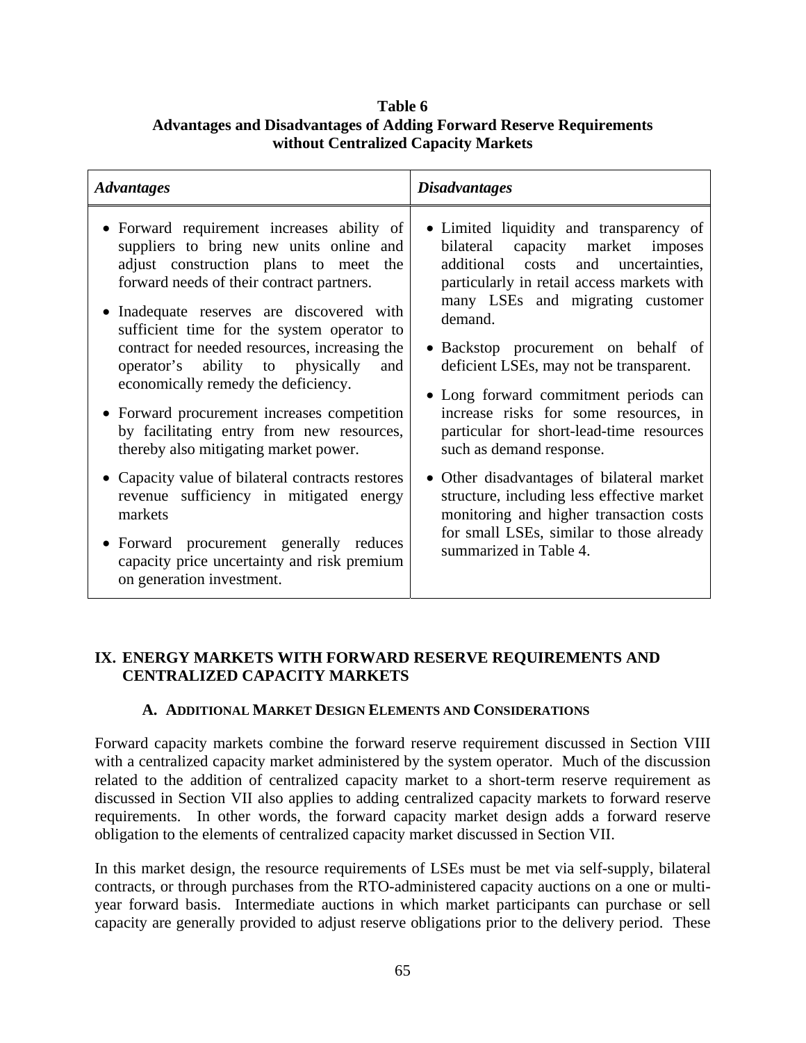**Table 6**
**Advantages and Disadvantages of Adding Forward Reserve Requirements without Centralized Capacity Markets**

| *Advantages* | *Disadvantages* |
|---|---|
| • Forward requirement increases ability of suppliers to bring new units online and adjust construction plans to meet the forward needs of their contract partners.<br>• Inadequate reserves are discovered with sufficient time for the system operator to contract for needed resources, increasing the operator's ability to physically and economically remedy the deficiency.<br>• Forward procurement increases competition by facilitating entry from new resources, thereby also mitigating market power.<br>• Capacity value of bilateral contracts restores revenue sufficiency in mitigated energy markets<br>• Forward procurement generally reduces capacity price uncertainty and risk premium on generation investment. | • Limited liquidity and transparency of bilateral capacity market imposes additional costs and uncertainties, particularly in retail access markets with many LSEs and migrating customer demand.<br>• Backstop procurement on behalf of deficient LSEs, may not be transparent.<br>• Long forward commitment periods can increase risks for some resources, in particular for short-lead-time resources such as demand response.<br>• Other disadvantages of bilateral market structure, including less effective market monitoring and higher transaction costs for small LSEs, similar to those already summarized in Table 4. |

## IX. ENERGY MARKETS WITH FORWARD RESERVE REQUIREMENTS AND CENTRALIZED CAPACITY MARKETS

### A. ADDITIONAL MARKET DESIGN ELEMENTS AND CONSIDERATIONS

Forward capacity markets combine the forward reserve requirement discussed in Section VIII with a centralized capacity market administered by the system operator. Much of the discussion related to the addition of centralized capacity market to a short-term reserve requirement as discussed in Section VII also applies to adding centralized capacity markets to forward reserve requirements. In other words, the forward capacity market design adds a forward reserve obligation to the elements of centralized capacity market discussed in Section VII.

In this market design, the resource requirements of LSEs must be met via self-supply, bilateral contracts, or through purchases from the RTO-administered capacity auctions on a one or multi-year forward basis. Intermediate auctions in which market participants can purchase or sell capacity are generally provided to adjust reserve obligations prior to the delivery period. These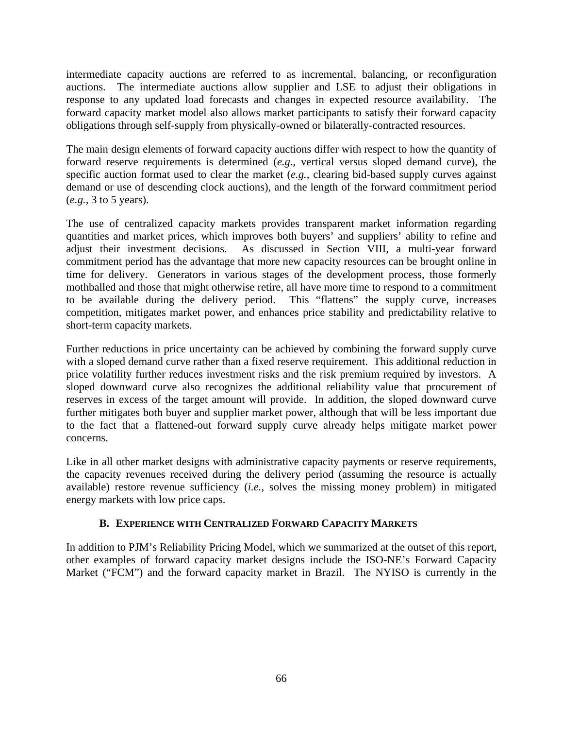intermediate capacity auctions are referred to as incremental, balancing, or reconfiguration auctions. The intermediate auctions allow supplier and LSE to adjust their obligations in response to any updated load forecasts and changes in expected resource availability. The forward capacity market model also allows market participants to satisfy their forward capacity obligations through self-supply from physically-owned or bilaterally-contracted resources.

The main design elements of forward capacity auctions differ with respect to how the quantity of forward reserve requirements is determined (*e.g.*, vertical versus sloped demand curve), the specific auction format used to clear the market (*e.g.*, clearing bid-based supply curves against demand or use of descending clock auctions), and the length of the forward commitment period (*e.g.*, 3 to 5 years).

The use of centralized capacity markets provides transparent market information regarding quantities and market prices, which improves both buyers' and suppliers' ability to refine and adjust their investment decisions. As discussed in Section VIII, a multi-year forward commitment period has the advantage that more new capacity resources can be brought online in time for delivery. Generators in various stages of the development process, those formerly mothballed and those that might otherwise retire, all have more time to respond to a commitment to be available during the delivery period. This "flattens" the supply curve, increases competition, mitigates market power, and enhances price stability and predictability relative to short-term capacity markets.

Further reductions in price uncertainty can be achieved by combining the forward supply curve with a sloped demand curve rather than a fixed reserve requirement. This additional reduction in price volatility further reduces investment risks and the risk premium required by investors. A sloped downward curve also recognizes the additional reliability value that procurement of reserves in excess of the target amount will provide. In addition, the sloped downward curve further mitigates both buyer and supplier market power, although that will be less important due to the fact that a flattened-out forward supply curve already helps mitigate market power concerns.

Like in all other market designs with administrative capacity payments or reserve requirements, the capacity revenues received during the delivery period (assuming the resource is actually available) restore revenue sufficiency (*i.e.*, solves the missing money problem) in mitigated energy markets with low price caps.

### B. Experience with Centralized Forward Capacity Markets

In addition to PJM's Reliability Pricing Model, which we summarized at the outset of this report, other examples of forward capacity market designs include the ISO-NE's Forward Capacity Market ("FCM") and the forward capacity market in Brazil. The NYISO is currently in the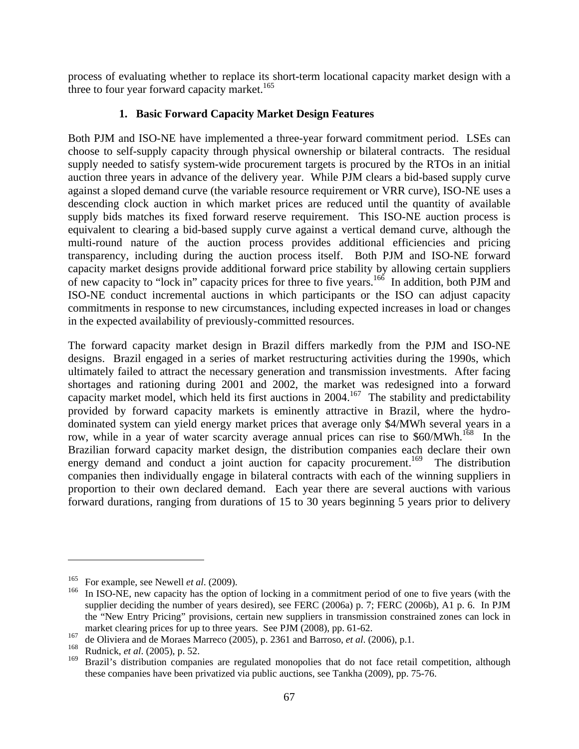process of evaluating whether to replace its short-term locational capacity market design with a three to four year forward capacity market.[165]

### 1. Basic Forward Capacity Market Design Features

Both PJM and ISO-NE have implemented a three-year forward commitment period. LSEs can choose to self-supply capacity through physical ownership or bilateral contracts. The residual supply needed to satisfy system-wide procurement targets is procured by the RTOs in an initial auction three years in advance of the delivery year. While PJM clears a bid-based supply curve against a sloped demand curve (the variable resource requirement or VRR curve), ISO-NE uses a descending clock auction in which market prices are reduced until the quantity of available supply bids matches its fixed forward reserve requirement. This ISO-NE auction process is equivalent to clearing a bid-based supply curve against a vertical demand curve, although the multi-round nature of the auction process provides additional efficiencies and pricing transparency, including during the auction process itself. Both PJM and ISO-NE forward capacity market designs provide additional forward price stability by allowing certain suppliers of new capacity to "lock in" capacity prices for three to five years.[166] In addition, both PJM and ISO-NE conduct incremental auctions in which participants or the ISO can adjust capacity commitments in response to new circumstances, including expected increases in load or changes in the expected availability of previously-committed resources.

The forward capacity market design in Brazil differs markedly from the PJM and ISO-NE designs. Brazil engaged in a series of market restructuring activities during the 1990s, which ultimately failed to attract the necessary generation and transmission investments. After facing shortages and rationing during 2001 and 2002, the market was redesigned into a forward capacity market model, which held its first auctions in 2004.[167] The stability and predictability provided by forward capacity markets is eminently attractive in Brazil, where the hydro-dominated system can yield energy market prices that average only \$4/MWh several years in a row, while in a year of water scarcity average annual prices can rise to \$60/MWh.[168] In the Brazilian forward capacity market design, the distribution companies each declare their own energy demand and conduct a joint auction for capacity procurement.[169] The distribution companies then individually engage in bilateral contracts with each of the winning suppliers in proportion to their own declared demand. Each year there are several auctions with various forward durations, ranging from durations of 15 to 30 years beginning 5 years prior to delivery

---

[165] For example, see Newell *et al*. (2009).

[166] In ISO-NE, new capacity has the option of locking in a commitment period of one to five years (with the supplier deciding the number of years desired), see FERC (2006a) p. 7; FERC (2006b), A1 p. 6. In PJM the "New Entry Pricing" provisions, certain new suppliers in transmission constrained zones can lock in market clearing prices for up to three years. See PJM (2008), pp. 61-62.

[167] de Oliviera and de Moraes Marreco (2005), p. 2361 and Barroso, *et al*. (2006), p.1.

[168] Rudnick, *et al*. (2005), p. 52.

[169] Brazil's distribution companies are regulated monopolies that do not face retail competition, although these companies have been privatized via public auctions, see Tankha (2009), pp. 75-76.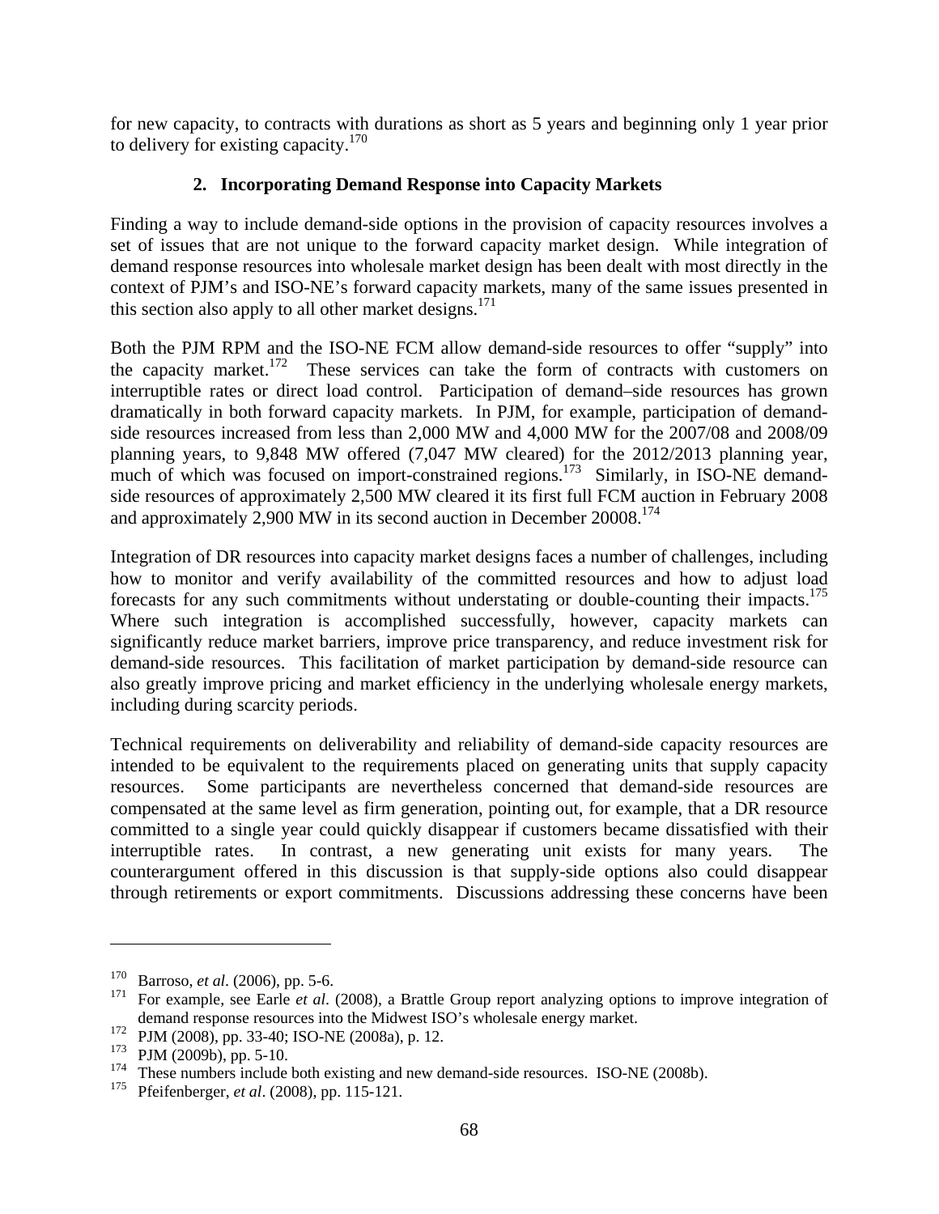for new capacity, to contracts with durations as short as 5 years and beginning only 1 year prior to delivery for existing capacity.[170]

### 2. Incorporating Demand Response into Capacity Markets

Finding a way to include demand-side options in the provision of capacity resources involves a set of issues that are not unique to the forward capacity market design. While integration of demand response resources into wholesale market design has been dealt with most directly in the context of PJM's and ISO-NE's forward capacity markets, many of the same issues presented in this section also apply to all other market designs.[171]

Both the PJM RPM and the ISO-NE FCM allow demand-side resources to offer "supply" into the capacity market.[172] These services can take the form of contracts with customers on interruptible rates or direct load control. Participation of demand–side resources has grown dramatically in both forward capacity markets. In PJM, for example, participation of demand-side resources increased from less than 2,000 MW and 4,000 MW for the 2007/08 and 2008/09 planning years, to 9,848 MW offered (7,047 MW cleared) for the 2012/2013 planning year, much of which was focused on import-constrained regions.[173] Similarly, in ISO-NE demand-side resources of approximately 2,500 MW cleared it its first full FCM auction in February 2008 and approximately 2,900 MW in its second auction in December 20008.[174]

Integration of DR resources into capacity market designs faces a number of challenges, including how to monitor and verify availability of the committed resources and how to adjust load forecasts for any such commitments without understating or double-counting their impacts.[175] Where such integration is accomplished successfully, however, capacity markets can significantly reduce market barriers, improve price transparency, and reduce investment risk for demand-side resources. This facilitation of market participation by demand-side resource can also greatly improve pricing and market efficiency in the underlying wholesale energy markets, including during scarcity periods.

Technical requirements on deliverability and reliability of demand-side capacity resources are intended to be equivalent to the requirements placed on generating units that supply capacity resources. Some participants are nevertheless concerned that demand-side resources are compensated at the same level as firm generation, pointing out, for example, that a DR resource committed to a single year could quickly disappear if customers became dissatisfied with their interruptible rates. In contrast, a new generating unit exists for many years. The counterargument offered in this discussion is that supply-side options also could disappear through retirements or export commitments. Discussions addressing these concerns have been

---

[170] Barroso, *et al*. (2006), pp. 5-6.

[171] For example, see Earle *et al*. (2008), a Brattle Group report analyzing options to improve integration of demand response resources into the Midwest ISO's wholesale energy market.

[172] PJM (2008), pp. 33-40; ISO-NE (2008a), p. 12.

[173] PJM (2009b), pp. 5-10.

[174] These numbers include both existing and new demand-side resources. ISO-NE (2008b).

[175] Pfeifenberger, *et al*. (2008), pp. 115-121.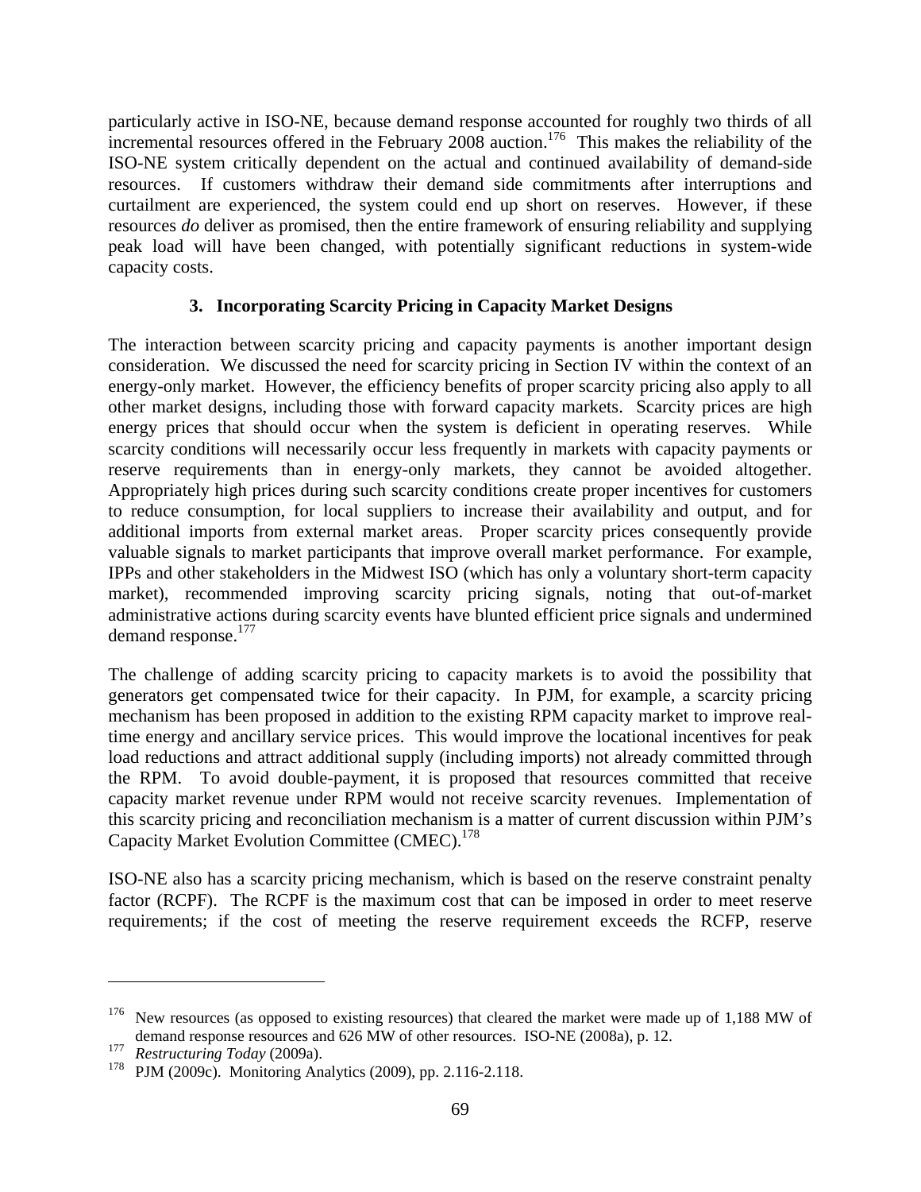particularly active in ISO-NE, because demand response accounted for roughly two thirds of all incremental resources offered in the February 2008 auction.[176] This makes the reliability of the ISO-NE system critically dependent on the actual and continued availability of demand-side resources. If customers withdraw their demand side commitments after interruptions and curtailment are experienced, the system could end up short on reserves. However, if these resources *do* deliver as promised, then the entire framework of ensuring reliability and supplying peak load will have been changed, with potentially significant reductions in system-wide capacity costs.

### 3. Incorporating Scarcity Pricing in Capacity Market Designs

The interaction between scarcity pricing and capacity payments is another important design consideration. We discussed the need for scarcity pricing in Section IV within the context of an energy-only market. However, the efficiency benefits of proper scarcity pricing also apply to all other market designs, including those with forward capacity markets. Scarcity prices are high energy prices that should occur when the system is deficient in operating reserves. While scarcity conditions will necessarily occur less frequently in markets with capacity payments or reserve requirements than in energy-only markets, they cannot be avoided altogether. Appropriately high prices during such scarcity conditions create proper incentives for customers to reduce consumption, for local suppliers to increase their availability and output, and for additional imports from external market areas. Proper scarcity prices consequently provide valuable signals to market participants that improve overall market performance. For example, IPPs and other stakeholders in the Midwest ISO (which has only a voluntary short-term capacity market), recommended improving scarcity pricing signals, noting that out-of-market administrative actions during scarcity events have blunted efficient price signals and undermined demand response.[177]

The challenge of adding scarcity pricing to capacity markets is to avoid the possibility that generators get compensated twice for their capacity. In PJM, for example, a scarcity pricing mechanism has been proposed in addition to the existing RPM capacity market to improve real-time energy and ancillary service prices. This would improve the locational incentives for peak load reductions and attract additional supply (including imports) not already committed through the RPM. To avoid double-payment, it is proposed that resources committed that receive capacity market revenue under RPM would not receive scarcity revenues. Implementation of this scarcity pricing and reconciliation mechanism is a matter of current discussion within PJM's Capacity Market Evolution Committee (CMEC).[178]

ISO-NE also has a scarcity pricing mechanism, which is based on the reserve constraint penalty factor (RCPF). The RCPF is the maximum cost that can be imposed in order to meet reserve requirements; if the cost of meeting the reserve requirement exceeds the RCFP, reserve

---

[176] New resources (as opposed to existing resources) that cleared the market were made up of 1,188 MW of demand response resources and 626 MW of other resources. ISO-NE (2008a), p. 12.

[177] *Restructuring Today* (2009a).

[178] PJM (2009c). Monitoring Analytics (2009), pp. 2.116-2.118.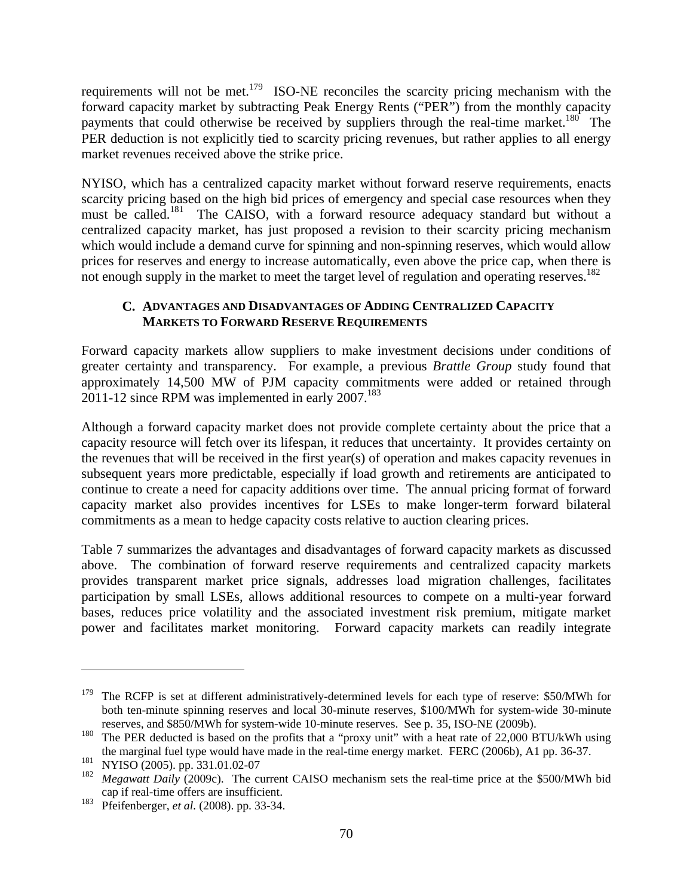requirements will not be met.[179] ISO-NE reconciles the scarcity pricing mechanism with the forward capacity market by subtracting Peak Energy Rents ("PER") from the monthly capacity payments that could otherwise be received by suppliers through the real-time market.[180] The PER deduction is not explicitly tied to scarcity pricing revenues, but rather applies to all energy market revenues received above the strike price.

NYISO, which has a centralized capacity market without forward reserve requirements, enacts scarcity pricing based on the high bid prices of emergency and special case resources when they must be called.[181] The CAISO, with a forward resource adequacy standard but without a centralized capacity market, has just proposed a revision to their scarcity pricing mechanism which would include a demand curve for spinning and non-spinning reserves, which would allow prices for reserves and energy to increase automatically, even above the price cap, when there is not enough supply in the market to meet the target level of regulation and operating reserves.[182]

### C. Advantages and Disadvantages of Adding Centralized Capacity Markets to Forward Reserve Requirements

Forward capacity markets allow suppliers to make investment decisions under conditions of greater certainty and transparency. For example, a previous *Brattle Group* study found that approximately 14,500 MW of PJM capacity commitments were added or retained through 2011-12 since RPM was implemented in early 2007.[183]

Although a forward capacity market does not provide complete certainty about the price that a capacity resource will fetch over its lifespan, it reduces that uncertainty. It provides certainty on the revenues that will be received in the first year(s) of operation and makes capacity revenues in subsequent years more predictable, especially if load growth and retirements are anticipated to continue to create a need for capacity additions over time. The annual pricing format of forward capacity market also provides incentives for LSEs to make longer-term forward bilateral commitments as a mean to hedge capacity costs relative to auction clearing prices.

Table 7 summarizes the advantages and disadvantages of forward capacity markets as discussed above. The combination of forward reserve requirements and centralized capacity markets provides transparent market price signals, addresses load migration challenges, facilitates participation by small LSEs, allows additional resources to compete on a multi-year forward bases, reduces price volatility and the associated investment risk premium, mitigate market power and facilitates market monitoring. Forward capacity markets can readily integrate

---

[179] The RCFP is set at different administratively-determined levels for each type of reserve: \$50/MWh for both ten-minute spinning reserves and local 30-minute reserves, \$100/MWh for system-wide 30-minute reserves, and \$850/MWh for system-wide 10-minute reserves. See p. 35, ISO-NE (2009b).

[180] The PER deducted is based on the profits that a "proxy unit" with a heat rate of 22,000 BTU/kWh using the marginal fuel type would have made in the real-time energy market. FERC (2006b), A1 pp. 36-37.

[181] NYISO (2005). pp. 331.01.02-07

[182] *Megawatt Daily* (2009c). The current CAISO mechanism sets the real-time price at the \$500/MWh bid cap if real-time offers are insufficient.

[183] Pfeifenberger, *et al.* (2008). pp. 33-34.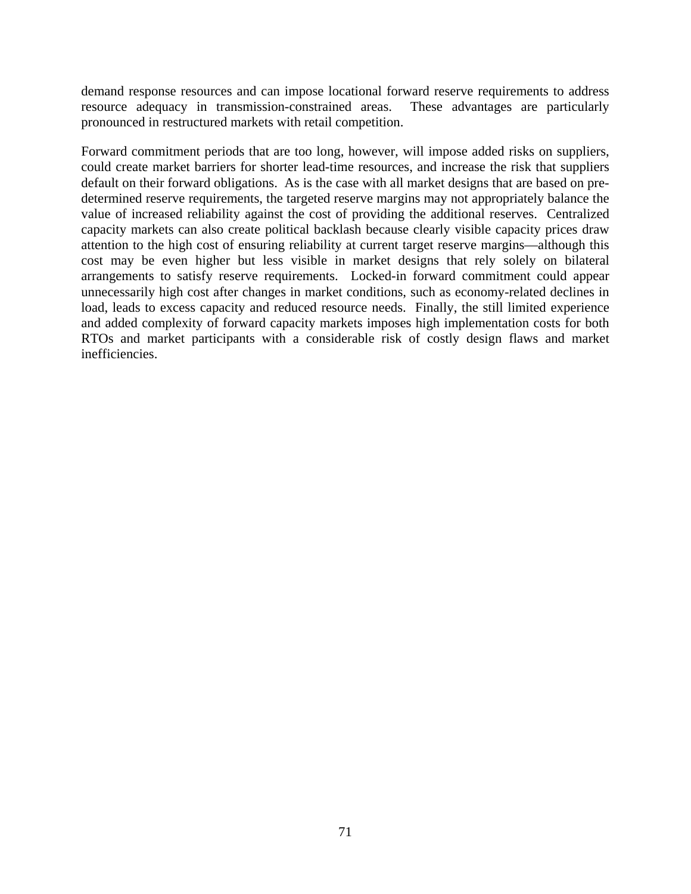demand response resources and can impose locational forward reserve requirements to address resource adequacy in transmission-constrained areas. These advantages are particularly pronounced in restructured markets with retail competition.

Forward commitment periods that are too long, however, will impose added risks on suppliers, could create market barriers for shorter lead-time resources, and increase the risk that suppliers default on their forward obligations. As is the case with all market designs that are based on pre-determined reserve requirements, the targeted reserve margins may not appropriately balance the value of increased reliability against the cost of providing the additional reserves. Centralized capacity markets can also create political backlash because clearly visible capacity prices draw attention to the high cost of ensuring reliability at current target reserve margins—although this cost may be even higher but less visible in market designs that rely solely on bilateral arrangements to satisfy reserve requirements. Locked-in forward commitment could appear unnecessarily high cost after changes in market conditions, such as economy-related declines in load, leads to excess capacity and reduced resource needs. Finally, the still limited experience and added complexity of forward capacity markets imposes high implementation costs for both RTOs and market participants with a considerable risk of costly design flaws and market inefficiencies.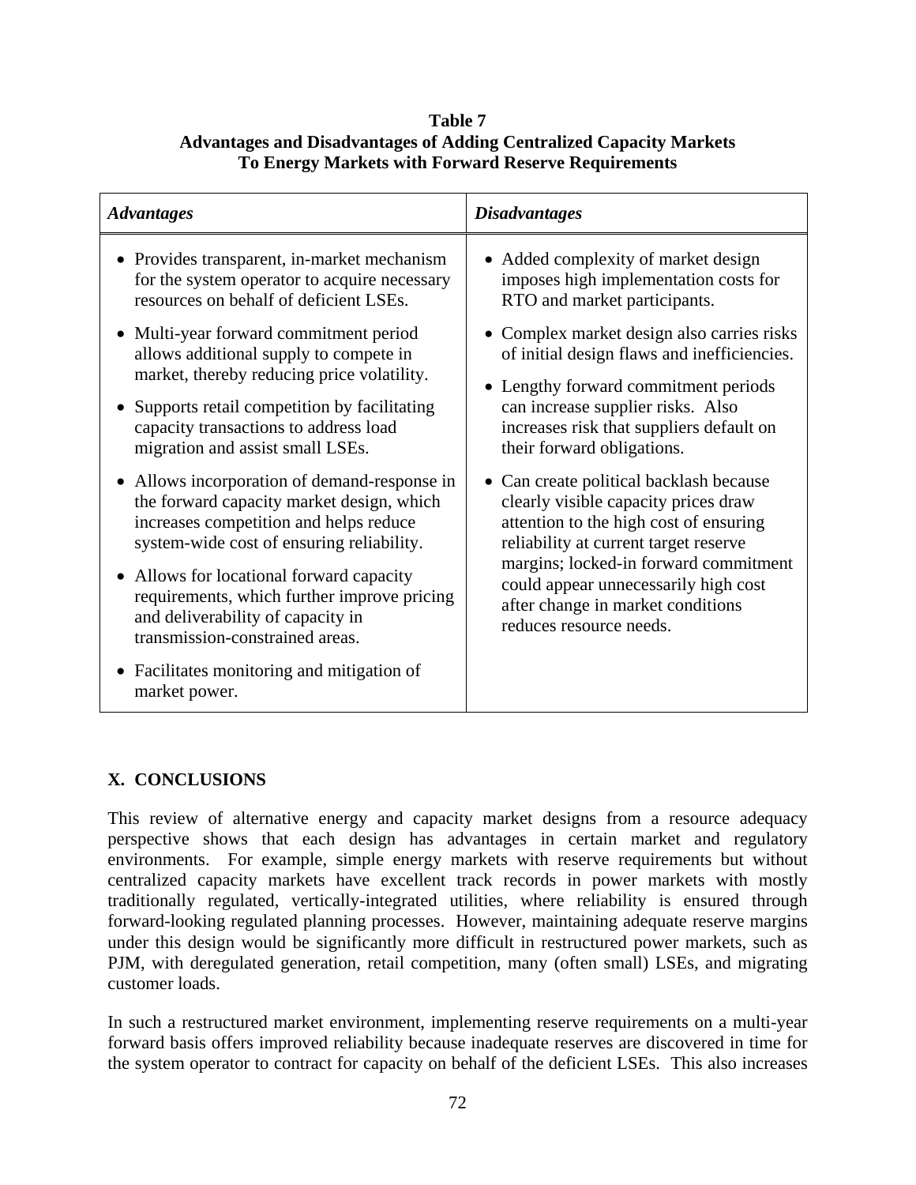**Table 7**
**Advantages and Disadvantages of Adding Centralized Capacity Markets To Energy Markets with Forward Reserve Requirements**

| *Advantages* | *Disadvantages* |
|---|---|
| • Provides transparent, in-market mechanism for the system operator to acquire necessary resources on behalf of deficient LSEs.<br>• Multi-year forward commitment period allows additional supply to compete in market, thereby reducing price volatility.<br>• Supports retail competition by facilitating capacity transactions to address load migration and assist small LSEs.<br>• Allows incorporation of demand-response in the forward capacity market design, which increases competition and helps reduce system-wide cost of ensuring reliability.<br>• Allows for locational forward capacity requirements, which further improve pricing and deliverability of capacity in transmission-constrained areas.<br>• Facilitates monitoring and mitigation of market power. | • Added complexity of market design imposes high implementation costs for RTO and market participants.<br>• Complex market design also carries risks of initial design flaws and inefficiencies.<br>• Lengthy forward commitment periods can increase supplier risks. Also increases risk that suppliers default on their forward obligations.<br>• Can create political backlash because clearly visible capacity prices draw attention to the high cost of ensuring reliability at current target reserve margins; locked-in forward commitment could appear unnecessarily high cost after change in market conditions reduces resource needs. |

## X. CONCLUSIONS

This review of alternative energy and capacity market designs from a resource adequacy perspective shows that each design has advantages in certain market and regulatory environments. For example, simple energy markets with reserve requirements but without centralized capacity markets have excellent track records in power markets with mostly traditionally regulated, vertically-integrated utilities, where reliability is ensured through forward-looking regulated planning processes. However, maintaining adequate reserve margins under this design would be significantly more difficult in restructured power markets, such as PJM, with deregulated generation, retail competition, many (often small) LSEs, and migrating customer loads.

In such a restructured market environment, implementing reserve requirements on a multi-year forward basis offers improved reliability because inadequate reserves are discovered in time for the system operator to contract for capacity on behalf of the deficient LSEs. This also increases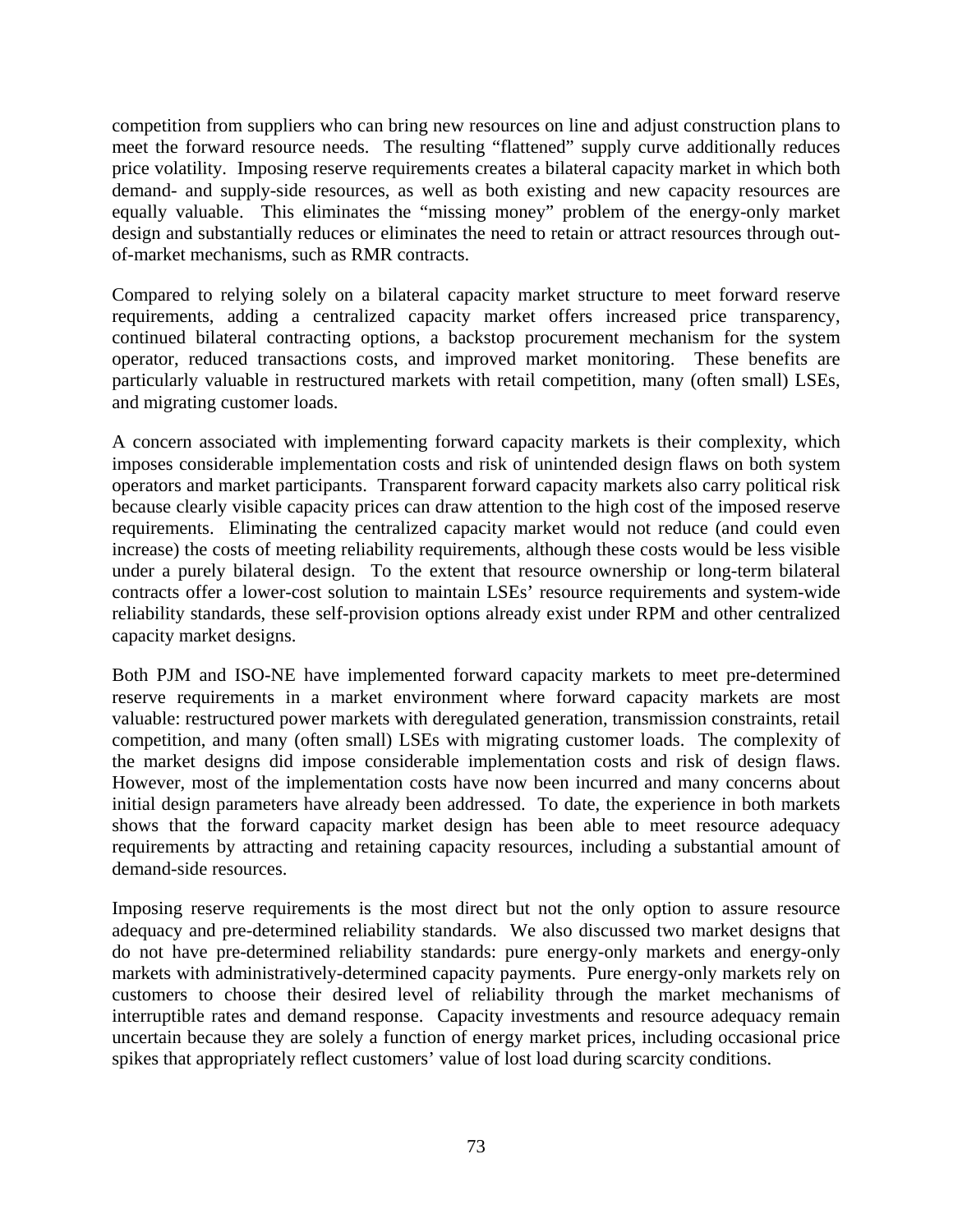competition from suppliers who can bring new resources on line and adjust construction plans to meet the forward resource needs. The resulting "flattened" supply curve additionally reduces price volatility. Imposing reserve requirements creates a bilateral capacity market in which both demand- and supply-side resources, as well as both existing and new capacity resources are equally valuable. This eliminates the "missing money" problem of the energy-only market design and substantially reduces or eliminates the need to retain or attract resources through out-of-market mechanisms, such as RMR contracts.

Compared to relying solely on a bilateral capacity market structure to meet forward reserve requirements, adding a centralized capacity market offers increased price transparency, continued bilateral contracting options, a backstop procurement mechanism for the system operator, reduced transactions costs, and improved market monitoring. These benefits are particularly valuable in restructured markets with retail competition, many (often small) LSEs, and migrating customer loads.

A concern associated with implementing forward capacity markets is their complexity, which imposes considerable implementation costs and risk of unintended design flaws on both system operators and market participants. Transparent forward capacity markets also carry political risk because clearly visible capacity prices can draw attention to the high cost of the imposed reserve requirements. Eliminating the centralized capacity market would not reduce (and could even increase) the costs of meeting reliability requirements, although these costs would be less visible under a purely bilateral design. To the extent that resource ownership or long-term bilateral contracts offer a lower-cost solution to maintain LSEs' resource requirements and system-wide reliability standards, these self-provision options already exist under RPM and other centralized capacity market designs.

Both PJM and ISO-NE have implemented forward capacity markets to meet pre-determined reserve requirements in a market environment where forward capacity markets are most valuable: restructured power markets with deregulated generation, transmission constraints, retail competition, and many (often small) LSEs with migrating customer loads. The complexity of the market designs did impose considerable implementation costs and risk of design flaws. However, most of the implementation costs have now been incurred and many concerns about initial design parameters have already been addressed. To date, the experience in both markets shows that the forward capacity market design has been able to meet resource adequacy requirements by attracting and retaining capacity resources, including a substantial amount of demand-side resources.

Imposing reserve requirements is the most direct but not the only option to assure resource adequacy and pre-determined reliability standards. We also discussed two market designs that do not have pre-determined reliability standards: pure energy-only markets and energy-only markets with administratively-determined capacity payments. Pure energy-only markets rely on customers to choose their desired level of reliability through the market mechanisms of interruptible rates and demand response. Capacity investments and resource adequacy remain uncertain because they are solely a function of energy market prices, including occasional price spikes that appropriately reflect customers' value of lost load during scarcity conditions.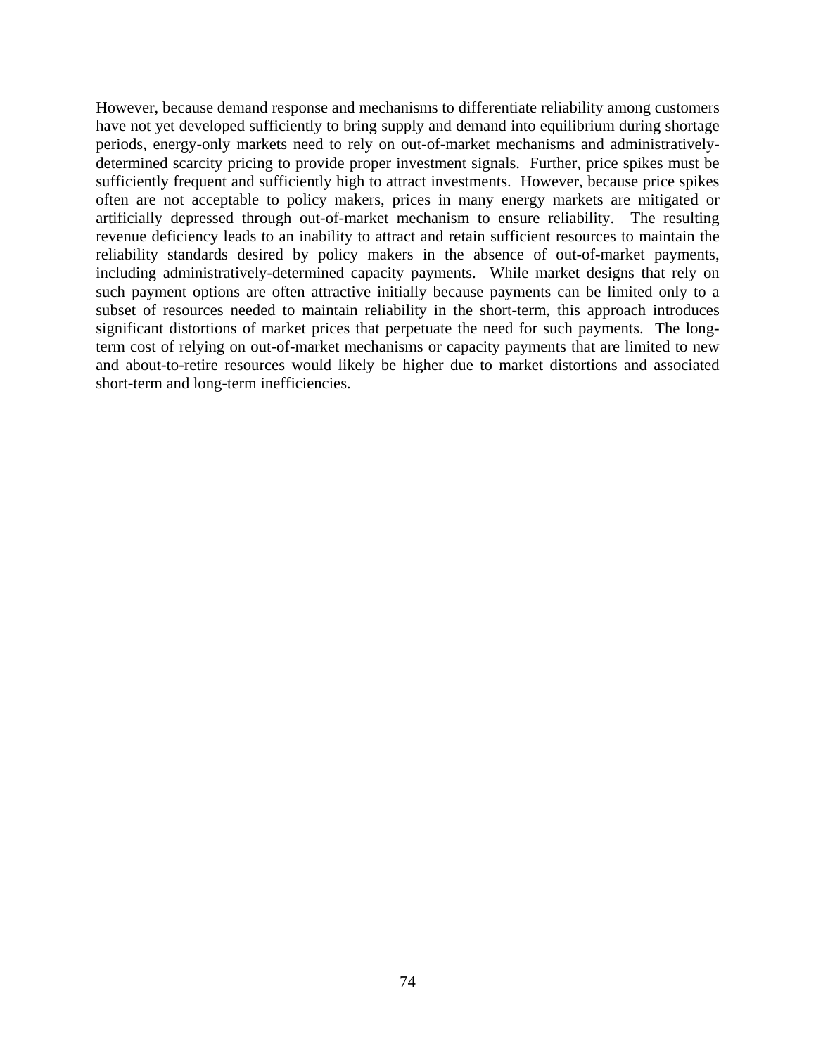However, because demand response and mechanisms to differentiate reliability among customers have not yet developed sufficiently to bring supply and demand into equilibrium during shortage periods, energy-only markets need to rely on out-of-market mechanisms and administratively-determined scarcity pricing to provide proper investment signals. Further, price spikes must be sufficiently frequent and sufficiently high to attract investments. However, because price spikes often are not acceptable to policy makers, prices in many energy markets are mitigated or artificially depressed through out-of-market mechanism to ensure reliability. The resulting revenue deficiency leads to an inability to attract and retain sufficient resources to maintain the reliability standards desired by policy makers in the absence of out-of-market payments, including administratively-determined capacity payments. While market designs that rely on such payment options are often attractive initially because payments can be limited only to a subset of resources needed to maintain reliability in the short-term, this approach introduces significant distortions of market prices that perpetuate the need for such payments. The long-term cost of relying on out-of-market mechanisms or capacity payments that are limited to new and about-to-retire resources would likely be higher due to market distortions and associated short-term and long-term inefficiencies.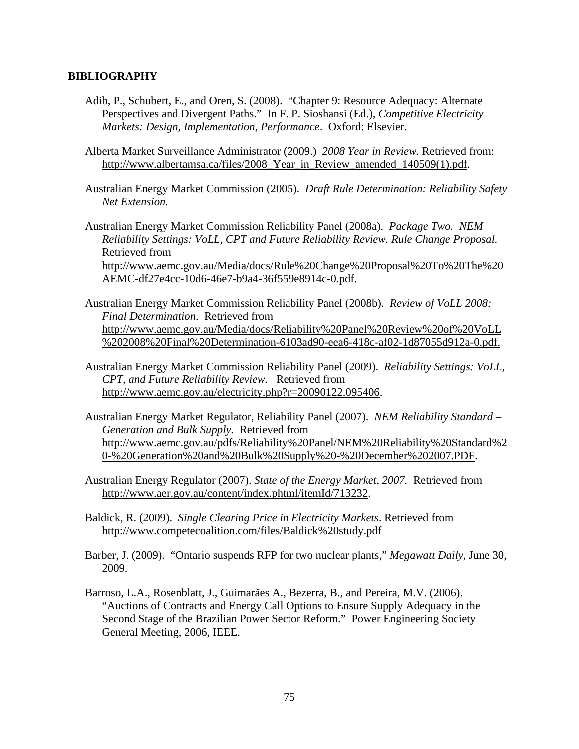# BIBLIOGRAPHY

Adib, P., Schubert, E., and Oren, S. (2008). "Chapter 9: Resource Adequacy: Alternate Perspectives and Divergent Paths." In F. P. Sioshansi (Ed.), *Competitive Electricity Markets: Design, Implementation, Performance*. Oxford: Elsevier.

Alberta Market Surveillance Administrator (2009.) *2008 Year in Review.* Retrieved from: http://www.albertamsa.ca/files/2008_Year_in_Review_amended_140509(1).pdf.

Australian Energy Market Commission (2005). *Draft Rule Determination: Reliability Safety Net Extension.*

Australian Energy Market Commission Reliability Panel (2008a). *Package Two. NEM Reliability Settings: VoLL, CPT and Future Reliability Review. Rule Change Proposal.* Retrieved from http://www.aemc.gov.au/Media/docs/Rule%20Change%20Proposal%20To%20The%20AEMC-df27e4cc-10d6-46e7-b9a4-36f559e8914c-0.pdf.

Australian Energy Market Commission Reliability Panel (2008b). *Review of VoLL 2008: Final Determination*. Retrieved from http://www.aemc.gov.au/Media/docs/Reliability%20Panel%20Review%20of%20VoLL%202008%20Final%20Determination-6103ad90-eea6-418c-af02-1d87055d912a-0.pdf.

Australian Energy Market Commission Reliability Panel (2009). *Reliability Settings: VoLL, CPT, and Future Reliability Review.* Retrieved from http://www.aemc.gov.au/electricity.php?r=20090122.095406.

Australian Energy Market Regulator, Reliability Panel (2007). *NEM Reliability Standard – Generation and Bulk Supply.* Retrieved from http://www.aemc.gov.au/pdfs/Reliability%20Panel/NEM%20Reliability%20Standard%20-%20Generation%20and%20Bulk%20Supply%20-%20December%202007.PDF.

Australian Energy Regulator (2007). *State of the Energy Market, 2007.* Retrieved from http://www.aer.gov.au/content/index.phtml/itemId/713232.

Baldick, R. (2009). *Single Clearing Price in Electricity Markets*. Retrieved from http://www.competecoalition.com/files/Baldick%20study.pdf

Barber, J. (2009). "Ontario suspends RFP for two nuclear plants," *Megawatt Daily*, June 30, 2009.

Barroso, L.A., Rosenblatt, J., Guimarães A., Bezerra, B., and Pereira, M.V. (2006). "Auctions of Contracts and Energy Call Options to Ensure Supply Adequacy in the Second Stage of the Brazilian Power Sector Reform." Power Engineering Society General Meeting, 2006, IEEE.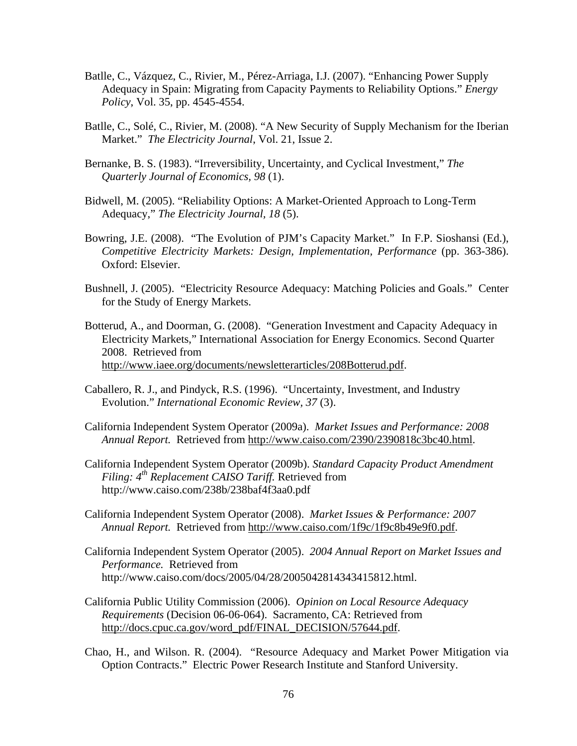Batlle, C., Vázquez, C., Rivier, M., Pérez-Arriaga, I.J. (2007). "Enhancing Power Supply Adequacy in Spain: Migrating from Capacity Payments to Reliability Options." *Energy Policy*, Vol. 35, pp. 4545-4554.

Batlle, C., Solé, C., Rivier, M. (2008). "A New Security of Supply Mechanism for the Iberian Market." *The Electricity Journal*, Vol. 21, Issue 2.

Bernanke, B. S. (1983). "Irreversibility, Uncertainty, and Cyclical Investment," *The Quarterly Journal of Economics*, *98* (1).

Bidwell, M. (2005). "Reliability Options: A Market-Oriented Approach to Long-Term Adequacy," *The Electricity Journal*, *18* (5).

Bowring, J.E. (2008). "The Evolution of PJM's Capacity Market." In F.P. Sioshansi (Ed.), *Competitive Electricity Markets: Design, Implementation, Performance* (pp. 363-386). Oxford: Elsevier.

Bushnell, J. (2005). "Electricity Resource Adequacy: Matching Policies and Goals." Center for the Study of Energy Markets.

Botterud, A., and Doorman, G. (2008). "Generation Investment and Capacity Adequacy in Electricity Markets," International Association for Energy Economics. Second Quarter 2008. Retrieved from http://www.iaee.org/documents/newsletterarticles/208Botterud.pdf.

Caballero, R. J., and Pindyck, R.S. (1996). "Uncertainty, Investment, and Industry Evolution." *International Economic Review*, *37* (3).

California Independent System Operator (2009a). *Market Issues and Performance: 2008 Annual Report.* Retrieved from http://www.caiso.com/2390/2390818c3bc40.html.

California Independent System Operator (2009b). *Standard Capacity Product Amendment Filing: 4th Replacement CAISO Tariff.* Retrieved from http://www.caiso.com/238b/238baf4f3aa0.pdf

California Independent System Operator (2008). *Market Issues & Performance: 2007 Annual Report.* Retrieved from http://www.caiso.com/1f9c/1f9c8b49e9f0.pdf.

California Independent System Operator (2005). *2004 Annual Report on Market Issues and Performance.* Retrieved from http://www.caiso.com/docs/2005/04/28/2005042814343415812.html.

California Public Utility Commission (2006). *Opinion on Local Resource Adequacy Requirements* (Decision 06-06-064). Sacramento, CA: Retrieved from http://docs.cpuc.ca.gov/word_pdf/FINAL_DECISION/57644.pdf.

Chao, H., and Wilson. R. (2004). "Resource Adequacy and Market Power Mitigation via Option Contracts." Electric Power Research Institute and Stanford University.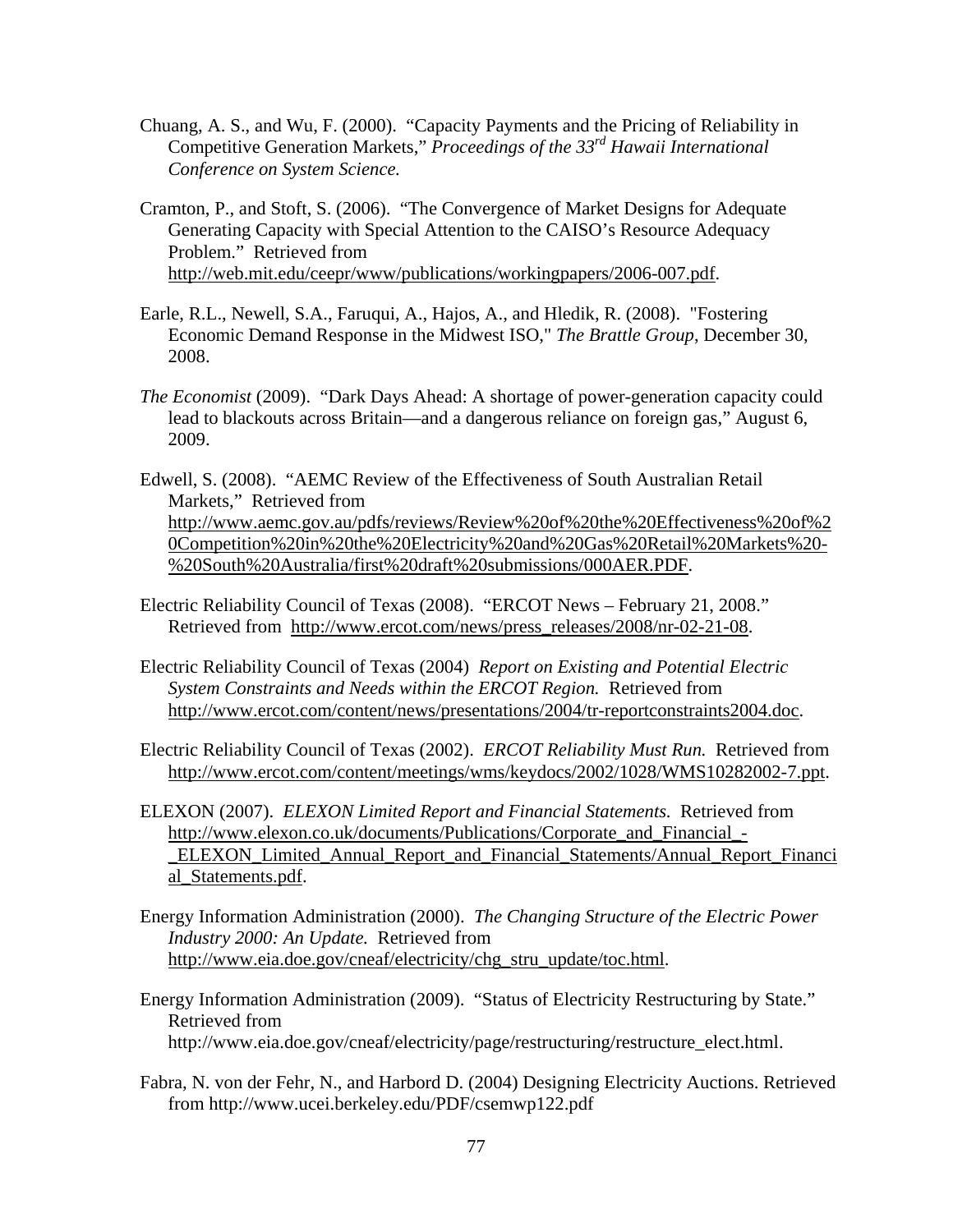Chuang, A. S., and Wu, F. (2000). "Capacity Payments and the Pricing of Reliability in Competitive Generation Markets," *Proceedings of the 33rd Hawaii International Conference on System Science.*

Cramton, P., and Stoft, S. (2006). "The Convergence of Market Designs for Adequate Generating Capacity with Special Attention to the CAISO's Resource Adequacy Problem." Retrieved from http://web.mit.edu/ceepr/www/publications/workingpapers/2006-007.pdf.

Earle, R.L., Newell, S.A., Faruqui, A., Hajos, A., and Hledik, R. (2008). "Fostering Economic Demand Response in the Midwest ISO," *The Brattle Group*, December 30, 2008.

*The Economist* (2009). "Dark Days Ahead: A shortage of power-generation capacity could lead to blackouts across Britain—and a dangerous reliance on foreign gas," August 6, 2009.

Edwell, S. (2008). "AEMC Review of the Effectiveness of South Australian Retail Markets," Retrieved from http://www.aemc.gov.au/pdfs/reviews/Review%20of%20the%20Effectiveness%20of%20Competition%20in%20the%20Electricity%20and%20Gas%20Retail%20Markets%20-%20South%20Australia/first%20draft%20submissions/000AER.PDF.

Electric Reliability Council of Texas (2008). "ERCOT News – February 21, 2008." Retrieved from http://www.ercot.com/news/press_releases/2008/nr-02-21-08.

Electric Reliability Council of Texas (2004) *Report on Existing and Potential Electric System Constraints and Needs within the ERCOT Region.* Retrieved from http://www.ercot.com/content/news/presentations/2004/tr-reportconstraints2004.doc.

Electric Reliability Council of Texas (2002). *ERCOT Reliability Must Run.* Retrieved from http://www.ercot.com/content/meetings/wms/keydocs/2002/1028/WMS10282002-7.ppt.

ELEXON (2007). *ELEXON Limited Report and Financial Statements.* Retrieved from http://www.elexon.co.uk/documents/Publications/Corporate_and_Financial_-_ELEXON_Limited_Annual_Report_and_Financial_Statements/Annual_Report_Financial_Statements.pdf.

Energy Information Administration (2000). *The Changing Structure of the Electric Power Industry 2000: An Update.* Retrieved from http://www.eia.doe.gov/cneaf/electricity/chg_stru_update/toc.html.

Energy Information Administration (2009). "Status of Electricity Restructuring by State." Retrieved from http://www.eia.doe.gov/cneaf/electricity/page/restructuring/restructure_elect.html.

Fabra, N. von der Fehr, N., and Harbord D. (2004) Designing Electricity Auctions. Retrieved from http://www.ucei.berkeley.edu/PDF/csemwp122.pdf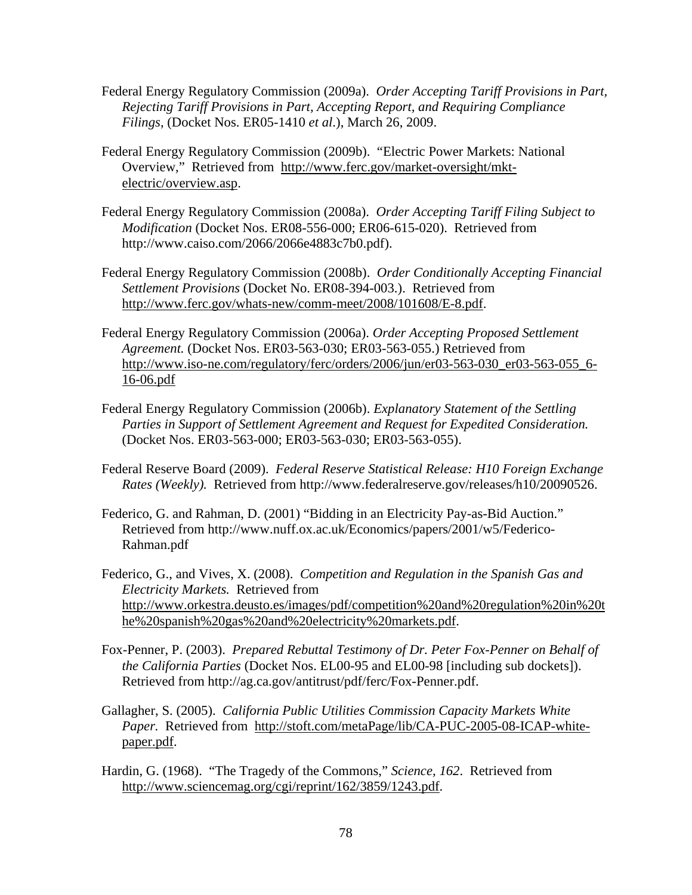Federal Energy Regulatory Commission (2009a). *Order Accepting Tariff Provisions in Part, Rejecting Tariff Provisions in Part, Accepting Report, and Requiring Compliance Filings*, (Docket Nos. ER05-1410 *et al*.), March 26, 2009.

Federal Energy Regulatory Commission (2009b). "Electric Power Markets: National Overview," Retrieved from http://www.ferc.gov/market-oversight/mkt-electric/overview.asp.

Federal Energy Regulatory Commission (2008a). *Order Accepting Tariff Filing Subject to Modification* (Docket Nos. ER08-556-000; ER06-615-020). Retrieved from http://www.caiso.com/2066/2066e4883c7b0.pdf).

Federal Energy Regulatory Commission (2008b). *Order Conditionally Accepting Financial Settlement Provisions* (Docket No. ER08-394-003.). Retrieved from http://www.ferc.gov/whats-new/comm-meet/2008/101608/E-8.pdf.

Federal Energy Regulatory Commission (2006a). *Order Accepting Proposed Settlement Agreement.* (Docket Nos. ER03-563-030; ER03-563-055.) Retrieved from http://www.iso-ne.com/regulatory/ferc/orders/2006/jun/er03-563-030_er03-563-055_6-16-06.pdf

Federal Energy Regulatory Commission (2006b). *Explanatory Statement of the Settling Parties in Support of Settlement Agreement and Request for Expedited Consideration.* (Docket Nos. ER03-563-000; ER03-563-030; ER03-563-055).

Federal Reserve Board (2009). *Federal Reserve Statistical Release: H10 Foreign Exchange Rates (Weekly).* Retrieved from http://www.federalreserve.gov/releases/h10/20090526.

Federico, G. and Rahman, D. (2001) "Bidding in an Electricity Pay-as-Bid Auction." Retrieved from http://www.nuff.ox.ac.uk/Economics/papers/2001/w5/Federico-Rahman.pdf

Federico, G., and Vives, X. (2008). *Competition and Regulation in the Spanish Gas and Electricity Markets.* Retrieved from http://www.orkestra.deusto.es/images/pdf/competition%20and%20regulation%20in%20the%20spanish%20gas%20and%20electricity%20markets.pdf.

Fox-Penner, P. (2003). *Prepared Rebuttal Testimony of Dr. Peter Fox-Penner on Behalf of the California Parties* (Docket Nos. EL00-95 and EL00-98 [including sub dockets]). Retrieved from http://ag.ca.gov/antitrust/pdf/ferc/Fox-Penner.pdf.

Gallagher, S. (2005). *California Public Utilities Commission Capacity Markets White Paper.* Retrieved from http://stoft.com/metaPage/lib/CA-PUC-2005-08-ICAP-white-paper.pdf.

Hardin, G. (1968). "The Tragedy of the Commons," *Science, 162*. Retrieved from http://www.sciencemag.org/cgi/reprint/162/3859/1243.pdf.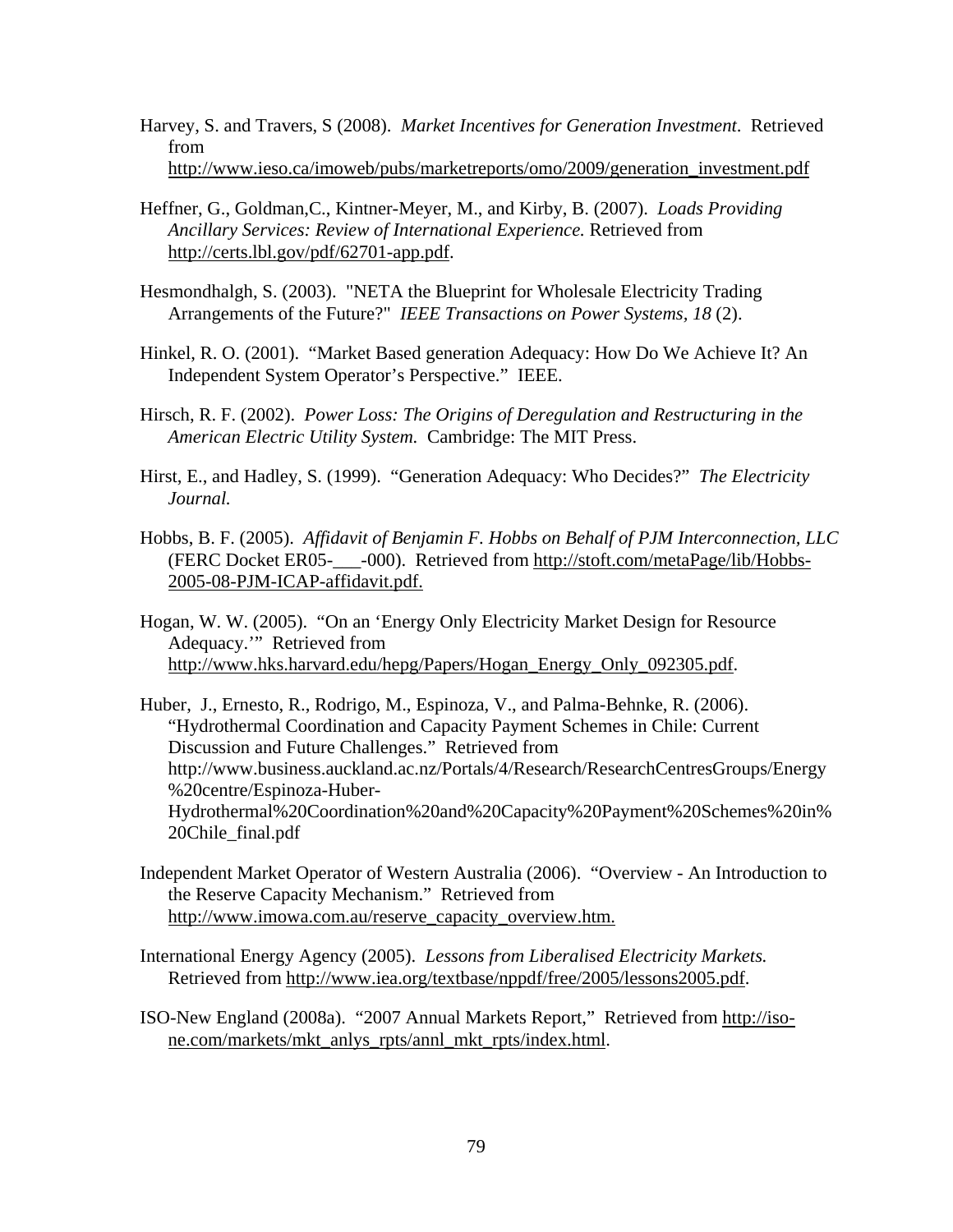Harvey, S. and Travers, S (2008). *Market Incentives for Generation Investment*. Retrieved from http://www.ieso.ca/imoweb/pubs/marketreports/omo/2009/generation_investment.pdf

Heffner, G., Goldman,C., Kintner-Meyer, M., and Kirby, B. (2007). *Loads Providing Ancillary Services: Review of International Experience.* Retrieved from http://certs.lbl.gov/pdf/62701-app.pdf.

Hesmondhalgh, S. (2003). "NETA the Blueprint for Wholesale Electricity Trading Arrangements of the Future?" *IEEE Transactions on Power Systems, 18* (2).

Hinkel, R. O. (2001). "Market Based generation Adequacy: How Do We Achieve It? An Independent System Operator's Perspective." IEEE.

Hirsch, R. F. (2002). *Power Loss: The Origins of Deregulation and Restructuring in the American Electric Utility System.* Cambridge: The MIT Press.

Hirst, E., and Hadley, S. (1999). "Generation Adequacy: Who Decides?" *The Electricity Journal.*

Hobbs, B. F. (2005). *Affidavit of Benjamin F. Hobbs on Behalf of PJM Interconnection, LLC* (FERC Docket ER05-___-000). Retrieved from http://stoft.com/metaPage/lib/Hobbs-2005-08-PJM-ICAP-affidavit.pdf.

Hogan, W. W. (2005). "On an 'Energy Only Electricity Market Design for Resource Adequacy.'" Retrieved from http://www.hks.harvard.edu/hepg/Papers/Hogan_Energy_Only_092305.pdf.

Huber, J., Ernesto, R., Rodrigo, M., Espinoza, V., and Palma-Behnke, R. (2006). "Hydrothermal Coordination and Capacity Payment Schemes in Chile: Current Discussion and Future Challenges." Retrieved from http://www.business.auckland.ac.nz/Portals/4/Research/ResearchCentresGroups/Energy%20centre/Espinoza-Huber-Hydrothermal%20Coordination%20and%20Capacity%20Payment%20Schemes%20in%20Chile_final.pdf

Independent Market Operator of Western Australia (2006). "Overview - An Introduction to the Reserve Capacity Mechanism." Retrieved from http://www.imowa.com.au/reserve_capacity_overview.htm.

International Energy Agency (2005). *Lessons from Liberalised Electricity Markets.* Retrieved from http://www.iea.org/textbase/nppdf/free/2005/lessons2005.pdf.

ISO-New England (2008a). "2007 Annual Markets Report," Retrieved from http://iso-ne.com/markets/mkt_anlys_rpts/annl_mkt_rpts/index.html.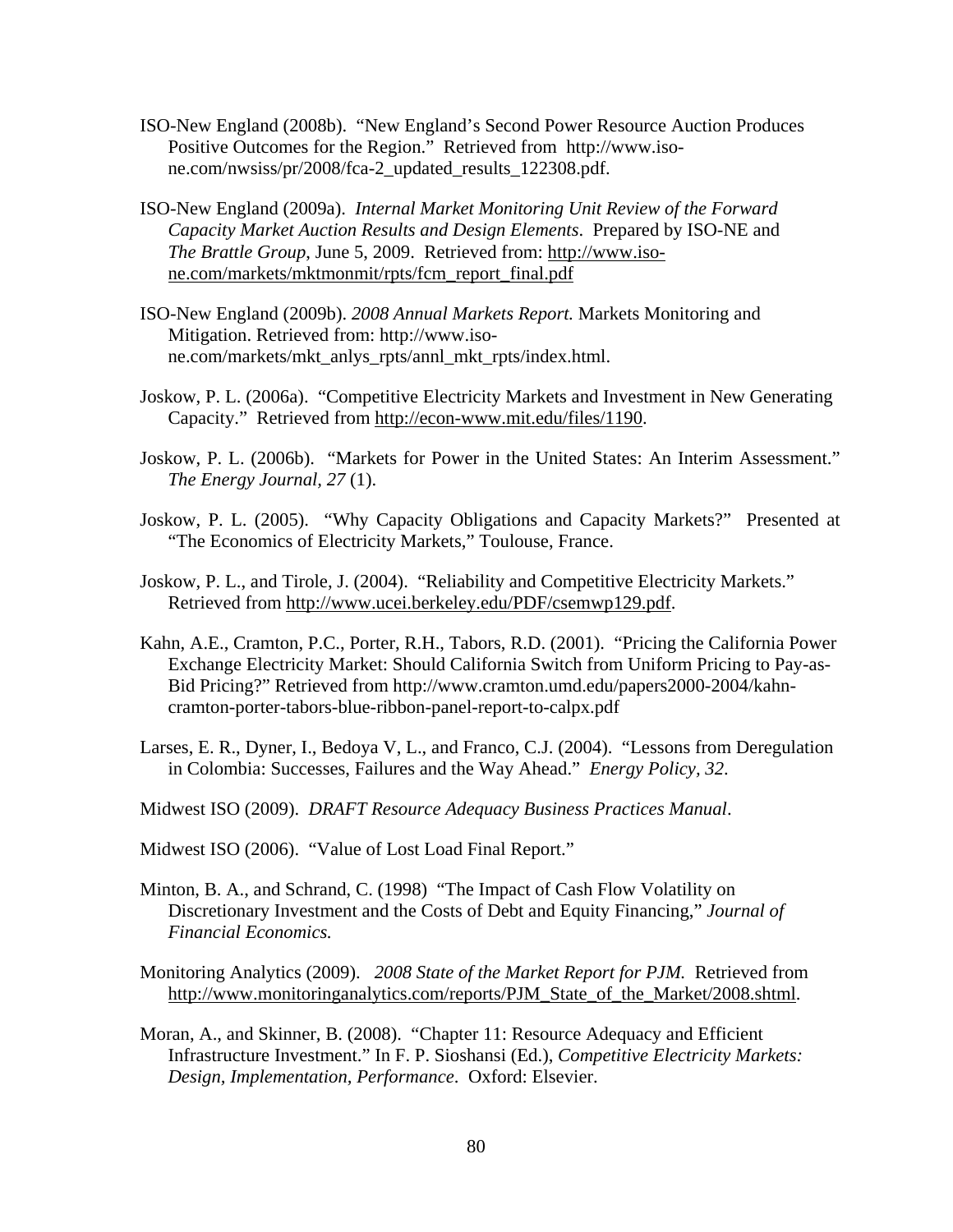ISO-New England (2008b). "New England's Second Power Resource Auction Produces Positive Outcomes for the Region." Retrieved from http://www.iso-ne.com/nwsiss/pr/2008/fca-2_updated_results_122308.pdf.

ISO-New England (2009a). *Internal Market Monitoring Unit Review of the Forward Capacity Market Auction Results and Design Elements*. Prepared by ISO-NE and *The Brattle Group*, June 5, 2009. Retrieved from: http://www.iso-ne.com/markets/mktmonmit/rpts/fcm_report_final.pdf

ISO-New England (2009b). *2008 Annual Markets Report.* Markets Monitoring and Mitigation. Retrieved from: http://www.iso-ne.com/markets/mkt_anlys_rpts/annl_mkt_rpts/index.html.

Joskow, P. L. (2006a). "Competitive Electricity Markets and Investment in New Generating Capacity." Retrieved from http://econ-www.mit.edu/files/1190.

Joskow, P. L. (2006b). "Markets for Power in the United States: An Interim Assessment." *The Energy Journal*, *27* (1).

Joskow, P. L. (2005). "Why Capacity Obligations and Capacity Markets?" Presented at "The Economics of Electricity Markets," Toulouse, France.

Joskow, P. L., and Tirole, J. (2004). "Reliability and Competitive Electricity Markets." Retrieved from http://www.ucei.berkeley.edu/PDF/csemwp129.pdf.

Kahn, A.E., Cramton, P.C., Porter, R.H., Tabors, R.D. (2001). "Pricing the California Power Exchange Electricity Market: Should California Switch from Uniform Pricing to Pay-as-Bid Pricing?" Retrieved from http://www.cramton.umd.edu/papers2000-2004/kahn-cramton-porter-tabors-blue-ribbon-panel-report-to-calpx.pdf

Larses, E. R., Dyner, I., Bedoya V, L., and Franco, C.J. (2004). "Lessons from Deregulation in Colombia: Successes, Failures and the Way Ahead." *Energy Policy, 32*.

Midwest ISO (2009). *DRAFT Resource Adequacy Business Practices Manual*.

Midwest ISO (2006). "Value of Lost Load Final Report."

Minton, B. A., and Schrand, C. (1998) "The Impact of Cash Flow Volatility on Discretionary Investment and the Costs of Debt and Equity Financing," *Journal of Financial Economics.*

Monitoring Analytics (2009). *2008 State of the Market Report for PJM.* Retrieved from http://www.monitoringanalytics.com/reports/PJM_State_of_the_Market/2008.shtml.

Moran, A., and Skinner, B. (2008). "Chapter 11: Resource Adequacy and Efficient Infrastructure Investment." In F. P. Sioshansi (Ed.), *Competitive Electricity Markets: Design, Implementation, Performance*. Oxford: Elsevier.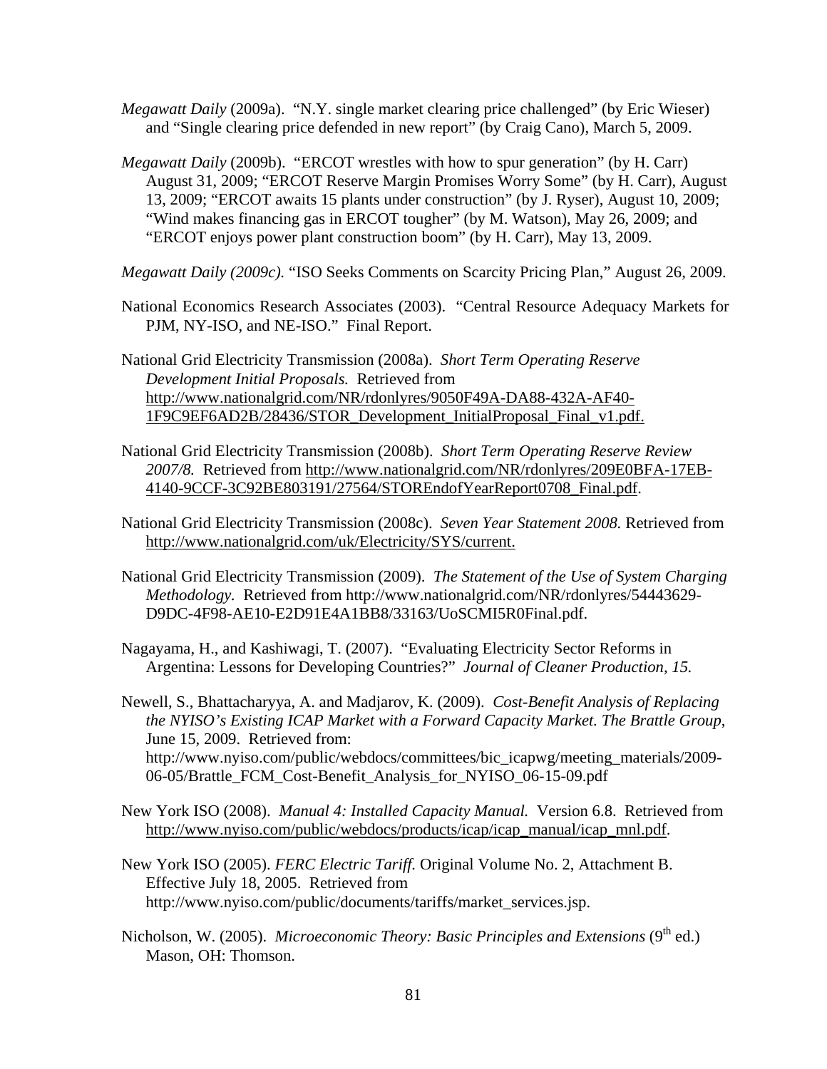*Megawatt Daily* (2009a). "N.Y. single market clearing price challenged" (by Eric Wieser) and "Single clearing price defended in new report" (by Craig Cano), March 5, 2009.

*Megawatt Daily* (2009b). "ERCOT wrestles with how to spur generation" (by H. Carr) August 31, 2009; "ERCOT Reserve Margin Promises Worry Some" (by H. Carr), August 13, 2009; "ERCOT awaits 15 plants under construction" (by J. Ryser), August 10, 2009; "Wind makes financing gas in ERCOT tougher" (by M. Watson), May 26, 2009; and "ERCOT enjoys power plant construction boom" (by H. Carr), May 13, 2009.

*Megawatt Daily (2009c).* "ISO Seeks Comments on Scarcity Pricing Plan," August 26, 2009.

National Economics Research Associates (2003). "Central Resource Adequacy Markets for PJM, NY-ISO, and NE-ISO." Final Report.

National Grid Electricity Transmission (2008a). *Short Term Operating Reserve Development Initial Proposals.* Retrieved from http://www.nationalgrid.com/NR/rdonlyres/9050F49A-DA88-432A-AF40-1F9C9EF6AD2B/28436/STOR_Development_InitialProposal_Final_v1.pdf.

National Grid Electricity Transmission (2008b). *Short Term Operating Reserve Review 2007/8.* Retrieved from http://www.nationalgrid.com/NR/rdonlyres/209E0BFA-17EB-4140-9CCF-3C92BE803191/27564/STOREndofYearReport0708_Final.pdf.

National Grid Electricity Transmission (2008c). *Seven Year Statement 2008.* Retrieved from http://www.nationalgrid.com/uk/Electricity/SYS/current.

National Grid Electricity Transmission (2009). *The Statement of the Use of System Charging Methodology.* Retrieved from http://www.nationalgrid.com/NR/rdonlyres/54443629-D9DC-4F98-AE10-E2D91E4A1BB8/33163/UoSCMI5R0Final.pdf.

Nagayama, H., and Kashiwagi, T. (2007). "Evaluating Electricity Sector Reforms in Argentina: Lessons for Developing Countries?" *Journal of Cleaner Production, 15.*

Newell, S., Bhattacharyya, A. and Madjarov, K. (2009). *Cost-Benefit Analysis of Replacing the NYISO's Existing ICAP Market with a Forward Capacity Market. The Brattle Group*, June 15, 2009. Retrieved from: http://www.nyiso.com/public/webdocs/committees/bic_icapwg/meeting_materials/2009-06-05/Brattle_FCM_Cost-Benefit_Analysis_for_NYISO_06-15-09.pdf

New York ISO (2008). *Manual 4: Installed Capacity Manual.* Version 6.8. Retrieved from http://www.nyiso.com/public/webdocs/products/icap/icap_manual/icap_mnl.pdf.

New York ISO (2005). *FERC Electric Tariff.* Original Volume No. 2, Attachment B. Effective July 18, 2005. Retrieved from http://www.nyiso.com/public/documents/tariffs/market_services.jsp.

Nicholson, W. (2005). *Microeconomic Theory: Basic Principles and Extensions* (9th ed.) Mason, OH: Thomson.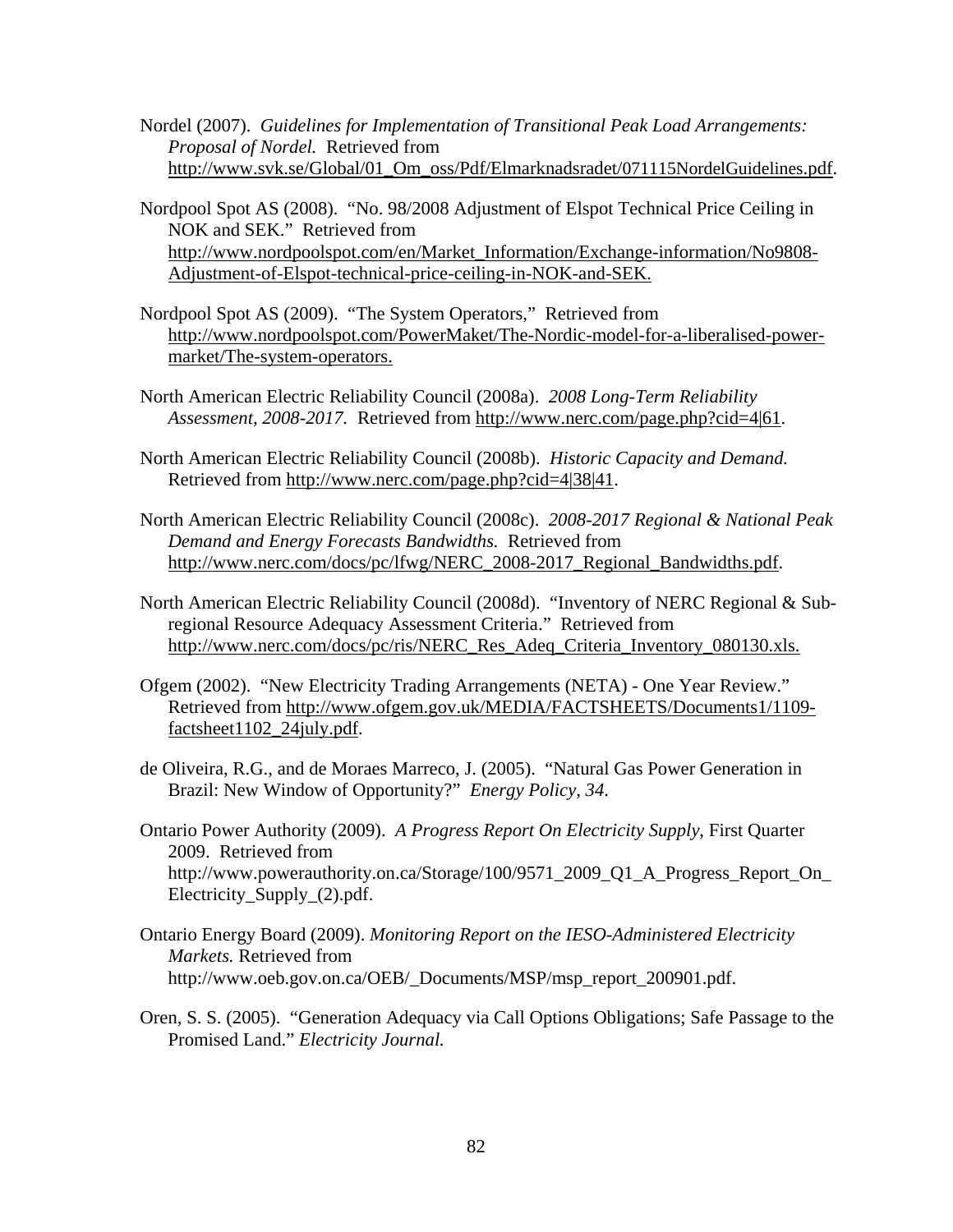Nordel (2007). *Guidelines for Implementation of Transitional Peak Load Arrangements: Proposal of Nordel.* Retrieved from http://www.svk.se/Global/01_Om_oss/Pdf/Elmarknadsradet/071115NordelGuidelines.pdf.

Nordpool Spot AS (2008). "No. 98/2008 Adjustment of Elspot Technical Price Ceiling in NOK and SEK." Retrieved from http://www.nordpoolspot.com/en/Market_Information/Exchange-information/No9808-Adjustment-of-Elspot-technical-price-ceiling-in-NOK-and-SEK.

Nordpool Spot AS (2009). "The System Operators," Retrieved from http://www.nordpoolspot.com/PowerMaket/The-Nordic-model-for-a-liberalised-power-market/The-system-operators.

North American Electric Reliability Council (2008a). *2008 Long-Term Reliability Assessment, 2008-2017.* Retrieved from http://www.nerc.com/page.php?cid=4|61.

North American Electric Reliability Council (2008b). *Historic Capacity and Demand.* Retrieved from http://www.nerc.com/page.php?cid=4|38|41.

North American Electric Reliability Council (2008c). *2008-2017 Regional & National Peak Demand and Energy Forecasts Bandwidths.* Retrieved from http://www.nerc.com/docs/pc/lfwg/NERC_2008-2017_Regional_Bandwidths.pdf.

North American Electric Reliability Council (2008d). "Inventory of NERC Regional & Sub-regional Resource Adequacy Assessment Criteria." Retrieved from http://www.nerc.com/docs/pc/ris/NERC_Res_Adeq_Criteria_Inventory_080130.xls.

Ofgem (2002). "New Electricity Trading Arrangements (NETA) - One Year Review." Retrieved from http://www.ofgem.gov.uk/MEDIA/FACTSHEETS/Documents1/1109-factsheet1102_24july.pdf.

de Oliveira, R.G., and de Moraes Marreco, J. (2005). "Natural Gas Power Generation in Brazil: New Window of Opportunity?" *Energy Policy, 34.*

Ontario Power Authority (2009). *A Progress Report On Electricity Supply*, First Quarter 2009. Retrieved from http://www.powerauthority.on.ca/Storage/100/9571_2009_Q1_A_Progress_Report_On_Electricity_Supply_(2).pdf.

Ontario Energy Board (2009). *Monitoring Report on the IESO-Administered Electricity Markets.* Retrieved from http://www.oeb.gov.on.ca/OEB/_Documents/MSP/msp_report_200901.pdf.

Oren, S. S. (2005). "Generation Adequacy via Call Options Obligations; Safe Passage to the Promised Land." *Electricity Journal.*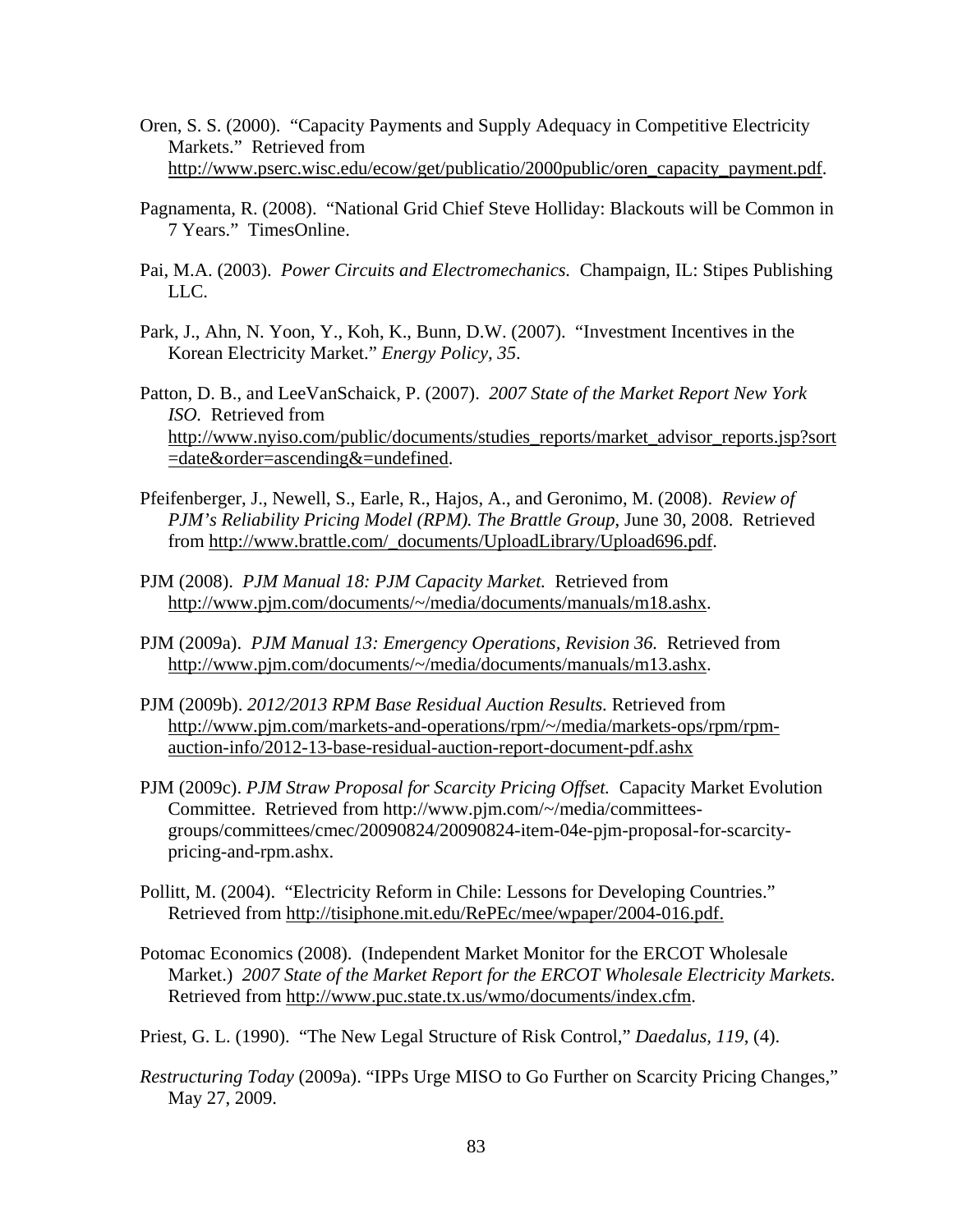Oren, S. S. (2000). "Capacity Payments and Supply Adequacy in Competitive Electricity Markets." Retrieved from http://www.pserc.wisc.edu/ecow/get/publicatio/2000public/oren_capacity_payment.pdf.

Pagnamenta, R. (2008). "National Grid Chief Steve Holliday: Blackouts will be Common in 7 Years." TimesOnline.

Pai, M.A. (2003). *Power Circuits and Electromechanics.* Champaign, IL: Stipes Publishing LLC.

Park, J., Ahn, N. Yoon, Y., Koh, K., Bunn, D.W. (2007). "Investment Incentives in the Korean Electricity Market." *Energy Policy, 35*.

Patton, D. B., and LeeVanSchaick, P. (2007). *2007 State of the Market Report New York ISO.* Retrieved from http://www.nyiso.com/public/documents/studies_reports/market_advisor_reports.jsp?sort=date&order=ascending&=undefined.

Pfeifenberger, J., Newell, S., Earle, R., Hajos, A., and Geronimo, M. (2008). *Review of PJM's Reliability Pricing Model (RPM). The Brattle Group*, June 30, 2008. Retrieved from http://www.brattle.com/_documents/UploadLibrary/Upload696.pdf.

PJM (2008). *PJM Manual 18: PJM Capacity Market.* Retrieved from http://www.pjm.com/documents/~/media/documents/manuals/m18.ashx.

PJM (2009a). *PJM Manual 13: Emergency Operations, Revision 36.* Retrieved from http://www.pjm.com/documents/~/media/documents/manuals/m13.ashx.

PJM (2009b). *2012/2013 RPM Base Residual Auction Results.* Retrieved from http://www.pjm.com/markets-and-operations/rpm/~/media/markets-ops/rpm/rpm-auction-info/2012-13-base-residual-auction-report-document-pdf.ashx

PJM (2009c). *PJM Straw Proposal for Scarcity Pricing Offset.* Capacity Market Evolution Committee. Retrieved from http://www.pjm.com/~/media/committees-groups/committees/cmec/20090824/20090824-item-04e-pjm-proposal-for-scarcity-pricing-and-rpm.ashx.

Pollitt, M. (2004). "Electricity Reform in Chile: Lessons for Developing Countries." Retrieved from http://tisiphone.mit.edu/RePEc/mee/wpaper/2004-016.pdf.

Potomac Economics (2008). (Independent Market Monitor for the ERCOT Wholesale Market.) *2007 State of the Market Report for the ERCOT Wholesale Electricity Markets.* Retrieved from http://www.puc.state.tx.us/wmo/documents/index.cfm.

Priest, G. L. (1990). "The New Legal Structure of Risk Control," *Daedalus, 119*, (4).

*Restructuring Today* (2009a). "IPPs Urge MISO to Go Further on Scarcity Pricing Changes," May 27, 2009.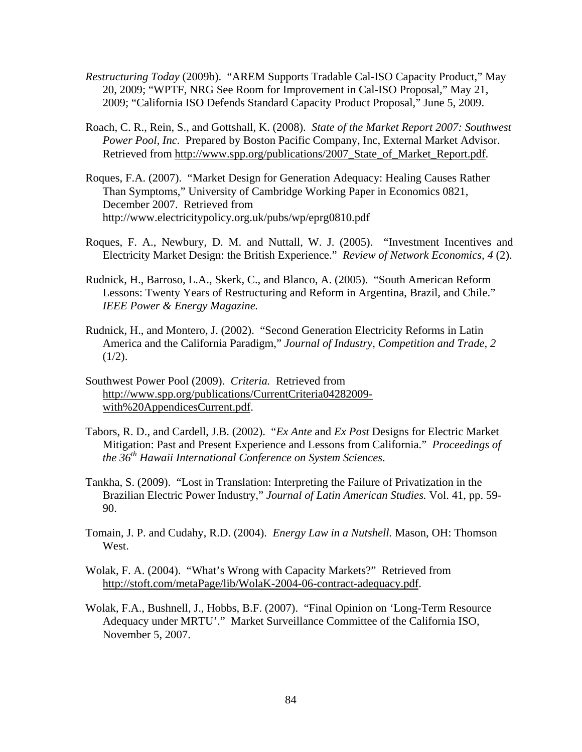*Restructuring Today* (2009b). "AREM Supports Tradable Cal-ISO Capacity Product," May 20, 2009; "WPTF, NRG See Room for Improvement in Cal-ISO Proposal," May 21, 2009; "California ISO Defends Standard Capacity Product Proposal," June 5, 2009.

Roach, C. R., Rein, S., and Gottshall, K. (2008). *State of the Market Report 2007: Southwest Power Pool, Inc.* Prepared by Boston Pacific Company, Inc, External Market Advisor. Retrieved from http://www.spp.org/publications/2007_State_of_Market_Report.pdf.

Roques, F.A. (2007). "Market Design for Generation Adequacy: Healing Causes Rather Than Symptoms," University of Cambridge Working Paper in Economics 0821, December 2007. Retrieved from http://www.electricitypolicy.org.uk/pubs/wp/eprg0810.pdf

Roques, F. A., Newbury, D. M. and Nuttall, W. J. (2005). "Investment Incentives and Electricity Market Design: the British Experience." *Review of Network Economics, 4* (2).

Rudnick, H., Barroso, L.A., Skerk, C., and Blanco, A. (2005). "South American Reform Lessons: Twenty Years of Restructuring and Reform in Argentina, Brazil, and Chile." *IEEE Power & Energy Magazine.*

Rudnick, H., and Montero, J. (2002). "Second Generation Electricity Reforms in Latin America and the California Paradigm," *Journal of Industry, Competition and Trade, 2* (1/2).

Southwest Power Pool (2009). *Criteria.* Retrieved from http://www.spp.org/publications/CurrentCriteria04282009-with%20AppendicesCurrent.pdf.

Tabors, R. D., and Cardell, J.B. (2002). "*Ex Ante* and *Ex Post* Designs for Electric Market Mitigation: Past and Present Experience and Lessons from California." *Proceedings of the 36th Hawaii International Conference on System Sciences*.

Tankha, S. (2009). "Lost in Translation: Interpreting the Failure of Privatization in the Brazilian Electric Power Industry," *Journal of Latin American Studies.* Vol. 41, pp. 59-90.

Tomain, J. P. and Cudahy, R.D. (2004). *Energy Law in a Nutshell.* Mason, OH: Thomson West.

Wolak, F. A. (2004). "What's Wrong with Capacity Markets?" Retrieved from http://stoft.com/metaPage/lib/WolaK-2004-06-contract-adequacy.pdf.

Wolak, F.A., Bushnell, J., Hobbs, B.F. (2007). "Final Opinion on 'Long-Term Resource Adequacy under MRTU'." Market Surveillance Committee of the California ISO, November 5, 2007.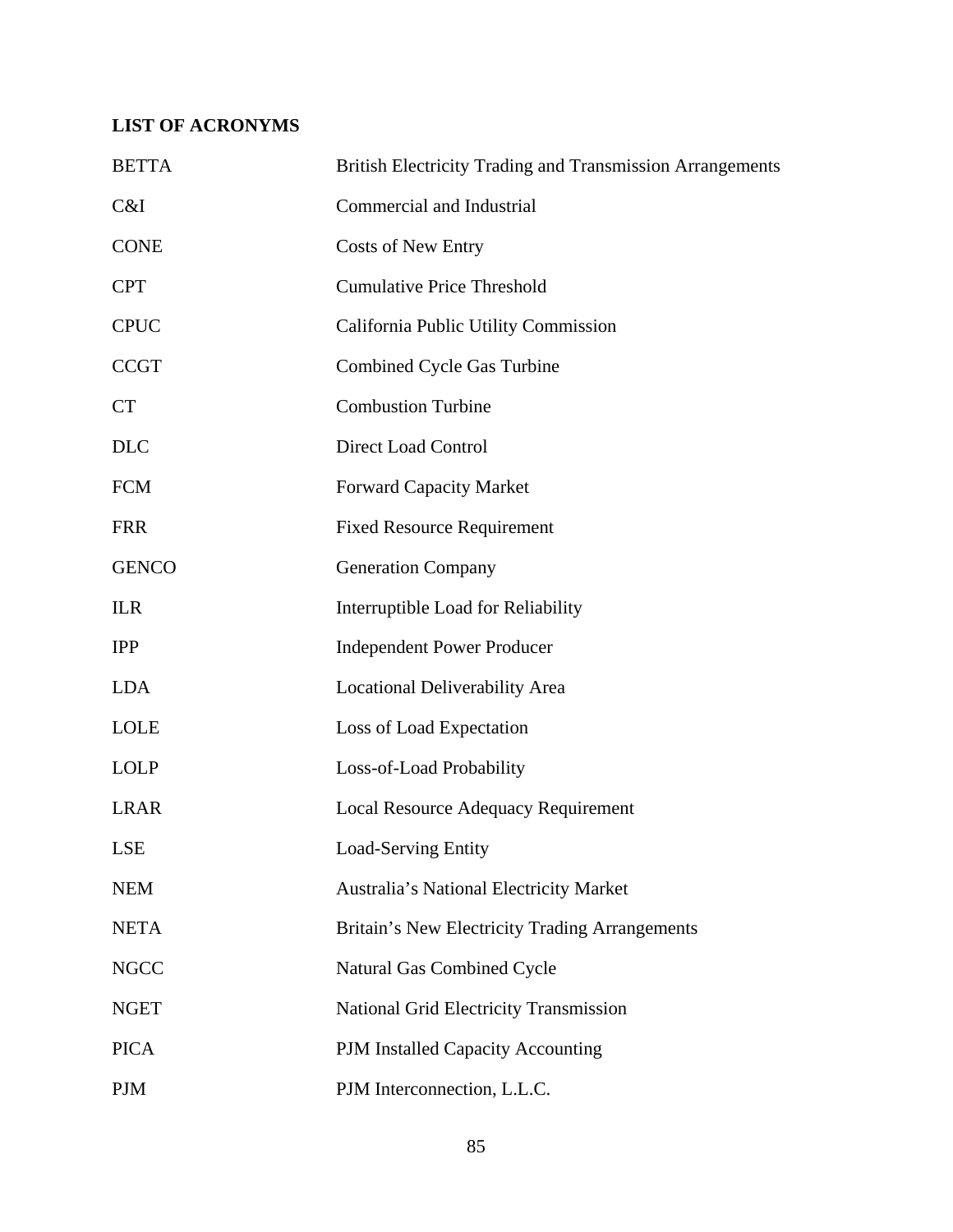## LIST OF ACRONYMS

| | |
|---|---|
| BETTA | British Electricity Trading and Transmission Arrangements |
| C&I | Commercial and Industrial |
| CONE | Costs of New Entry |
| CPT | Cumulative Price Threshold |
| CPUC | California Public Utility Commission |
| CCGT | Combined Cycle Gas Turbine |
| CT | Combustion Turbine |
| DLC | Direct Load Control |
| FCM | Forward Capacity Market |
| FRR | Fixed Resource Requirement |
| GENCO | Generation Company |
| ILR | Interruptible Load for Reliability |
| IPP | Independent Power Producer |
| LDA | Locational Deliverability Area |
| LOLE | Loss of Load Expectation |
| LOLP | Loss-of-Load Probability |
| LRAR | Local Resource Adequacy Requirement |
| LSE | Load-Serving Entity |
| NEM | Australia's National Electricity Market |
| NETA | Britain's New Electricity Trading Arrangements |
| NGCC | Natural Gas Combined Cycle |
| NGET | National Grid Electricity Transmission |
| PICA | PJM Installed Capacity Accounting |
| PJM | PJM Interconnection, L.L.C. |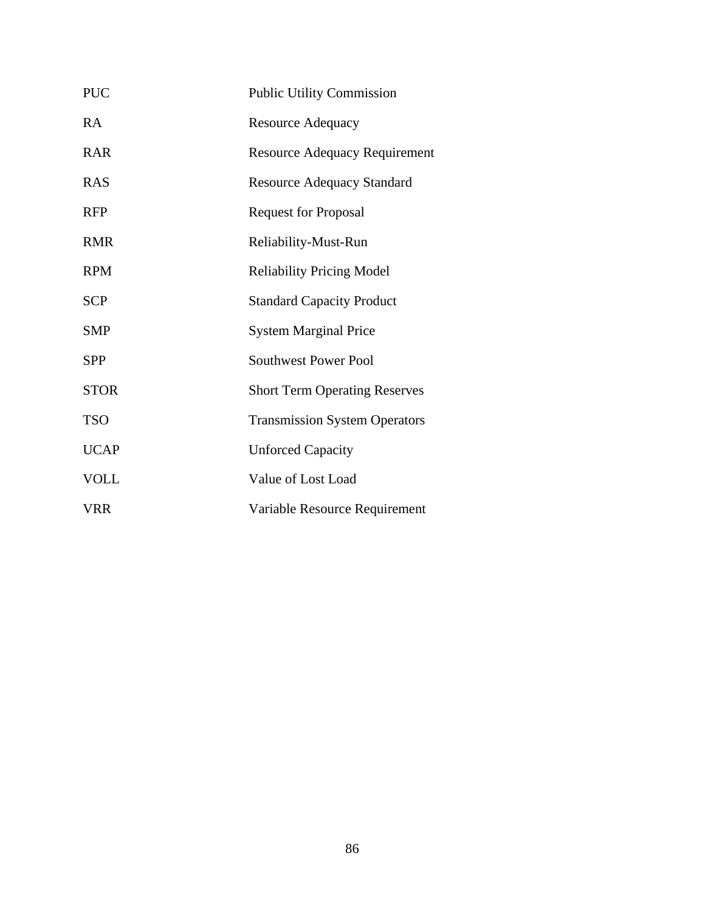| | |
|---|---|
| PUC | Public Utility Commission |
| RA | Resource Adequacy |
| RAR | Resource Adequacy Requirement |
| RAS | Resource Adequacy Standard |
| RFP | Request for Proposal |
| RMR | Reliability-Must-Run |
| RPM | Reliability Pricing Model |
| SCP | Standard Capacity Product |
| SMP | System Marginal Price |
| SPP | Southwest Power Pool |
| STOR | Short Term Operating Reserves |
| TSO | Transmission System Operators |
| UCAP | Unforced Capacity |
| VOLL | Value of Lost Load |
| VRR | Variable Resource Requirement |